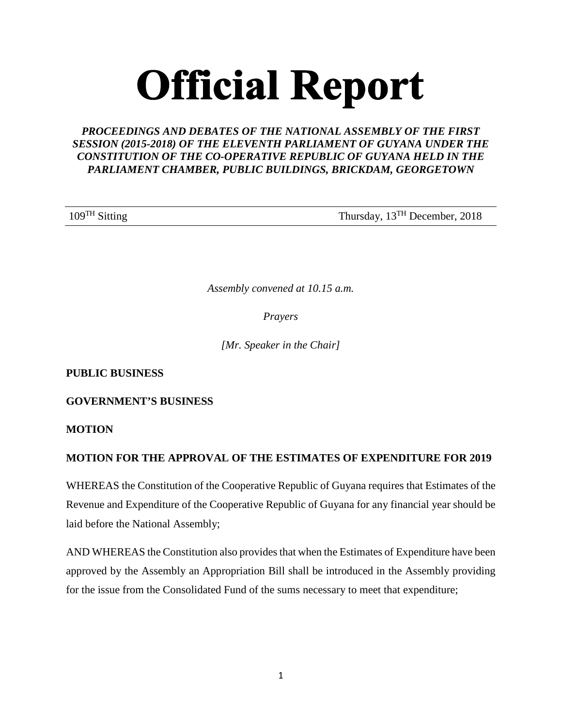# Official Report

***PROCEEDINGS AND DEBATES OF THE NATIONAL ASSEMBLY OF THE FIRST SESSION (2015-2018) OF THE ELEVENTH PARLIAMENT OF GUYANA UNDER THE CONSTITUTION OF THE CO-OPERATIVE REPUBLIC OF GUYANA HELD IN THE PARLIAMENT CHAMBER, PUBLIC BUILDINGS, BRICKDAM, GEORGETOWN***

| 109TH Sitting | Thursday, 13TH December, 2018 |
|---|---|

*Assembly convened at 10.15 a.m.*

*Prayers*

*[Mr. Speaker in the Chair]*

**PUBLIC BUSINESS**

**GOVERNMENT'S BUSINESS**

**MOTION**

**MOTION FOR THE APPROVAL OF THE ESTIMATES OF EXPENDITURE FOR 2019**

WHEREAS the Constitution of the Cooperative Republic of Guyana requires that Estimates of the Revenue and Expenditure of the Cooperative Republic of Guyana for any financial year should be laid before the National Assembly;

AND WHEREAS the Constitution also provides that when the Estimates of Expenditure have been approved by the Assembly an Appropriation Bill shall be introduced in the Assembly providing for the issue from the Consolidated Fund of the sums necessary to meet that expenditure;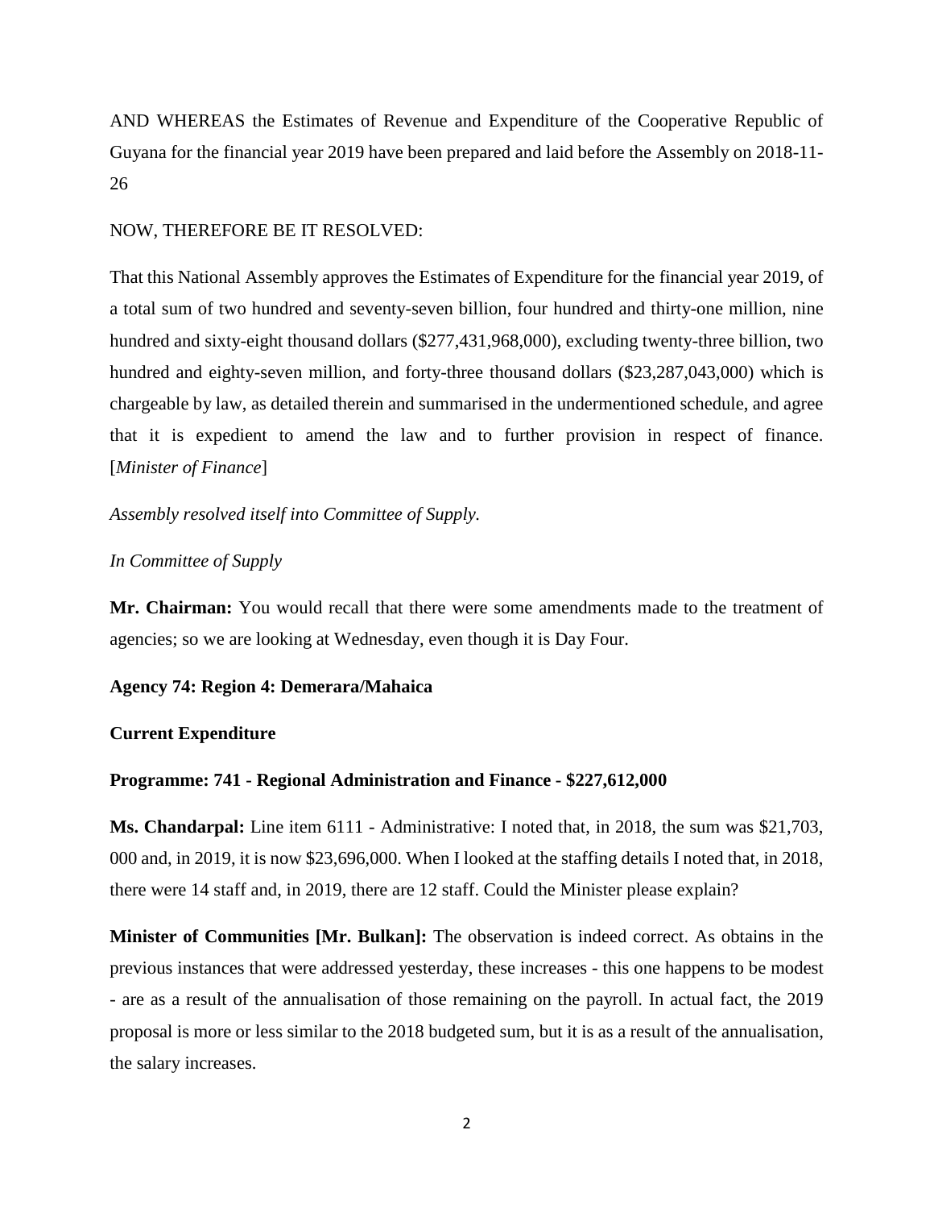AND WHEREAS the Estimates of Revenue and Expenditure of the Cooperative Republic of Guyana for the financial year 2019 have been prepared and laid before the Assembly on 2018-11-26

NOW, THEREFORE BE IT RESOLVED:

That this National Assembly approves the Estimates of Expenditure for the financial year 2019, of a total sum of two hundred and seventy-seven billion, four hundred and thirty-one million, nine hundred and sixty-eight thousand dollars ($277,431,968,000), excluding twenty-three billion, two hundred and eighty-seven million, and forty-three thousand dollars ($23,287,043,000) which is chargeable by law, as detailed therein and summarised in the undermentioned schedule, and agree that it is expedient to amend the law and to further provision in respect of finance. [*Minister of Finance*]

*Assembly resolved itself into Committee of Supply.*

*In Committee of Supply*

**Mr. Chairman:** You would recall that there were some amendments made to the treatment of agencies; so we are looking at Wednesday, even though it is Day Four.

**Agency 74: Region 4: Demerara/Mahaica**

**Current Expenditure**

**Programme: 741 - Regional Administration and Finance - $227,612,000**

**Ms. Chandarpal:** Line item 6111 - Administrative: I noted that, in 2018, the sum was $21,703, 000 and, in 2019, it is now $23,696,000. When I looked at the staffing details I noted that, in 2018, there were 14 staff and, in 2019, there are 12 staff. Could the Minister please explain?

**Minister of Communities [Mr. Bulkan]:** The observation is indeed correct. As obtains in the previous instances that were addressed yesterday, these increases - this one happens to be modest - are as a result of the annualisation of those remaining on the payroll. In actual fact, the 2019 proposal is more or less similar to the 2018 budgeted sum, but it is as a result of the annualisation, the salary increases.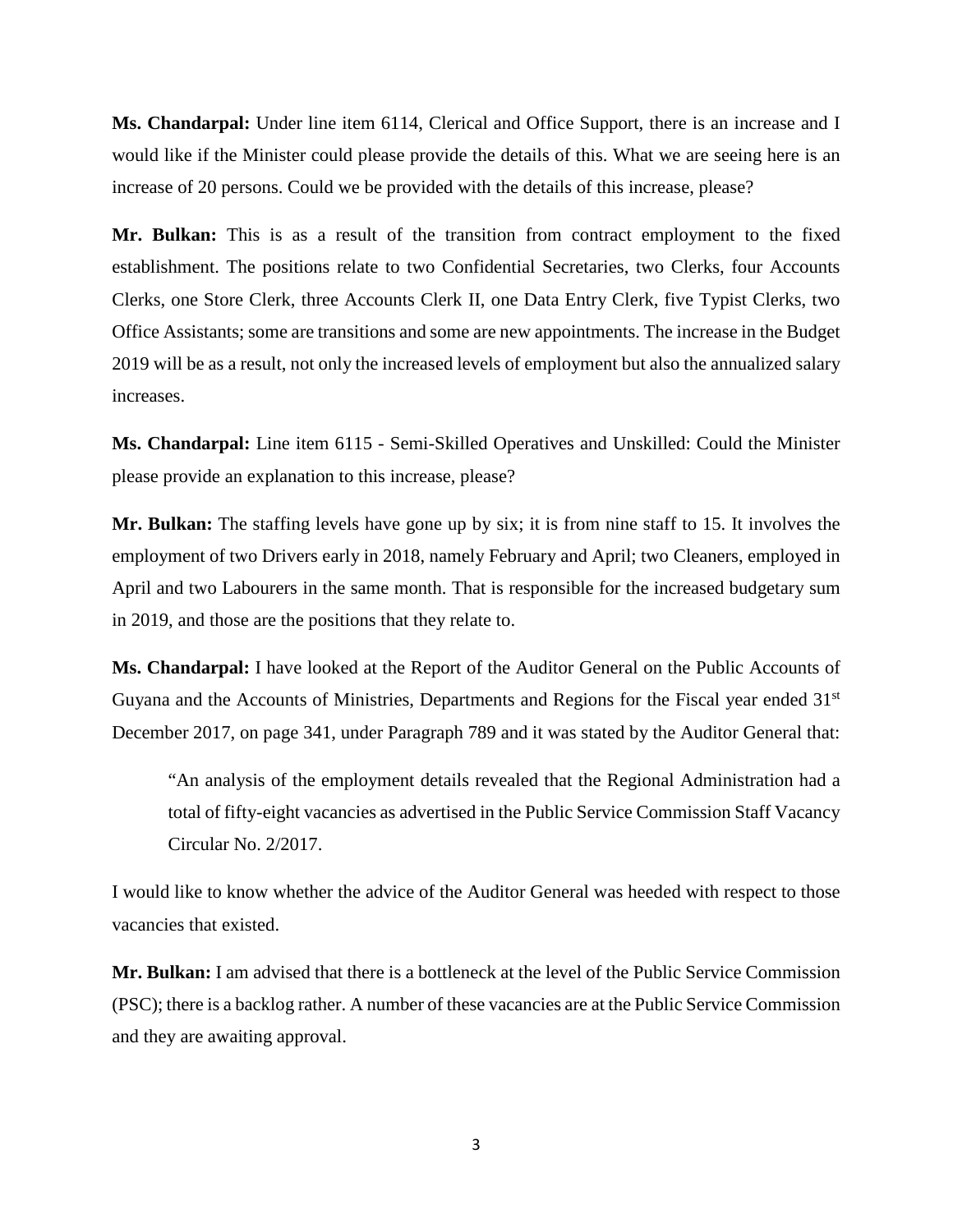**Ms. Chandarpal:** Under line item 6114, Clerical and Office Support, there is an increase and I would like if the Minister could please provide the details of this. What we are seeing here is an increase of 20 persons. Could we be provided with the details of this increase, please?

**Mr. Bulkan:** This is as a result of the transition from contract employment to the fixed establishment. The positions relate to two Confidential Secretaries, two Clerks, four Accounts Clerks, one Store Clerk, three Accounts Clerk II, one Data Entry Clerk, five Typist Clerks, two Office Assistants; some are transitions and some are new appointments. The increase in the Budget 2019 will be as a result, not only the increased levels of employment but also the annualized salary increases.

**Ms. Chandarpal:** Line item 6115 - Semi-Skilled Operatives and Unskilled: Could the Minister please provide an explanation to this increase, please?

**Mr. Bulkan:** The staffing levels have gone up by six; it is from nine staff to 15. It involves the employment of two Drivers early in 2018, namely February and April; two Cleaners, employed in April and two Labourers in the same month. That is responsible for the increased budgetary sum in 2019, and those are the positions that they relate to.

**Ms. Chandarpal:** I have looked at the Report of the Auditor General on the Public Accounts of Guyana and the Accounts of Ministries, Departments and Regions for the Fiscal year ended 31st December 2017, on page 341, under Paragraph 789 and it was stated by the Auditor General that:

> "An analysis of the employment details revealed that the Regional Administration had a total of fifty-eight vacancies as advertised in the Public Service Commission Staff Vacancy Circular No. 2/2017.

I would like to know whether the advice of the Auditor General was heeded with respect to those vacancies that existed.

**Mr. Bulkan:** I am advised that there is a bottleneck at the level of the Public Service Commission (PSC); there is a backlog rather. A number of these vacancies are at the Public Service Commission and they are awaiting approval.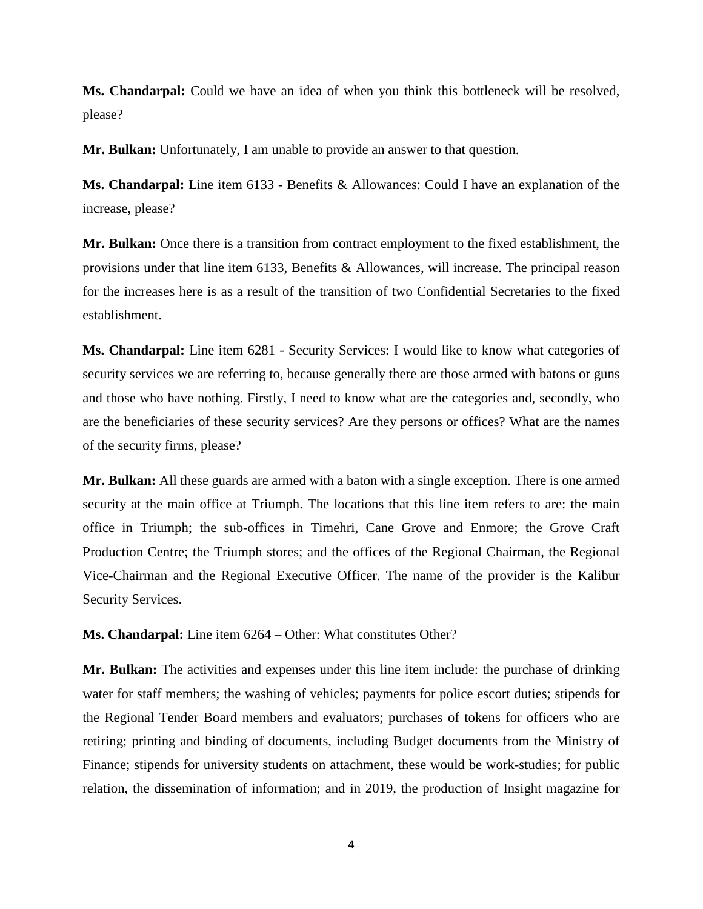**Ms. Chandarpal:** Could we have an idea of when you think this bottleneck will be resolved, please?

**Mr. Bulkan:** Unfortunately, I am unable to provide an answer to that question.

**Ms. Chandarpal:** Line item 6133 - Benefits & Allowances: Could I have an explanation of the increase, please?

**Mr. Bulkan:** Once there is a transition from contract employment to the fixed establishment, the provisions under that line item 6133, Benefits & Allowances, will increase. The principal reason for the increases here is as a result of the transition of two Confidential Secretaries to the fixed establishment.

**Ms. Chandarpal:** Line item 6281 - Security Services: I would like to know what categories of security services we are referring to, because generally there are those armed with batons or guns and those who have nothing. Firstly, I need to know what are the categories and, secondly, who are the beneficiaries of these security services? Are they persons or offices? What are the names of the security firms, please?

**Mr. Bulkan:** All these guards are armed with a baton with a single exception. There is one armed security at the main office at Triumph. The locations that this line item refers to are: the main office in Triumph; the sub-offices in Timehri, Cane Grove and Enmore; the Grove Craft Production Centre; the Triumph stores; and the offices of the Regional Chairman, the Regional Vice-Chairman and the Regional Executive Officer. The name of the provider is the Kalibur Security Services.

**Ms. Chandarpal:** Line item 6264 – Other: What constitutes Other?

**Mr. Bulkan:** The activities and expenses under this line item include: the purchase of drinking water for staff members; the washing of vehicles; payments for police escort duties; stipends for the Regional Tender Board members and evaluators; purchases of tokens for officers who are retiring; printing and binding of documents, including Budget documents from the Ministry of Finance; stipends for university students on attachment, these would be work-studies; for public relation, the dissemination of information; and in 2019, the production of Insight magazine for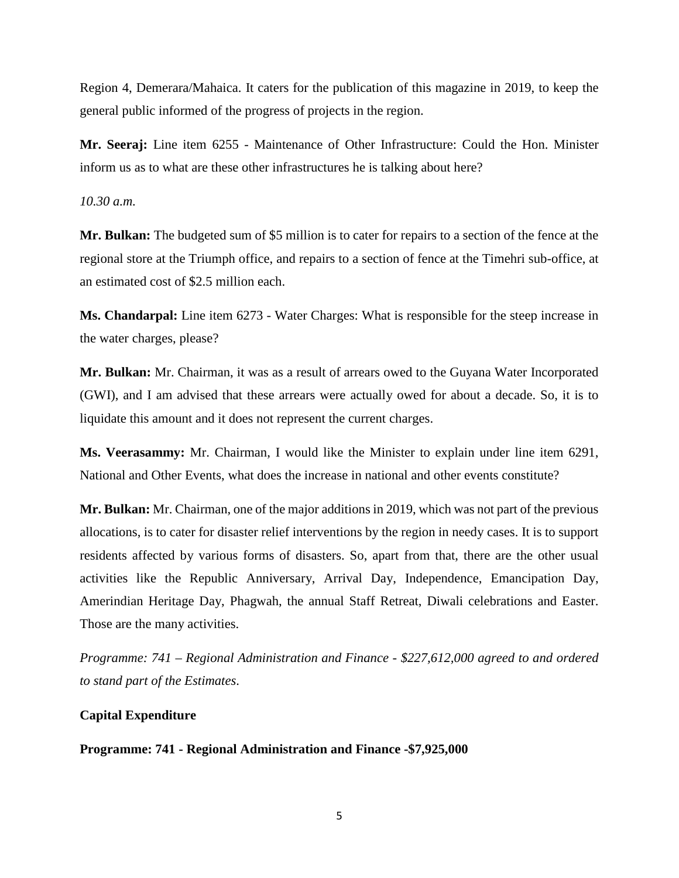Region 4, Demerara/Mahaica. It caters for the publication of this magazine in 2019, to keep the general public informed of the progress of projects in the region.

**Mr. Seeraj:** Line item 6255 - Maintenance of Other Infrastructure: Could the Hon. Minister inform us as to what are these other infrastructures he is talking about here?

*10.30 a.m.*

**Mr. Bulkan:** The budgeted sum of $5 million is to cater for repairs to a section of the fence at the regional store at the Triumph office, and repairs to a section of fence at the Timehri sub-office, at an estimated cost of $2.5 million each.

**Ms. Chandarpal:** Line item 6273 - Water Charges: What is responsible for the steep increase in the water charges, please?

**Mr. Bulkan:** Mr. Chairman, it was as a result of arrears owed to the Guyana Water Incorporated (GWI), and I am advised that these arrears were actually owed for about a decade. So, it is to liquidate this amount and it does not represent the current charges.

**Ms. Veerasammy:** Mr. Chairman, I would like the Minister to explain under line item 6291, National and Other Events, what does the increase in national and other events constitute?

**Mr. Bulkan:** Mr. Chairman, one of the major additions in 2019, which was not part of the previous allocations, is to cater for disaster relief interventions by the region in needy cases. It is to support residents affected by various forms of disasters. So, apart from that, there are the other usual activities like the Republic Anniversary, Arrival Day, Independence, Emancipation Day, Amerindian Heritage Day, Phagwah, the annual Staff Retreat, Diwali celebrations and Easter. Those are the many activities.

*Programme: 741 – Regional Administration and Finance - $227,612,000 agreed to and ordered to stand part of the Estimates.*

**Capital Expenditure**

**Programme: 741 - Regional Administration and Finance -$7,925,000**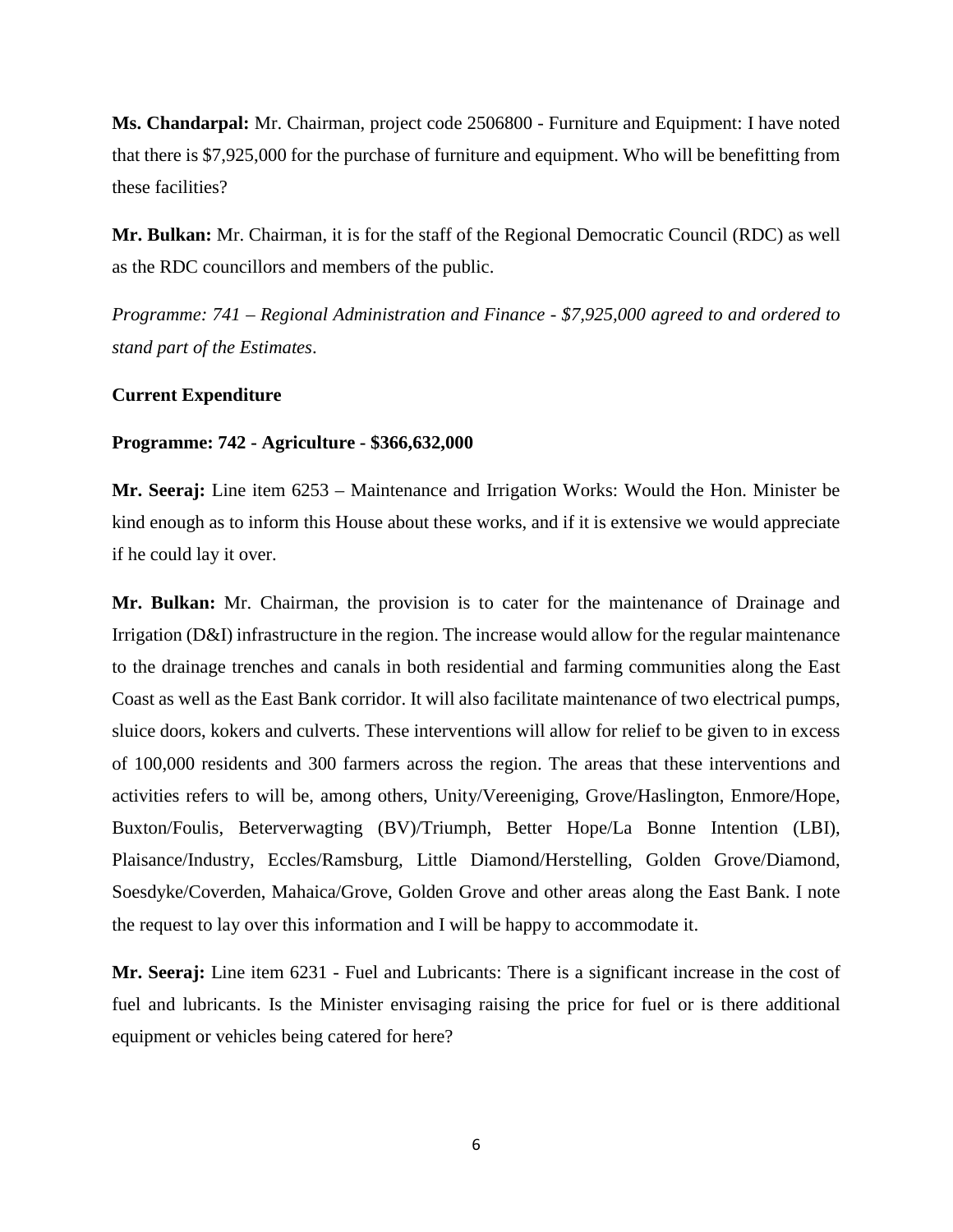**Ms. Chandarpal:** Mr. Chairman, project code 2506800 - Furniture and Equipment: I have noted that there is $7,925,000 for the purchase of furniture and equipment. Who will be benefitting from these facilities?

**Mr. Bulkan:** Mr. Chairman, it is for the staff of the Regional Democratic Council (RDC) as well as the RDC councillors and members of the public.

*Programme: 741 – Regional Administration and Finance - $7,925,000 agreed to and ordered to stand part of the Estimates*.

**Current Expenditure**

**Programme: 742 - Agriculture - $366,632,000**

**Mr. Seeraj:** Line item 6253 – Maintenance and Irrigation Works: Would the Hon. Minister be kind enough as to inform this House about these works, and if it is extensive we would appreciate if he could lay it over.

**Mr. Bulkan:** Mr. Chairman, the provision is to cater for the maintenance of Drainage and Irrigation (D&I) infrastructure in the region. The increase would allow for the regular maintenance to the drainage trenches and canals in both residential and farming communities along the East Coast as well as the East Bank corridor. It will also facilitate maintenance of two electrical pumps, sluice doors, kokers and culverts. These interventions will allow for relief to be given to in excess of 100,000 residents and 300 farmers across the region. The areas that these interventions and activities refers to will be, among others, Unity/Vereeniging, Grove/Haslington, Enmore/Hope, Buxton/Foulis, Beterverwagting (BV)/Triumph, Better Hope/La Bonne Intention (LBI), Plaisance/Industry, Eccles/Ramsburg, Little Diamond/Herstelling, Golden Grove/Diamond, Soesdyke/Coverden, Mahaica/Grove, Golden Grove and other areas along the East Bank. I note the request to lay over this information and I will be happy to accommodate it.

**Mr. Seeraj:** Line item 6231 - Fuel and Lubricants: There is a significant increase in the cost of fuel and lubricants. Is the Minister envisaging raising the price for fuel or is there additional equipment or vehicles being catered for here?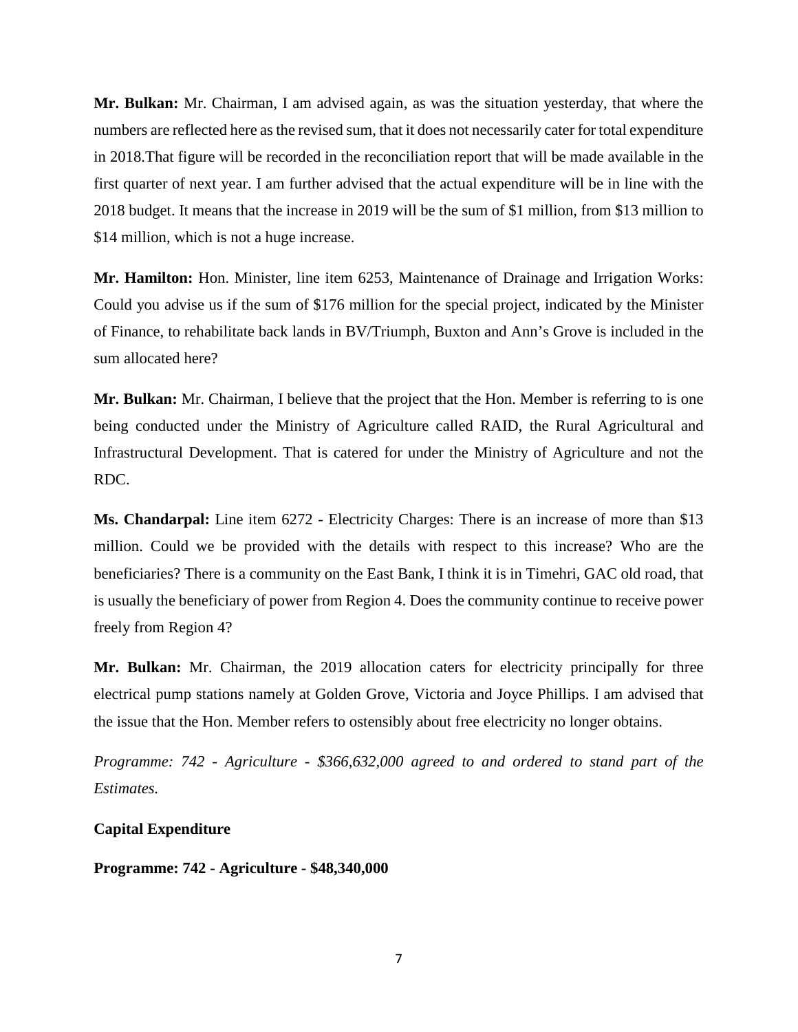**Mr. Bulkan:** Mr. Chairman, I am advised again, as was the situation yesterday, that where the numbers are reflected here as the revised sum, that it does not necessarily cater for total expenditure in 2018.That figure will be recorded in the reconciliation report that will be made available in the first quarter of next year. I am further advised that the actual expenditure will be in line with the 2018 budget. It means that the increase in 2019 will be the sum of $1 million, from $13 million to $14 million, which is not a huge increase.

**Mr. Hamilton:** Hon. Minister, line item 6253, Maintenance of Drainage and Irrigation Works: Could you advise us if the sum of $176 million for the special project, indicated by the Minister of Finance, to rehabilitate back lands in BV/Triumph, Buxton and Ann's Grove is included in the sum allocated here?

**Mr. Bulkan:** Mr. Chairman, I believe that the project that the Hon. Member is referring to is one being conducted under the Ministry of Agriculture called RAID, the Rural Agricultural and Infrastructural Development. That is catered for under the Ministry of Agriculture and not the RDC.

**Ms. Chandarpal:** Line item 6272 - Electricity Charges: There is an increase of more than $13 million. Could we be provided with the details with respect to this increase? Who are the beneficiaries? There is a community on the East Bank, I think it is in Timehri, GAC old road, that is usually the beneficiary of power from Region 4. Does the community continue to receive power freely from Region 4?

**Mr. Bulkan:** Mr. Chairman, the 2019 allocation caters for electricity principally for three electrical pump stations namely at Golden Grove, Victoria and Joyce Phillips. I am advised that the issue that the Hon. Member refers to ostensibly about free electricity no longer obtains.

*Programme: 742 - Agriculture - $366,632,000 agreed to and ordered to stand part of the Estimates.*

**Capital Expenditure**

**Programme: 742 - Agriculture - $48,340,000**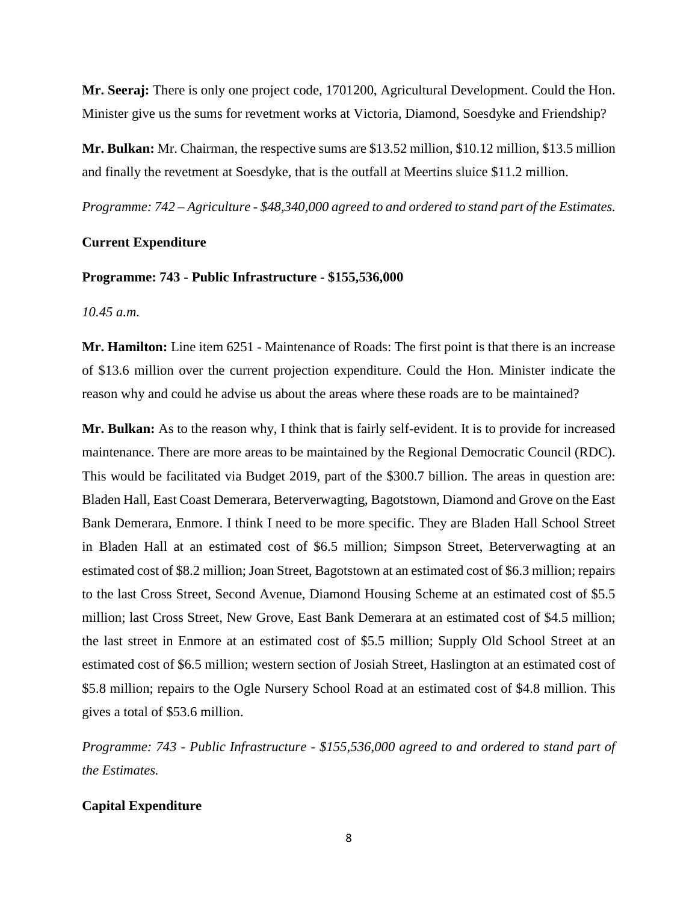**Mr. Seeraj:** There is only one project code, 1701200, Agricultural Development. Could the Hon. Minister give us the sums for revetment works at Victoria, Diamond, Soesdyke and Friendship?

**Mr. Bulkan:** Mr. Chairman, the respective sums are $13.52 million, $10.12 million, $13.5 million and finally the revetment at Soesdyke, that is the outfall at Meertins sluice $11.2 million.

*Programme: 742 – Agriculture - $48,340,000 agreed to and ordered to stand part of the Estimates.*

**Current Expenditure**

**Programme: 743 - Public Infrastructure - $155,536,000**

*10.45 a.m.*

**Mr. Hamilton:** Line item 6251 - Maintenance of Roads: The first point is that there is an increase of $13.6 million over the current projection expenditure. Could the Hon. Minister indicate the reason why and could he advise us about the areas where these roads are to be maintained?

**Mr. Bulkan:** As to the reason why, I think that is fairly self-evident. It is to provide for increased maintenance. There are more areas to be maintained by the Regional Democratic Council (RDC). This would be facilitated via Budget 2019, part of the $300.7 billion. The areas in question are: Bladen Hall, East Coast Demerara, Beterverwagting, Bagotstown, Diamond and Grove on the East Bank Demerara, Enmore. I think I need to be more specific. They are Bladen Hall School Street in Bladen Hall at an estimated cost of $6.5 million; Simpson Street, Beterverwagting at an estimated cost of $8.2 million; Joan Street, Bagotstown at an estimated cost of $6.3 million; repairs to the last Cross Street, Second Avenue, Diamond Housing Scheme at an estimated cost of $5.5 million; last Cross Street, New Grove, East Bank Demerara at an estimated cost of $4.5 million; the last street in Enmore at an estimated cost of $5.5 million; Supply Old School Street at an estimated cost of $6.5 million; western section of Josiah Street, Haslington at an estimated cost of $5.8 million; repairs to the Ogle Nursery School Road at an estimated cost of $4.8 million. This gives a total of $53.6 million.

*Programme: 743 - Public Infrastructure - $155,536,000 agreed to and ordered to stand part of the Estimates.*

**Capital Expenditure**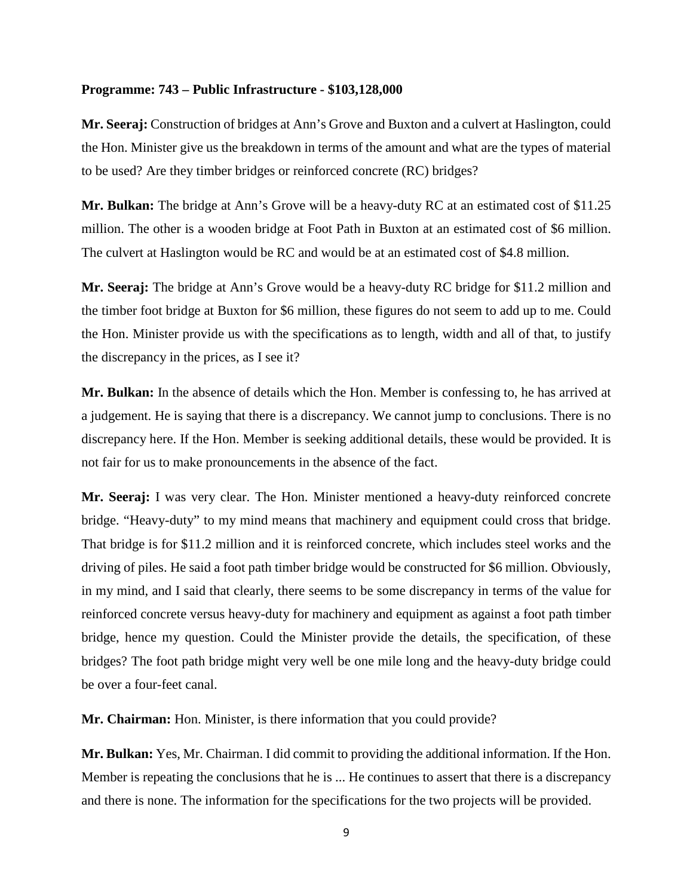**Programme: 743 – Public Infrastructure - $103,128,000**

**Mr. Seeraj:** Construction of bridges at Ann's Grove and Buxton and a culvert at Haslington, could the Hon. Minister give us the breakdown in terms of the amount and what are the types of material to be used? Are they timber bridges or reinforced concrete (RC) bridges?

**Mr. Bulkan:** The bridge at Ann's Grove will be a heavy-duty RC at an estimated cost of $11.25 million. The other is a wooden bridge at Foot Path in Buxton at an estimated cost of $6 million. The culvert at Haslington would be RC and would be at an estimated cost of $4.8 million.

**Mr. Seeraj:** The bridge at Ann's Grove would be a heavy-duty RC bridge for $11.2 million and the timber foot bridge at Buxton for $6 million, these figures do not seem to add up to me. Could the Hon. Minister provide us with the specifications as to length, width and all of that, to justify the discrepancy in the prices, as I see it?

**Mr. Bulkan:** In the absence of details which the Hon. Member is confessing to, he has arrived at a judgement. He is saying that there is a discrepancy. We cannot jump to conclusions. There is no discrepancy here. If the Hon. Member is seeking additional details, these would be provided. It is not fair for us to make pronouncements in the absence of the fact.

**Mr. Seeraj:** I was very clear. The Hon. Minister mentioned a heavy-duty reinforced concrete bridge. "Heavy-duty" to my mind means that machinery and equipment could cross that bridge. That bridge is for $11.2 million and it is reinforced concrete, which includes steel works and the driving of piles. He said a foot path timber bridge would be constructed for $6 million. Obviously, in my mind, and I said that clearly, there seems to be some discrepancy in terms of the value for reinforced concrete versus heavy-duty for machinery and equipment as against a foot path timber bridge, hence my question. Could the Minister provide the details, the specification, of these bridges? The foot path bridge might very well be one mile long and the heavy-duty bridge could be over a four-feet canal.

**Mr. Chairman:** Hon. Minister, is there information that you could provide?

**Mr. Bulkan:** Yes, Mr. Chairman. I did commit to providing the additional information. If the Hon. Member is repeating the conclusions that he is ... He continues to assert that there is a discrepancy and there is none. The information for the specifications for the two projects will be provided.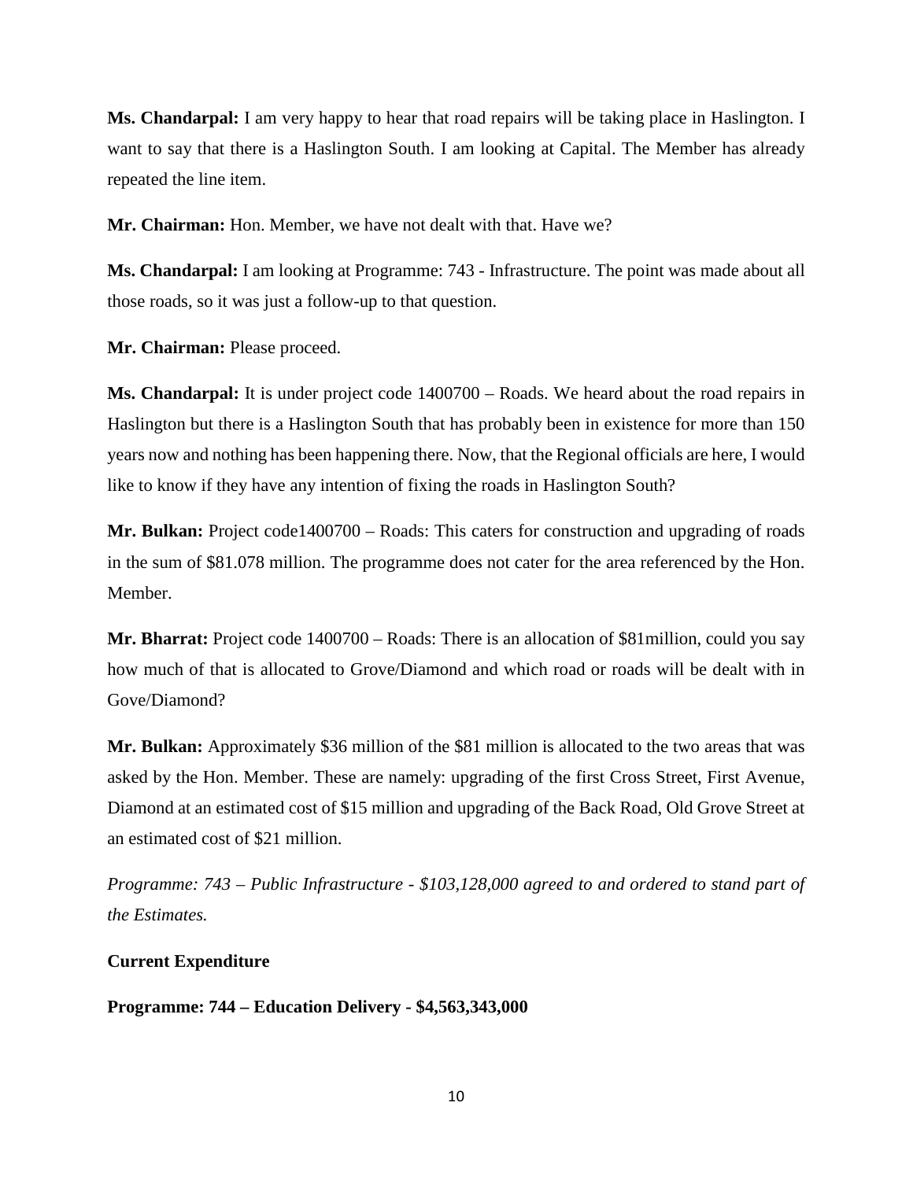**Ms. Chandarpal:** I am very happy to hear that road repairs will be taking place in Haslington. I want to say that there is a Haslington South. I am looking at Capital. The Member has already repeated the line item.

**Mr. Chairman:** Hon. Member, we have not dealt with that. Have we?

**Ms. Chandarpal:** I am looking at Programme: 743 - Infrastructure. The point was made about all those roads, so it was just a follow-up to that question.

**Mr. Chairman:** Please proceed.

**Ms. Chandarpal:** It is under project code 1400700 – Roads. We heard about the road repairs in Haslington but there is a Haslington South that has probably been in existence for more than 150 years now and nothing has been happening there. Now, that the Regional officials are here, I would like to know if they have any intention of fixing the roads in Haslington South?

**Mr. Bulkan:** Project code1400700 – Roads: This caters for construction and upgrading of roads in the sum of $81.078 million. The programme does not cater for the area referenced by the Hon. Member.

**Mr. Bharrat:** Project code 1400700 – Roads: There is an allocation of $81million, could you say how much of that is allocated to Grove/Diamond and which road or roads will be dealt with in Gove/Diamond?

**Mr. Bulkan:** Approximately $36 million of the $81 million is allocated to the two areas that was asked by the Hon. Member. These are namely: upgrading of the first Cross Street, First Avenue, Diamond at an estimated cost of $15 million and upgrading of the Back Road, Old Grove Street at an estimated cost of $21 million.

*Programme: 743 – Public Infrastructure - $103,128,000 agreed to and ordered to stand part of the Estimates.*

**Current Expenditure**

**Programme: 744 – Education Delivery - $4,563,343,000**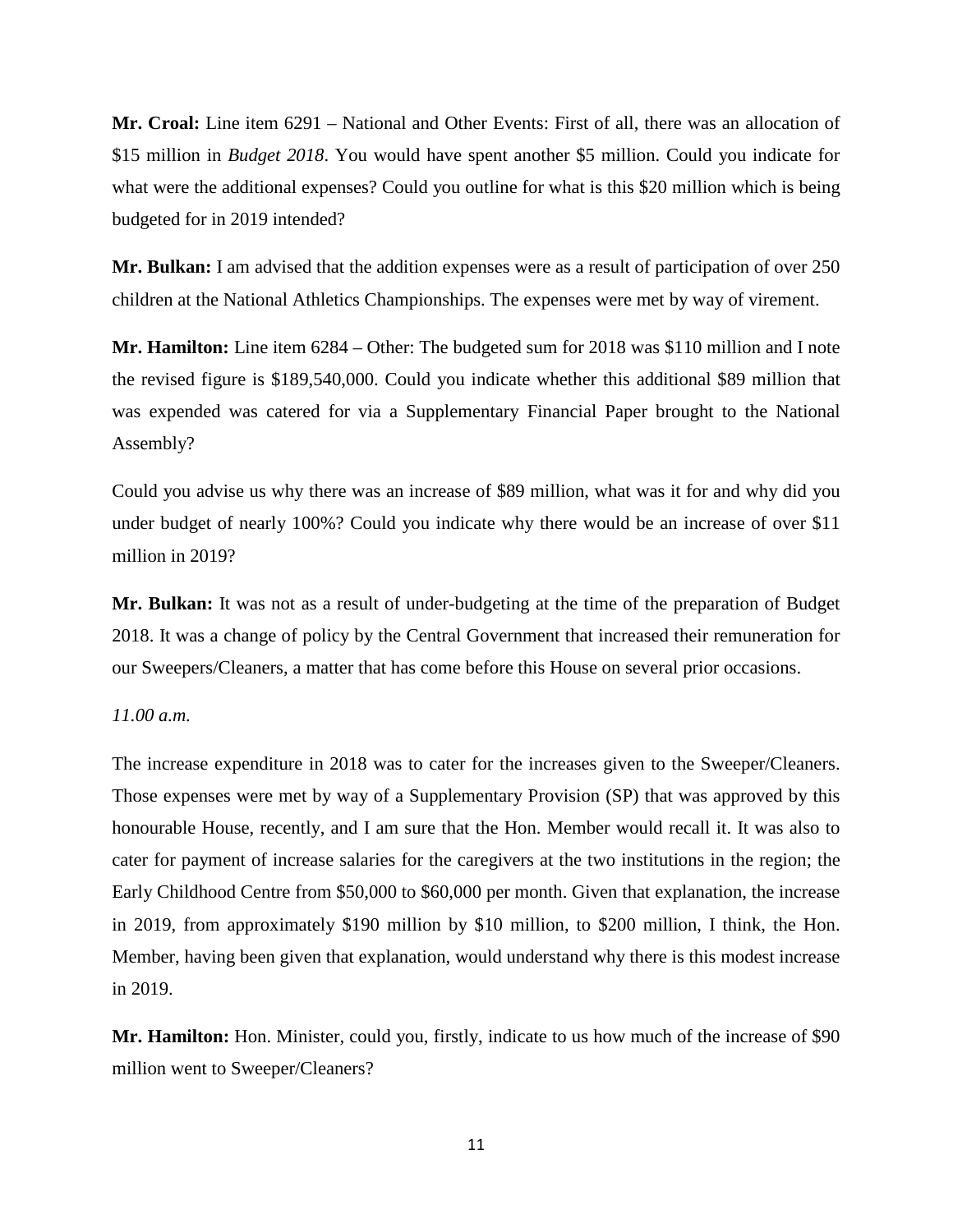**Mr. Croal:** Line item 6291 – National and Other Events: First of all, there was an allocation of $15 million in *Budget 2018*. You would have spent another $5 million. Could you indicate for what were the additional expenses? Could you outline for what is this $20 million which is being budgeted for in 2019 intended?

**Mr. Bulkan:** I am advised that the addition expenses were as a result of participation of over 250 children at the National Athletics Championships. The expenses were met by way of virement.

**Mr. Hamilton:** Line item 6284 – Other: The budgeted sum for 2018 was $110 million and I note the revised figure is $189,540,000. Could you indicate whether this additional $89 million that was expended was catered for via a Supplementary Financial Paper brought to the National Assembly?

Could you advise us why there was an increase of $89 million, what was it for and why did you under budget of nearly 100%? Could you indicate why there would be an increase of over $11 million in 2019?

**Mr. Bulkan:** It was not as a result of under-budgeting at the time of the preparation of Budget 2018. It was a change of policy by the Central Government that increased their remuneration for our Sweepers/Cleaners, a matter that has come before this House on several prior occasions.

*11.00 a.m.*

The increase expenditure in 2018 was to cater for the increases given to the Sweeper/Cleaners. Those expenses were met by way of a Supplementary Provision (SP) that was approved by this honourable House, recently, and I am sure that the Hon. Member would recall it. It was also to cater for payment of increase salaries for the caregivers at the two institutions in the region; the Early Childhood Centre from $50,000 to $60,000 per month. Given that explanation, the increase in 2019, from approximately $190 million by $10 million, to $200 million, I think, the Hon. Member, having been given that explanation, would understand why there is this modest increase in 2019.

**Mr. Hamilton:** Hon. Minister, could you, firstly, indicate to us how much of the increase of $90 million went to Sweeper/Cleaners?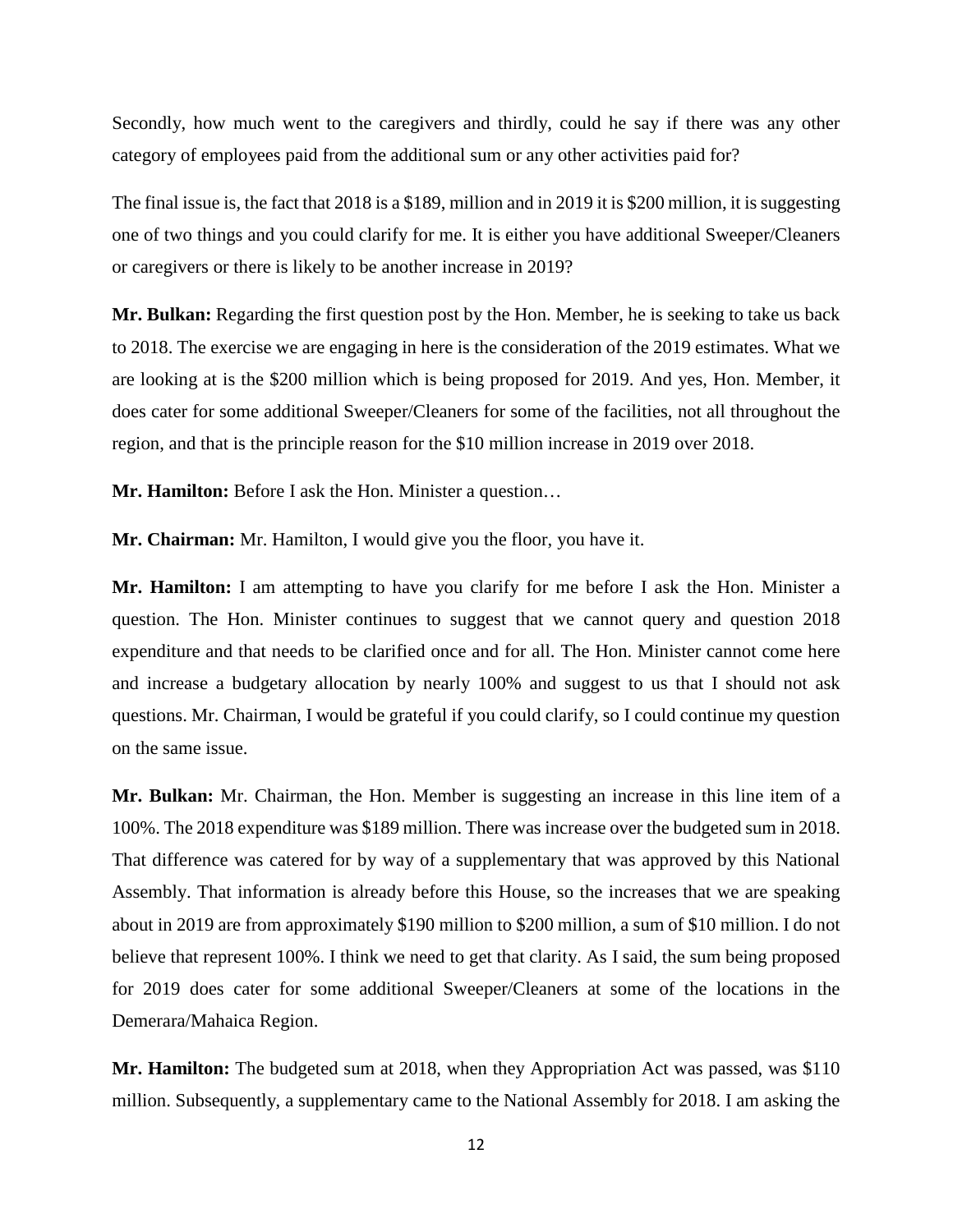Secondly, how much went to the caregivers and thirdly, could he say if there was any other category of employees paid from the additional sum or any other activities paid for?

The final issue is, the fact that 2018 is a $189, million and in 2019 it is $200 million, it is suggesting one of two things and you could clarify for me. It is either you have additional Sweeper/Cleaners or caregivers or there is likely to be another increase in 2019?

**Mr. Bulkan:** Regarding the first question post by the Hon. Member, he is seeking to take us back to 2018. The exercise we are engaging in here is the consideration of the 2019 estimates. What we are looking at is the $200 million which is being proposed for 2019. And yes, Hon. Member, it does cater for some additional Sweeper/Cleaners for some of the facilities, not all throughout the region, and that is the principle reason for the $10 million increase in 2019 over 2018.

**Mr. Hamilton:** Before I ask the Hon. Minister a question…

**Mr. Chairman:** Mr. Hamilton, I would give you the floor, you have it.

**Mr. Hamilton:** I am attempting to have you clarify for me before I ask the Hon. Minister a question. The Hon. Minister continues to suggest that we cannot query and question 2018 expenditure and that needs to be clarified once and for all. The Hon. Minister cannot come here and increase a budgetary allocation by nearly 100% and suggest to us that I should not ask questions. Mr. Chairman, I would be grateful if you could clarify, so I could continue my question on the same issue.

**Mr. Bulkan:** Mr. Chairman, the Hon. Member is suggesting an increase in this line item of a 100%. The 2018 expenditure was $189 million. There was increase over the budgeted sum in 2018. That difference was catered for by way of a supplementary that was approved by this National Assembly. That information is already before this House, so the increases that we are speaking about in 2019 are from approximately $190 million to $200 million, a sum of $10 million. I do not believe that represent 100%. I think we need to get that clarity. As I said, the sum being proposed for 2019 does cater for some additional Sweeper/Cleaners at some of the locations in the Demerara/Mahaica Region.

**Mr. Hamilton:** The budgeted sum at 2018, when they Appropriation Act was passed, was $110 million. Subsequently, a supplementary came to the National Assembly for 2018. I am asking the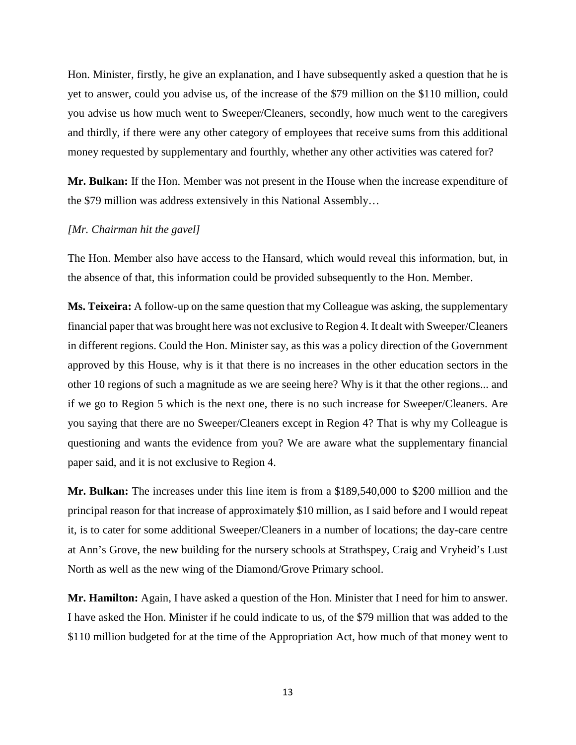Hon. Minister, firstly, he give an explanation, and I have subsequently asked a question that he is yet to answer, could you advise us, of the increase of the $79 million on the $110 million, could you advise us how much went to Sweeper/Cleaners, secondly, how much went to the caregivers and thirdly, if there were any other category of employees that receive sums from this additional money requested by supplementary and fourthly, whether any other activities was catered for?

**Mr. Bulkan:** If the Hon. Member was not present in the House when the increase expenditure of the $79 million was address extensively in this National Assembly…

*[Mr. Chairman hit the gavel]*

The Hon. Member also have access to the Hansard, which would reveal this information, but, in the absence of that, this information could be provided subsequently to the Hon. Member.

**Ms. Teixeira:** A follow-up on the same question that my Colleague was asking, the supplementary financial paper that was brought here was not exclusive to Region 4. It dealt with Sweeper/Cleaners in different regions. Could the Hon. Minister say, as this was a policy direction of the Government approved by this House, why is it that there is no increases in the other education sectors in the other 10 regions of such a magnitude as we are seeing here? Why is it that the other regions... and if we go to Region 5 which is the next one, there is no such increase for Sweeper/Cleaners. Are you saying that there are no Sweeper/Cleaners except in Region 4? That is why my Colleague is questioning and wants the evidence from you? We are aware what the supplementary financial paper said, and it is not exclusive to Region 4.

**Mr. Bulkan:** The increases under this line item is from a $189,540,000 to $200 million and the principal reason for that increase of approximately $10 million, as I said before and I would repeat it, is to cater for some additional Sweeper/Cleaners in a number of locations; the day-care centre at Ann's Grove, the new building for the nursery schools at Strathspey, Craig and Vryheid's Lust North as well as the new wing of the Diamond/Grove Primary school.

**Mr. Hamilton:** Again, I have asked a question of the Hon. Minister that I need for him to answer. I have asked the Hon. Minister if he could indicate to us, of the $79 million that was added to the $110 million budgeted for at the time of the Appropriation Act, how much of that money went to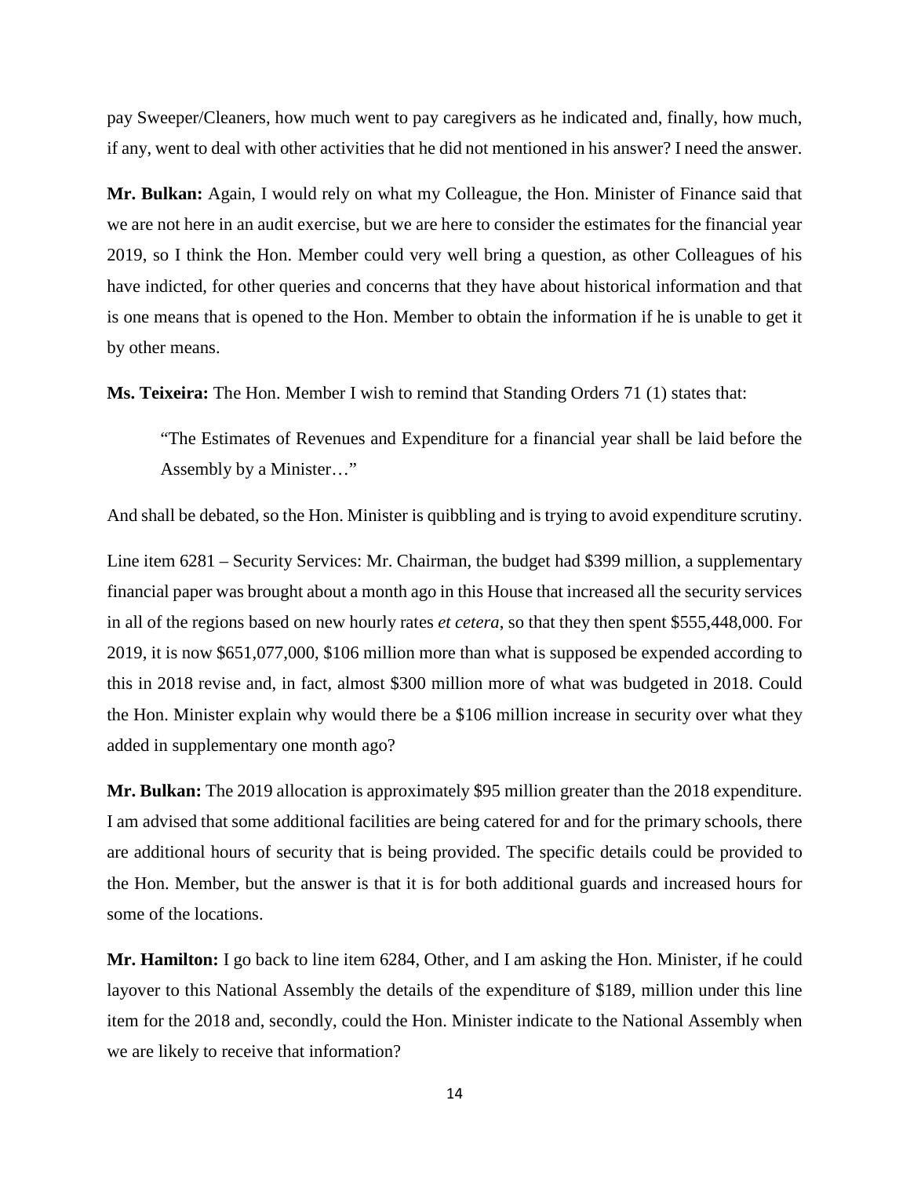pay Sweeper/Cleaners, how much went to pay caregivers as he indicated and, finally, how much, if any, went to deal with other activities that he did not mentioned in his answer? I need the answer.

**Mr. Bulkan:** Again, I would rely on what my Colleague, the Hon. Minister of Finance said that we are not here in an audit exercise, but we are here to consider the estimates for the financial year 2019, so I think the Hon. Member could very well bring a question, as other Colleagues of his have indicted, for other queries and concerns that they have about historical information and that is one means that is opened to the Hon. Member to obtain the information if he is unable to get it by other means.

**Ms. Teixeira:** The Hon. Member I wish to remind that Standing Orders 71 (1) states that:

> "The Estimates of Revenues and Expenditure for a financial year shall be laid before the Assembly by a Minister…"

And shall be debated, so the Hon. Minister is quibbling and is trying to avoid expenditure scrutiny.

Line item 6281 – Security Services: Mr. Chairman, the budget had $399 million, a supplementary financial paper was brought about a month ago in this House that increased all the security services in all of the regions based on new hourly rates *et cetera*, so that they then spent $555,448,000. For 2019, it is now $651,077,000, $106 million more than what is supposed be expended according to this in 2018 revise and, in fact, almost $300 million more of what was budgeted in 2018. Could the Hon. Minister explain why would there be a $106 million increase in security over what they added in supplementary one month ago?

**Mr. Bulkan:** The 2019 allocation is approximately $95 million greater than the 2018 expenditure. I am advised that some additional facilities are being catered for and for the primary schools, there are additional hours of security that is being provided. The specific details could be provided to the Hon. Member, but the answer is that it is for both additional guards and increased hours for some of the locations.

**Mr. Hamilton:** I go back to line item 6284, Other, and I am asking the Hon. Minister, if he could layover to this National Assembly the details of the expenditure of $189, million under this line item for the 2018 and, secondly, could the Hon. Minister indicate to the National Assembly when we are likely to receive that information?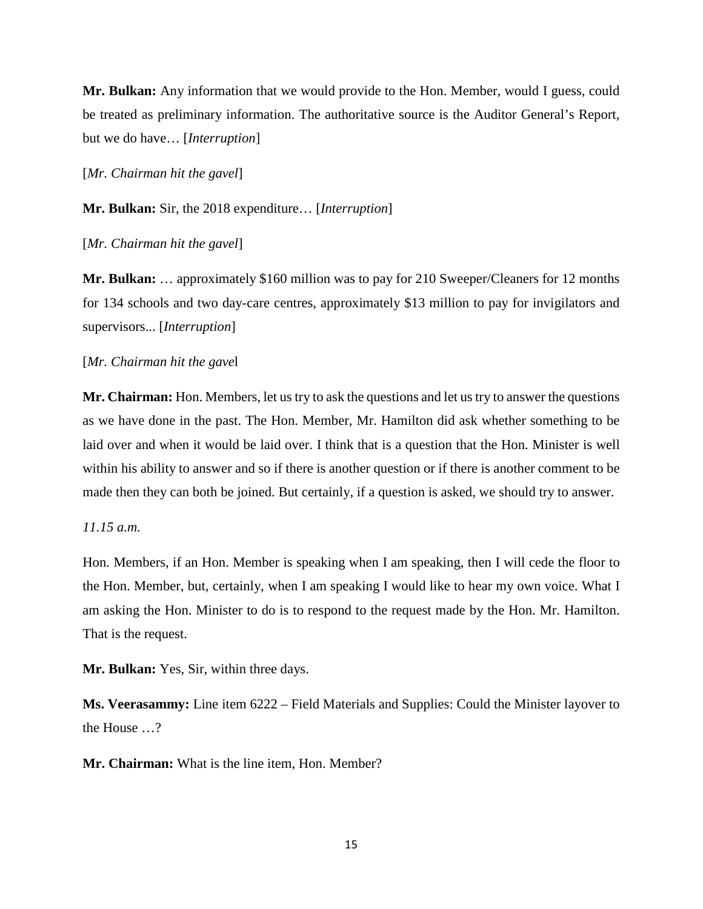**Mr. Bulkan:** Any information that we would provide to the Hon. Member, would I guess, could be treated as preliminary information. The authoritative source is the Auditor General's Report, but we do have… [*Interruption*]

[*Mr. Chairman hit the gavel*]

**Mr. Bulkan:** Sir, the 2018 expenditure… [*Interruption*]

[*Mr. Chairman hit the gavel*]

**Mr. Bulkan:** … approximately $160 million was to pay for 210 Sweeper/Cleaners for 12 months for 134 schools and two day-care centres, approximately $13 million to pay for invigilators and supervisors... [*Interruption*]

[*Mr. Chairman hit the gave*l

**Mr. Chairman:** Hon. Members, let us try to ask the questions and let us try to answer the questions as we have done in the past. The Hon. Member, Mr. Hamilton did ask whether something to be laid over and when it would be laid over. I think that is a question that the Hon. Minister is well within his ability to answer and so if there is another question or if there is another comment to be made then they can both be joined. But certainly, if a question is asked, we should try to answer.

*11.15 a.m.*

Hon. Members, if an Hon. Member is speaking when I am speaking, then I will cede the floor to the Hon. Member, but, certainly, when I am speaking I would like to hear my own voice. What I am asking the Hon. Minister to do is to respond to the request made by the Hon. Mr. Hamilton. That is the request.

**Mr. Bulkan:** Yes, Sir, within three days.

**Ms. Veerasammy:** Line item 6222 – Field Materials and Supplies: Could the Minister layover to the House …?

**Mr. Chairman:** What is the line item, Hon. Member?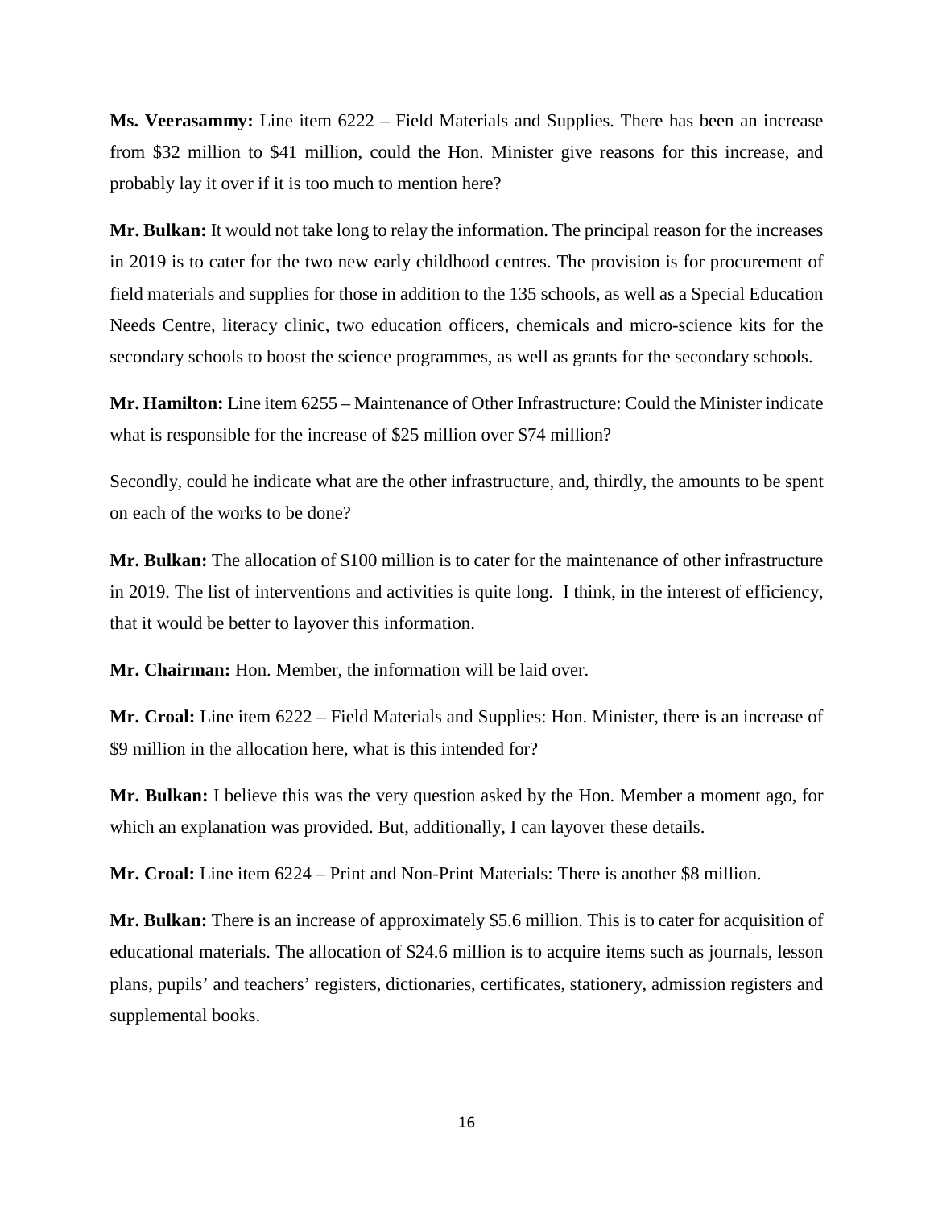**Ms. Veerasammy:** Line item 6222 – Field Materials and Supplies. There has been an increase from $32 million to $41 million, could the Hon. Minister give reasons for this increase, and probably lay it over if it is too much to mention here?

**Mr. Bulkan:** It would not take long to relay the information. The principal reason for the increases in 2019 is to cater for the two new early childhood centres. The provision is for procurement of field materials and supplies for those in addition to the 135 schools, as well as a Special Education Needs Centre, literacy clinic, two education officers, chemicals and micro-science kits for the secondary schools to boost the science programmes, as well as grants for the secondary schools.

**Mr. Hamilton:** Line item 6255 – Maintenance of Other Infrastructure: Could the Minister indicate what is responsible for the increase of $25 million over $74 million?

Secondly, could he indicate what are the other infrastructure, and, thirdly, the amounts to be spent on each of the works to be done?

**Mr. Bulkan:** The allocation of $100 million is to cater for the maintenance of other infrastructure in 2019. The list of interventions and activities is quite long. I think, in the interest of efficiency, that it would be better to layover this information.

**Mr. Chairman:** Hon. Member, the information will be laid over.

**Mr. Croal:** Line item 6222 – Field Materials and Supplies: Hon. Minister, there is an increase of $9 million in the allocation here, what is this intended for?

**Mr. Bulkan:** I believe this was the very question asked by the Hon. Member a moment ago, for which an explanation was provided. But, additionally, I can layover these details.

**Mr. Croal:** Line item 6224 – Print and Non-Print Materials: There is another $8 million.

**Mr. Bulkan:** There is an increase of approximately $5.6 million. This is to cater for acquisition of educational materials. The allocation of $24.6 million is to acquire items such as journals, lesson plans, pupils' and teachers' registers, dictionaries, certificates, stationery, admission registers and supplemental books.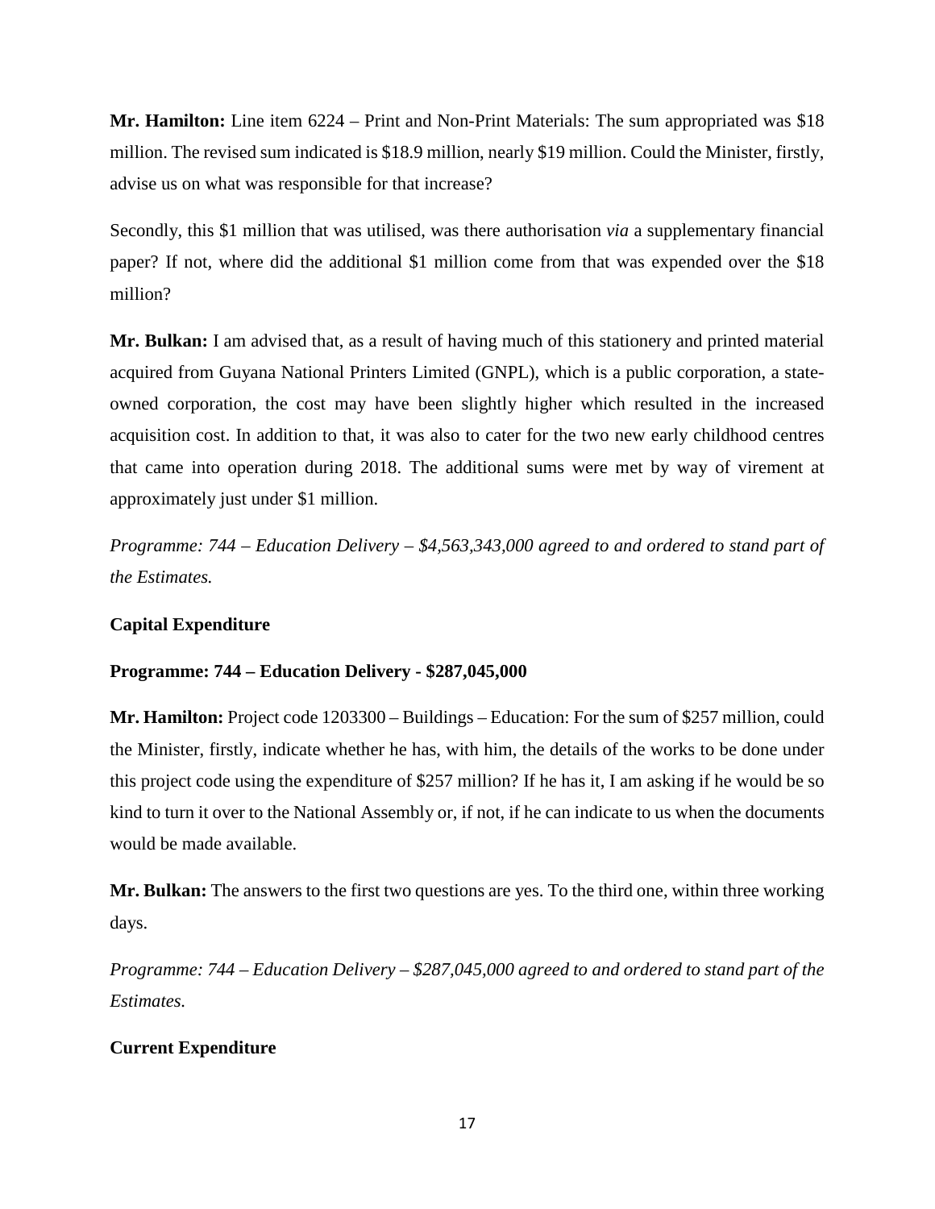**Mr. Hamilton:** Line item 6224 – Print and Non-Print Materials: The sum appropriated was $18 million. The revised sum indicated is $18.9 million, nearly $19 million. Could the Minister, firstly, advise us on what was responsible for that increase?

Secondly, this $1 million that was utilised, was there authorisation *via* a supplementary financial paper? If not, where did the additional $1 million come from that was expended over the $18 million?

**Mr. Bulkan:** I am advised that, as a result of having much of this stationery and printed material acquired from Guyana National Printers Limited (GNPL), which is a public corporation, a state-owned corporation, the cost may have been slightly higher which resulted in the increased acquisition cost. In addition to that, it was also to cater for the two new early childhood centres that came into operation during 2018. The additional sums were met by way of virement at approximately just under $1 million.

*Programme: 744 – Education Delivery – $4,563,343,000 agreed to and ordered to stand part of the Estimates.*

**Capital Expenditure**

**Programme: 744 – Education Delivery - $287,045,000**

**Mr. Hamilton:** Project code 1203300 – Buildings – Education: For the sum of $257 million, could the Minister, firstly, indicate whether he has, with him, the details of the works to be done under this project code using the expenditure of $257 million? If he has it, I am asking if he would be so kind to turn it over to the National Assembly or, if not, if he can indicate to us when the documents would be made available.

**Mr. Bulkan:** The answers to the first two questions are yes. To the third one, within three working days.

*Programme: 744 – Education Delivery – $287,045,000 agreed to and ordered to stand part of the Estimates.*

**Current Expenditure**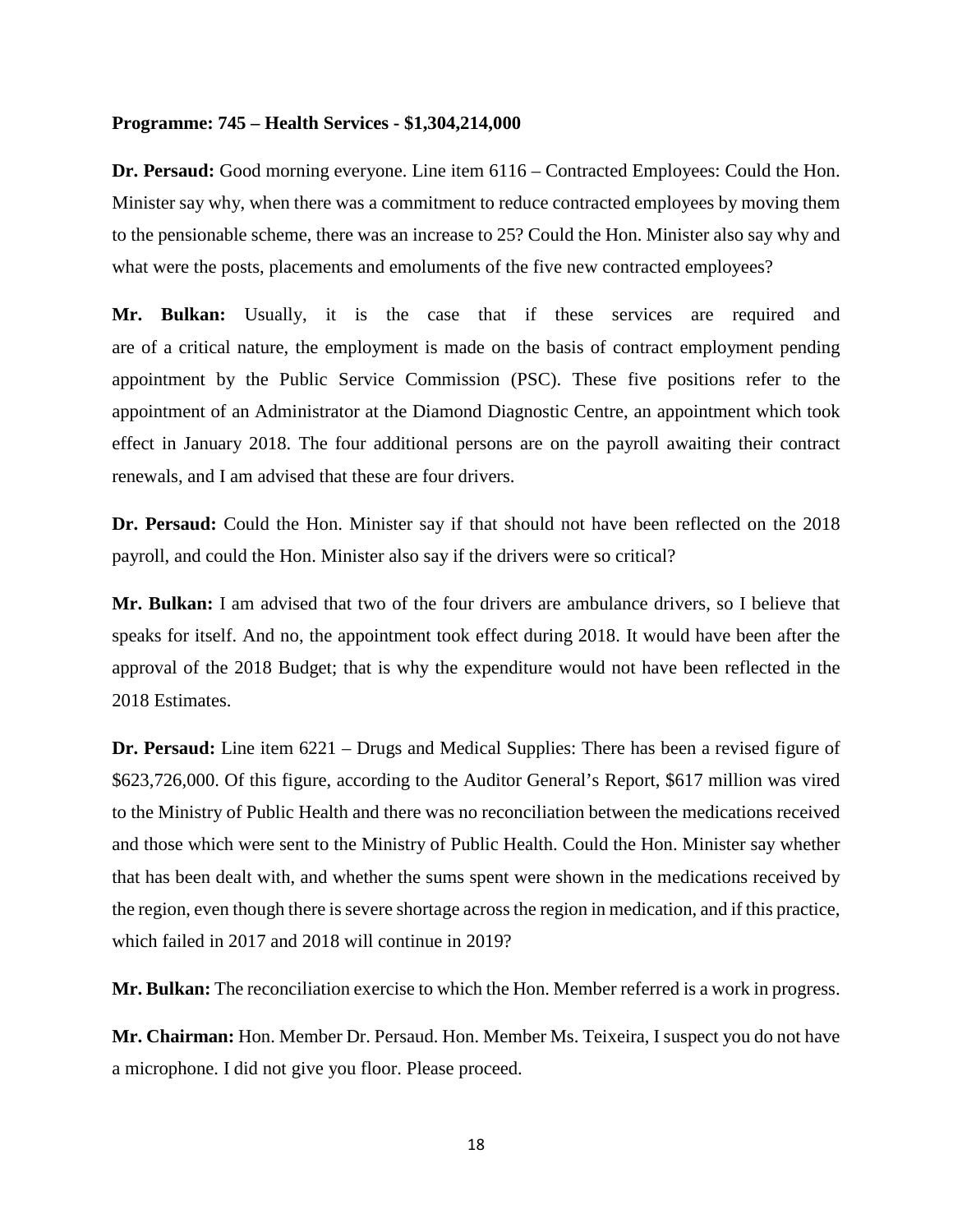**Programme: 745 – Health Services - $1,304,214,000**

**Dr. Persaud:** Good morning everyone. Line item 6116 – Contracted Employees: Could the Hon. Minister say why, when there was a commitment to reduce contracted employees by moving them to the pensionable scheme, there was an increase to 25? Could the Hon. Minister also say why and what were the posts, placements and emoluments of the five new contracted employees?

**Mr. Bulkan:** Usually, it is the case that if these services are required and are of a critical nature, the employment is made on the basis of contract employment pending appointment by the Public Service Commission (PSC). These five positions refer to the appointment of an Administrator at the Diamond Diagnostic Centre, an appointment which took effect in January 2018. The four additional persons are on the payroll awaiting their contract renewals, and I am advised that these are four drivers.

**Dr. Persaud:** Could the Hon. Minister say if that should not have been reflected on the 2018 payroll, and could the Hon. Minister also say if the drivers were so critical?

**Mr. Bulkan:** I am advised that two of the four drivers are ambulance drivers, so I believe that speaks for itself. And no, the appointment took effect during 2018. It would have been after the approval of the 2018 Budget; that is why the expenditure would not have been reflected in the 2018 Estimates.

**Dr. Persaud:** Line item 6221 – Drugs and Medical Supplies: There has been a revised figure of $623,726,000. Of this figure, according to the Auditor General's Report, $617 million was vired to the Ministry of Public Health and there was no reconciliation between the medications received and those which were sent to the Ministry of Public Health. Could the Hon. Minister say whether that has been dealt with, and whether the sums spent were shown in the medications received by the region, even though there is severe shortage across the region in medication, and if this practice, which failed in 2017 and 2018 will continue in 2019?

**Mr. Bulkan:** The reconciliation exercise to which the Hon. Member referred is a work in progress.

**Mr. Chairman:** Hon. Member Dr. Persaud. Hon. Member Ms. Teixeira, I suspect you do not have a microphone. I did not give you floor. Please proceed.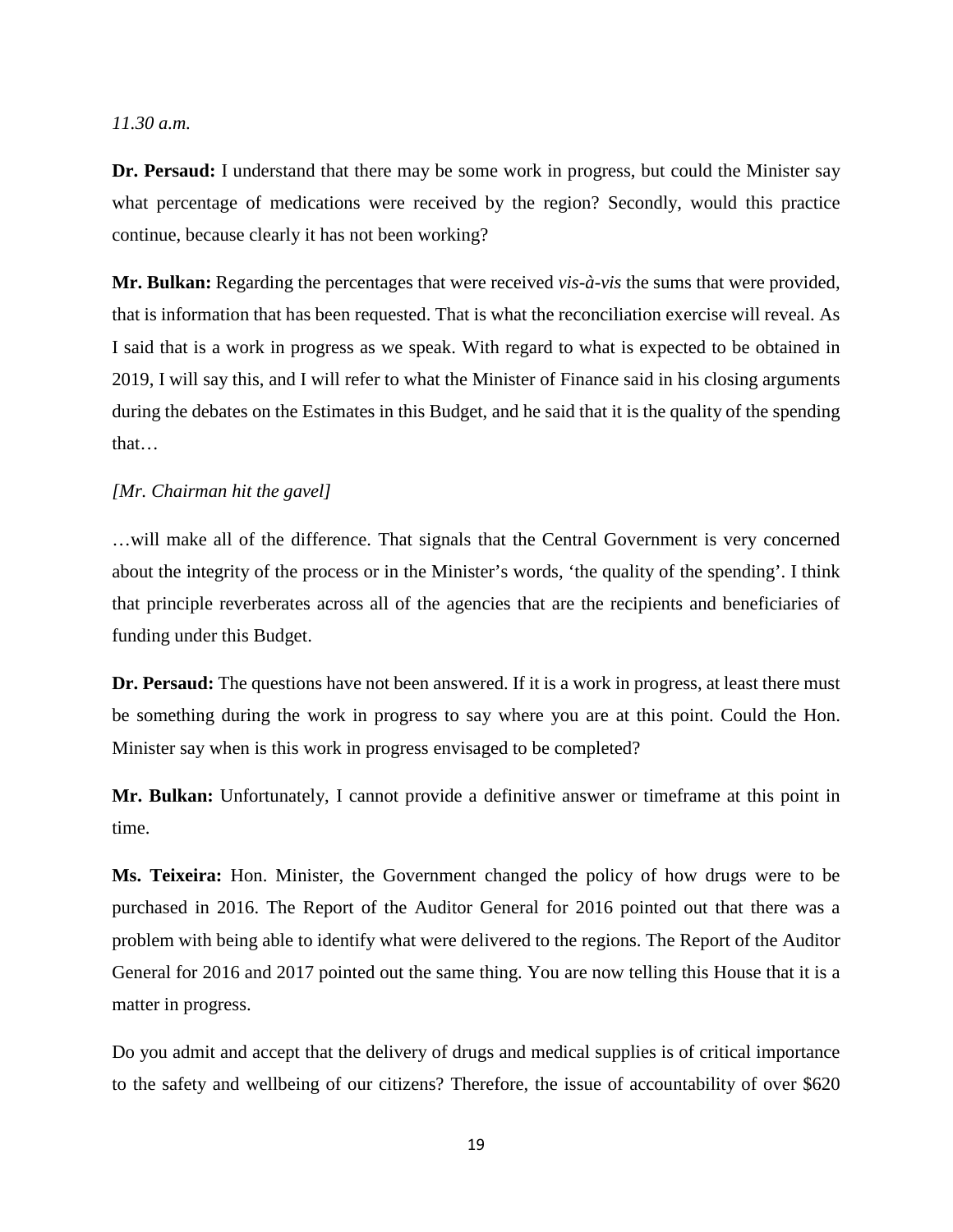*11.30 a.m.*

**Dr. Persaud:** I understand that there may be some work in progress, but could the Minister say what percentage of medications were received by the region? Secondly, would this practice continue, because clearly it has not been working?

**Mr. Bulkan:** Regarding the percentages that were received *vis-à-vis* the sums that were provided, that is information that has been requested. That is what the reconciliation exercise will reveal. As I said that is a work in progress as we speak. With regard to what is expected to be obtained in 2019, I will say this, and I will refer to what the Minister of Finance said in his closing arguments during the debates on the Estimates in this Budget, and he said that it is the quality of the spending that…

*[Mr. Chairman hit the gavel]*

…will make all of the difference. That signals that the Central Government is very concerned about the integrity of the process or in the Minister's words, 'the quality of the spending'. I think that principle reverberates across all of the agencies that are the recipients and beneficiaries of funding under this Budget.

**Dr. Persaud:** The questions have not been answered. If it is a work in progress, at least there must be something during the work in progress to say where you are at this point. Could the Hon. Minister say when is this work in progress envisaged to be completed?

**Mr. Bulkan:** Unfortunately, I cannot provide a definitive answer or timeframe at this point in time.

**Ms. Teixeira:** Hon. Minister, the Government changed the policy of how drugs were to be purchased in 2016. The Report of the Auditor General for 2016 pointed out that there was a problem with being able to identify what were delivered to the regions. The Report of the Auditor General for 2016 and 2017 pointed out the same thing. You are now telling this House that it is a matter in progress.

Do you admit and accept that the delivery of drugs and medical supplies is of critical importance to the safety and wellbeing of our citizens? Therefore, the issue of accountability of over $620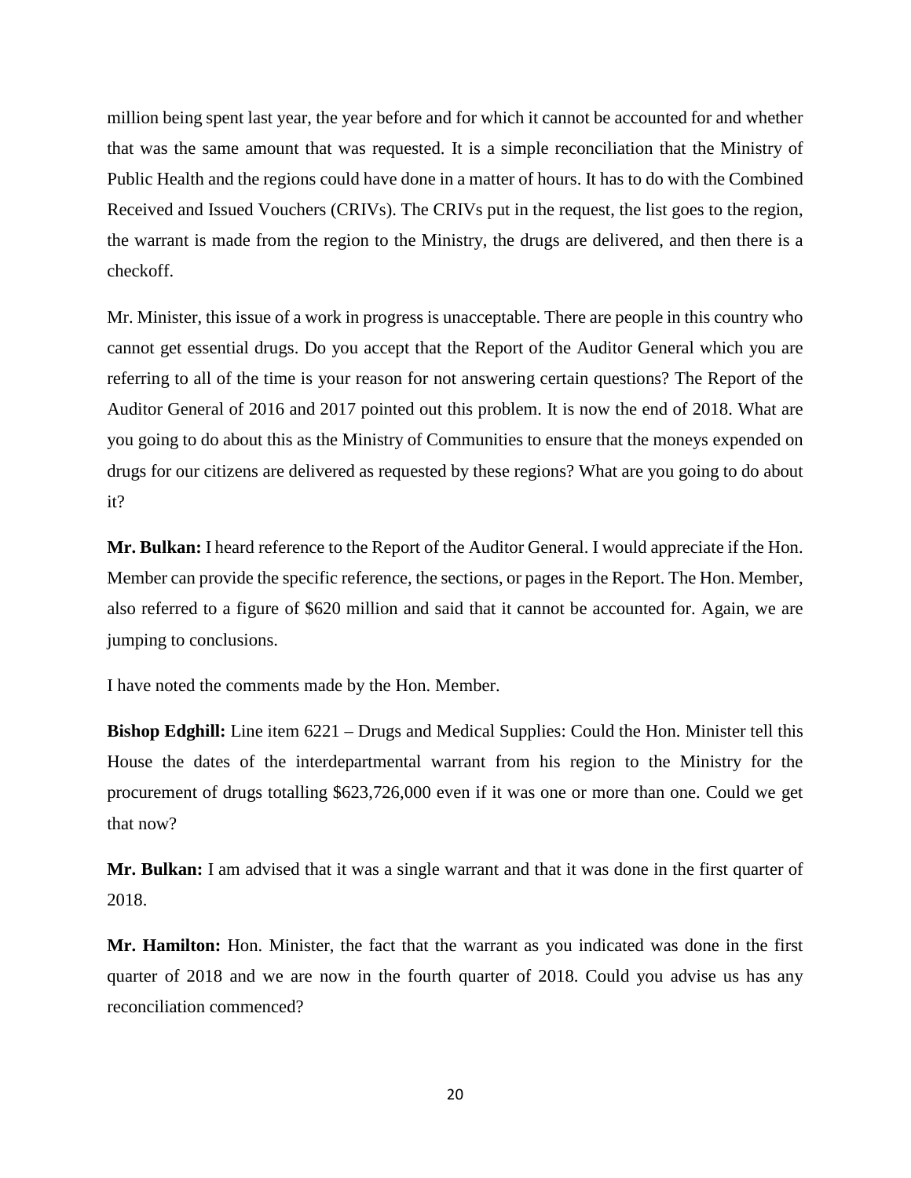million being spent last year, the year before and for which it cannot be accounted for and whether that was the same amount that was requested. It is a simple reconciliation that the Ministry of Public Health and the regions could have done in a matter of hours. It has to do with the Combined Received and Issued Vouchers (CRIVs). The CRIVs put in the request, the list goes to the region, the warrant is made from the region to the Ministry, the drugs are delivered, and then there is a checkoff.

Mr. Minister, this issue of a work in progress is unacceptable. There are people in this country who cannot get essential drugs. Do you accept that the Report of the Auditor General which you are referring to all of the time is your reason for not answering certain questions? The Report of the Auditor General of 2016 and 2017 pointed out this problem. It is now the end of 2018. What are you going to do about this as the Ministry of Communities to ensure that the moneys expended on drugs for our citizens are delivered as requested by these regions? What are you going to do about it?

**Mr. Bulkan:** I heard reference to the Report of the Auditor General. I would appreciate if the Hon. Member can provide the specific reference, the sections, or pages in the Report. The Hon. Member, also referred to a figure of $620 million and said that it cannot be accounted for. Again, we are jumping to conclusions.

I have noted the comments made by the Hon. Member.

**Bishop Edghill:** Line item 6221 – Drugs and Medical Supplies: Could the Hon. Minister tell this House the dates of the interdepartmental warrant from his region to the Ministry for the procurement of drugs totalling $623,726,000 even if it was one or more than one. Could we get that now?

**Mr. Bulkan:** I am advised that it was a single warrant and that it was done in the first quarter of 2018.

**Mr. Hamilton:** Hon. Minister, the fact that the warrant as you indicated was done in the first quarter of 2018 and we are now in the fourth quarter of 2018. Could you advise us has any reconciliation commenced?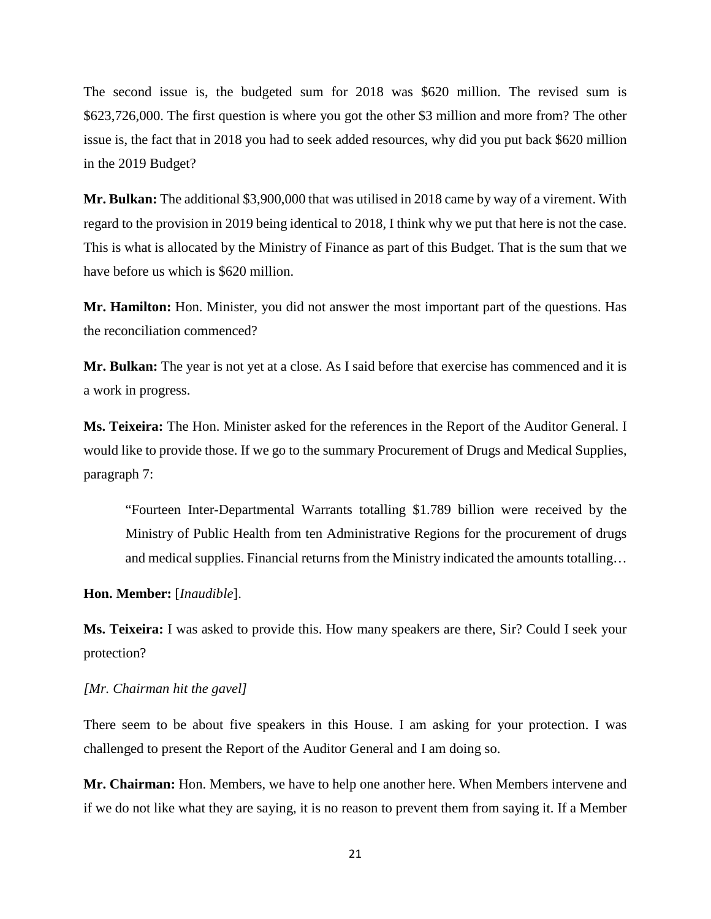The second issue is, the budgeted sum for 2018 was $620 million. The revised sum is $623,726,000. The first question is where you got the other $3 million and more from? The other issue is, the fact that in 2018 you had to seek added resources, why did you put back $620 million in the 2019 Budget?

**Mr. Bulkan:** The additional $3,900,000 that was utilised in 2018 came by way of a virement. With regard to the provision in 2019 being identical to 2018, I think why we put that here is not the case. This is what is allocated by the Ministry of Finance as part of this Budget. That is the sum that we have before us which is $620 million.

**Mr. Hamilton:** Hon. Minister, you did not answer the most important part of the questions. Has the reconciliation commenced?

**Mr. Bulkan:** The year is not yet at a close. As I said before that exercise has commenced and it is a work in progress.

**Ms. Teixeira:** The Hon. Minister asked for the references in the Report of the Auditor General. I would like to provide those. If we go to the summary Procurement of Drugs and Medical Supplies, paragraph 7:

> "Fourteen Inter-Departmental Warrants totalling $1.789 billion were received by the Ministry of Public Health from ten Administrative Regions for the procurement of drugs and medical supplies. Financial returns from the Ministry indicated the amounts totalling…

**Hon. Member:** [*Inaudible*].

**Ms. Teixeira:** I was asked to provide this. How many speakers are there, Sir? Could I seek your protection?

*[Mr. Chairman hit the gavel]*

There seem to be about five speakers in this House. I am asking for your protection. I was challenged to present the Report of the Auditor General and I am doing so.

**Mr. Chairman:** Hon. Members, we have to help one another here. When Members intervene and if we do not like what they are saying, it is no reason to prevent them from saying it. If a Member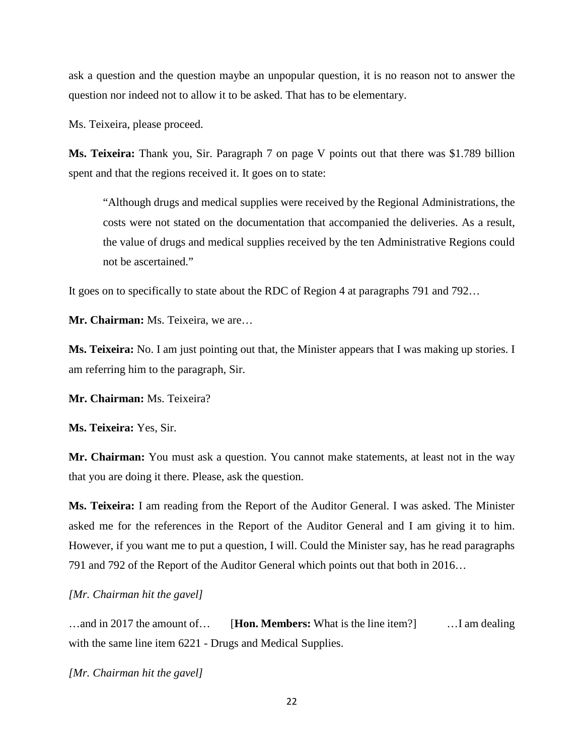ask a question and the question maybe an unpopular question, it is no reason not to answer the question nor indeed not to allow it to be asked. That has to be elementary.

Ms. Teixeira, please proceed.

**Ms. Teixeira:** Thank you, Sir. Paragraph 7 on page V points out that there was $1.789 billion spent and that the regions received it. It goes on to state:

> "Although drugs and medical supplies were received by the Regional Administrations, the costs were not stated on the documentation that accompanied the deliveries. As a result, the value of drugs and medical supplies received by the ten Administrative Regions could not be ascertained."

It goes on to specifically to state about the RDC of Region 4 at paragraphs 791 and 792…

**Mr. Chairman:** Ms. Teixeira, we are…

**Ms. Teixeira:** No. I am just pointing out that, the Minister appears that I was making up stories. I am referring him to the paragraph, Sir.

**Mr. Chairman:** Ms. Teixeira?

**Ms. Teixeira:** Yes, Sir.

**Mr. Chairman:** You must ask a question. You cannot make statements, at least not in the way that you are doing it there. Please, ask the question.

**Ms. Teixeira:** I am reading from the Report of the Auditor General. I was asked. The Minister asked me for the references in the Report of the Auditor General and I am giving it to him. However, if you want me to put a question, I will. Could the Minister say, has he read paragraphs 791 and 792 of the Report of the Auditor General which points out that both in 2016…

*[Mr. Chairman hit the gavel]*

…and in 2017 the amount of… [**Hon. Members:** What is the line item?] …I am dealing with the same line item 6221 - Drugs and Medical Supplies.

*[Mr. Chairman hit the gavel]*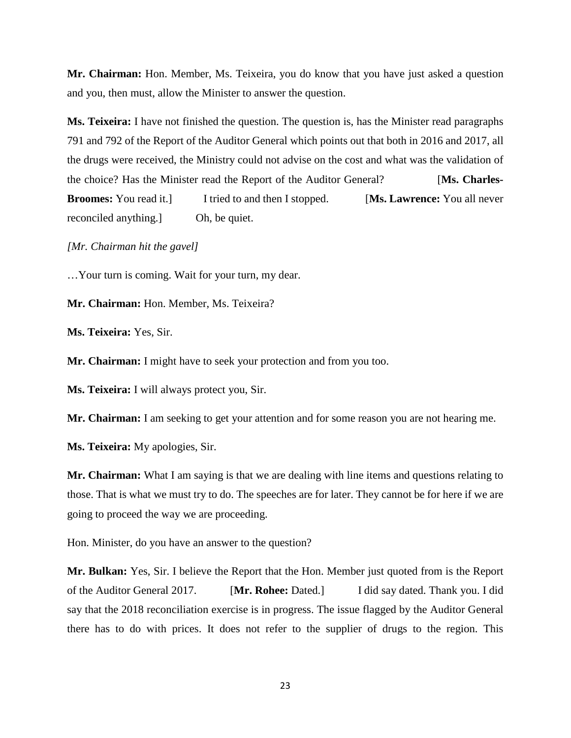**Mr. Chairman:** Hon. Member, Ms. Teixeira, you do know that you have just asked a question and you, then must, allow the Minister to answer the question.

**Ms. Teixeira:** I have not finished the question. The question is, has the Minister read paragraphs 791 and 792 of the Report of the Auditor General which points out that both in 2016 and 2017, all the drugs were received, the Ministry could not advise on the cost and what was the validation of the choice? Has the Minister read the Report of the Auditor General? [**Ms. Charles-Broomes:** You read it.] I tried to and then I stopped. [**Ms. Lawrence:** You all never reconciled anything.] Oh, be quiet.

*[Mr. Chairman hit the gavel]*

…Your turn is coming. Wait for your turn, my dear.

**Mr. Chairman:** Hon. Member, Ms. Teixeira?

**Ms. Teixeira:** Yes, Sir.

**Mr. Chairman:** I might have to seek your protection and from you too.

**Ms. Teixeira:** I will always protect you, Sir.

**Mr. Chairman:** I am seeking to get your attention and for some reason you are not hearing me.

**Ms. Teixeira:** My apologies, Sir.

**Mr. Chairman:** What I am saying is that we are dealing with line items and questions relating to those. That is what we must try to do. The speeches are for later. They cannot be for here if we are going to proceed the way we are proceeding.

Hon. Minister, do you have an answer to the question?

**Mr. Bulkan:** Yes, Sir. I believe the Report that the Hon. Member just quoted from is the Report of the Auditor General 2017. [**Mr. Rohee:** Dated.] I did say dated. Thank you. I did say that the 2018 reconciliation exercise is in progress. The issue flagged by the Auditor General there has to do with prices. It does not refer to the supplier of drugs to the region. This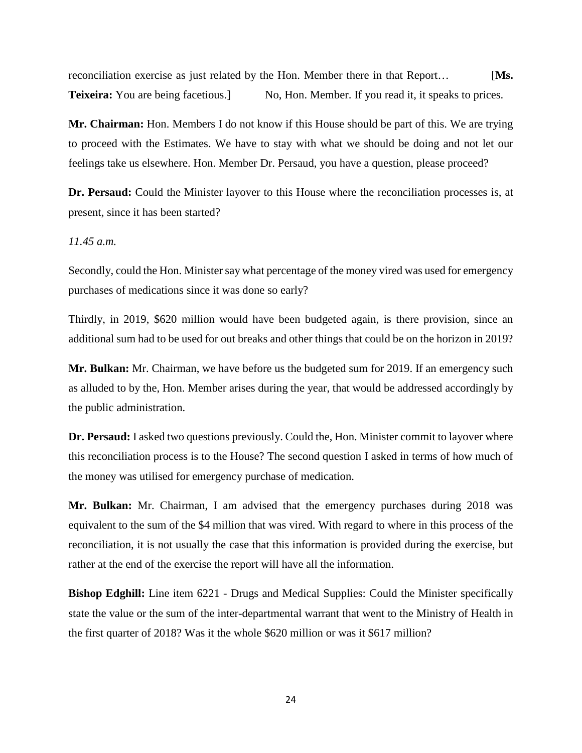reconciliation exercise as just related by the Hon. Member there in that Report… [**Ms. Teixeira:** You are being facetious.] No, Hon. Member. If you read it, it speaks to prices.

**Mr. Chairman:** Hon. Members I do not know if this House should be part of this. We are trying to proceed with the Estimates. We have to stay with what we should be doing and not let our feelings take us elsewhere. Hon. Member Dr. Persaud, you have a question, please proceed?

**Dr. Persaud:** Could the Minister layover to this House where the reconciliation processes is, at present, since it has been started?

*11.45 a.m.*

Secondly, could the Hon. Minister say what percentage of the money vired was used for emergency purchases of medications since it was done so early?

Thirdly, in 2019, $620 million would have been budgeted again, is there provision, since an additional sum had to be used for out breaks and other things that could be on the horizon in 2019?

**Mr. Bulkan:** Mr. Chairman, we have before us the budgeted sum for 2019. If an emergency such as alluded to by the, Hon. Member arises during the year, that would be addressed accordingly by the public administration.

**Dr. Persaud:** I asked two questions previously. Could the, Hon. Minister commit to layover where this reconciliation process is to the House? The second question I asked in terms of how much of the money was utilised for emergency purchase of medication.

**Mr. Bulkan:** Mr. Chairman, I am advised that the emergency purchases during 2018 was equivalent to the sum of the $4 million that was vired. With regard to where in this process of the reconciliation, it is not usually the case that this information is provided during the exercise, but rather at the end of the exercise the report will have all the information.

**Bishop Edghill:** Line item 6221 - Drugs and Medical Supplies: Could the Minister specifically state the value or the sum of the inter-departmental warrant that went to the Ministry of Health in the first quarter of 2018? Was it the whole $620 million or was it $617 million?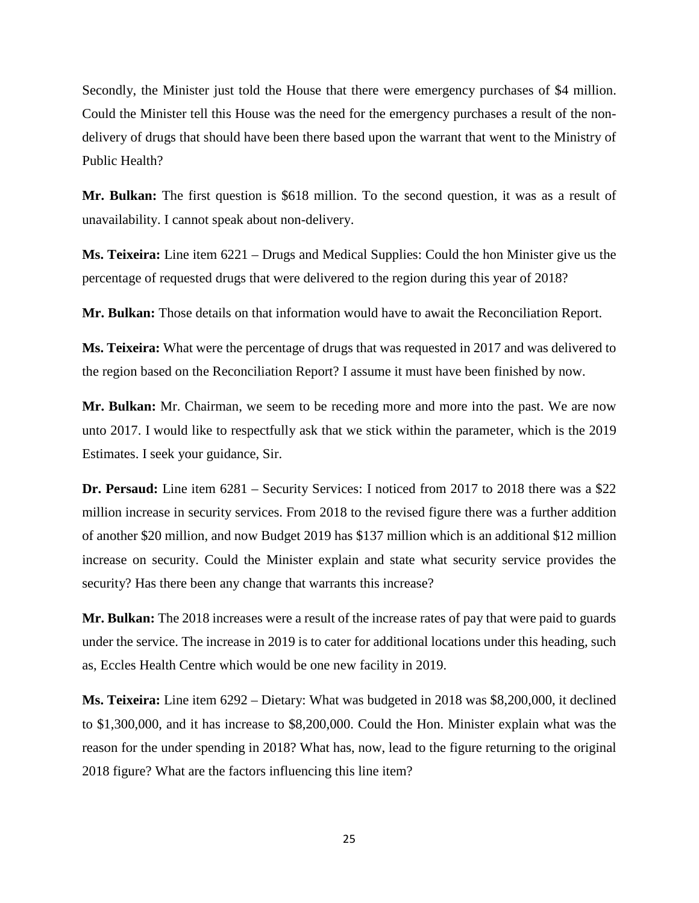Secondly, the Minister just told the House that there were emergency purchases of $4 million. Could the Minister tell this House was the need for the emergency purchases a result of the non-delivery of drugs that should have been there based upon the warrant that went to the Ministry of Public Health?

**Mr. Bulkan:** The first question is $618 million. To the second question, it was as a result of unavailability. I cannot speak about non-delivery.

**Ms. Teixeira:** Line item 6221 – Drugs and Medical Supplies: Could the hon Minister give us the percentage of requested drugs that were delivered to the region during this year of 2018?

**Mr. Bulkan:** Those details on that information would have to await the Reconciliation Report.

**Ms. Teixeira:** What were the percentage of drugs that was requested in 2017 and was delivered to the region based on the Reconciliation Report? I assume it must have been finished by now.

**Mr. Bulkan:** Mr. Chairman, we seem to be receding more and more into the past. We are now unto 2017. I would like to respectfully ask that we stick within the parameter, which is the 2019 Estimates. I seek your guidance, Sir.

**Dr. Persaud:** Line item 6281 – Security Services: I noticed from 2017 to 2018 there was a $22 million increase in security services. From 2018 to the revised figure there was a further addition of another $20 million, and now Budget 2019 has $137 million which is an additional $12 million increase on security. Could the Minister explain and state what security service provides the security? Has there been any change that warrants this increase?

**Mr. Bulkan:** The 2018 increases were a result of the increase rates of pay that were paid to guards under the service. The increase in 2019 is to cater for additional locations under this heading, such as, Eccles Health Centre which would be one new facility in 2019.

**Ms. Teixeira:** Line item 6292 – Dietary: What was budgeted in 2018 was $8,200,000, it declined to $1,300,000, and it has increase to $8,200,000. Could the Hon. Minister explain what was the reason for the under spending in 2018? What has, now, lead to the figure returning to the original 2018 figure? What are the factors influencing this line item?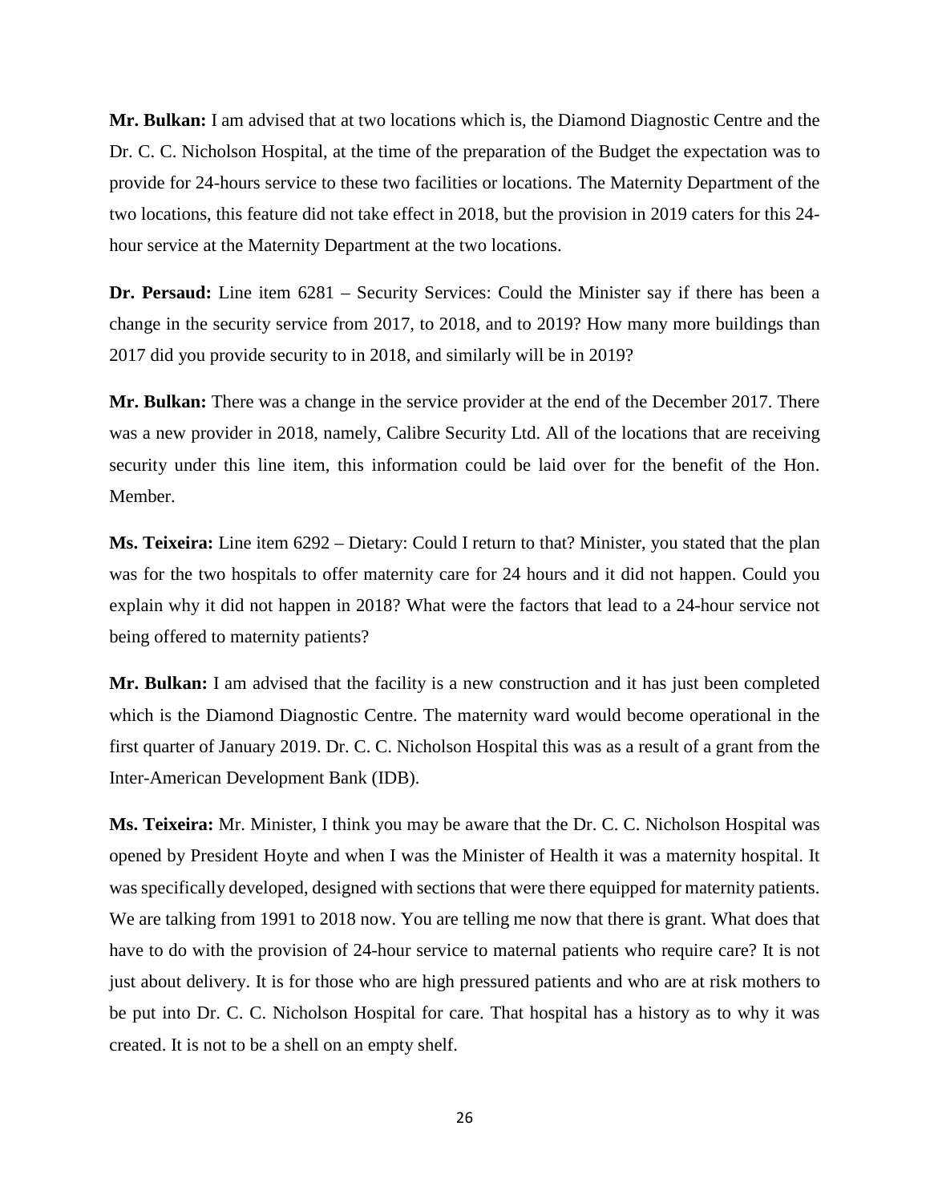**Mr. Bulkan:** I am advised that at two locations which is, the Diamond Diagnostic Centre and the Dr. C. C. Nicholson Hospital, at the time of the preparation of the Budget the expectation was to provide for 24-hours service to these two facilities or locations. The Maternity Department of the two locations, this feature did not take effect in 2018, but the provision in 2019 caters for this 24-hour service at the Maternity Department at the two locations.

**Dr. Persaud:** Line item 6281 – Security Services: Could the Minister say if there has been a change in the security service from 2017, to 2018, and to 2019? How many more buildings than 2017 did you provide security to in 2018, and similarly will be in 2019?

**Mr. Bulkan:** There was a change in the service provider at the end of the December 2017. There was a new provider in 2018, namely, Calibre Security Ltd. All of the locations that are receiving security under this line item, this information could be laid over for the benefit of the Hon. Member.

**Ms. Teixeira:** Line item 6292 – Dietary: Could I return to that? Minister, you stated that the plan was for the two hospitals to offer maternity care for 24 hours and it did not happen. Could you explain why it did not happen in 2018? What were the factors that lead to a 24-hour service not being offered to maternity patients?

**Mr. Bulkan:** I am advised that the facility is a new construction and it has just been completed which is the Diamond Diagnostic Centre. The maternity ward would become operational in the first quarter of January 2019. Dr. C. C. Nicholson Hospital this was as a result of a grant from the Inter-American Development Bank (IDB).

**Ms. Teixeira:** Mr. Minister, I think you may be aware that the Dr. C. C. Nicholson Hospital was opened by President Hoyte and when I was the Minister of Health it was a maternity hospital. It was specifically developed, designed with sections that were there equipped for maternity patients. We are talking from 1991 to 2018 now. You are telling me now that there is grant. What does that have to do with the provision of 24-hour service to maternal patients who require care? It is not just about delivery. It is for those who are high pressured patients and who are at risk mothers to be put into Dr. C. C. Nicholson Hospital for care. That hospital has a history as to why it was created. It is not to be a shell on an empty shelf.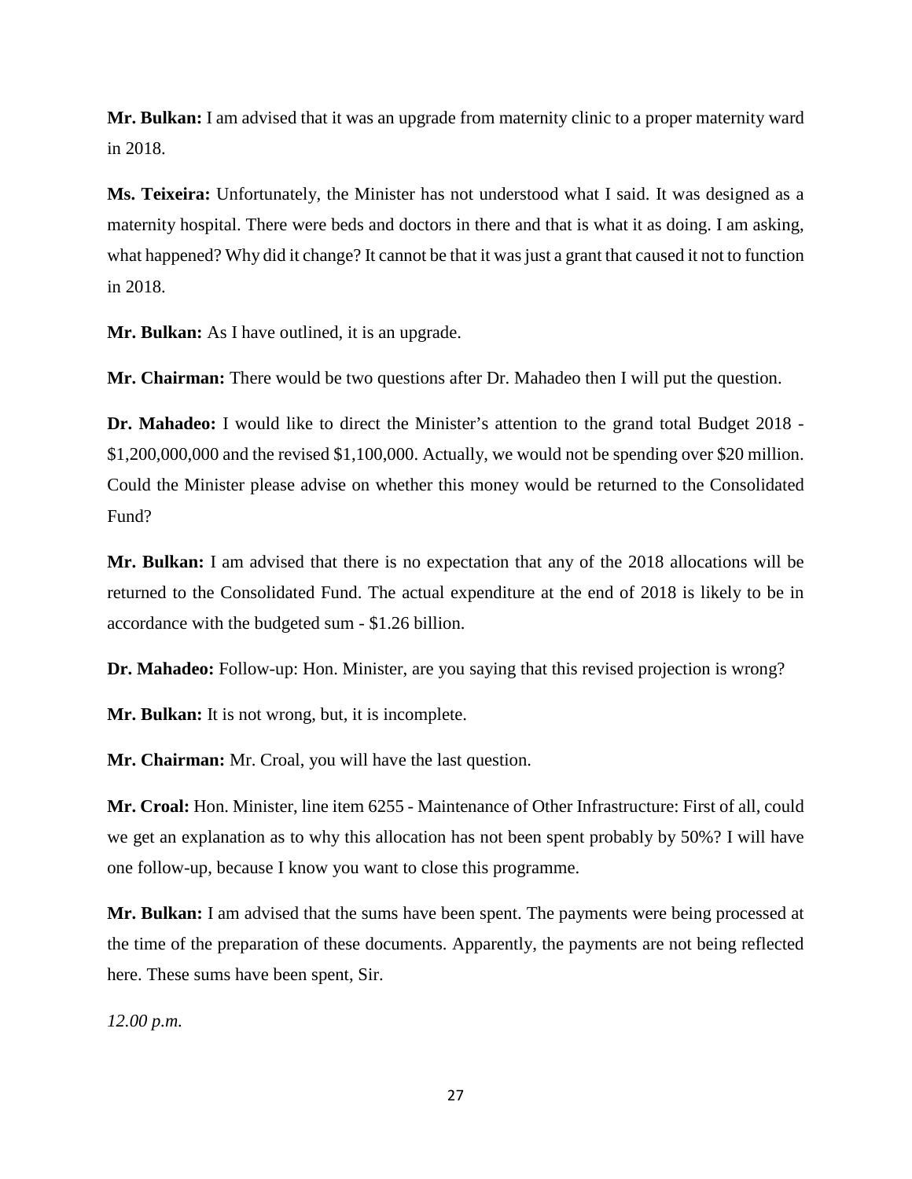**Mr. Bulkan:** I am advised that it was an upgrade from maternity clinic to a proper maternity ward in 2018.

**Ms. Teixeira:** Unfortunately, the Minister has not understood what I said. It was designed as a maternity hospital. There were beds and doctors in there and that is what it as doing. I am asking, what happened? Why did it change? It cannot be that it was just a grant that caused it not to function in 2018.

**Mr. Bulkan:** As I have outlined, it is an upgrade.

**Mr. Chairman:** There would be two questions after Dr. Mahadeo then I will put the question.

**Dr. Mahadeo:** I would like to direct the Minister's attention to the grand total Budget 2018 - $1,200,000,000 and the revised $1,100,000. Actually, we would not be spending over $20 million. Could the Minister please advise on whether this money would be returned to the Consolidated Fund?

**Mr. Bulkan:** I am advised that there is no expectation that any of the 2018 allocations will be returned to the Consolidated Fund. The actual expenditure at the end of 2018 is likely to be in accordance with the budgeted sum - $1.26 billion.

**Dr. Mahadeo:** Follow-up: Hon. Minister, are you saying that this revised projection is wrong?

**Mr. Bulkan:** It is not wrong, but, it is incomplete.

**Mr. Chairman:** Mr. Croal, you will have the last question.

**Mr. Croal:** Hon. Minister, line item 6255 - Maintenance of Other Infrastructure: First of all, could we get an explanation as to why this allocation has not been spent probably by 50%? I will have one follow-up, because I know you want to close this programme.

**Mr. Bulkan:** I am advised that the sums have been spent. The payments were being processed at the time of the preparation of these documents. Apparently, the payments are not being reflected here. These sums have been spent, Sir.

*12.00 p.m.*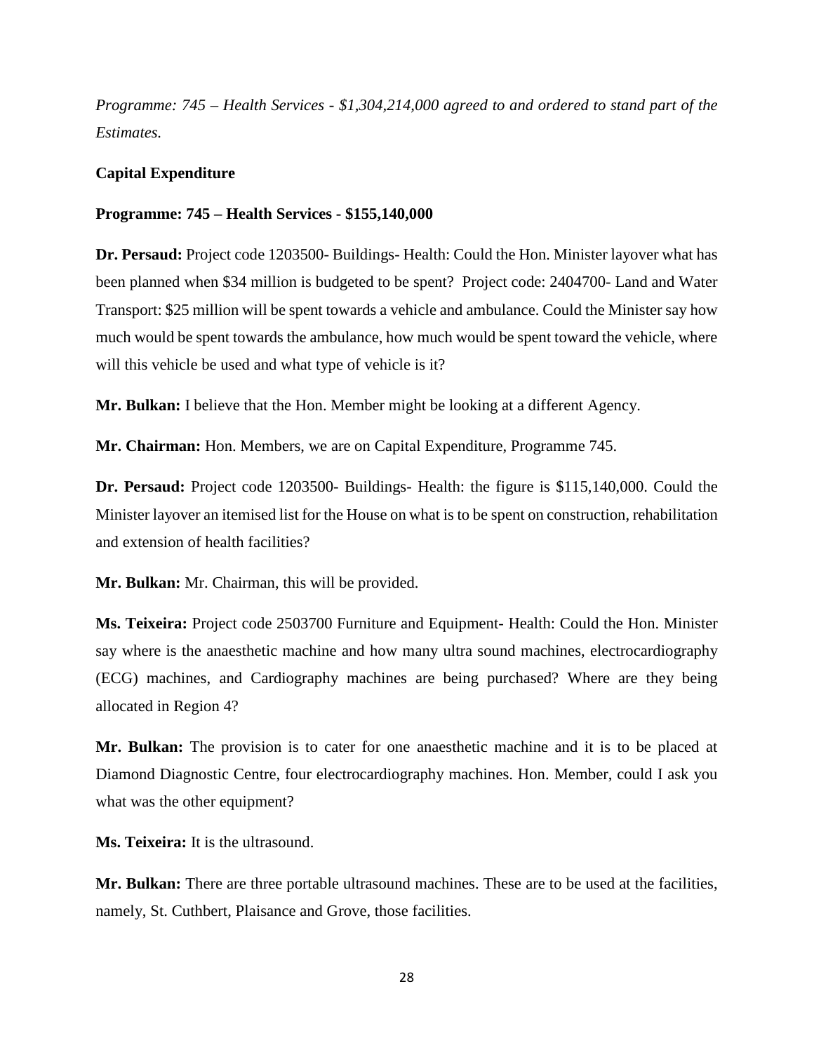*Programme: 745 – Health Services - $1,304,214,000 agreed to and ordered to stand part of the Estimates.*

**Capital Expenditure**

**Programme: 745 – Health Services - $155,140,000**

**Dr. Persaud:** Project code 1203500- Buildings- Health: Could the Hon. Minister layover what has been planned when $34 million is budgeted to be spent? Project code: 2404700- Land and Water Transport: $25 million will be spent towards a vehicle and ambulance. Could the Minister say how much would be spent towards the ambulance, how much would be spent toward the vehicle, where will this vehicle be used and what type of vehicle is it?

**Mr. Bulkan:** I believe that the Hon. Member might be looking at a different Agency.

**Mr. Chairman:** Hon. Members, we are on Capital Expenditure, Programme 745.

**Dr. Persaud:** Project code 1203500- Buildings- Health: the figure is $115,140,000. Could the Minister layover an itemised list for the House on what is to be spent on construction, rehabilitation and extension of health facilities?

**Mr. Bulkan:** Mr. Chairman, this will be provided.

**Ms. Teixeira:** Project code 2503700 Furniture and Equipment- Health: Could the Hon. Minister say where is the anaesthetic machine and how many ultra sound machines, electrocardiography (ECG) machines, and Cardiography machines are being purchased? Where are they being allocated in Region 4?

**Mr. Bulkan:** The provision is to cater for one anaesthetic machine and it is to be placed at Diamond Diagnostic Centre, four electrocardiography machines. Hon. Member, could I ask you what was the other equipment?

**Ms. Teixeira:** It is the ultrasound.

**Mr. Bulkan:** There are three portable ultrasound machines. These are to be used at the facilities, namely, St. Cuthbert, Plaisance and Grove, those facilities.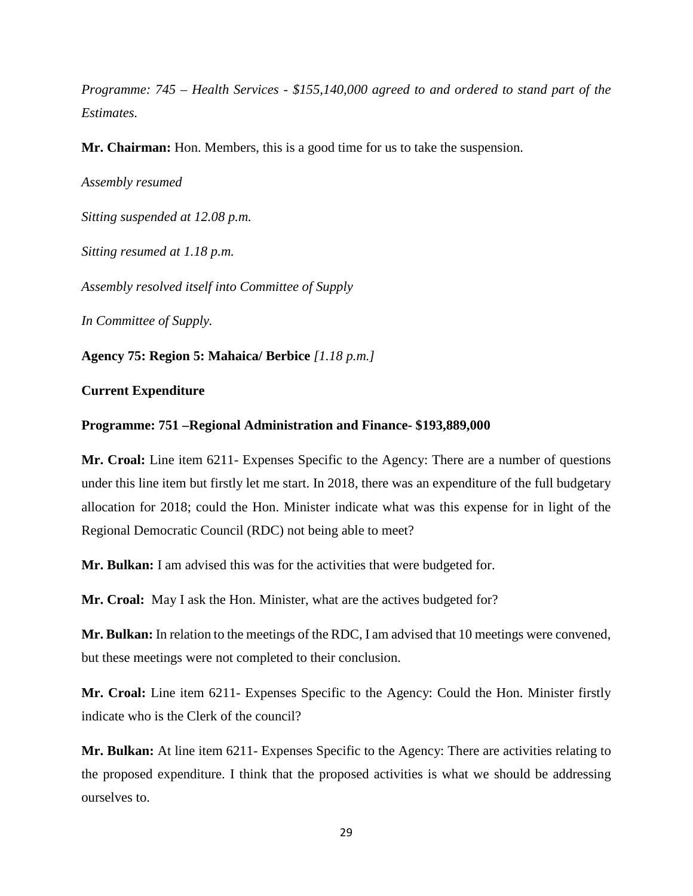*Programme: 745 – Health Services - $155,140,000 agreed to and ordered to stand part of the Estimates.*

**Mr. Chairman:** Hon. Members, this is a good time for us to take the suspension.

*Assembly resumed*

*Sitting suspended at 12.08 p.m.*

*Sitting resumed at 1.18 p.m.*

*Assembly resolved itself into Committee of Supply*

*In Committee of Supply.*

**Agency 75: Region 5: Mahaica/ Berbice** *[1.18 p.m.]*

**Current Expenditure**

**Programme: 751 –Regional Administration and Finance- $193,889,000**

**Mr. Croal:** Line item 6211- Expenses Specific to the Agency: There are a number of questions under this line item but firstly let me start. In 2018, there was an expenditure of the full budgetary allocation for 2018; could the Hon. Minister indicate what was this expense for in light of the Regional Democratic Council (RDC) not being able to meet?

**Mr. Bulkan:** I am advised this was for the activities that were budgeted for.

**Mr. Croal:** May I ask the Hon. Minister, what are the actives budgeted for?

**Mr. Bulkan:** In relation to the meetings of the RDC, I am advised that 10 meetings were convened, but these meetings were not completed to their conclusion.

**Mr. Croal:** Line item 6211- Expenses Specific to the Agency: Could the Hon. Minister firstly indicate who is the Clerk of the council?

**Mr. Bulkan:** At line item 6211- Expenses Specific to the Agency: There are activities relating to the proposed expenditure. I think that the proposed activities is what we should be addressing ourselves to.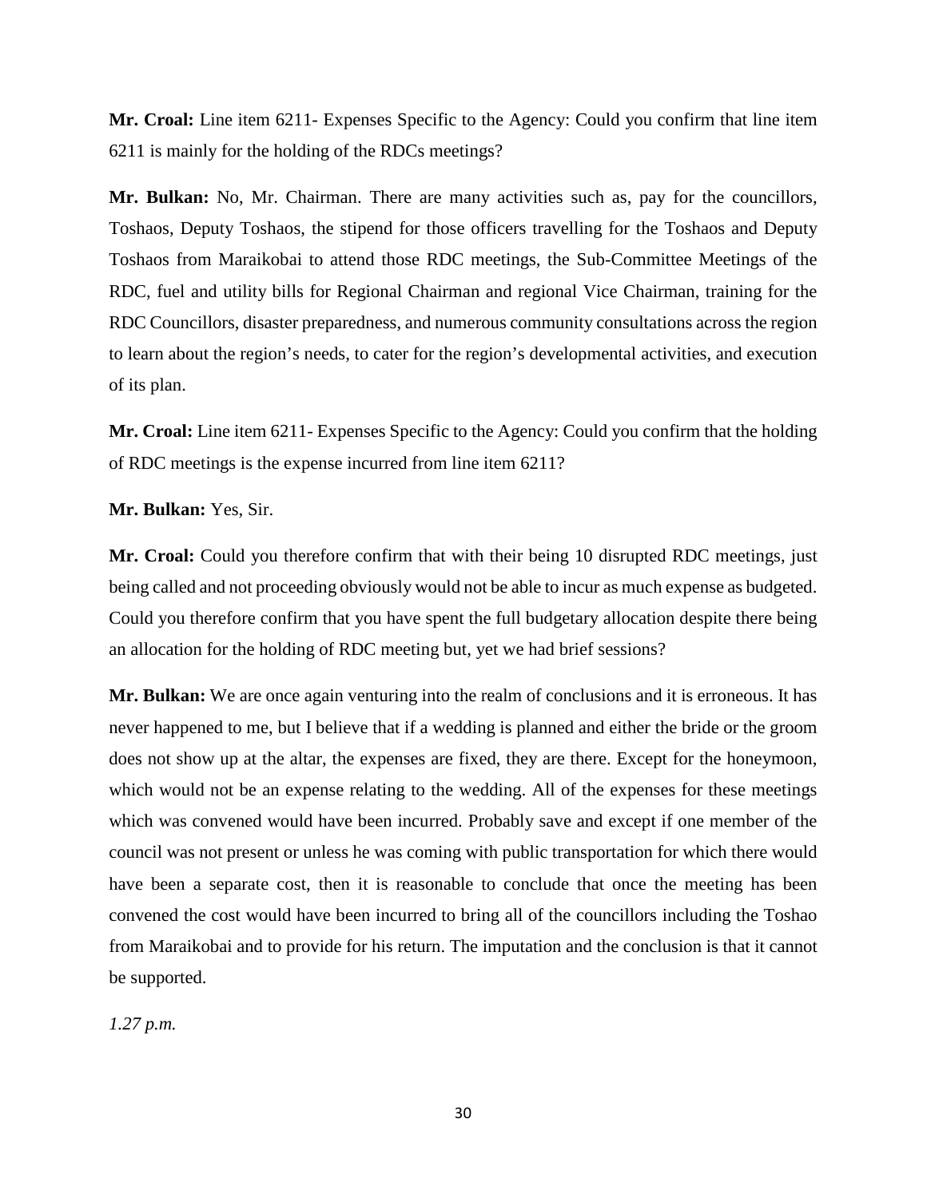**Mr. Croal:** Line item 6211- Expenses Specific to the Agency: Could you confirm that line item 6211 is mainly for the holding of the RDCs meetings?

**Mr. Bulkan:** No, Mr. Chairman. There are many activities such as, pay for the councillors, Toshaos, Deputy Toshaos, the stipend for those officers travelling for the Toshaos and Deputy Toshaos from Maraikobai to attend those RDC meetings, the Sub-Committee Meetings of the RDC, fuel and utility bills for Regional Chairman and regional Vice Chairman, training for the RDC Councillors, disaster preparedness, and numerous community consultations across the region to learn about the region's needs, to cater for the region's developmental activities, and execution of its plan.

**Mr. Croal:** Line item 6211- Expenses Specific to the Agency: Could you confirm that the holding of RDC meetings is the expense incurred from line item 6211?

**Mr. Bulkan:** Yes, Sir.

**Mr. Croal:** Could you therefore confirm that with their being 10 disrupted RDC meetings, just being called and not proceeding obviously would not be able to incur as much expense as budgeted. Could you therefore confirm that you have spent the full budgetary allocation despite there being an allocation for the holding of RDC meeting but, yet we had brief sessions?

**Mr. Bulkan:** We are once again venturing into the realm of conclusions and it is erroneous. It has never happened to me, but I believe that if a wedding is planned and either the bride or the groom does not show up at the altar, the expenses are fixed, they are there. Except for the honeymoon, which would not be an expense relating to the wedding. All of the expenses for these meetings which was convened would have been incurred. Probably save and except if one member of the council was not present or unless he was coming with public transportation for which there would have been a separate cost, then it is reasonable to conclude that once the meeting has been convened the cost would have been incurred to bring all of the councillors including the Toshao from Maraikobai and to provide for his return. The imputation and the conclusion is that it cannot be supported.

*1.27 p.m.*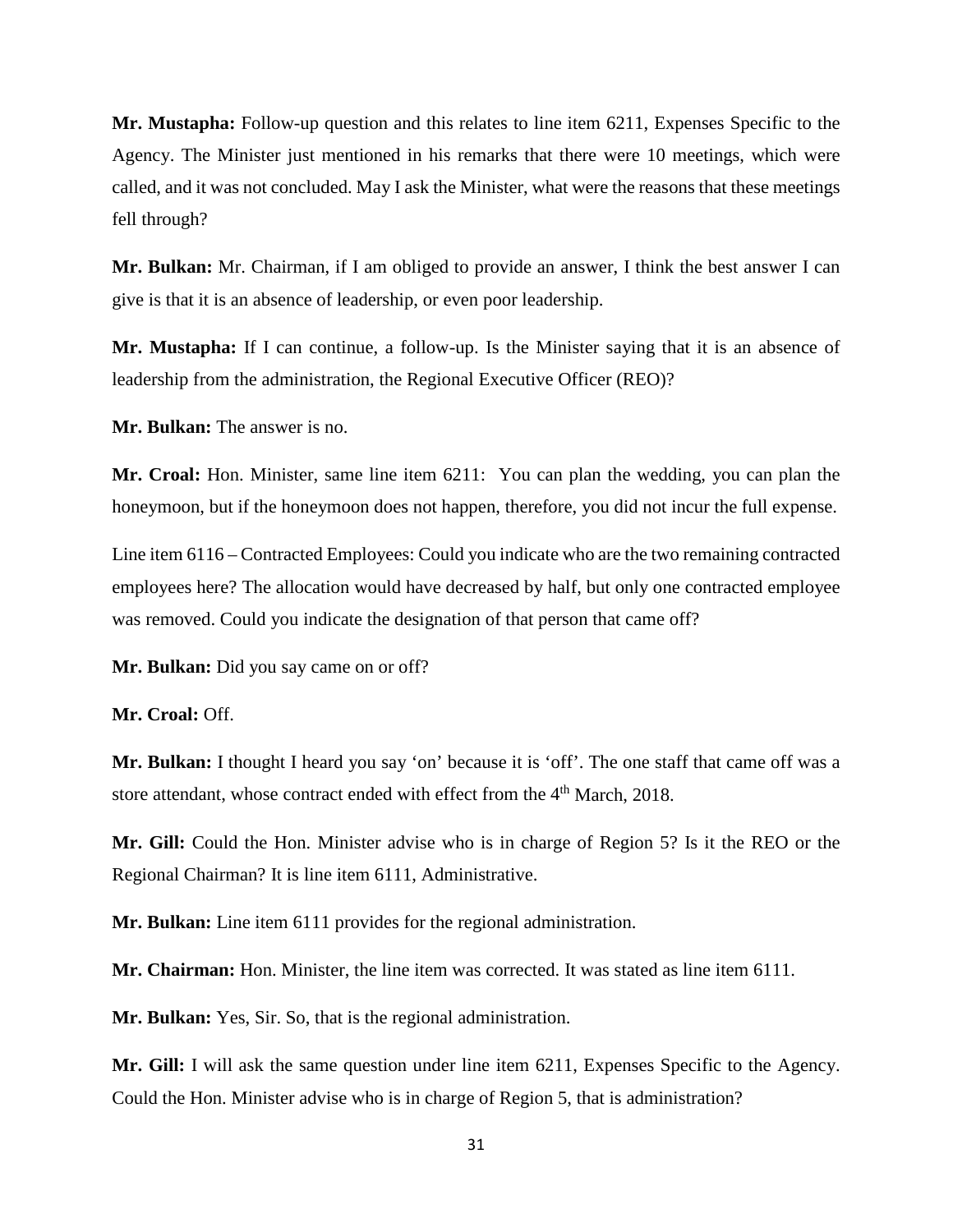**Mr. Mustapha:** Follow-up question and this relates to line item 6211, Expenses Specific to the Agency. The Minister just mentioned in his remarks that there were 10 meetings, which were called, and it was not concluded. May I ask the Minister, what were the reasons that these meetings fell through?

**Mr. Bulkan:** Mr. Chairman, if I am obliged to provide an answer, I think the best answer I can give is that it is an absence of leadership, or even poor leadership.

**Mr. Mustapha:** If I can continue, a follow-up. Is the Minister saying that it is an absence of leadership from the administration, the Regional Executive Officer (REO)?

**Mr. Bulkan:** The answer is no.

**Mr. Croal:** Hon. Minister, same line item 6211: You can plan the wedding, you can plan the honeymoon, but if the honeymoon does not happen, therefore, you did not incur the full expense.

Line item 6116 – Contracted Employees: Could you indicate who are the two remaining contracted employees here? The allocation would have decreased by half, but only one contracted employee was removed. Could you indicate the designation of that person that came off?

**Mr. Bulkan:** Did you say came on or off?

**Mr. Croal:** Off.

**Mr. Bulkan:** I thought I heard you say 'on' because it is 'off'. The one staff that came off was a store attendant, whose contract ended with effect from the 4th March, 2018.

**Mr. Gill:** Could the Hon. Minister advise who is in charge of Region 5? Is it the REO or the Regional Chairman? It is line item 6111, Administrative.

**Mr. Bulkan:** Line item 6111 provides for the regional administration.

**Mr. Chairman:** Hon. Minister, the line item was corrected. It was stated as line item 6111.

**Mr. Bulkan:** Yes, Sir. So, that is the regional administration.

**Mr. Gill:** I will ask the same question under line item 6211, Expenses Specific to the Agency. Could the Hon. Minister advise who is in charge of Region 5, that is administration?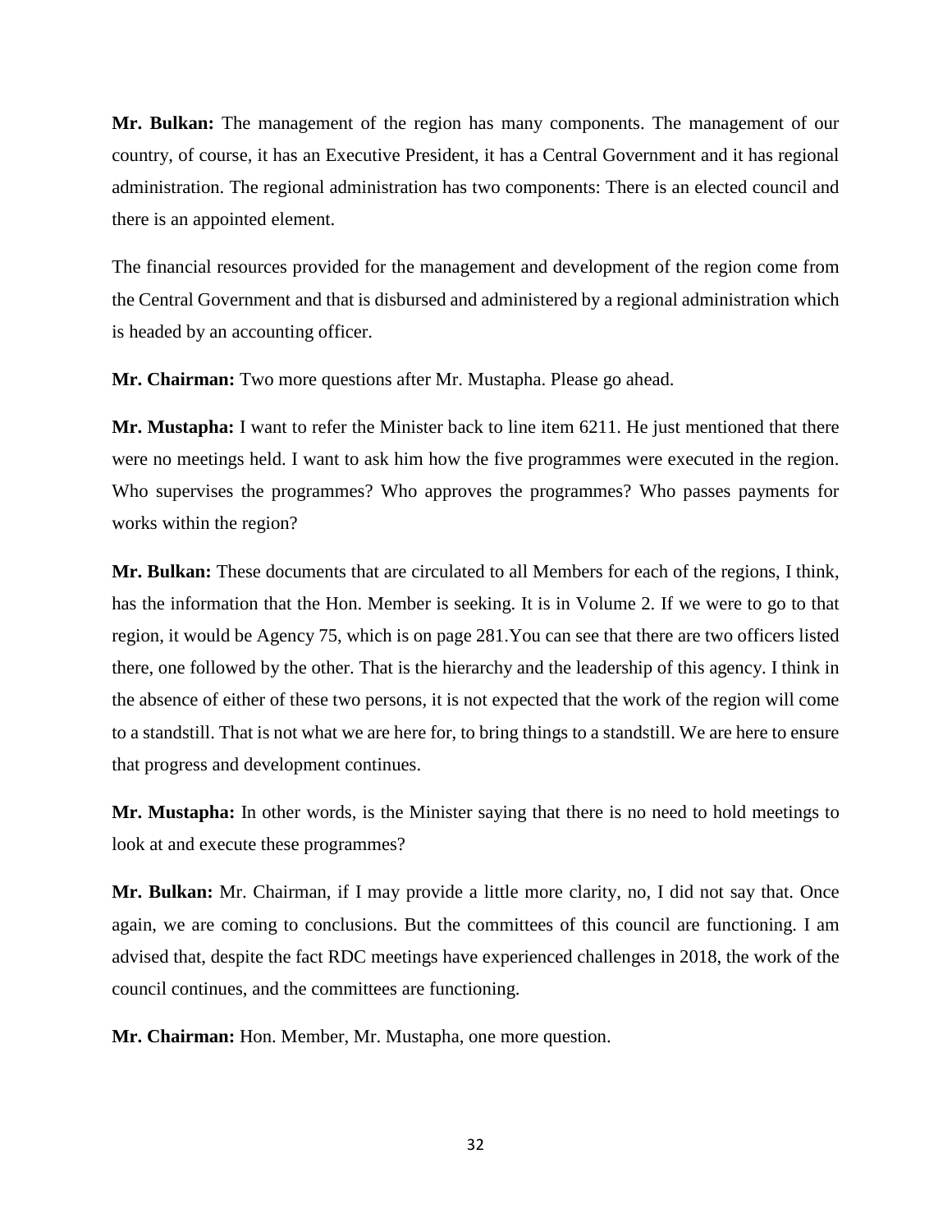**Mr. Bulkan:** The management of the region has many components. The management of our country, of course, it has an Executive President, it has a Central Government and it has regional administration. The regional administration has two components: There is an elected council and there is an appointed element.

The financial resources provided for the management and development of the region come from the Central Government and that is disbursed and administered by a regional administration which is headed by an accounting officer.

**Mr. Chairman:** Two more questions after Mr. Mustapha. Please go ahead.

**Mr. Mustapha:** I want to refer the Minister back to line item 6211. He just mentioned that there were no meetings held. I want to ask him how the five programmes were executed in the region. Who supervises the programmes? Who approves the programmes? Who passes payments for works within the region?

**Mr. Bulkan:** These documents that are circulated to all Members for each of the regions, I think, has the information that the Hon. Member is seeking. It is in Volume 2. If we were to go to that region, it would be Agency 75, which is on page 281.You can see that there are two officers listed there, one followed by the other. That is the hierarchy and the leadership of this agency. I think in the absence of either of these two persons, it is not expected that the work of the region will come to a standstill. That is not what we are here for, to bring things to a standstill. We are here to ensure that progress and development continues.

**Mr. Mustapha:** In other words, is the Minister saying that there is no need to hold meetings to look at and execute these programmes?

**Mr. Bulkan:** Mr. Chairman, if I may provide a little more clarity, no, I did not say that. Once again, we are coming to conclusions. But the committees of this council are functioning. I am advised that, despite the fact RDC meetings have experienced challenges in 2018, the work of the council continues, and the committees are functioning.

**Mr. Chairman:** Hon. Member, Mr. Mustapha, one more question.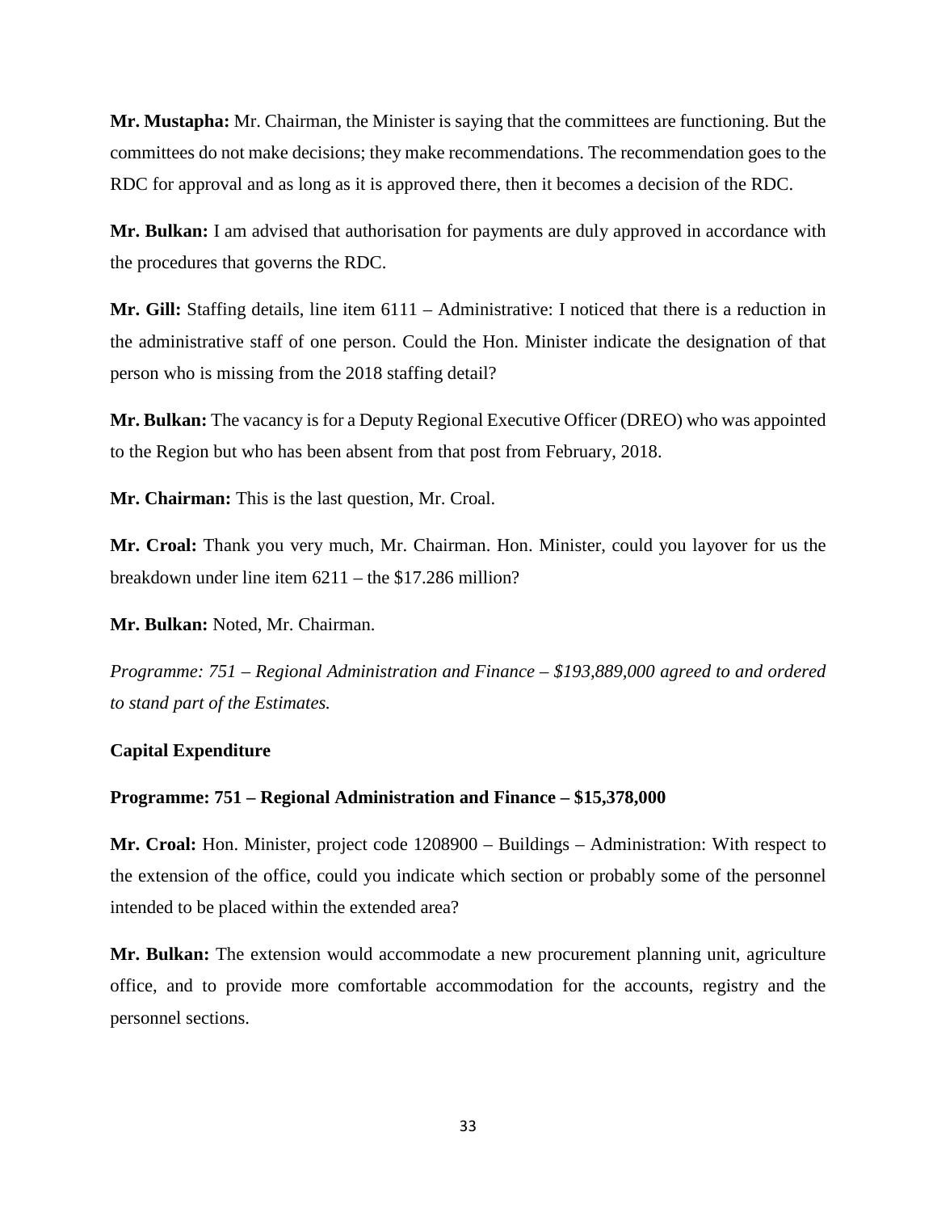**Mr. Mustapha:** Mr. Chairman, the Minister is saying that the committees are functioning. But the committees do not make decisions; they make recommendations. The recommendation goes to the RDC for approval and as long as it is approved there, then it becomes a decision of the RDC.

**Mr. Bulkan:** I am advised that authorisation for payments are duly approved in accordance with the procedures that governs the RDC.

**Mr. Gill:** Staffing details, line item 6111 – Administrative: I noticed that there is a reduction in the administrative staff of one person. Could the Hon. Minister indicate the designation of that person who is missing from the 2018 staffing detail?

**Mr. Bulkan:** The vacancy is for a Deputy Regional Executive Officer (DREO) who was appointed to the Region but who has been absent from that post from February, 2018.

**Mr. Chairman:** This is the last question, Mr. Croal.

**Mr. Croal:** Thank you very much, Mr. Chairman. Hon. Minister, could you layover for us the breakdown under line item 6211 – the $17.286 million?

**Mr. Bulkan:** Noted, Mr. Chairman.

*Programme: 751 – Regional Administration and Finance – $193,889,000 agreed to and ordered to stand part of the Estimates.*

**Capital Expenditure**

**Programme: 751 – Regional Administration and Finance – $15,378,000**

**Mr. Croal:** Hon. Minister, project code 1208900 – Buildings – Administration: With respect to the extension of the office, could you indicate which section or probably some of the personnel intended to be placed within the extended area?

**Mr. Bulkan:** The extension would accommodate a new procurement planning unit, agriculture office, and to provide more comfortable accommodation for the accounts, registry and the personnel sections.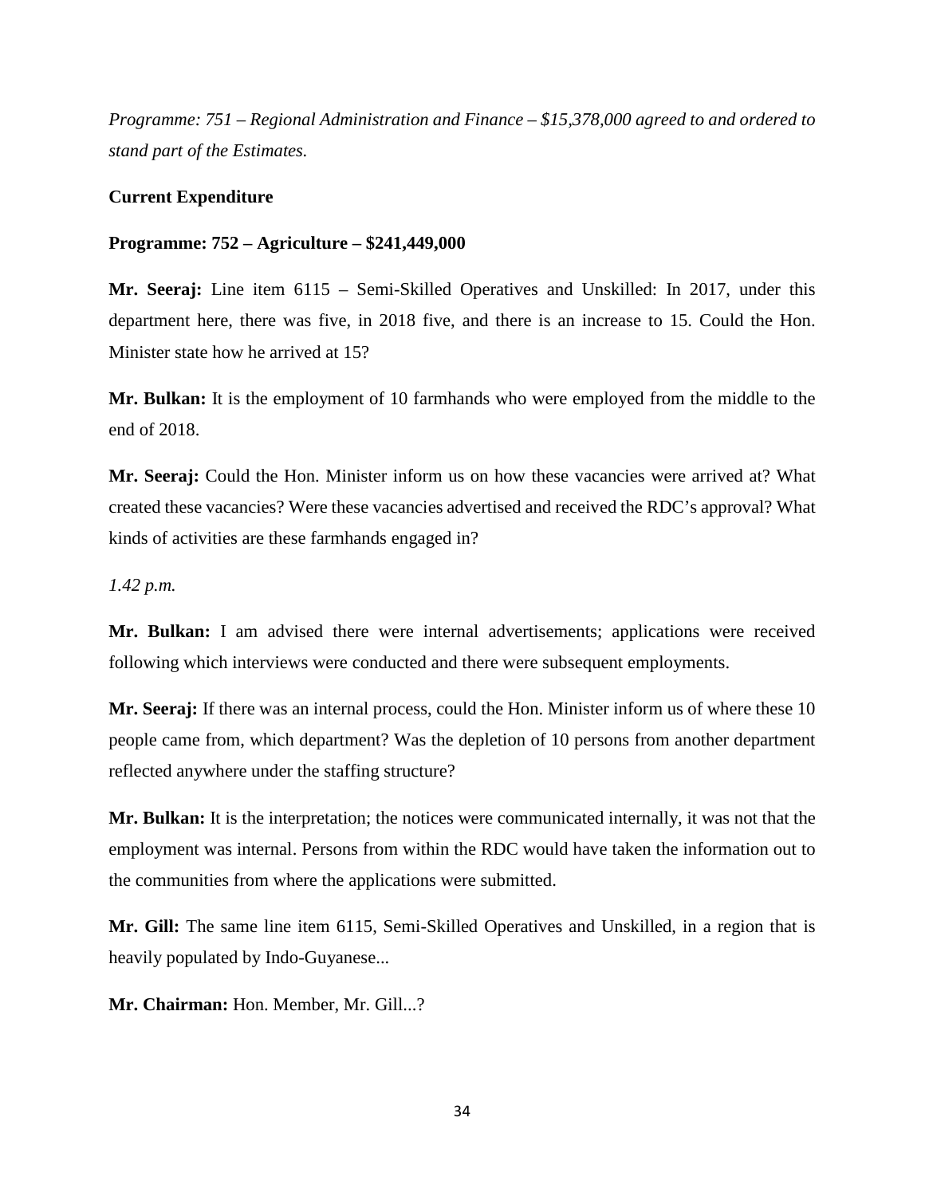*Programme: 751 – Regional Administration and Finance – $15,378,000 agreed to and ordered to stand part of the Estimates.*

**Current Expenditure**

**Programme: 752 – Agriculture – $241,449,000**

**Mr. Seeraj:** Line item 6115 – Semi-Skilled Operatives and Unskilled: In 2017, under this department here, there was five, in 2018 five, and there is an increase to 15. Could the Hon. Minister state how he arrived at 15?

**Mr. Bulkan:** It is the employment of 10 farmhands who were employed from the middle to the end of 2018.

**Mr. Seeraj:** Could the Hon. Minister inform us on how these vacancies were arrived at? What created these vacancies? Were these vacancies advertised and received the RDC's approval? What kinds of activities are these farmhands engaged in?

*1.42 p.m.*

**Mr. Bulkan:** I am advised there were internal advertisements; applications were received following which interviews were conducted and there were subsequent employments.

**Mr. Seeraj:** If there was an internal process, could the Hon. Minister inform us of where these 10 people came from, which department? Was the depletion of 10 persons from another department reflected anywhere under the staffing structure?

**Mr. Bulkan:** It is the interpretation; the notices were communicated internally, it was not that the employment was internal. Persons from within the RDC would have taken the information out to the communities from where the applications were submitted.

**Mr. Gill:** The same line item 6115, Semi-Skilled Operatives and Unskilled, in a region that is heavily populated by Indo-Guyanese...

**Mr. Chairman:** Hon. Member, Mr. Gill...?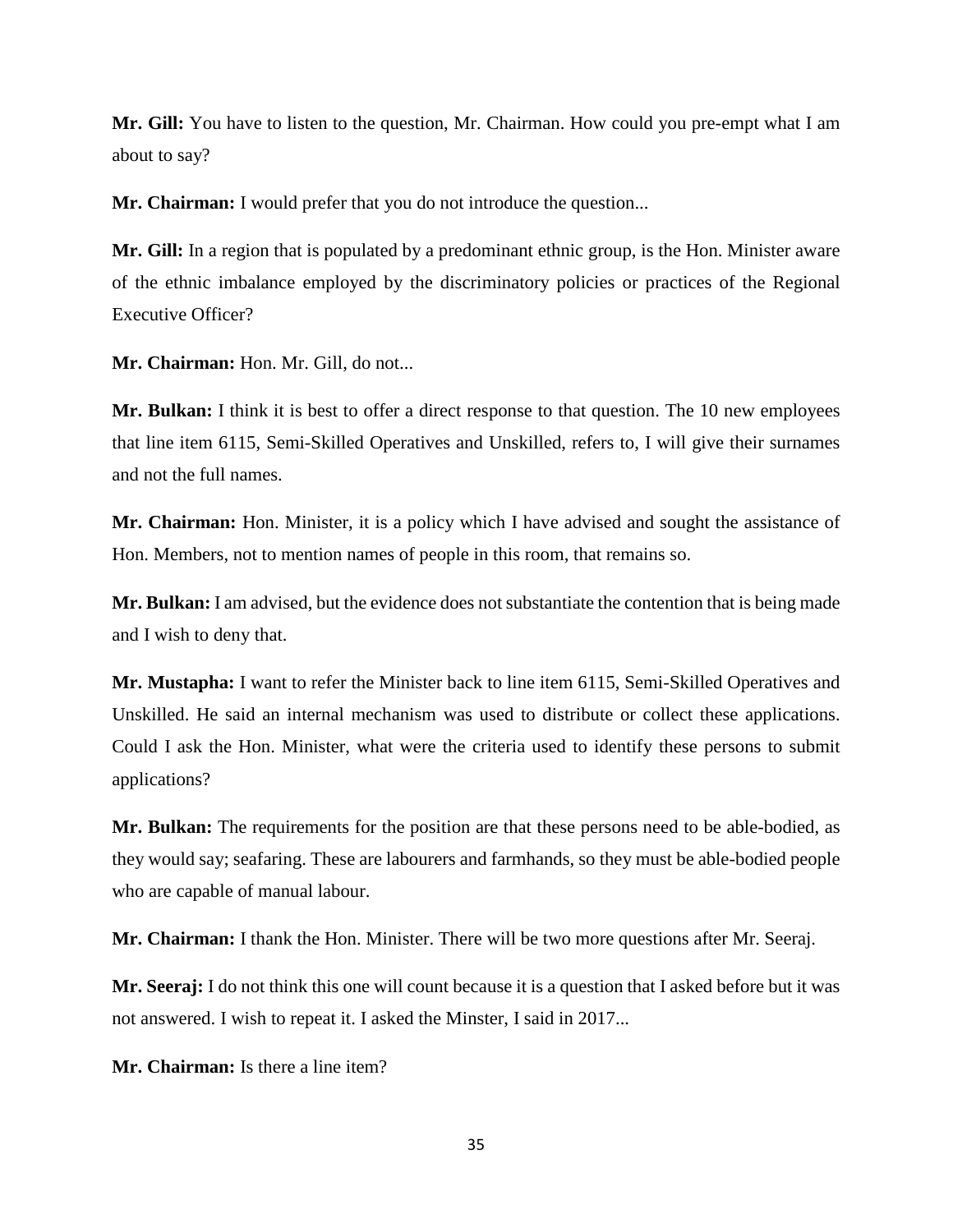**Mr. Gill:** You have to listen to the question, Mr. Chairman. How could you pre-empt what I am about to say?

**Mr. Chairman:** I would prefer that you do not introduce the question...

**Mr. Gill:** In a region that is populated by a predominant ethnic group, is the Hon. Minister aware of the ethnic imbalance employed by the discriminatory policies or practices of the Regional Executive Officer?

**Mr. Chairman:** Hon. Mr. Gill, do not...

**Mr. Bulkan:** I think it is best to offer a direct response to that question. The 10 new employees that line item 6115, Semi-Skilled Operatives and Unskilled, refers to, I will give their surnames and not the full names.

**Mr. Chairman:** Hon. Minister, it is a policy which I have advised and sought the assistance of Hon. Members, not to mention names of people in this room, that remains so.

**Mr. Bulkan:** I am advised, but the evidence does not substantiate the contention that is being made and I wish to deny that.

**Mr. Mustapha:** I want to refer the Minister back to line item 6115, Semi-Skilled Operatives and Unskilled. He said an internal mechanism was used to distribute or collect these applications. Could I ask the Hon. Minister, what were the criteria used to identify these persons to submit applications?

**Mr. Bulkan:** The requirements for the position are that these persons need to be able-bodied, as they would say; seafaring. These are labourers and farmhands, so they must be able-bodied people who are capable of manual labour.

**Mr. Chairman:** I thank the Hon. Minister. There will be two more questions after Mr. Seeraj.

**Mr. Seeraj:** I do not think this one will count because it is a question that I asked before but it was not answered. I wish to repeat it. I asked the Minster, I said in 2017...

**Mr. Chairman:** Is there a line item?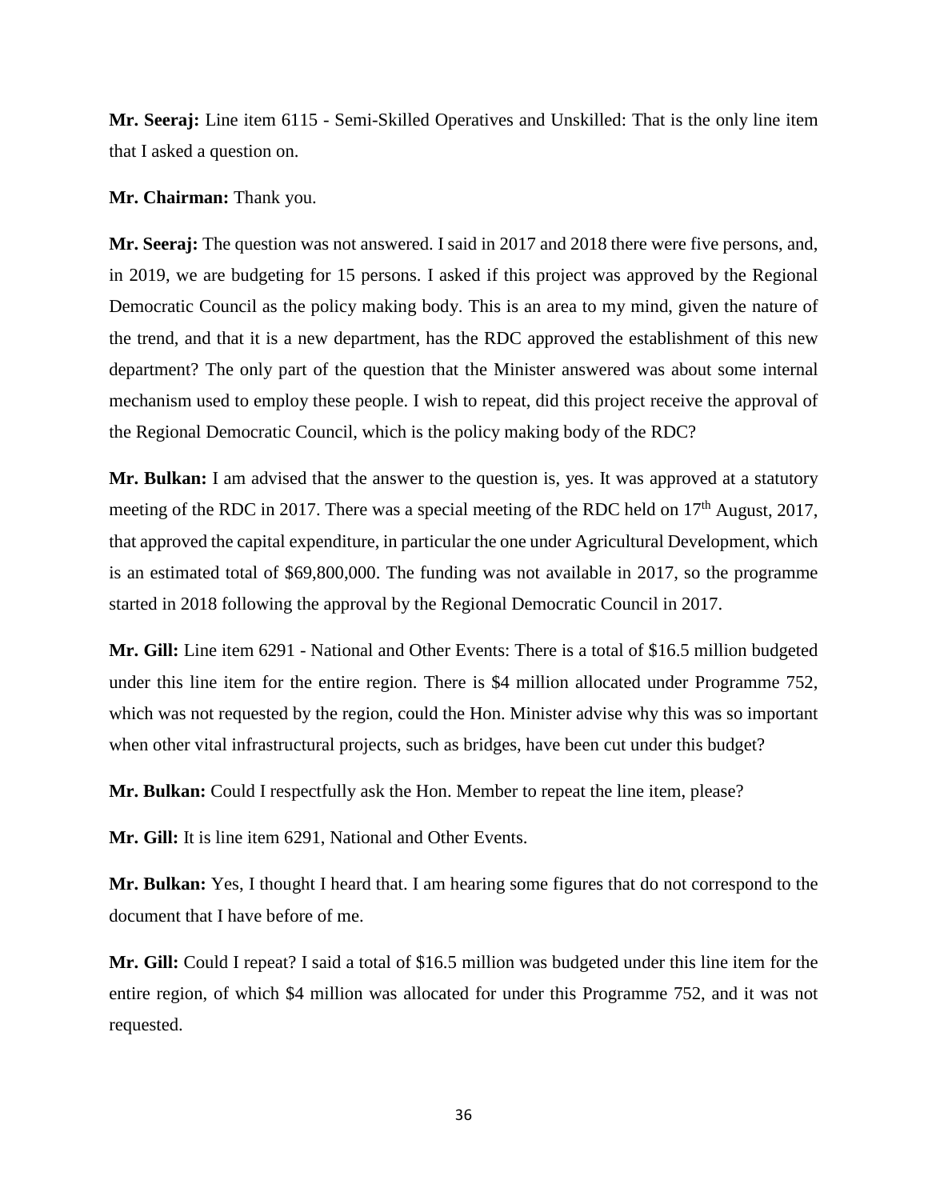**Mr. Seeraj:** Line item 6115 - Semi-Skilled Operatives and Unskilled: That is the only line item that I asked a question on.

**Mr. Chairman:** Thank you.

**Mr. Seeraj:** The question was not answered. I said in 2017 and 2018 there were five persons, and, in 2019, we are budgeting for 15 persons. I asked if this project was approved by the Regional Democratic Council as the policy making body. This is an area to my mind, given the nature of the trend, and that it is a new department, has the RDC approved the establishment of this new department? The only part of the question that the Minister answered was about some internal mechanism used to employ these people. I wish to repeat, did this project receive the approval of the Regional Democratic Council, which is the policy making body of the RDC?

**Mr. Bulkan:** I am advised that the answer to the question is, yes. It was approved at a statutory meeting of the RDC in 2017. There was a special meeting of the RDC held on 17th August, 2017, that approved the capital expenditure, in particular the one under Agricultural Development, which is an estimated total of $69,800,000. The funding was not available in 2017, so the programme started in 2018 following the approval by the Regional Democratic Council in 2017.

**Mr. Gill:** Line item 6291 - National and Other Events: There is a total of $16.5 million budgeted under this line item for the entire region. There is $4 million allocated under Programme 752, which was not requested by the region, could the Hon. Minister advise why this was so important when other vital infrastructural projects, such as bridges, have been cut under this budget?

**Mr. Bulkan:** Could I respectfully ask the Hon. Member to repeat the line item, please?

**Mr. Gill:** It is line item 6291, National and Other Events.

**Mr. Bulkan:** Yes, I thought I heard that. I am hearing some figures that do not correspond to the document that I have before of me.

**Mr. Gill:** Could I repeat? I said a total of $16.5 million was budgeted under this line item for the entire region, of which $4 million was allocated for under this Programme 752, and it was not requested.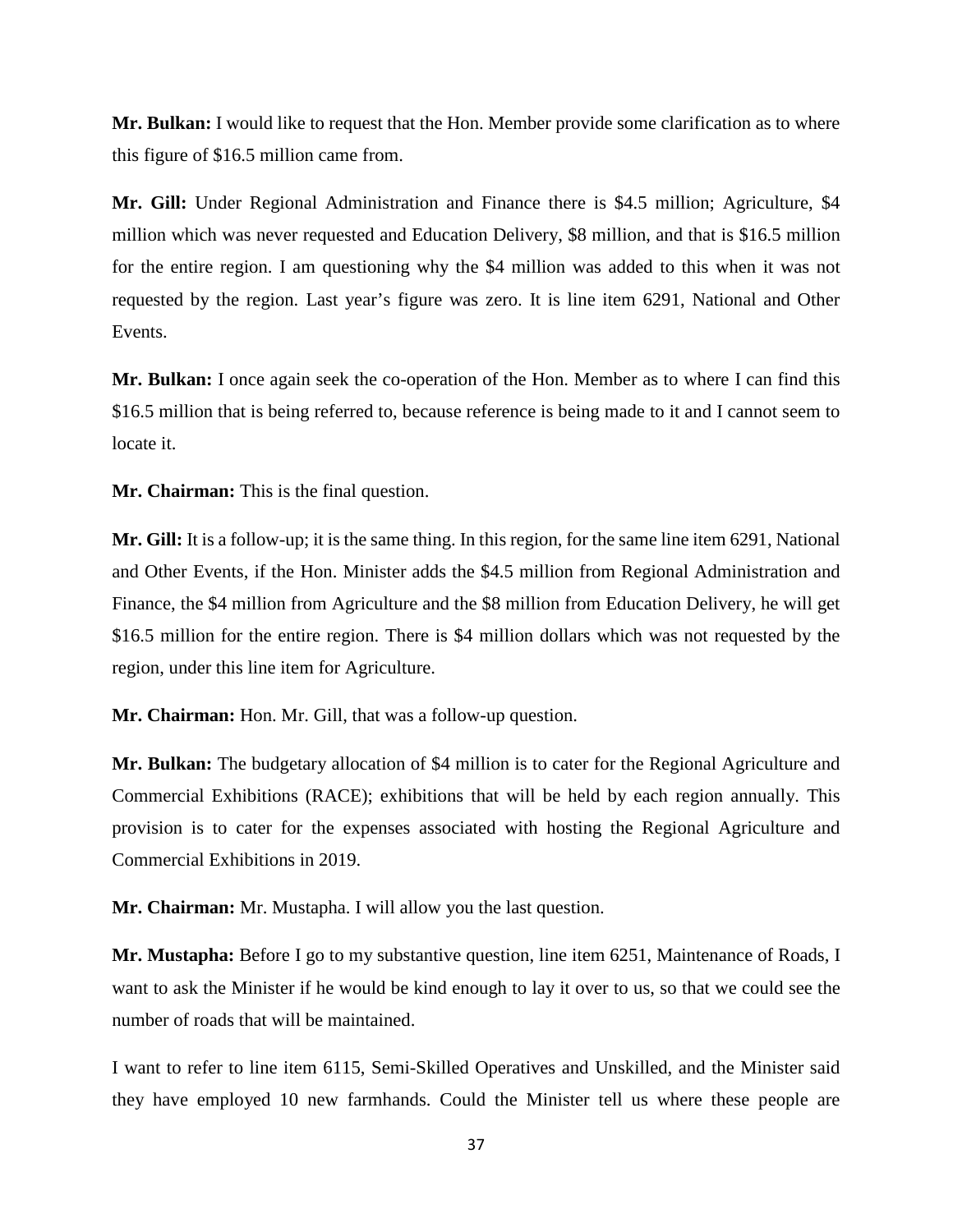**Mr. Bulkan:** I would like to request that the Hon. Member provide some clarification as to where this figure of $16.5 million came from.

**Mr. Gill:** Under Regional Administration and Finance there is $4.5 million; Agriculture, $4 million which was never requested and Education Delivery, $8 million, and that is $16.5 million for the entire region. I am questioning why the $4 million was added to this when it was not requested by the region. Last year's figure was zero. It is line item 6291, National and Other Events.

**Mr. Bulkan:** I once again seek the co-operation of the Hon. Member as to where I can find this $16.5 million that is being referred to, because reference is being made to it and I cannot seem to locate it.

**Mr. Chairman:** This is the final question.

**Mr. Gill:** It is a follow-up; it is the same thing. In this region, for the same line item 6291, National and Other Events, if the Hon. Minister adds the $4.5 million from Regional Administration and Finance, the $4 million from Agriculture and the $8 million from Education Delivery, he will get $16.5 million for the entire region. There is $4 million dollars which was not requested by the region, under this line item for Agriculture.

**Mr. Chairman:** Hon. Mr. Gill, that was a follow-up question.

**Mr. Bulkan:** The budgetary allocation of $4 million is to cater for the Regional Agriculture and Commercial Exhibitions (RACE); exhibitions that will be held by each region annually. This provision is to cater for the expenses associated with hosting the Regional Agriculture and Commercial Exhibitions in 2019.

**Mr. Chairman:** Mr. Mustapha. I will allow you the last question.

**Mr. Mustapha:** Before I go to my substantive question, line item 6251, Maintenance of Roads, I want to ask the Minister if he would be kind enough to lay it over to us, so that we could see the number of roads that will be maintained.

I want to refer to line item 6115, Semi-Skilled Operatives and Unskilled, and the Minister said they have employed 10 new farmhands. Could the Minister tell us where these people are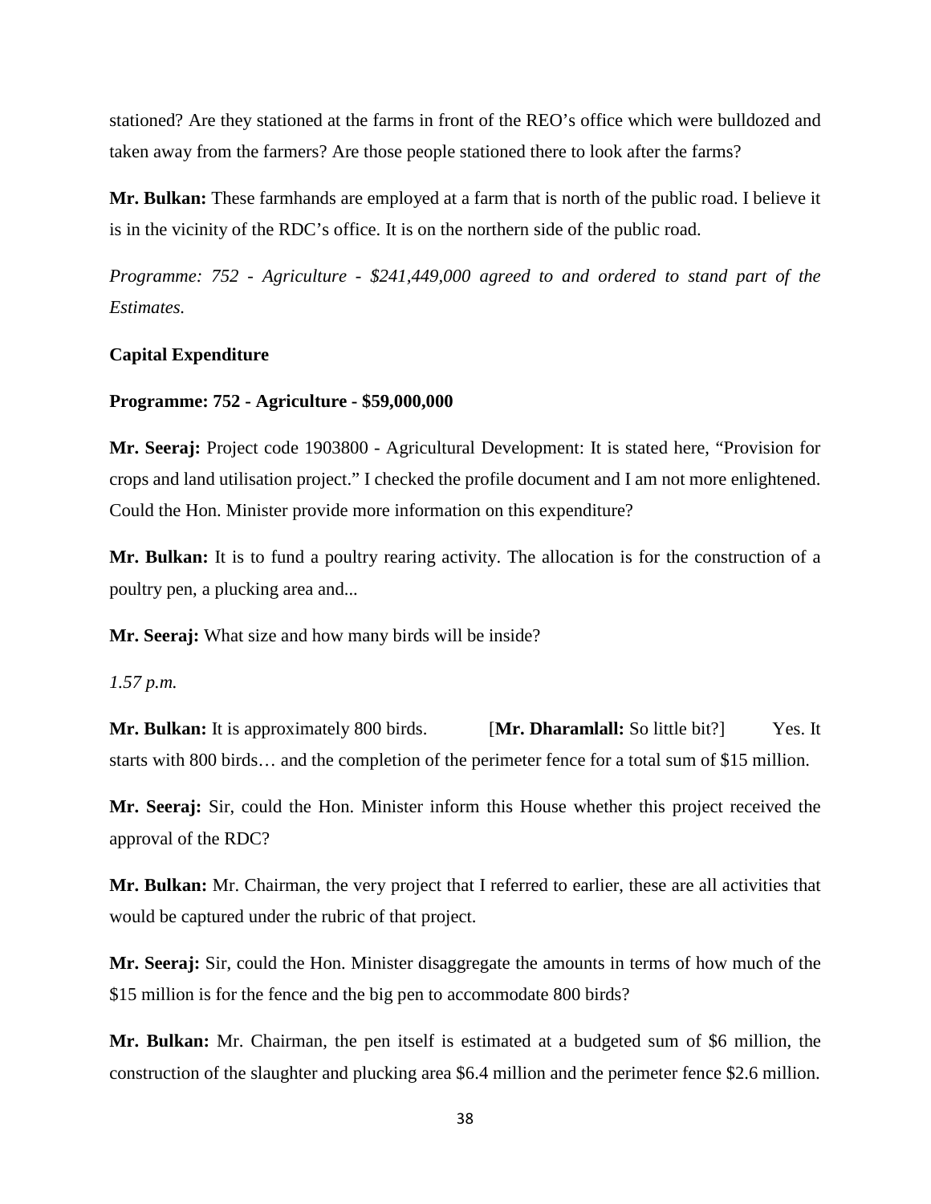stationed? Are they stationed at the farms in front of the REO's office which were bulldozed and taken away from the farmers? Are those people stationed there to look after the farms?

**Mr. Bulkan:** These farmhands are employed at a farm that is north of the public road. I believe it is in the vicinity of the RDC's office. It is on the northern side of the public road.

*Programme: 752 - Agriculture - $241,449,000 agreed to and ordered to stand part of the Estimates.*

**Capital Expenditure**

**Programme: 752 - Agriculture - $59,000,000**

**Mr. Seeraj:** Project code 1903800 - Agricultural Development: It is stated here, "Provision for crops and land utilisation project." I checked the profile document and I am not more enlightened. Could the Hon. Minister provide more information on this expenditure?

**Mr. Bulkan:** It is to fund a poultry rearing activity. The allocation is for the construction of a poultry pen, a plucking area and...

**Mr. Seeraj:** What size and how many birds will be inside?

*1.57 p.m.*

**Mr. Bulkan:** It is approximately 800 birds. [**Mr. Dharamlall:** So little bit?] Yes. It starts with 800 birds… and the completion of the perimeter fence for a total sum of $15 million.

**Mr. Seeraj:** Sir, could the Hon. Minister inform this House whether this project received the approval of the RDC?

**Mr. Bulkan:** Mr. Chairman, the very project that I referred to earlier, these are all activities that would be captured under the rubric of that project.

**Mr. Seeraj:** Sir, could the Hon. Minister disaggregate the amounts in terms of how much of the $15 million is for the fence and the big pen to accommodate 800 birds?

**Mr. Bulkan:** Mr. Chairman, the pen itself is estimated at a budgeted sum of $6 million, the construction of the slaughter and plucking area $6.4 million and the perimeter fence $2.6 million.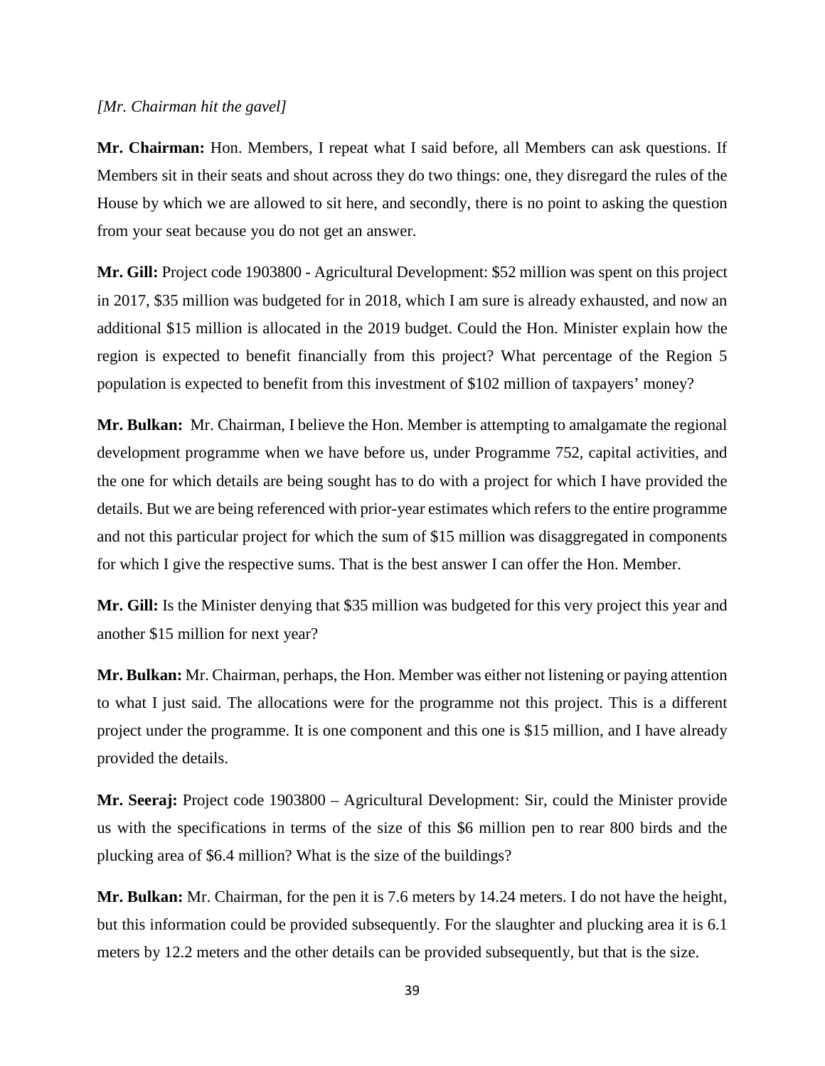*[Mr. Chairman hit the gavel]*

**Mr. Chairman:** Hon. Members, I repeat what I said before, all Members can ask questions. If Members sit in their seats and shout across they do two things: one, they disregard the rules of the House by which we are allowed to sit here, and secondly, there is no point to asking the question from your seat because you do not get an answer.

**Mr. Gill:** Project code 1903800 - Agricultural Development: $52 million was spent on this project in 2017, $35 million was budgeted for in 2018, which I am sure is already exhausted, and now an additional $15 million is allocated in the 2019 budget. Could the Hon. Minister explain how the region is expected to benefit financially from this project? What percentage of the Region 5 population is expected to benefit from this investment of $102 million of taxpayers' money?

**Mr. Bulkan:** Mr. Chairman, I believe the Hon. Member is attempting to amalgamate the regional development programme when we have before us, under Programme 752, capital activities, and the one for which details are being sought has to do with a project for which I have provided the details. But we are being referenced with prior-year estimates which refers to the entire programme and not this particular project for which the sum of $15 million was disaggregated in components for which I give the respective sums. That is the best answer I can offer the Hon. Member.

**Mr. Gill:** Is the Minister denying that $35 million was budgeted for this very project this year and another $15 million for next year?

**Mr. Bulkan:** Mr. Chairman, perhaps, the Hon. Member was either not listening or paying attention to what I just said. The allocations were for the programme not this project. This is a different project under the programme. It is one component and this one is $15 million, and I have already provided the details.

**Mr. Seeraj:** Project code 1903800 – Agricultural Development: Sir, could the Minister provide us with the specifications in terms of the size of this $6 million pen to rear 800 birds and the plucking area of $6.4 million? What is the size of the buildings?

**Mr. Bulkan:** Mr. Chairman, for the pen it is 7.6 meters by 14.24 meters. I do not have the height, but this information could be provided subsequently. For the slaughter and plucking area it is 6.1 meters by 12.2 meters and the other details can be provided subsequently, but that is the size.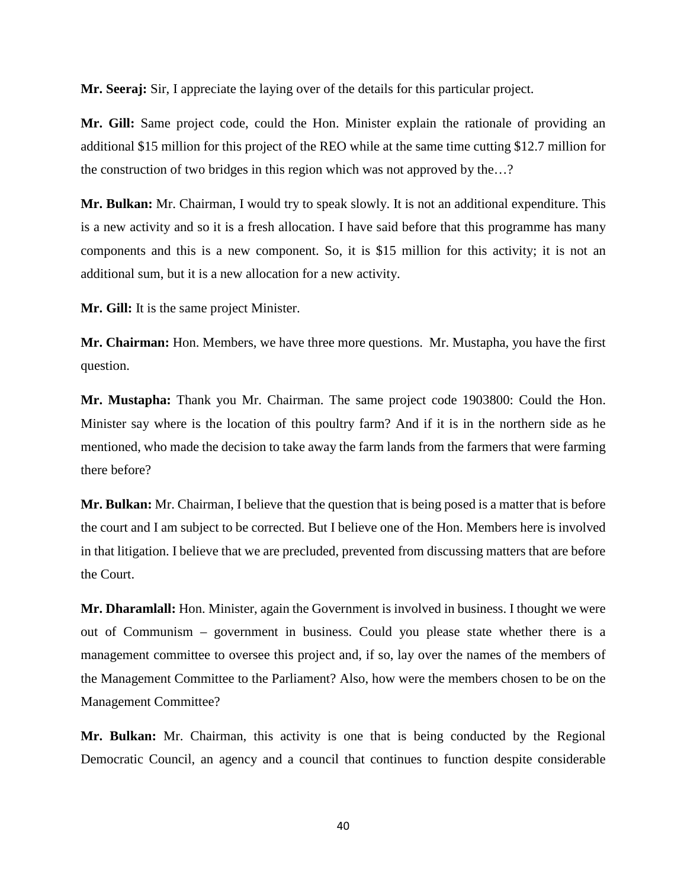**Mr. Seeraj:** Sir, I appreciate the laying over of the details for this particular project.

**Mr. Gill:** Same project code, could the Hon. Minister explain the rationale of providing an additional $15 million for this project of the REO while at the same time cutting $12.7 million for the construction of two bridges in this region which was not approved by the…?

**Mr. Bulkan:** Mr. Chairman, I would try to speak slowly. It is not an additional expenditure. This is a new activity and so it is a fresh allocation. I have said before that this programme has many components and this is a new component. So, it is $15 million for this activity; it is not an additional sum, but it is a new allocation for a new activity.

**Mr. Gill:** It is the same project Minister.

**Mr. Chairman:** Hon. Members, we have three more questions. Mr. Mustapha, you have the first question.

**Mr. Mustapha:** Thank you Mr. Chairman. The same project code 1903800: Could the Hon. Minister say where is the location of this poultry farm? And if it is in the northern side as he mentioned, who made the decision to take away the farm lands from the farmers that were farming there before?

**Mr. Bulkan:** Mr. Chairman, I believe that the question that is being posed is a matter that is before the court and I am subject to be corrected. But I believe one of the Hon. Members here is involved in that litigation. I believe that we are precluded, prevented from discussing matters that are before the Court.

**Mr. Dharamlall:** Hon. Minister, again the Government is involved in business. I thought we were out of Communism – government in business. Could you please state whether there is a management committee to oversee this project and, if so, lay over the names of the members of the Management Committee to the Parliament? Also, how were the members chosen to be on the Management Committee?

**Mr. Bulkan:** Mr. Chairman, this activity is one that is being conducted by the Regional Democratic Council, an agency and a council that continues to function despite considerable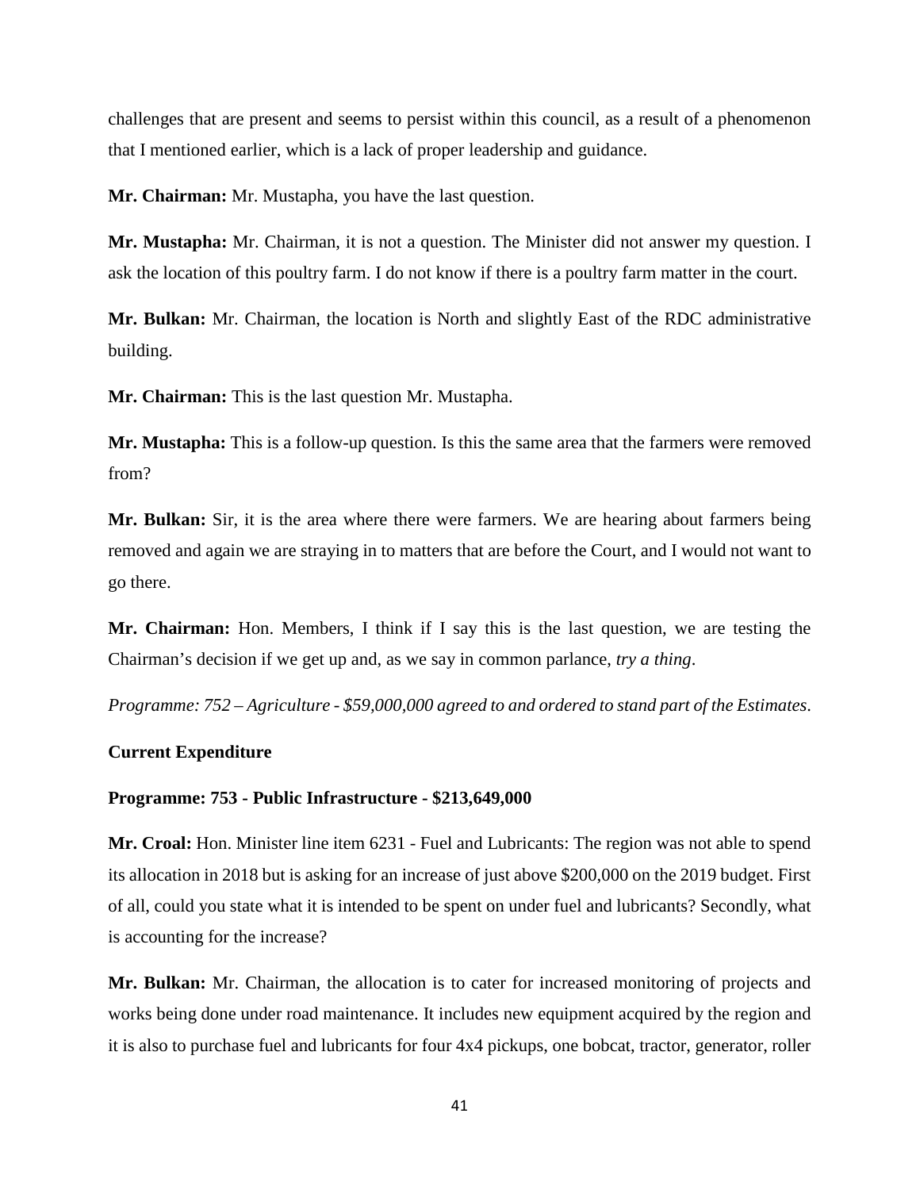challenges that are present and seems to persist within this council, as a result of a phenomenon that I mentioned earlier, which is a lack of proper leadership and guidance.

**Mr. Chairman:** Mr. Mustapha, you have the last question.

**Mr. Mustapha:** Mr. Chairman, it is not a question. The Minister did not answer my question. I ask the location of this poultry farm. I do not know if there is a poultry farm matter in the court.

**Mr. Bulkan:** Mr. Chairman, the location is North and slightly East of the RDC administrative building.

**Mr. Chairman:** This is the last question Mr. Mustapha.

**Mr. Mustapha:** This is a follow-up question. Is this the same area that the farmers were removed from?

**Mr. Bulkan:** Sir, it is the area where there were farmers. We are hearing about farmers being removed and again we are straying in to matters that are before the Court, and I would not want to go there.

**Mr. Chairman:** Hon. Members, I think if I say this is the last question, we are testing the Chairman's decision if we get up and, as we say in common parlance, *try a thing*.

*Programme: 752 – Agriculture - $59,000,000 agreed to and ordered to stand part of the Estimates.*

**Current Expenditure**

**Programme: 753 - Public Infrastructure - $213,649,000**

**Mr. Croal:** Hon. Minister line item 6231 - Fuel and Lubricants: The region was not able to spend its allocation in 2018 but is asking for an increase of just above $200,000 on the 2019 budget. First of all, could you state what it is intended to be spent on under fuel and lubricants? Secondly, what is accounting for the increase?

**Mr. Bulkan:** Mr. Chairman, the allocation is to cater for increased monitoring of projects and works being done under road maintenance. It includes new equipment acquired by the region and it is also to purchase fuel and lubricants for four 4x4 pickups, one bobcat, tractor, generator, roller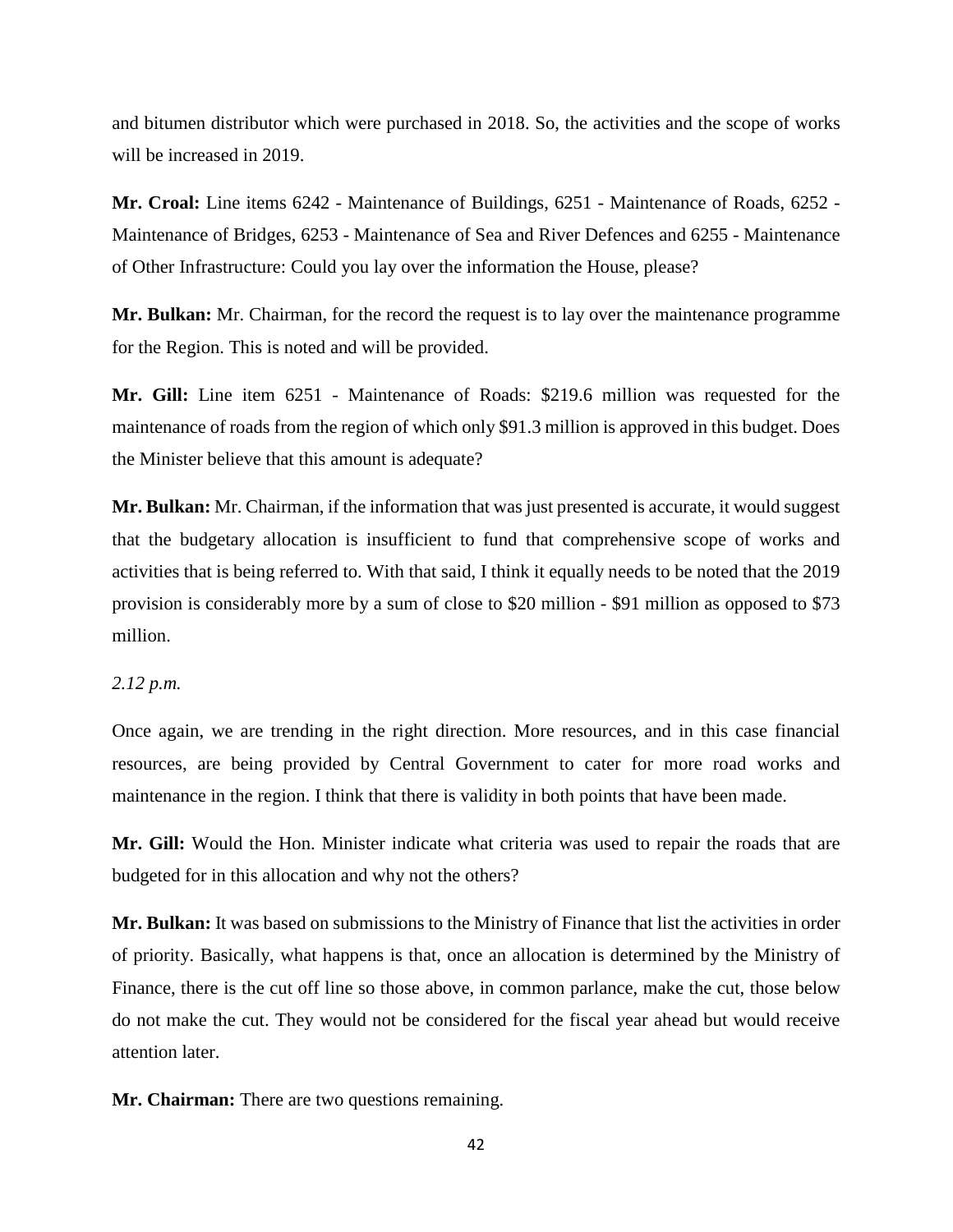and bitumen distributor which were purchased in 2018. So, the activities and the scope of works will be increased in 2019.

**Mr. Croal:** Line items 6242 - Maintenance of Buildings, 6251 - Maintenance of Roads, 6252 - Maintenance of Bridges, 6253 - Maintenance of Sea and River Defences and 6255 - Maintenance of Other Infrastructure: Could you lay over the information the House, please?

**Mr. Bulkan:** Mr. Chairman, for the record the request is to lay over the maintenance programme for the Region. This is noted and will be provided.

**Mr. Gill:** Line item 6251 - Maintenance of Roads: $219.6 million was requested for the maintenance of roads from the region of which only $91.3 million is approved in this budget. Does the Minister believe that this amount is adequate?

**Mr. Bulkan:** Mr. Chairman, if the information that was just presented is accurate, it would suggest that the budgetary allocation is insufficient to fund that comprehensive scope of works and activities that is being referred to. With that said, I think it equally needs to be noted that the 2019 provision is considerably more by a sum of close to $20 million - $91 million as opposed to $73 million.

*2.12 p.m.*

Once again, we are trending in the right direction. More resources, and in this case financial resources, are being provided by Central Government to cater for more road works and maintenance in the region. I think that there is validity in both points that have been made.

**Mr. Gill:** Would the Hon. Minister indicate what criteria was used to repair the roads that are budgeted for in this allocation and why not the others?

**Mr. Bulkan:** It was based on submissions to the Ministry of Finance that list the activities in order of priority. Basically, what happens is that, once an allocation is determined by the Ministry of Finance, there is the cut off line so those above, in common parlance, make the cut, those below do not make the cut. They would not be considered for the fiscal year ahead but would receive attention later.

**Mr. Chairman:** There are two questions remaining.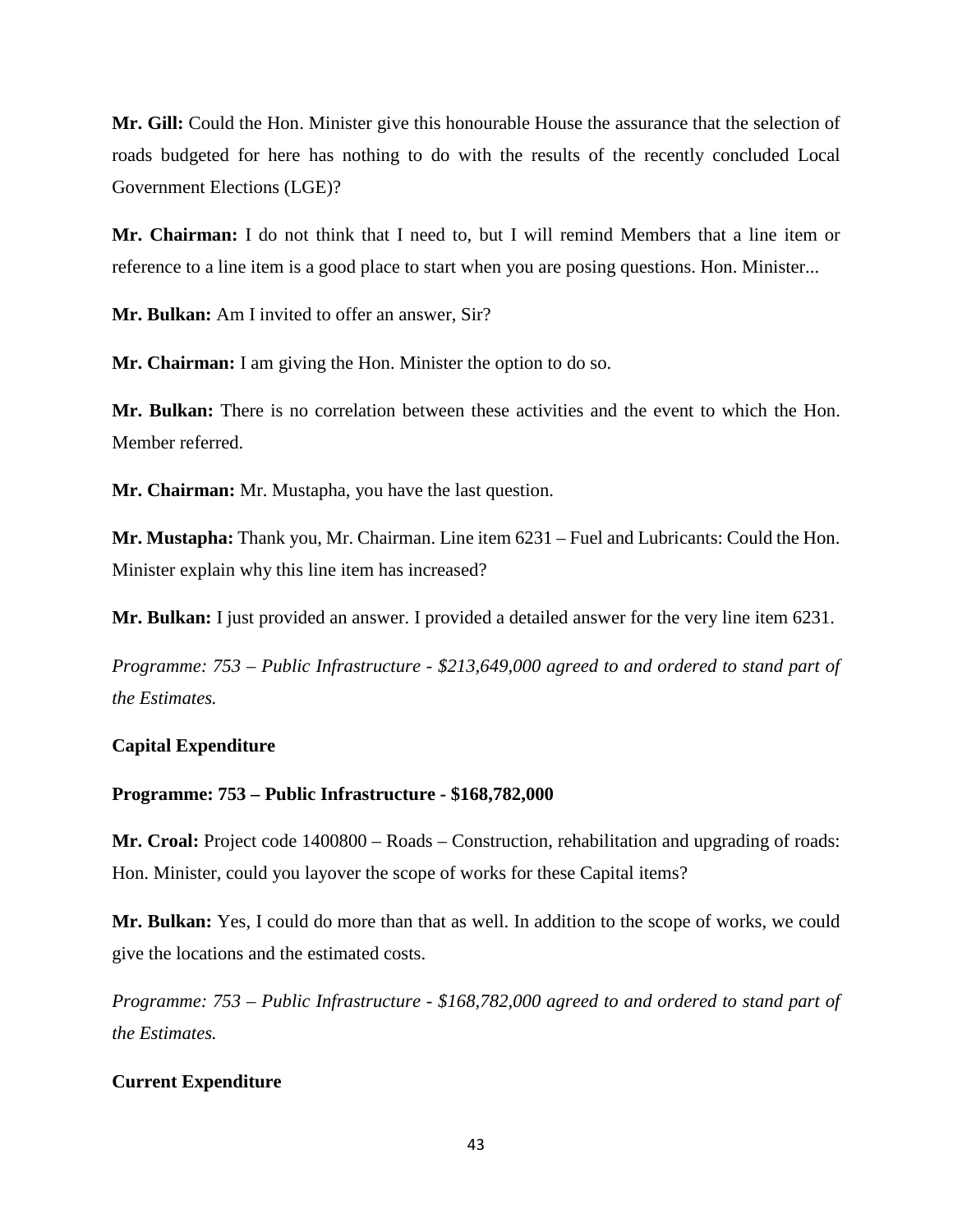**Mr. Gill:** Could the Hon. Minister give this honourable House the assurance that the selection of roads budgeted for here has nothing to do with the results of the recently concluded Local Government Elections (LGE)?

**Mr. Chairman:** I do not think that I need to, but I will remind Members that a line item or reference to a line item is a good place to start when you are posing questions. Hon. Minister...

**Mr. Bulkan:** Am I invited to offer an answer, Sir?

**Mr. Chairman:** I am giving the Hon. Minister the option to do so.

**Mr. Bulkan:** There is no correlation between these activities and the event to which the Hon. Member referred.

**Mr. Chairman:** Mr. Mustapha, you have the last question.

**Mr. Mustapha:** Thank you, Mr. Chairman. Line item 6231 – Fuel and Lubricants: Could the Hon. Minister explain why this line item has increased?

**Mr. Bulkan:** I just provided an answer. I provided a detailed answer for the very line item 6231.

*Programme: 753 – Public Infrastructure - $213,649,000 agreed to and ordered to stand part of the Estimates.*

**Capital Expenditure**

**Programme: 753 – Public Infrastructure - $168,782,000**

**Mr. Croal:** Project code 1400800 – Roads – Construction, rehabilitation and upgrading of roads: Hon. Minister, could you layover the scope of works for these Capital items?

**Mr. Bulkan:** Yes, I could do more than that as well. In addition to the scope of works, we could give the locations and the estimated costs.

*Programme: 753 – Public Infrastructure - $168,782,000 agreed to and ordered to stand part of the Estimates.*

**Current Expenditure**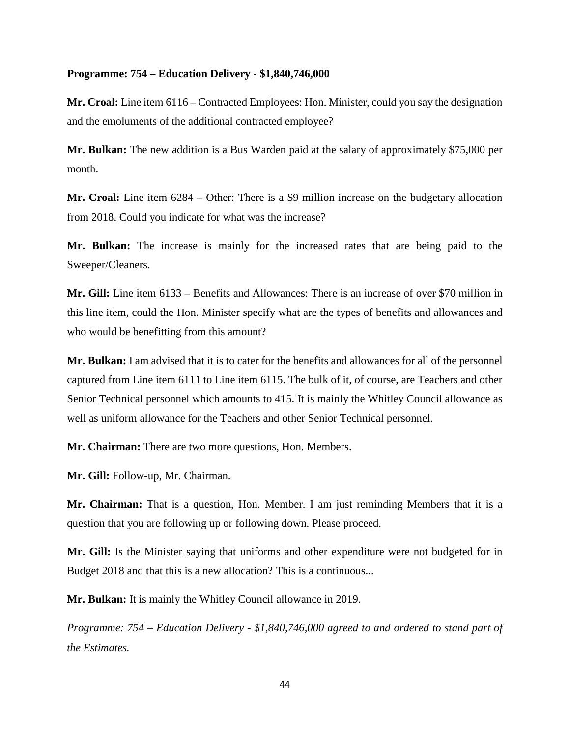**Programme: 754 – Education Delivery - $1,840,746,000**

**Mr. Croal:** Line item 6116 – Contracted Employees: Hon. Minister, could you say the designation and the emoluments of the additional contracted employee?

**Mr. Bulkan:** The new addition is a Bus Warden paid at the salary of approximately $75,000 per month.

**Mr. Croal:** Line item 6284 – Other: There is a $9 million increase on the budgetary allocation from 2018. Could you indicate for what was the increase?

**Mr. Bulkan:** The increase is mainly for the increased rates that are being paid to the Sweeper/Cleaners.

**Mr. Gill:** Line item 6133 – Benefits and Allowances: There is an increase of over $70 million in this line item, could the Hon. Minister specify what are the types of benefits and allowances and who would be benefitting from this amount?

**Mr. Bulkan:** I am advised that it is to cater for the benefits and allowances for all of the personnel captured from Line item 6111 to Line item 6115. The bulk of it, of course, are Teachers and other Senior Technical personnel which amounts to 415. It is mainly the Whitley Council allowance as well as uniform allowance for the Teachers and other Senior Technical personnel.

**Mr. Chairman:** There are two more questions, Hon. Members.

**Mr. Gill:** Follow-up, Mr. Chairman.

**Mr. Chairman:** That is a question, Hon. Member. I am just reminding Members that it is a question that you are following up or following down. Please proceed.

**Mr. Gill:** Is the Minister saying that uniforms and other expenditure were not budgeted for in Budget 2018 and that this is a new allocation? This is a continuous...

**Mr. Bulkan:** It is mainly the Whitley Council allowance in 2019.

*Programme: 754 – Education Delivery - $1,840,746,000 agreed to and ordered to stand part of the Estimates.*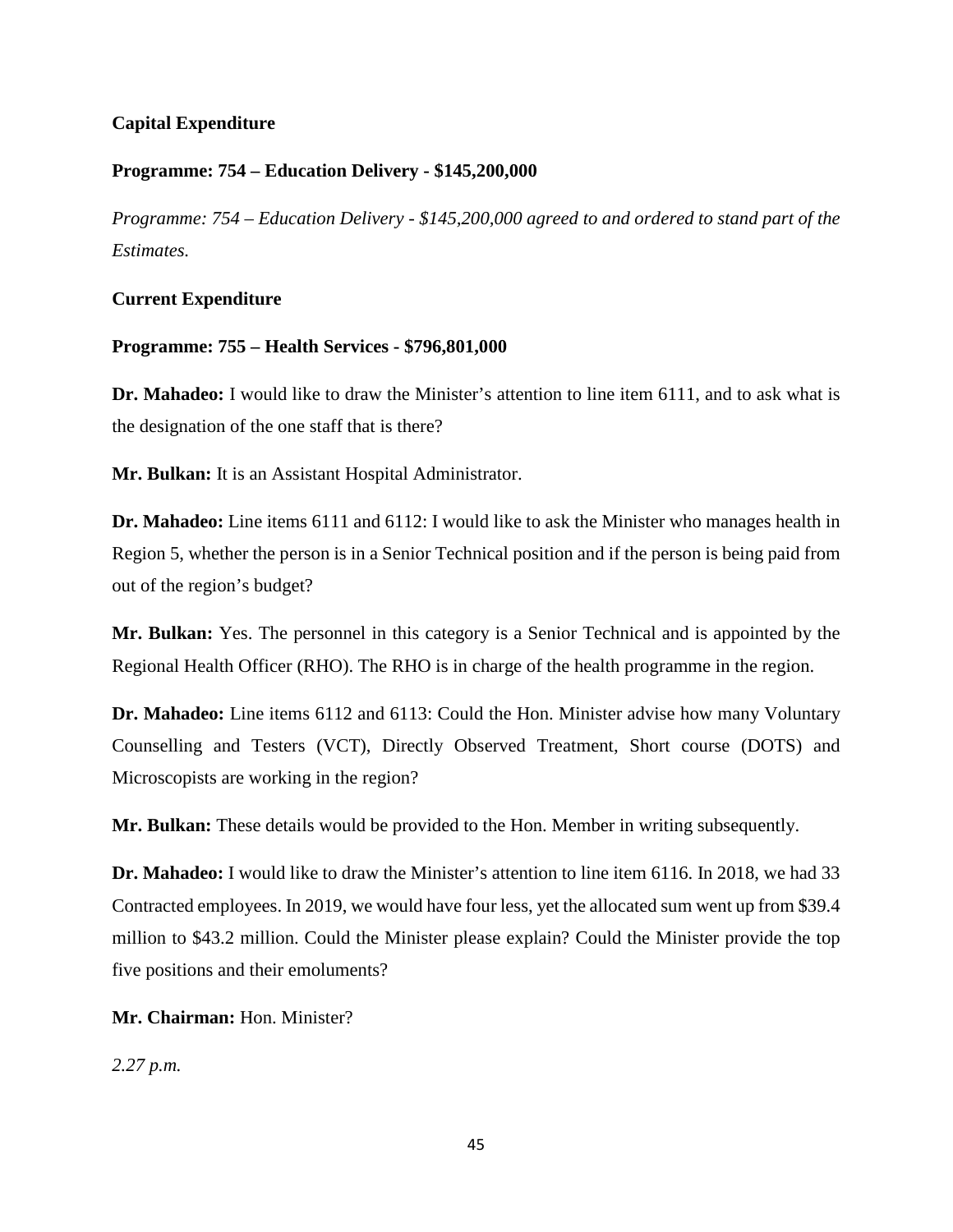**Capital Expenditure**

**Programme: 754 – Education Delivery - $145,200,000**

*Programme: 754 – Education Delivery - $145,200,000 agreed to and ordered to stand part of the Estimates.*

**Current Expenditure**

**Programme: 755 – Health Services - $796,801,000**

**Dr. Mahadeo:** I would like to draw the Minister's attention to line item 6111, and to ask what is the designation of the one staff that is there?

**Mr. Bulkan:** It is an Assistant Hospital Administrator.

**Dr. Mahadeo:** Line items 6111 and 6112: I would like to ask the Minister who manages health in Region 5, whether the person is in a Senior Technical position and if the person is being paid from out of the region's budget?

**Mr. Bulkan:** Yes. The personnel in this category is a Senior Technical and is appointed by the Regional Health Officer (RHO). The RHO is in charge of the health programme in the region.

**Dr. Mahadeo:** Line items 6112 and 6113: Could the Hon. Minister advise how many Voluntary Counselling and Testers (VCT), Directly Observed Treatment, Short course (DOTS) and Microscopists are working in the region?

**Mr. Bulkan:** These details would be provided to the Hon. Member in writing subsequently.

**Dr. Mahadeo:** I would like to draw the Minister's attention to line item 6116. In 2018, we had 33 Contracted employees. In 2019, we would have four less, yet the allocated sum went up from $39.4 million to $43.2 million. Could the Minister please explain? Could the Minister provide the top five positions and their emoluments?

**Mr. Chairman:** Hon. Minister?

*2.27 p.m.*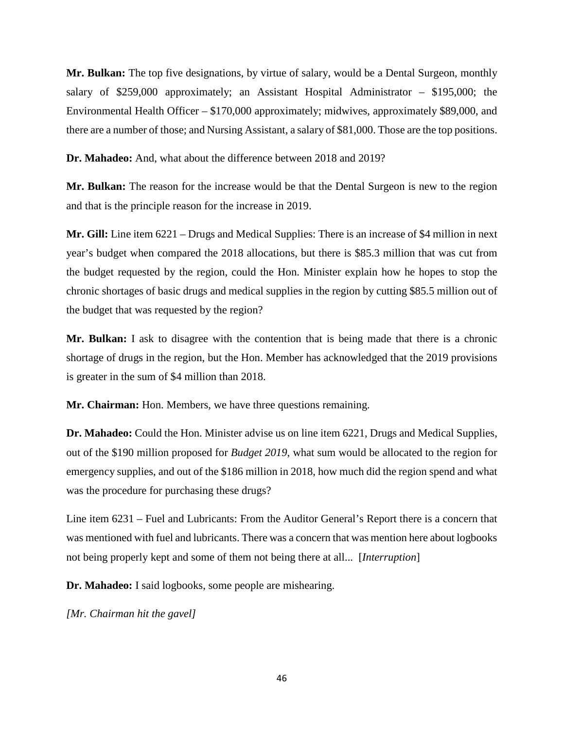**Mr. Bulkan:** The top five designations, by virtue of salary, would be a Dental Surgeon, monthly salary of $259,000 approximately; an Assistant Hospital Administrator – $195,000; the Environmental Health Officer – $170,000 approximately; midwives, approximately $89,000, and there are a number of those; and Nursing Assistant, a salary of $81,000. Those are the top positions.

**Dr. Mahadeo:** And, what about the difference between 2018 and 2019?

**Mr. Bulkan:** The reason for the increase would be that the Dental Surgeon is new to the region and that is the principle reason for the increase in 2019.

**Mr. Gill:** Line item 6221 – Drugs and Medical Supplies: There is an increase of $4 million in next year's budget when compared the 2018 allocations, but there is $85.3 million that was cut from the budget requested by the region, could the Hon. Minister explain how he hopes to stop the chronic shortages of basic drugs and medical supplies in the region by cutting $85.5 million out of the budget that was requested by the region?

**Mr. Bulkan:** I ask to disagree with the contention that is being made that there is a chronic shortage of drugs in the region, but the Hon. Member has acknowledged that the 2019 provisions is greater in the sum of $4 million than 2018.

**Mr. Chairman:** Hon. Members, we have three questions remaining.

**Dr. Mahadeo:** Could the Hon. Minister advise us on line item 6221, Drugs and Medical Supplies, out of the $190 million proposed for *Budget 2019*, what sum would be allocated to the region for emergency supplies, and out of the $186 million in 2018, how much did the region spend and what was the procedure for purchasing these drugs?

Line item 6231 – Fuel and Lubricants: From the Auditor General's Report there is a concern that was mentioned with fuel and lubricants. There was a concern that was mention here about logbooks not being properly kept and some of them not being there at all... [*Interruption*]

**Dr. Mahadeo:** I said logbooks, some people are mishearing.

*[Mr. Chairman hit the gavel]*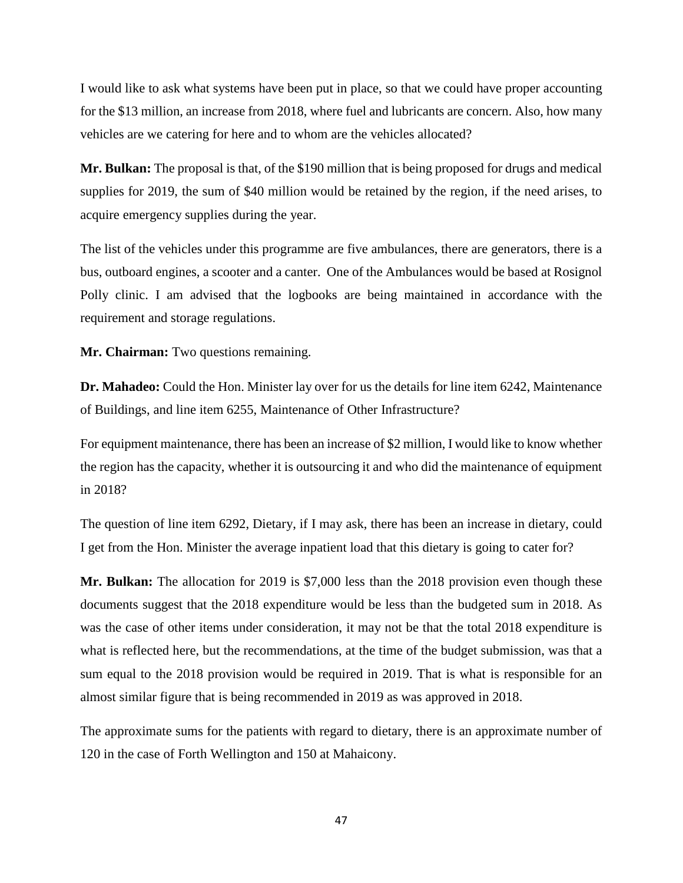I would like to ask what systems have been put in place, so that we could have proper accounting for the $13 million, an increase from 2018, where fuel and lubricants are concern. Also, how many vehicles are we catering for here and to whom are the vehicles allocated?

**Mr. Bulkan:** The proposal is that, of the $190 million that is being proposed for drugs and medical supplies for 2019, the sum of $40 million would be retained by the region, if the need arises, to acquire emergency supplies during the year.

The list of the vehicles under this programme are five ambulances, there are generators, there is a bus, outboard engines, a scooter and a canter. One of the Ambulances would be based at Rosignol Polly clinic. I am advised that the logbooks are being maintained in accordance with the requirement and storage regulations.

**Mr. Chairman:** Two questions remaining.

**Dr. Mahadeo:** Could the Hon. Minister lay over for us the details for line item 6242, Maintenance of Buildings, and line item 6255, Maintenance of Other Infrastructure?

For equipment maintenance, there has been an increase of $2 million, I would like to know whether the region has the capacity, whether it is outsourcing it and who did the maintenance of equipment in 2018?

The question of line item 6292, Dietary, if I may ask, there has been an increase in dietary, could I get from the Hon. Minister the average inpatient load that this dietary is going to cater for?

**Mr. Bulkan:** The allocation for 2019 is $7,000 less than the 2018 provision even though these documents suggest that the 2018 expenditure would be less than the budgeted sum in 2018. As was the case of other items under consideration, it may not be that the total 2018 expenditure is what is reflected here, but the recommendations, at the time of the budget submission, was that a sum equal to the 2018 provision would be required in 2019. That is what is responsible for an almost similar figure that is being recommended in 2019 as was approved in 2018.

The approximate sums for the patients with regard to dietary, there is an approximate number of 120 in the case of Forth Wellington and 150 at Mahaicony.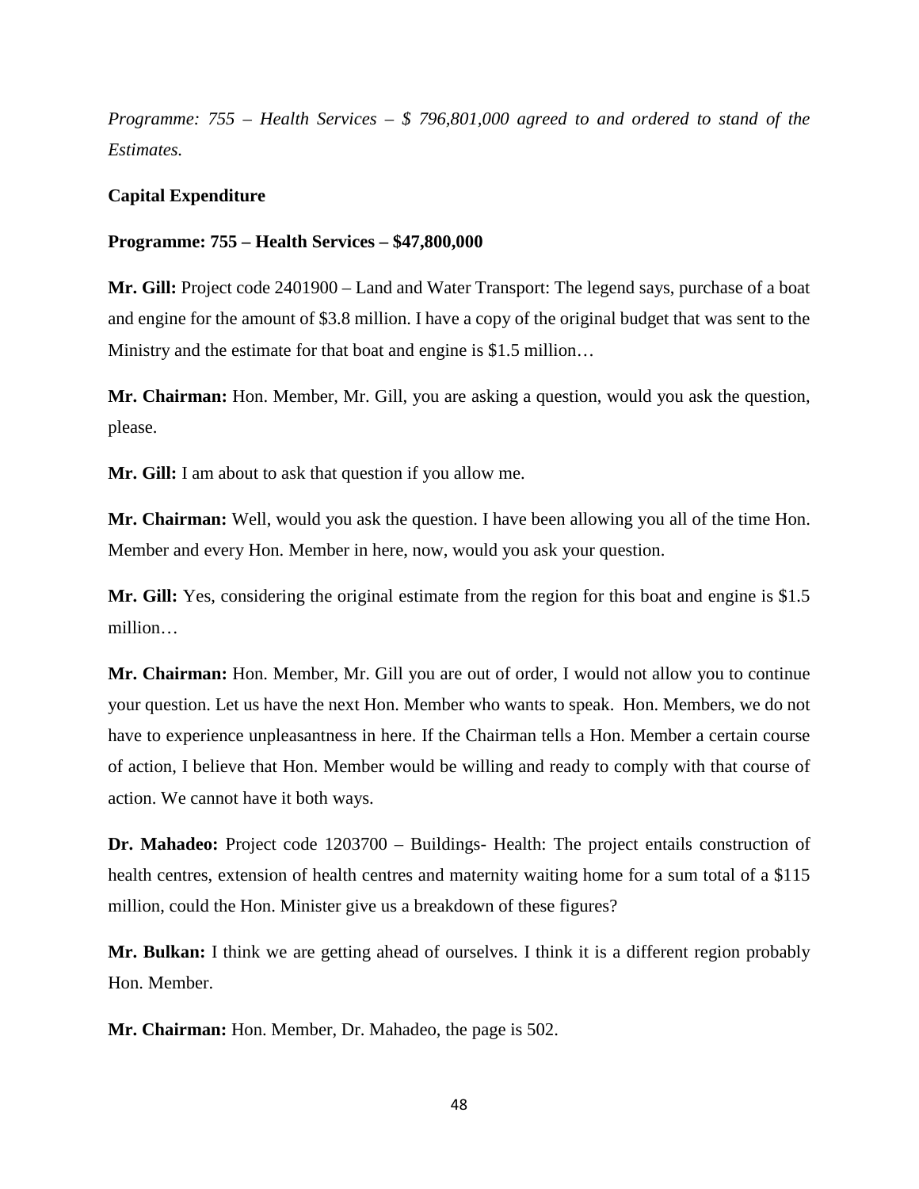*Programme: 755 – Health Services – $ 796,801,000 agreed to and ordered to stand of the Estimates.*

**Capital Expenditure**

**Programme: 755 – Health Services – $47,800,000**

**Mr. Gill:** Project code 2401900 – Land and Water Transport: The legend says, purchase of a boat and engine for the amount of $3.8 million. I have a copy of the original budget that was sent to the Ministry and the estimate for that boat and engine is $1.5 million…

**Mr. Chairman:** Hon. Member, Mr. Gill, you are asking a question, would you ask the question, please.

**Mr. Gill:** I am about to ask that question if you allow me.

**Mr. Chairman:** Well, would you ask the question. I have been allowing you all of the time Hon. Member and every Hon. Member in here, now, would you ask your question.

**Mr. Gill:** Yes, considering the original estimate from the region for this boat and engine is $1.5 million…

**Mr. Chairman:** Hon. Member, Mr. Gill you are out of order, I would not allow you to continue your question. Let us have the next Hon. Member who wants to speak. Hon. Members, we do not have to experience unpleasantness in here. If the Chairman tells a Hon. Member a certain course of action, I believe that Hon. Member would be willing and ready to comply with that course of action. We cannot have it both ways.

**Dr. Mahadeo:** Project code 1203700 – Buildings- Health: The project entails construction of health centres, extension of health centres and maternity waiting home for a sum total of a $115 million, could the Hon. Minister give us a breakdown of these figures?

**Mr. Bulkan:** I think we are getting ahead of ourselves. I think it is a different region probably Hon. Member.

**Mr. Chairman:** Hon. Member, Dr. Mahadeo, the page is 502.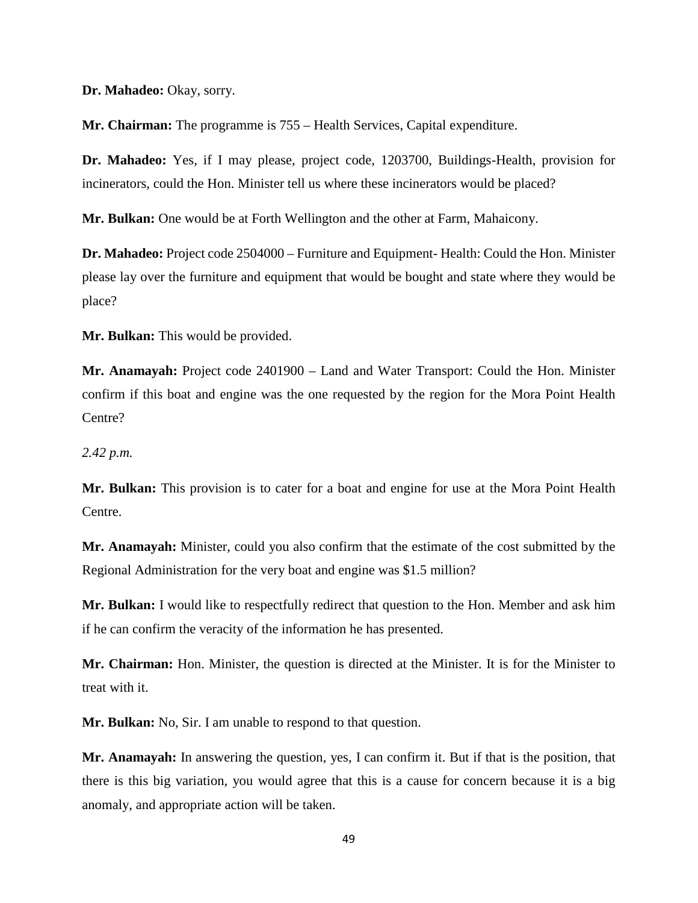**Dr. Mahadeo:** Okay, sorry.

**Mr. Chairman:** The programme is 755 – Health Services, Capital expenditure.

**Dr. Mahadeo:** Yes, if I may please, project code, 1203700, Buildings-Health, provision for incinerators, could the Hon. Minister tell us where these incinerators would be placed?

**Mr. Bulkan:** One would be at Forth Wellington and the other at Farm, Mahaicony.

**Dr. Mahadeo:** Project code 2504000 – Furniture and Equipment- Health: Could the Hon. Minister please lay over the furniture and equipment that would be bought and state where they would be place?

**Mr. Bulkan:** This would be provided.

**Mr. Anamayah:** Project code 2401900 – Land and Water Transport: Could the Hon. Minister confirm if this boat and engine was the one requested by the region for the Mora Point Health Centre?

*2.42 p.m.*

**Mr. Bulkan:** This provision is to cater for a boat and engine for use at the Mora Point Health Centre.

**Mr. Anamayah:** Minister, could you also confirm that the estimate of the cost submitted by the Regional Administration for the very boat and engine was $1.5 million?

**Mr. Bulkan:** I would like to respectfully redirect that question to the Hon. Member and ask him if he can confirm the veracity of the information he has presented.

**Mr. Chairman:** Hon. Minister, the question is directed at the Minister. It is for the Minister to treat with it.

**Mr. Bulkan:** No, Sir. I am unable to respond to that question.

**Mr. Anamayah:** In answering the question, yes, I can confirm it. But if that is the position, that there is this big variation, you would agree that this is a cause for concern because it is a big anomaly, and appropriate action will be taken.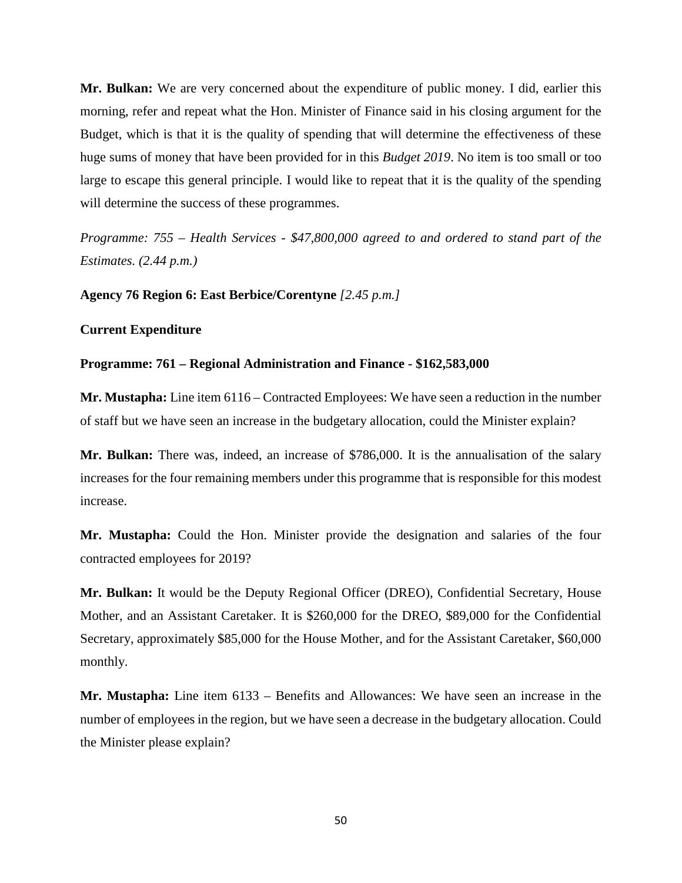**Mr. Bulkan:** We are very concerned about the expenditure of public money. I did, earlier this morning, refer and repeat what the Hon. Minister of Finance said in his closing argument for the Budget, which is that it is the quality of spending that will determine the effectiveness of these huge sums of money that have been provided for in this *Budget 2019*. No item is too small or too large to escape this general principle. I would like to repeat that it is the quality of the spending will determine the success of these programmes.

*Programme: 755 – Health Services - $47,800,000 agreed to and ordered to stand part of the Estimates. (2.44 p.m.)*

**Agency 76 Region 6: East Berbice/Corentyne** *[2.45 p.m.]*

**Current Expenditure**

**Programme: 761 – Regional Administration and Finance - $162,583,000**

**Mr. Mustapha:** Line item 6116 – Contracted Employees: We have seen a reduction in the number of staff but we have seen an increase in the budgetary allocation, could the Minister explain?

**Mr. Bulkan:** There was, indeed, an increase of $786,000. It is the annualisation of the salary increases for the four remaining members under this programme that is responsible for this modest increase.

**Mr. Mustapha:** Could the Hon. Minister provide the designation and salaries of the four contracted employees for 2019?

**Mr. Bulkan:** It would be the Deputy Regional Officer (DREO), Confidential Secretary, House Mother, and an Assistant Caretaker. It is $260,000 for the DREO, $89,000 for the Confidential Secretary, approximately $85,000 for the House Mother, and for the Assistant Caretaker, $60,000 monthly.

**Mr. Mustapha:** Line item 6133 – Benefits and Allowances: We have seen an increase in the number of employees in the region, but we have seen a decrease in the budgetary allocation. Could the Minister please explain?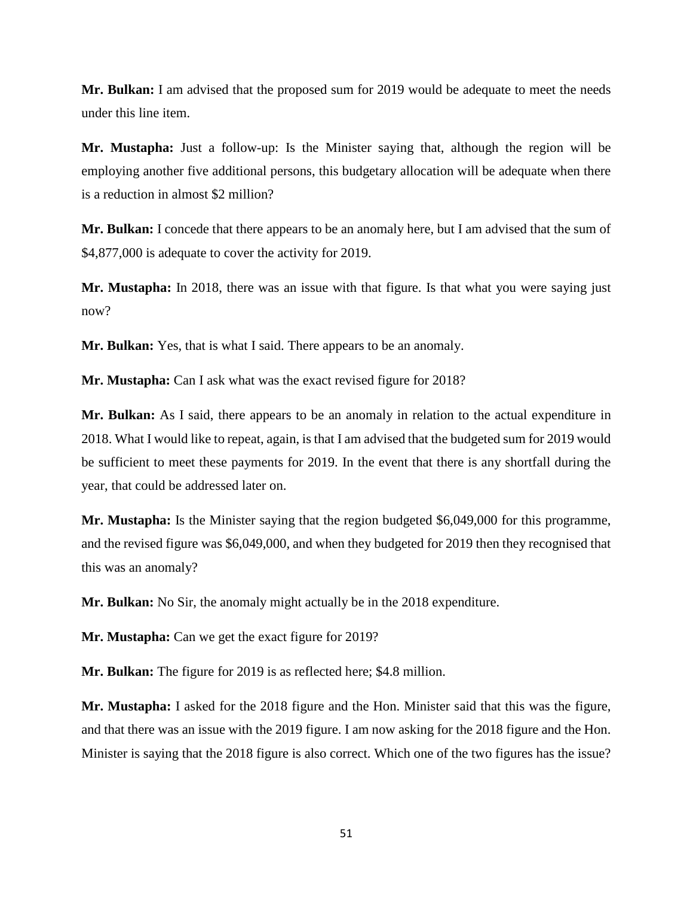**Mr. Bulkan:** I am advised that the proposed sum for 2019 would be adequate to meet the needs under this line item.

**Mr. Mustapha:** Just a follow-up: Is the Minister saying that, although the region will be employing another five additional persons, this budgetary allocation will be adequate when there is a reduction in almost $2 million?

**Mr. Bulkan:** I concede that there appears to be an anomaly here, but I am advised that the sum of $4,877,000 is adequate to cover the activity for 2019.

**Mr. Mustapha:** In 2018, there was an issue with that figure. Is that what you were saying just now?

**Mr. Bulkan:** Yes, that is what I said. There appears to be an anomaly.

**Mr. Mustapha:** Can I ask what was the exact revised figure for 2018?

**Mr. Bulkan:** As I said, there appears to be an anomaly in relation to the actual expenditure in 2018. What I would like to repeat, again, is that I am advised that the budgeted sum for 2019 would be sufficient to meet these payments for 2019. In the event that there is any shortfall during the year, that could be addressed later on.

**Mr. Mustapha:** Is the Minister saying that the region budgeted $6,049,000 for this programme, and the revised figure was $6,049,000, and when they budgeted for 2019 then they recognised that this was an anomaly?

**Mr. Bulkan:** No Sir, the anomaly might actually be in the 2018 expenditure.

**Mr. Mustapha:** Can we get the exact figure for 2019?

**Mr. Bulkan:** The figure for 2019 is as reflected here; $4.8 million.

**Mr. Mustapha:** I asked for the 2018 figure and the Hon. Minister said that this was the figure, and that there was an issue with the 2019 figure. I am now asking for the 2018 figure and the Hon. Minister is saying that the 2018 figure is also correct. Which one of the two figures has the issue?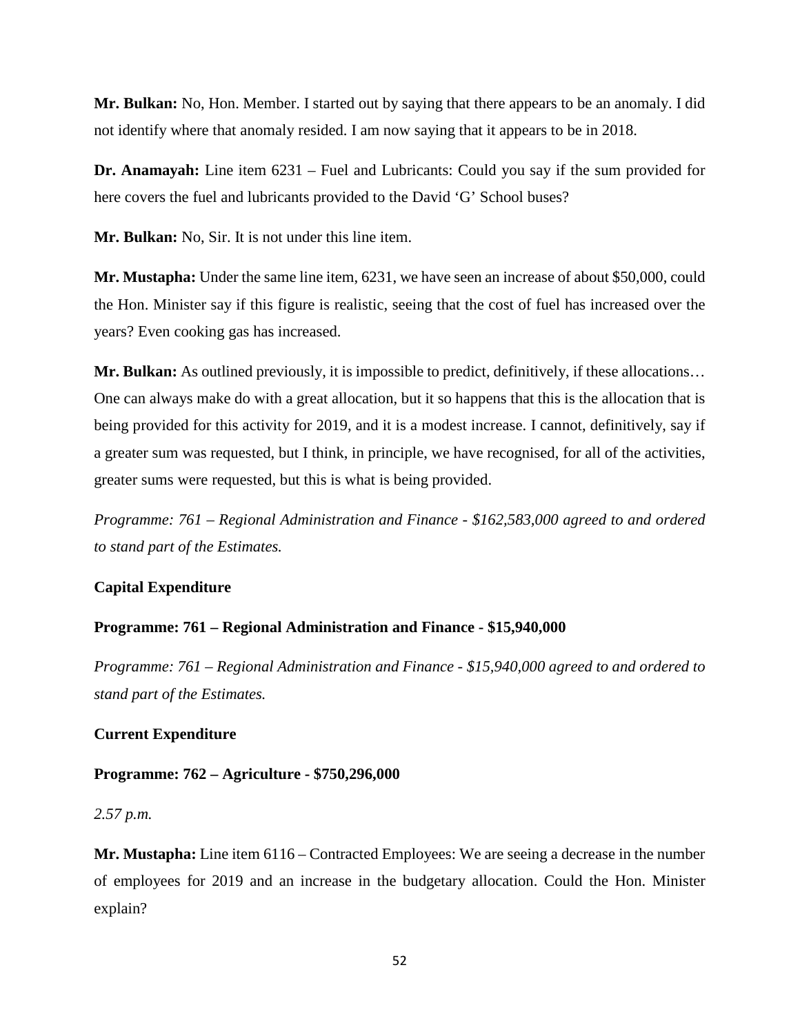**Mr. Bulkan:** No, Hon. Member. I started out by saying that there appears to be an anomaly. I did not identify where that anomaly resided. I am now saying that it appears to be in 2018.

**Dr. Anamayah:** Line item 6231 – Fuel and Lubricants: Could you say if the sum provided for here covers the fuel and lubricants provided to the David 'G' School buses?

**Mr. Bulkan:** No, Sir. It is not under this line item.

**Mr. Mustapha:** Under the same line item, 6231, we have seen an increase of about $50,000, could the Hon. Minister say if this figure is realistic, seeing that the cost of fuel has increased over the years? Even cooking gas has increased.

**Mr. Bulkan:** As outlined previously, it is impossible to predict, definitively, if these allocations… One can always make do with a great allocation, but it so happens that this is the allocation that is being provided for this activity for 2019, and it is a modest increase. I cannot, definitively, say if a greater sum was requested, but I think, in principle, we have recognised, for all of the activities, greater sums were requested, but this is what is being provided.

*Programme: 761 – Regional Administration and Finance - $162,583,000 agreed to and ordered to stand part of the Estimates.*

**Capital Expenditure**

**Programme: 761 – Regional Administration and Finance - $15,940,000**

*Programme: 761 – Regional Administration and Finance - $15,940,000 agreed to and ordered to stand part of the Estimates.*

**Current Expenditure**

**Programme: 762 – Agriculture - $750,296,000**

*2.57 p.m.*

**Mr. Mustapha:** Line item 6116 – Contracted Employees: We are seeing a decrease in the number of employees for 2019 and an increase in the budgetary allocation. Could the Hon. Minister explain?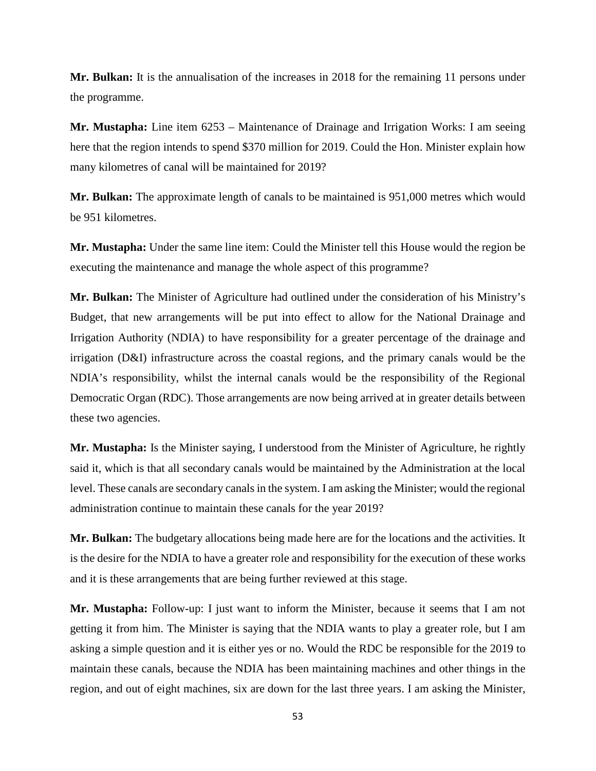**Mr. Bulkan:** It is the annualisation of the increases in 2018 for the remaining 11 persons under the programme.

**Mr. Mustapha:** Line item 6253 – Maintenance of Drainage and Irrigation Works: I am seeing here that the region intends to spend $370 million for 2019. Could the Hon. Minister explain how many kilometres of canal will be maintained for 2019?

**Mr. Bulkan:** The approximate length of canals to be maintained is 951,000 metres which would be 951 kilometres.

**Mr. Mustapha:** Under the same line item: Could the Minister tell this House would the region be executing the maintenance and manage the whole aspect of this programme?

**Mr. Bulkan:** The Minister of Agriculture had outlined under the consideration of his Ministry's Budget, that new arrangements will be put into effect to allow for the National Drainage and Irrigation Authority (NDIA) to have responsibility for a greater percentage of the drainage and irrigation (D&I) infrastructure across the coastal regions, and the primary canals would be the NDIA's responsibility, whilst the internal canals would be the responsibility of the Regional Democratic Organ (RDC). Those arrangements are now being arrived at in greater details between these two agencies.

**Mr. Mustapha:** Is the Minister saying, I understood from the Minister of Agriculture, he rightly said it, which is that all secondary canals would be maintained by the Administration at the local level. These canals are secondary canals in the system. I am asking the Minister; would the regional administration continue to maintain these canals for the year 2019?

**Mr. Bulkan:** The budgetary allocations being made here are for the locations and the activities. It is the desire for the NDIA to have a greater role and responsibility for the execution of these works and it is these arrangements that are being further reviewed at this stage.

**Mr. Mustapha:** Follow-up: I just want to inform the Minister, because it seems that I am not getting it from him. The Minister is saying that the NDIA wants to play a greater role, but I am asking a simple question and it is either yes or no. Would the RDC be responsible for the 2019 to maintain these canals, because the NDIA has been maintaining machines and other things in the region, and out of eight machines, six are down for the last three years. I am asking the Minister,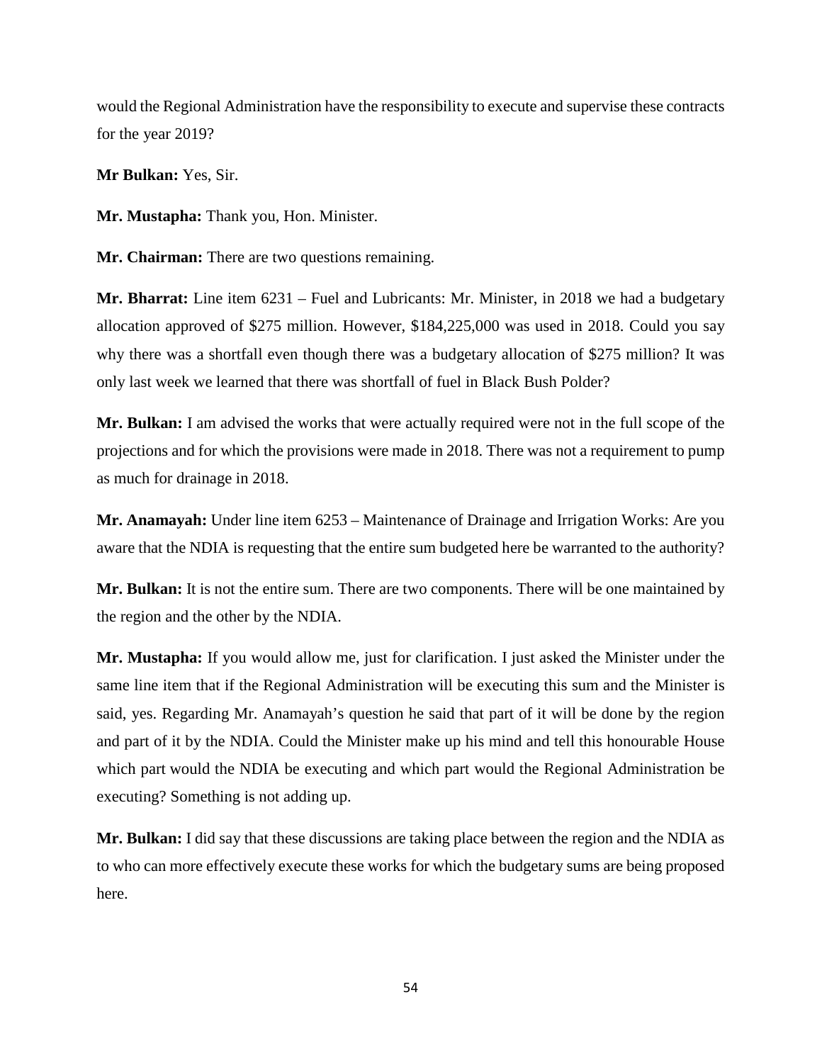would the Regional Administration have the responsibility to execute and supervise these contracts for the year 2019?

**Mr Bulkan:** Yes, Sir.

**Mr. Mustapha:** Thank you, Hon. Minister.

**Mr. Chairman:** There are two questions remaining.

**Mr. Bharrat:** Line item 6231 – Fuel and Lubricants: Mr. Minister, in 2018 we had a budgetary allocation approved of $275 million. However, $184,225,000 was used in 2018. Could you say why there was a shortfall even though there was a budgetary allocation of $275 million? It was only last week we learned that there was shortfall of fuel in Black Bush Polder?

**Mr. Bulkan:** I am advised the works that were actually required were not in the full scope of the projections and for which the provisions were made in 2018. There was not a requirement to pump as much for drainage in 2018.

**Mr. Anamayah:** Under line item 6253 – Maintenance of Drainage and Irrigation Works: Are you aware that the NDIA is requesting that the entire sum budgeted here be warranted to the authority?

**Mr. Bulkan:** It is not the entire sum. There are two components. There will be one maintained by the region and the other by the NDIA.

**Mr. Mustapha:** If you would allow me, just for clarification. I just asked the Minister under the same line item that if the Regional Administration will be executing this sum and the Minister is said, yes. Regarding Mr. Anamayah's question he said that part of it will be done by the region and part of it by the NDIA. Could the Minister make up his mind and tell this honourable House which part would the NDIA be executing and which part would the Regional Administration be executing? Something is not adding up.

**Mr. Bulkan:** I did say that these discussions are taking place between the region and the NDIA as to who can more effectively execute these works for which the budgetary sums are being proposed here.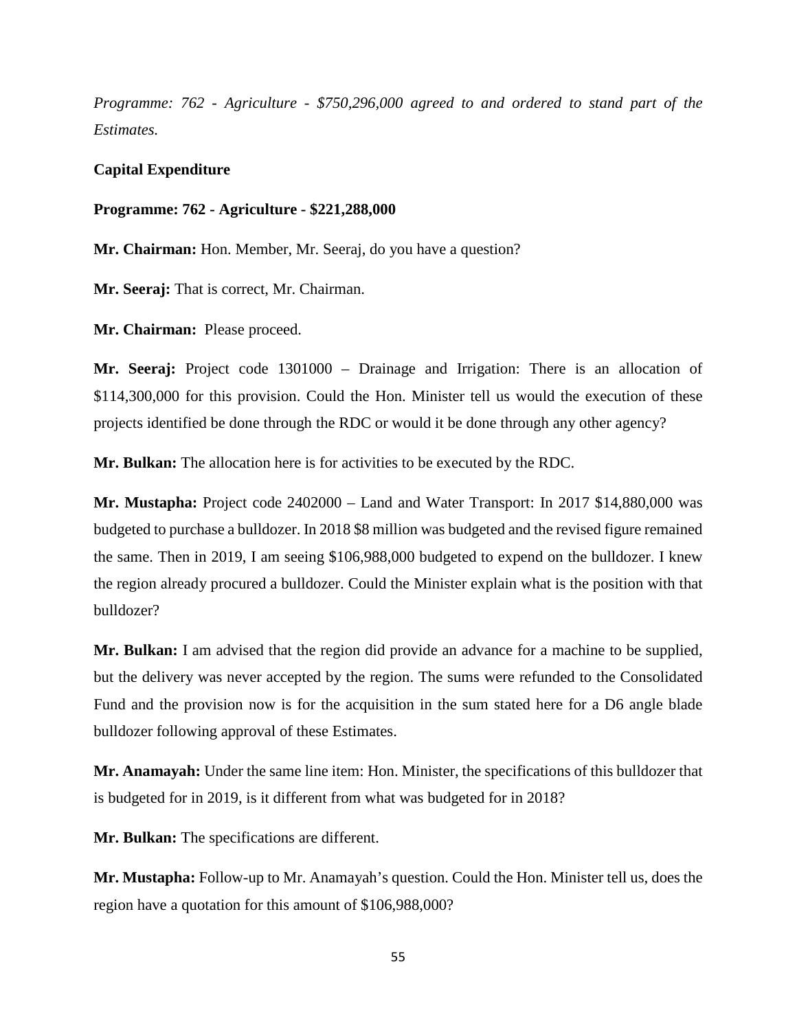*Programme: 762 - Agriculture - $750,296,000 agreed to and ordered to stand part of the Estimates.*

**Capital Expenditure**

**Programme: 762 - Agriculture - $221,288,000**

**Mr. Chairman:** Hon. Member, Mr. Seeraj, do you have a question?

**Mr. Seeraj:** That is correct, Mr. Chairman.

**Mr. Chairman:** Please proceed.

**Mr. Seeraj:** Project code 1301000 – Drainage and Irrigation: There is an allocation of $114,300,000 for this provision. Could the Hon. Minister tell us would the execution of these projects identified be done through the RDC or would it be done through any other agency?

**Mr. Bulkan:** The allocation here is for activities to be executed by the RDC.

**Mr. Mustapha:** Project code 2402000 – Land and Water Transport: In 2017 $14,880,000 was budgeted to purchase a bulldozer. In 2018 $8 million was budgeted and the revised figure remained the same. Then in 2019, I am seeing $106,988,000 budgeted to expend on the bulldozer. I knew the region already procured a bulldozer. Could the Minister explain what is the position with that bulldozer?

**Mr. Bulkan:** I am advised that the region did provide an advance for a machine to be supplied, but the delivery was never accepted by the region. The sums were refunded to the Consolidated Fund and the provision now is for the acquisition in the sum stated here for a D6 angle blade bulldozer following approval of these Estimates.

**Mr. Anamayah:** Under the same line item: Hon. Minister, the specifications of this bulldozer that is budgeted for in 2019, is it different from what was budgeted for in 2018?

**Mr. Bulkan:** The specifications are different.

**Mr. Mustapha:** Follow-up to Mr. Anamayah's question. Could the Hon. Minister tell us, does the region have a quotation for this amount of $106,988,000?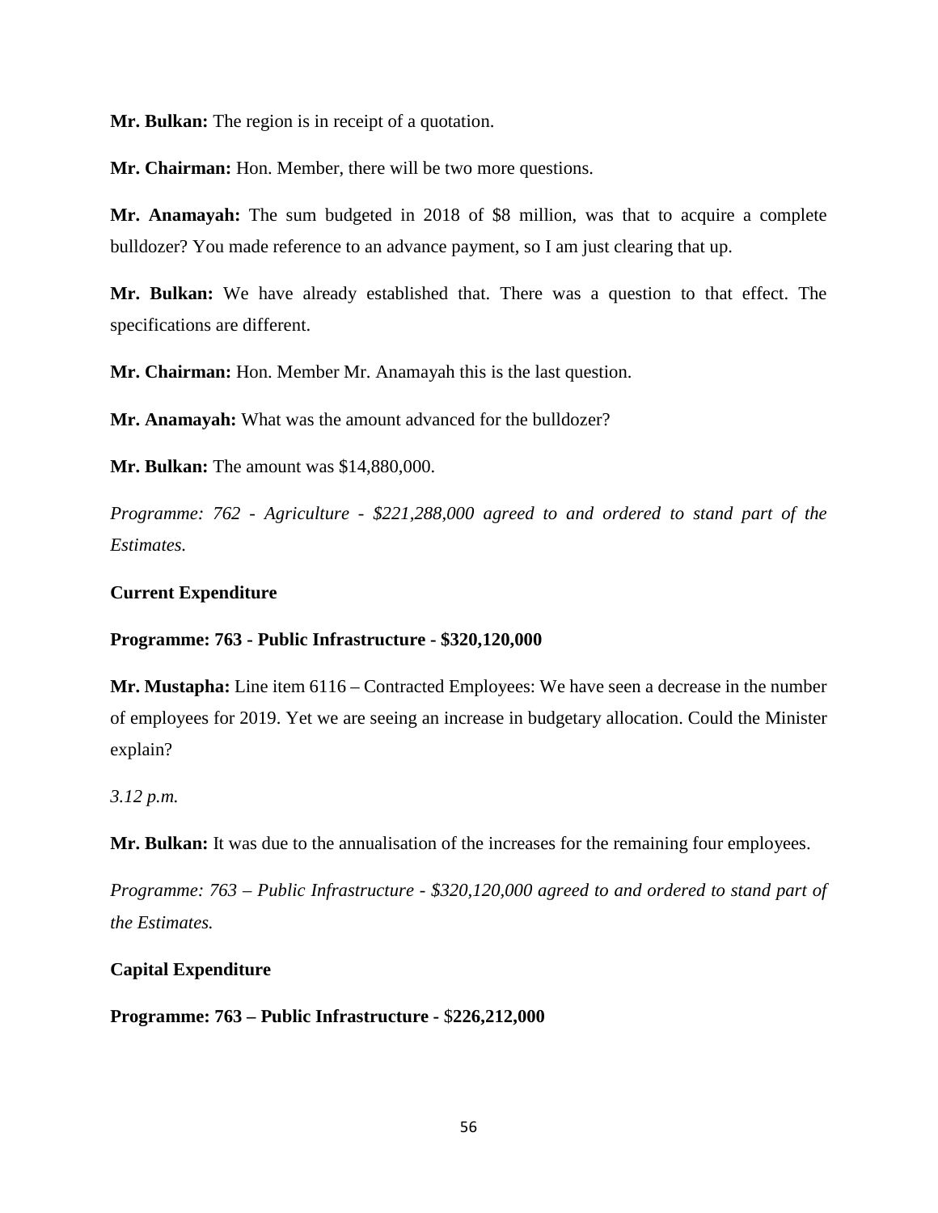**Mr. Bulkan:** The region is in receipt of a quotation.

**Mr. Chairman:** Hon. Member, there will be two more questions.

**Mr. Anamayah:** The sum budgeted in 2018 of $8 million, was that to acquire a complete bulldozer? You made reference to an advance payment, so I am just clearing that up.

**Mr. Bulkan:** We have already established that. There was a question to that effect. The specifications are different.

**Mr. Chairman:** Hon. Member Mr. Anamayah this is the last question.

**Mr. Anamayah:** What was the amount advanced for the bulldozer?

**Mr. Bulkan:** The amount was $14,880,000.

*Programme: 762 - Agriculture - $221,288,000 agreed to and ordered to stand part of the Estimates.*

**Current Expenditure**

**Programme: 763 - Public Infrastructure - $320,120,000**

**Mr. Mustapha:** Line item 6116 – Contracted Employees: We have seen a decrease in the number of employees for 2019. Yet we are seeing an increase in budgetary allocation. Could the Minister explain?

*3.12 p.m.*

**Mr. Bulkan:** It was due to the annualisation of the increases for the remaining four employees.

*Programme: 763 – Public Infrastructure - $320,120,000 agreed to and ordered to stand part of the Estimates.*

**Capital Expenditure**

**Programme: 763 – Public Infrastructure - $226,212,000**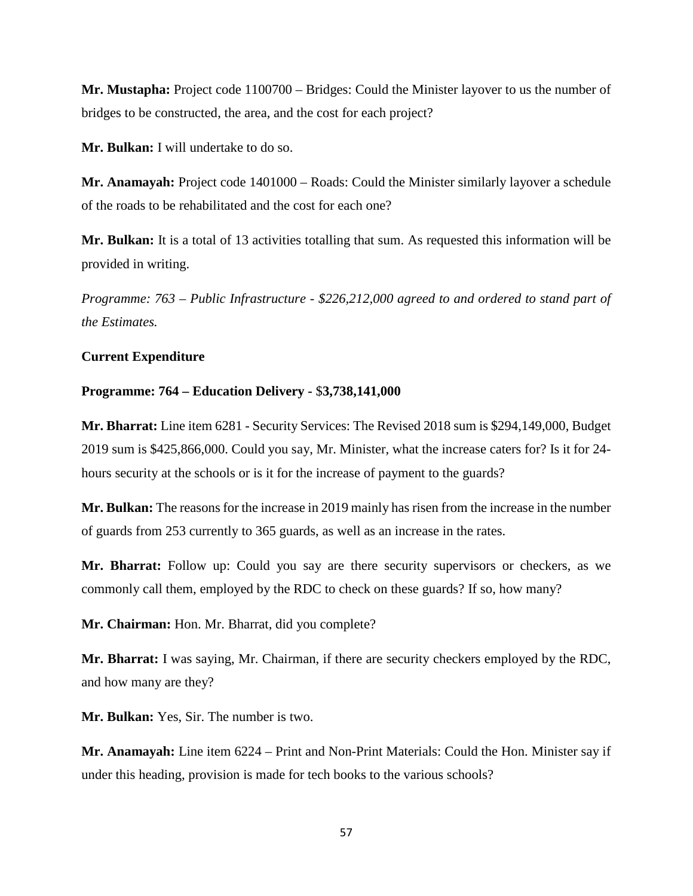**Mr. Mustapha:** Project code 1100700 – Bridges: Could the Minister layover to us the number of bridges to be constructed, the area, and the cost for each project?

**Mr. Bulkan:** I will undertake to do so.

**Mr. Anamayah:** Project code 1401000 – Roads: Could the Minister similarly layover a schedule of the roads to be rehabilitated and the cost for each one?

**Mr. Bulkan:** It is a total of 13 activities totalling that sum. As requested this information will be provided in writing.

*Programme: 763 – Public Infrastructure - $226,212,000 agreed to and ordered to stand part of the Estimates.*

**Current Expenditure**

**Programme: 764 – Education Delivery -** $**3,738,141,000**

**Mr. Bharrat:** Line item 6281 - Security Services: The Revised 2018 sum is $294,149,000, Budget 2019 sum is $425,866,000. Could you say, Mr. Minister, what the increase caters for? Is it for 24-hours security at the schools or is it for the increase of payment to the guards?

**Mr. Bulkan:** The reasons for the increase in 2019 mainly has risen from the increase in the number of guards from 253 currently to 365 guards, as well as an increase in the rates.

**Mr. Bharrat:** Follow up: Could you say are there security supervisors or checkers, as we commonly call them, employed by the RDC to check on these guards? If so, how many?

**Mr. Chairman:** Hon. Mr. Bharrat, did you complete?

**Mr. Bharrat:** I was saying, Mr. Chairman, if there are security checkers employed by the RDC, and how many are they?

**Mr. Bulkan:** Yes, Sir. The number is two.

**Mr. Anamayah:** Line item 6224 – Print and Non-Print Materials: Could the Hon. Minister say if under this heading, provision is made for tech books to the various schools?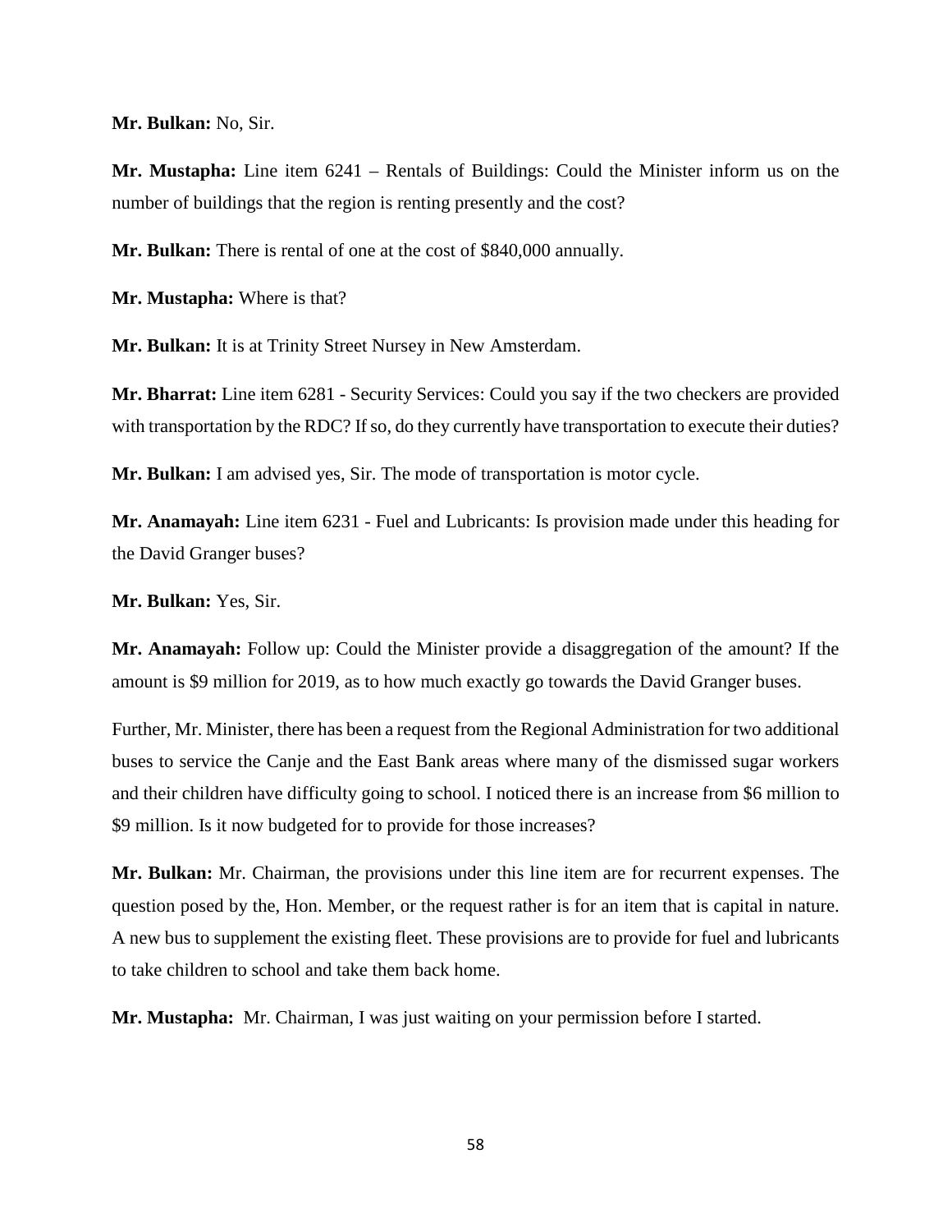**Mr. Bulkan:** No, Sir.

**Mr. Mustapha:** Line item 6241 – Rentals of Buildings: Could the Minister inform us on the number of buildings that the region is renting presently and the cost?

**Mr. Bulkan:** There is rental of one at the cost of $840,000 annually.

**Mr. Mustapha:** Where is that?

**Mr. Bulkan:** It is at Trinity Street Nursey in New Amsterdam.

**Mr. Bharrat:** Line item 6281 - Security Services: Could you say if the two checkers are provided with transportation by the RDC? If so, do they currently have transportation to execute their duties?

**Mr. Bulkan:** I am advised yes, Sir. The mode of transportation is motor cycle.

**Mr. Anamayah:** Line item 6231 - Fuel and Lubricants: Is provision made under this heading for the David Granger buses?

**Mr. Bulkan:** Yes, Sir.

**Mr. Anamayah:** Follow up: Could the Minister provide a disaggregation of the amount? If the amount is $9 million for 2019, as to how much exactly go towards the David Granger buses.

Further, Mr. Minister, there has been a request from the Regional Administration for two additional buses to service the Canje and the East Bank areas where many of the dismissed sugar workers and their children have difficulty going to school. I noticed there is an increase from $6 million to $9 million. Is it now budgeted for to provide for those increases?

**Mr. Bulkan:** Mr. Chairman, the provisions under this line item are for recurrent expenses. The question posed by the, Hon. Member, or the request rather is for an item that is capital in nature. A new bus to supplement the existing fleet. These provisions are to provide for fuel and lubricants to take children to school and take them back home.

**Mr. Mustapha:** Mr. Chairman, I was just waiting on your permission before I started.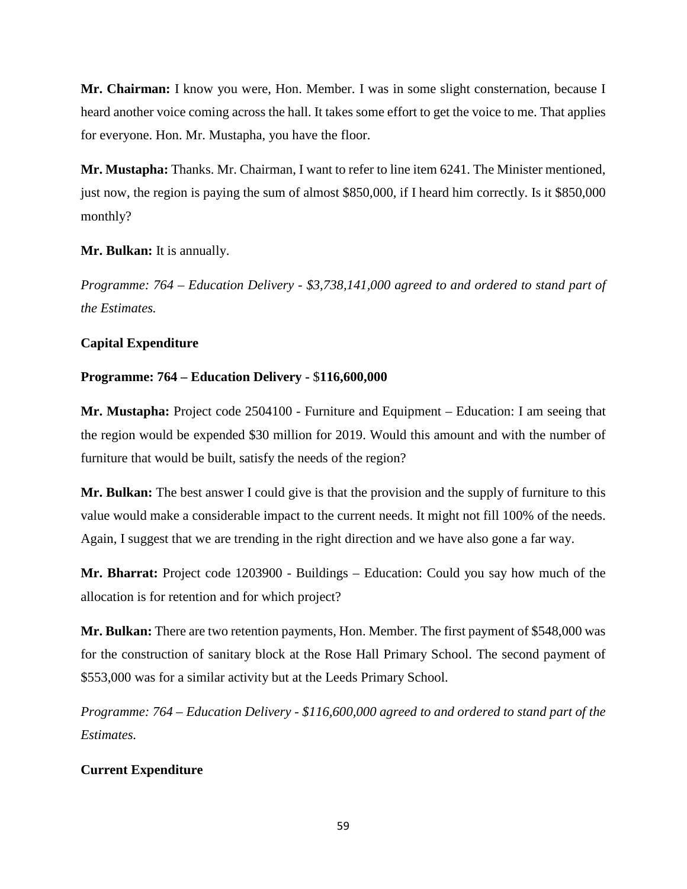**Mr. Chairman:** I know you were, Hon. Member. I was in some slight consternation, because I heard another voice coming across the hall. It takes some effort to get the voice to me. That applies for everyone. Hon. Mr. Mustapha, you have the floor.

**Mr. Mustapha:** Thanks. Mr. Chairman, I want to refer to line item 6241. The Minister mentioned, just now, the region is paying the sum of almost $850,000, if I heard him correctly. Is it $850,000 monthly?

**Mr. Bulkan:** It is annually.

*Programme: 764 – Education Delivery - $3,738,141,000 agreed to and ordered to stand part of the Estimates.*

**Capital Expenditure**

**Programme: 764 – Education Delivery - $116,600,000**

**Mr. Mustapha:** Project code 2504100 - Furniture and Equipment – Education: I am seeing that the region would be expended $30 million for 2019. Would this amount and with the number of furniture that would be built, satisfy the needs of the region?

**Mr. Bulkan:** The best answer I could give is that the provision and the supply of furniture to this value would make a considerable impact to the current needs. It might not fill 100% of the needs. Again, I suggest that we are trending in the right direction and we have also gone a far way.

**Mr. Bharrat:** Project code 1203900 - Buildings – Education: Could you say how much of the allocation is for retention and for which project?

**Mr. Bulkan:** There are two retention payments, Hon. Member. The first payment of $548,000 was for the construction of sanitary block at the Rose Hall Primary School. The second payment of $553,000 was for a similar activity but at the Leeds Primary School.

*Programme: 764 – Education Delivery - $116,600,000 agreed to and ordered to stand part of the Estimates.*

**Current Expenditure**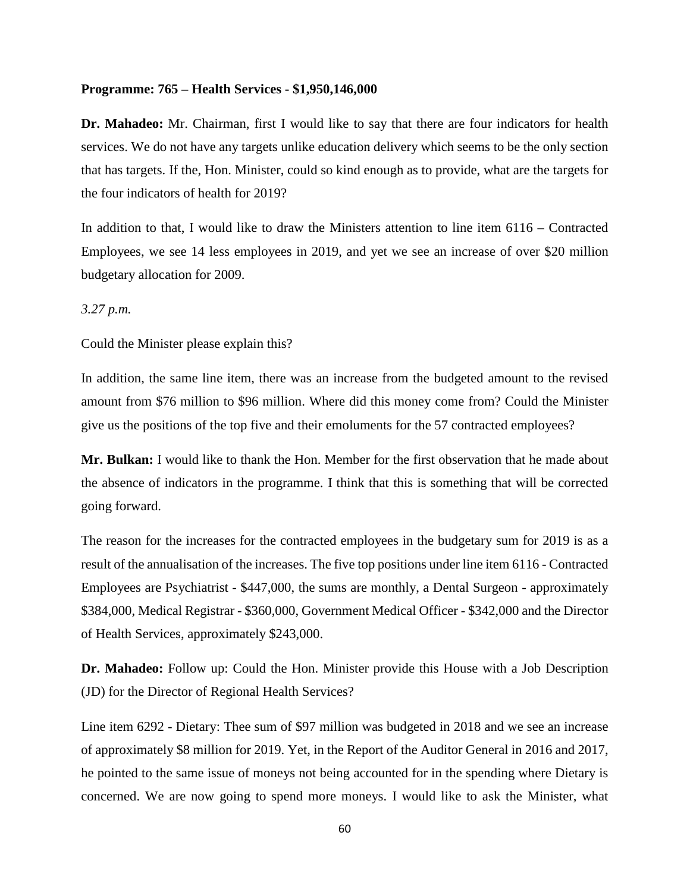**Programme: 765 – Health Services - $1,950,146,000**

**Dr. Mahadeo:** Mr. Chairman, first I would like to say that there are four indicators for health services. We do not have any targets unlike education delivery which seems to be the only section that has targets. If the, Hon. Minister, could so kind enough as to provide, what are the targets for the four indicators of health for 2019?

In addition to that, I would like to draw the Ministers attention to line item 6116 – Contracted Employees, we see 14 less employees in 2019, and yet we see an increase of over $20 million budgetary allocation for 2009.

*3.27 p.m.*

Could the Minister please explain this?

In addition, the same line item, there was an increase from the budgeted amount to the revised amount from $76 million to $96 million. Where did this money come from? Could the Minister give us the positions of the top five and their emoluments for the 57 contracted employees?

**Mr. Bulkan:** I would like to thank the Hon. Member for the first observation that he made about the absence of indicators in the programme. I think that this is something that will be corrected going forward.

The reason for the increases for the contracted employees in the budgetary sum for 2019 is as a result of the annualisation of the increases. The five top positions under line item 6116 - Contracted Employees are Psychiatrist - $447,000, the sums are monthly, a Dental Surgeon - approximately $384,000, Medical Registrar - $360,000, Government Medical Officer - $342,000 and the Director of Health Services, approximately $243,000.

**Dr. Mahadeo:** Follow up: Could the Hon. Minister provide this House with a Job Description (JD) for the Director of Regional Health Services?

Line item 6292 - Dietary: Thee sum of $97 million was budgeted in 2018 and we see an increase of approximately $8 million for 2019. Yet, in the Report of the Auditor General in 2016 and 2017, he pointed to the same issue of moneys not being accounted for in the spending where Dietary is concerned. We are now going to spend more moneys. I would like to ask the Minister, what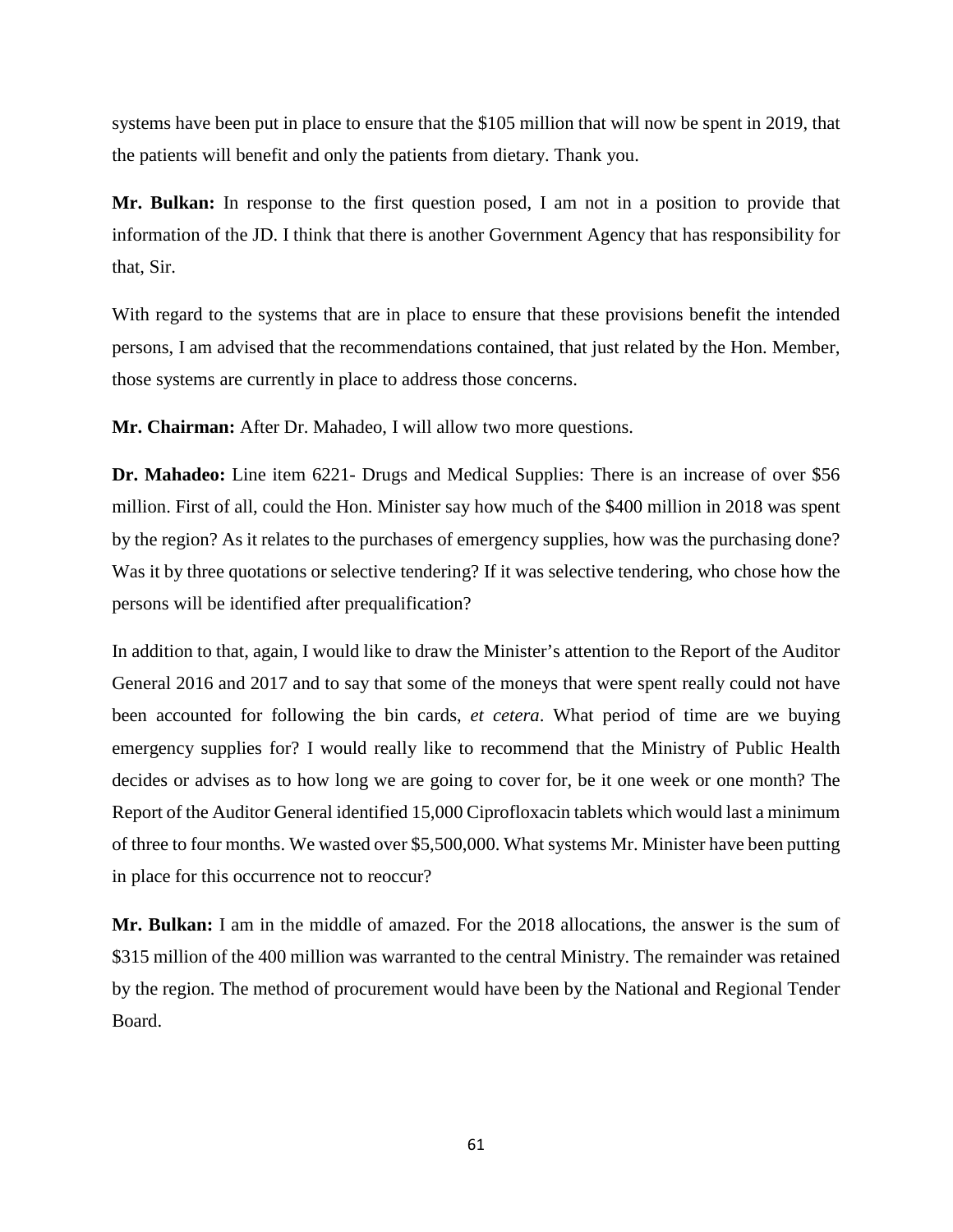systems have been put in place to ensure that the $105 million that will now be spent in 2019, that the patients will benefit and only the patients from dietary. Thank you.

**Mr. Bulkan:** In response to the first question posed, I am not in a position to provide that information of the JD. I think that there is another Government Agency that has responsibility for that, Sir.

With regard to the systems that are in place to ensure that these provisions benefit the intended persons, I am advised that the recommendations contained, that just related by the Hon. Member, those systems are currently in place to address those concerns.

**Mr. Chairman:** After Dr. Mahadeo, I will allow two more questions.

**Dr. Mahadeo:** Line item 6221- Drugs and Medical Supplies: There is an increase of over $56 million. First of all, could the Hon. Minister say how much of the $400 million in 2018 was spent by the region? As it relates to the purchases of emergency supplies, how was the purchasing done? Was it by three quotations or selective tendering? If it was selective tendering, who chose how the persons will be identified after prequalification?

In addition to that, again, I would like to draw the Minister's attention to the Report of the Auditor General 2016 and 2017 and to say that some of the moneys that were spent really could not have been accounted for following the bin cards, *et cetera*. What period of time are we buying emergency supplies for? I would really like to recommend that the Ministry of Public Health decides or advises as to how long we are going to cover for, be it one week or one month? The Report of the Auditor General identified 15,000 Ciprofloxacin tablets which would last a minimum of three to four months. We wasted over $5,500,000. What systems Mr. Minister have been putting in place for this occurrence not to reoccur?

**Mr. Bulkan:** I am in the middle of amazed. For the 2018 allocations, the answer is the sum of $315 million of the 400 million was warranted to the central Ministry. The remainder was retained by the region. The method of procurement would have been by the National and Regional Tender Board.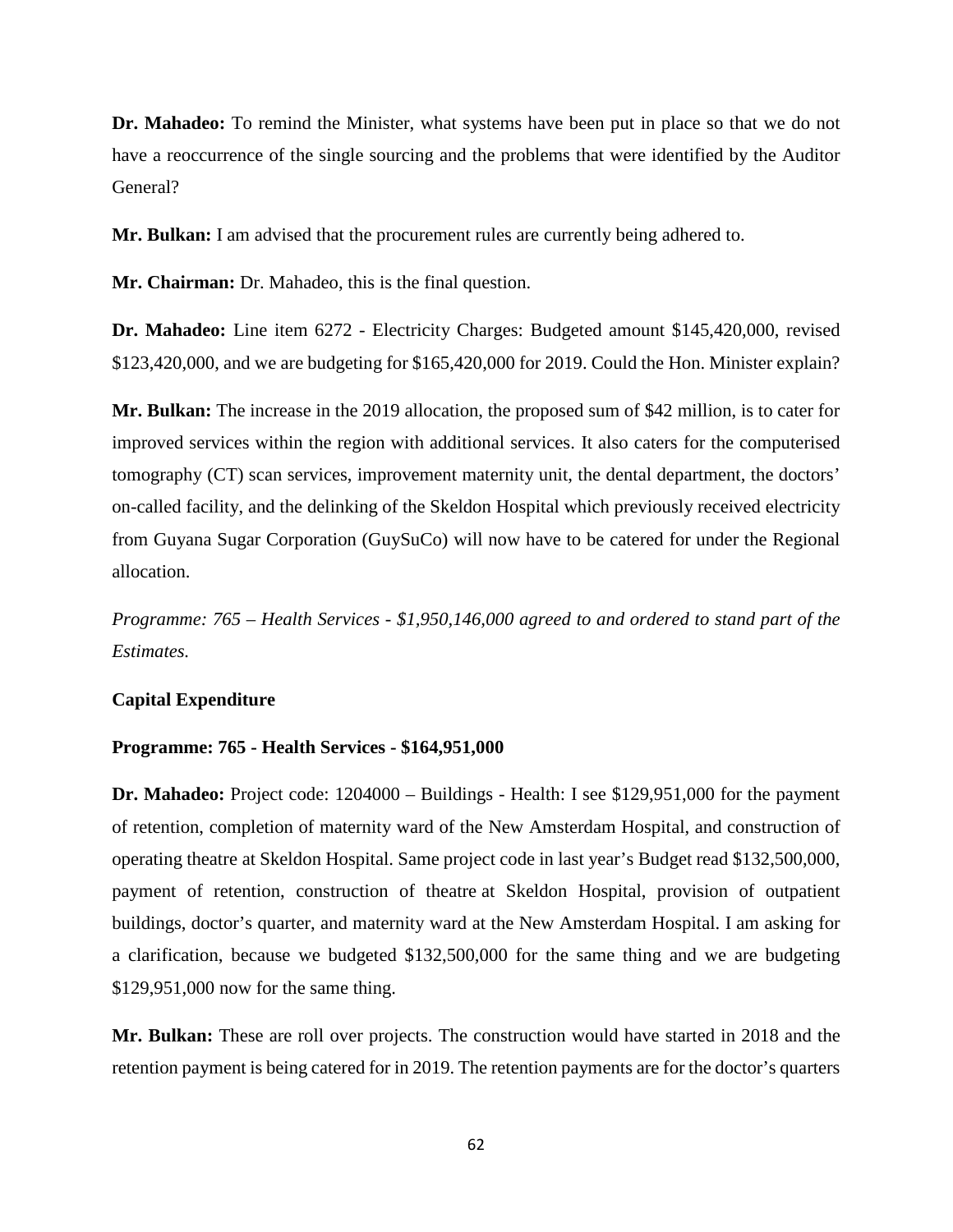**Dr. Mahadeo:** To remind the Minister, what systems have been put in place so that we do not have a reoccurrence of the single sourcing and the problems that were identified by the Auditor General?

**Mr. Bulkan:** I am advised that the procurement rules are currently being adhered to.

**Mr. Chairman:** Dr. Mahadeo, this is the final question.

**Dr. Mahadeo:** Line item 6272 - Electricity Charges: Budgeted amount $145,420,000, revised $123,420,000, and we are budgeting for $165,420,000 for 2019. Could the Hon. Minister explain?

**Mr. Bulkan:** The increase in the 2019 allocation, the proposed sum of $42 million, is to cater for improved services within the region with additional services. It also caters for the computerised tomography (CT) scan services, improvement maternity unit, the dental department, the doctors' on-called facility, and the delinking of the Skeldon Hospital which previously received electricity from Guyana Sugar Corporation (GuySuCo) will now have to be catered for under the Regional allocation.

*Programme: 765 – Health Services - $1,950,146,000 agreed to and ordered to stand part of the Estimates.*

**Capital Expenditure**

**Programme: 765 - Health Services - $164,951,000**

**Dr. Mahadeo:** Project code: 1204000 – Buildings - Health: I see $129,951,000 for the payment of retention, completion of maternity ward of the New Amsterdam Hospital, and construction of operating theatre at Skeldon Hospital. Same project code in last year's Budget read $132,500,000, payment of retention, construction of theatre at Skeldon Hospital, provision of outpatient buildings, doctor's quarter, and maternity ward at the New Amsterdam Hospital. I am asking for a clarification, because we budgeted $132,500,000 for the same thing and we are budgeting $129,951,000 now for the same thing.

**Mr. Bulkan:** These are roll over projects. The construction would have started in 2018 and the retention payment is being catered for in 2019. The retention payments are for the doctor's quarters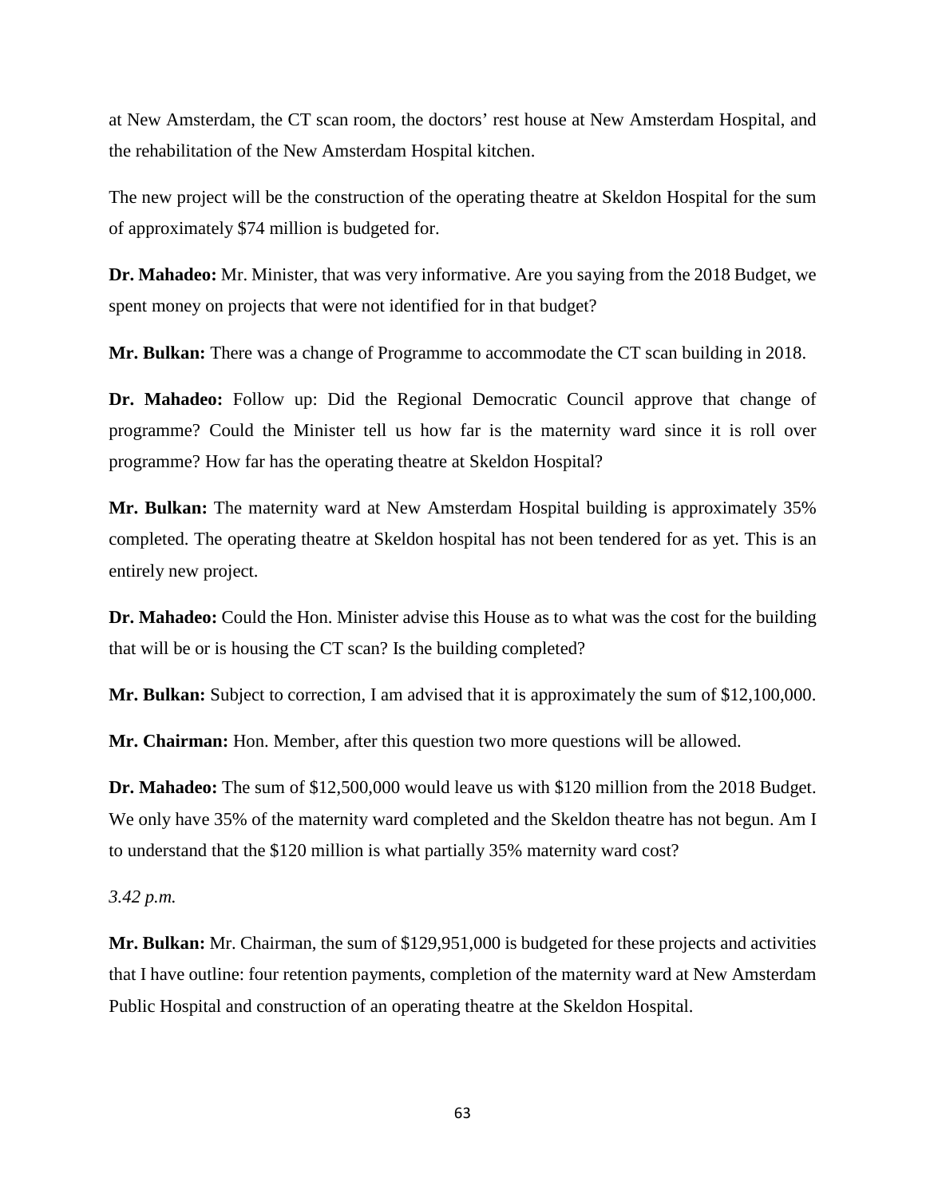at New Amsterdam, the CT scan room, the doctors' rest house at New Amsterdam Hospital, and the rehabilitation of the New Amsterdam Hospital kitchen.

The new project will be the construction of the operating theatre at Skeldon Hospital for the sum of approximately $74 million is budgeted for.

**Dr. Mahadeo:** Mr. Minister, that was very informative. Are you saying from the 2018 Budget, we spent money on projects that were not identified for in that budget?

**Mr. Bulkan:** There was a change of Programme to accommodate the CT scan building in 2018.

**Dr. Mahadeo:** Follow up: Did the Regional Democratic Council approve that change of programme? Could the Minister tell us how far is the maternity ward since it is roll over programme? How far has the operating theatre at Skeldon Hospital?

**Mr. Bulkan:** The maternity ward at New Amsterdam Hospital building is approximately 35% completed. The operating theatre at Skeldon hospital has not been tendered for as yet. This is an entirely new project.

**Dr. Mahadeo:** Could the Hon. Minister advise this House as to what was the cost for the building that will be or is housing the CT scan? Is the building completed?

**Mr. Bulkan:** Subject to correction, I am advised that it is approximately the sum of $12,100,000.

**Mr. Chairman:** Hon. Member, after this question two more questions will be allowed.

**Dr. Mahadeo:** The sum of $12,500,000 would leave us with $120 million from the 2018 Budget. We only have 35% of the maternity ward completed and the Skeldon theatre has not begun. Am I to understand that the $120 million is what partially 35% maternity ward cost?

*3.42 p.m.*

**Mr. Bulkan:** Mr. Chairman, the sum of $129,951,000 is budgeted for these projects and activities that I have outline: four retention payments, completion of the maternity ward at New Amsterdam Public Hospital and construction of an operating theatre at the Skeldon Hospital.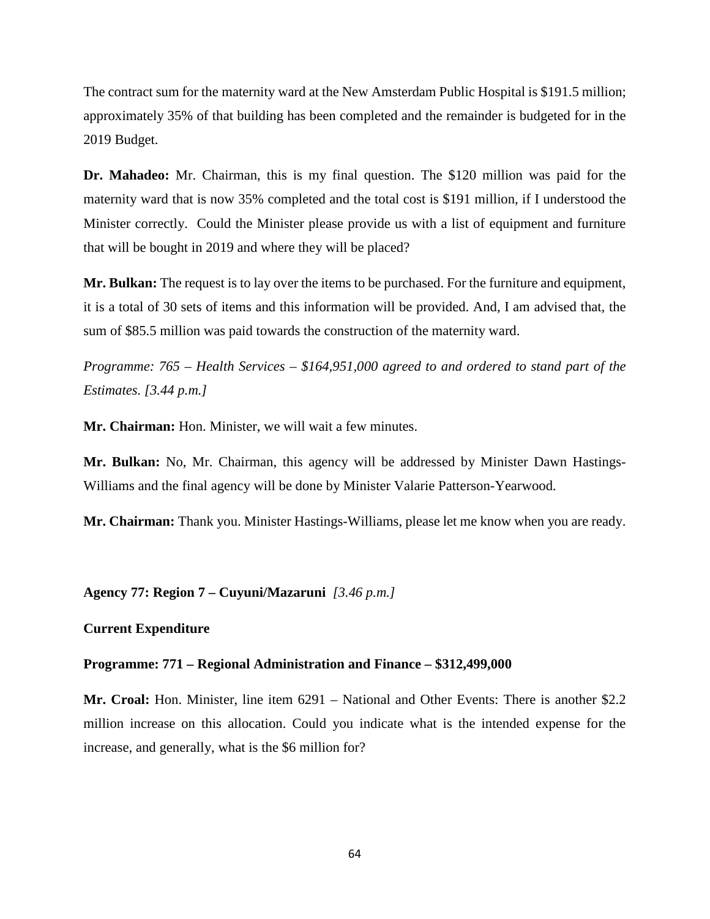The contract sum for the maternity ward at the New Amsterdam Public Hospital is $191.5 million; approximately 35% of that building has been completed and the remainder is budgeted for in the 2019 Budget.

**Dr. Mahadeo:** Mr. Chairman, this is my final question. The $120 million was paid for the maternity ward that is now 35% completed and the total cost is $191 million, if I understood the Minister correctly. Could the Minister please provide us with a list of equipment and furniture that will be bought in 2019 and where they will be placed?

**Mr. Bulkan:** The request is to lay over the items to be purchased. For the furniture and equipment, it is a total of 30 sets of items and this information will be provided. And, I am advised that, the sum of $85.5 million was paid towards the construction of the maternity ward.

*Programme: 765 – Health Services – $164,951,000 agreed to and ordered to stand part of the Estimates. [3.44 p.m.]*

**Mr. Chairman:** Hon. Minister, we will wait a few minutes.

**Mr. Bulkan:** No, Mr. Chairman, this agency will be addressed by Minister Dawn Hastings-Williams and the final agency will be done by Minister Valarie Patterson-Yearwood.

**Mr. Chairman:** Thank you. Minister Hastings-Williams, please let me know when you are ready.

**Agency 77: Region 7 – Cuyuni/Mazaruni** *[3.46 p.m.]*

**Current Expenditure**

**Programme: 771 – Regional Administration and Finance – $312,499,000**

**Mr. Croal:** Hon. Minister, line item 6291 – National and Other Events: There is another $2.2 million increase on this allocation. Could you indicate what is the intended expense for the increase, and generally, what is the $6 million for?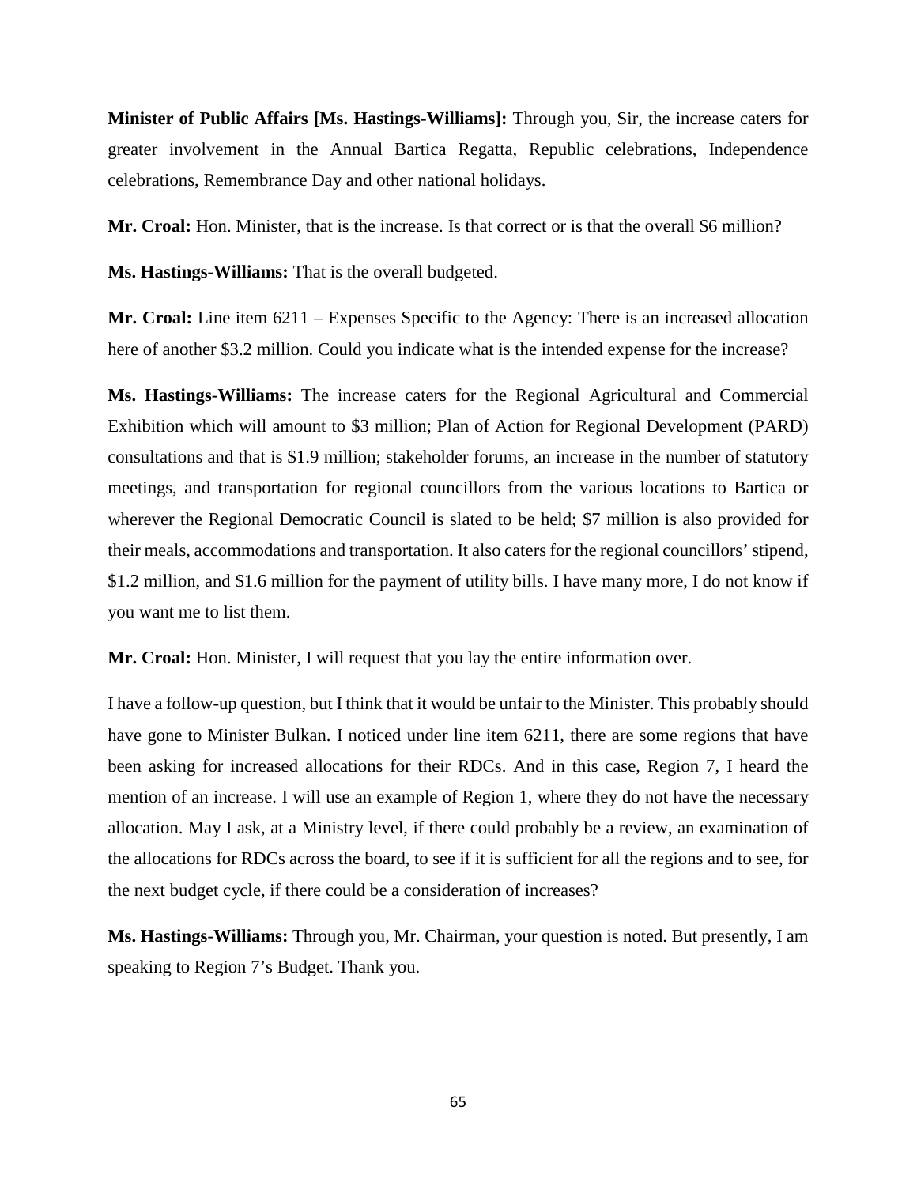**Minister of Public Affairs [Ms. Hastings-Williams]:** Through you, Sir, the increase caters for greater involvement in the Annual Bartica Regatta, Republic celebrations, Independence celebrations, Remembrance Day and other national holidays.

**Mr. Croal:** Hon. Minister, that is the increase. Is that correct or is that the overall $6 million?

**Ms. Hastings-Williams:** That is the overall budgeted.

**Mr. Croal:** Line item 6211 – Expenses Specific to the Agency: There is an increased allocation here of another $3.2 million. Could you indicate what is the intended expense for the increase?

**Ms. Hastings-Williams:** The increase caters for the Regional Agricultural and Commercial Exhibition which will amount to $3 million; Plan of Action for Regional Development (PARD) consultations and that is $1.9 million; stakeholder forums, an increase in the number of statutory meetings, and transportation for regional councillors from the various locations to Bartica or wherever the Regional Democratic Council is slated to be held; $7 million is also provided for their meals, accommodations and transportation. It also caters for the regional councillors' stipend, $1.2 million, and $1.6 million for the payment of utility bills. I have many more, I do not know if you want me to list them.

**Mr. Croal:** Hon. Minister, I will request that you lay the entire information over.

I have a follow-up question, but I think that it would be unfair to the Minister. This probably should have gone to Minister Bulkan. I noticed under line item 6211, there are some regions that have been asking for increased allocations for their RDCs. And in this case, Region 7, I heard the mention of an increase. I will use an example of Region 1, where they do not have the necessary allocation. May I ask, at a Ministry level, if there could probably be a review, an examination of the allocations for RDCs across the board, to see if it is sufficient for all the regions and to see, for the next budget cycle, if there could be a consideration of increases?

**Ms. Hastings-Williams:** Through you, Mr. Chairman, your question is noted. But presently, I am speaking to Region 7's Budget. Thank you.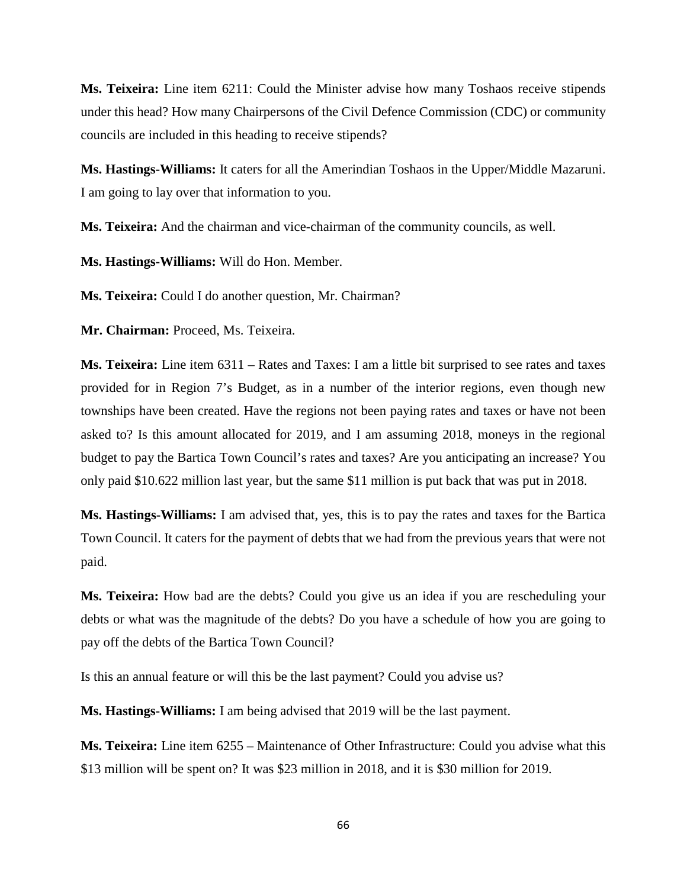**Ms. Teixeira:** Line item 6211: Could the Minister advise how many Toshaos receive stipends under this head? How many Chairpersons of the Civil Defence Commission (CDC) or community councils are included in this heading to receive stipends?

**Ms. Hastings-Williams:** It caters for all the Amerindian Toshaos in the Upper/Middle Mazaruni. I am going to lay over that information to you.

**Ms. Teixeira:** And the chairman and vice-chairman of the community councils, as well.

**Ms. Hastings-Williams:** Will do Hon. Member.

**Ms. Teixeira:** Could I do another question, Mr. Chairman?

**Mr. Chairman:** Proceed, Ms. Teixeira.

**Ms. Teixeira:** Line item 6311 – Rates and Taxes: I am a little bit surprised to see rates and taxes provided for in Region 7's Budget, as in a number of the interior regions, even though new townships have been created. Have the regions not been paying rates and taxes or have not been asked to? Is this amount allocated for 2019, and I am assuming 2018, moneys in the regional budget to pay the Bartica Town Council's rates and taxes? Are you anticipating an increase? You only paid $10.622 million last year, but the same $11 million is put back that was put in 2018.

**Ms. Hastings-Williams:** I am advised that, yes, this is to pay the rates and taxes for the Bartica Town Council. It caters for the payment of debts that we had from the previous years that were not paid.

**Ms. Teixeira:** How bad are the debts? Could you give us an idea if you are rescheduling your debts or what was the magnitude of the debts? Do you have a schedule of how you are going to pay off the debts of the Bartica Town Council?

Is this an annual feature or will this be the last payment? Could you advise us?

**Ms. Hastings-Williams:** I am being advised that 2019 will be the last payment.

**Ms. Teixeira:** Line item 6255 – Maintenance of Other Infrastructure: Could you advise what this $13 million will be spent on? It was $23 million in 2018, and it is $30 million for 2019.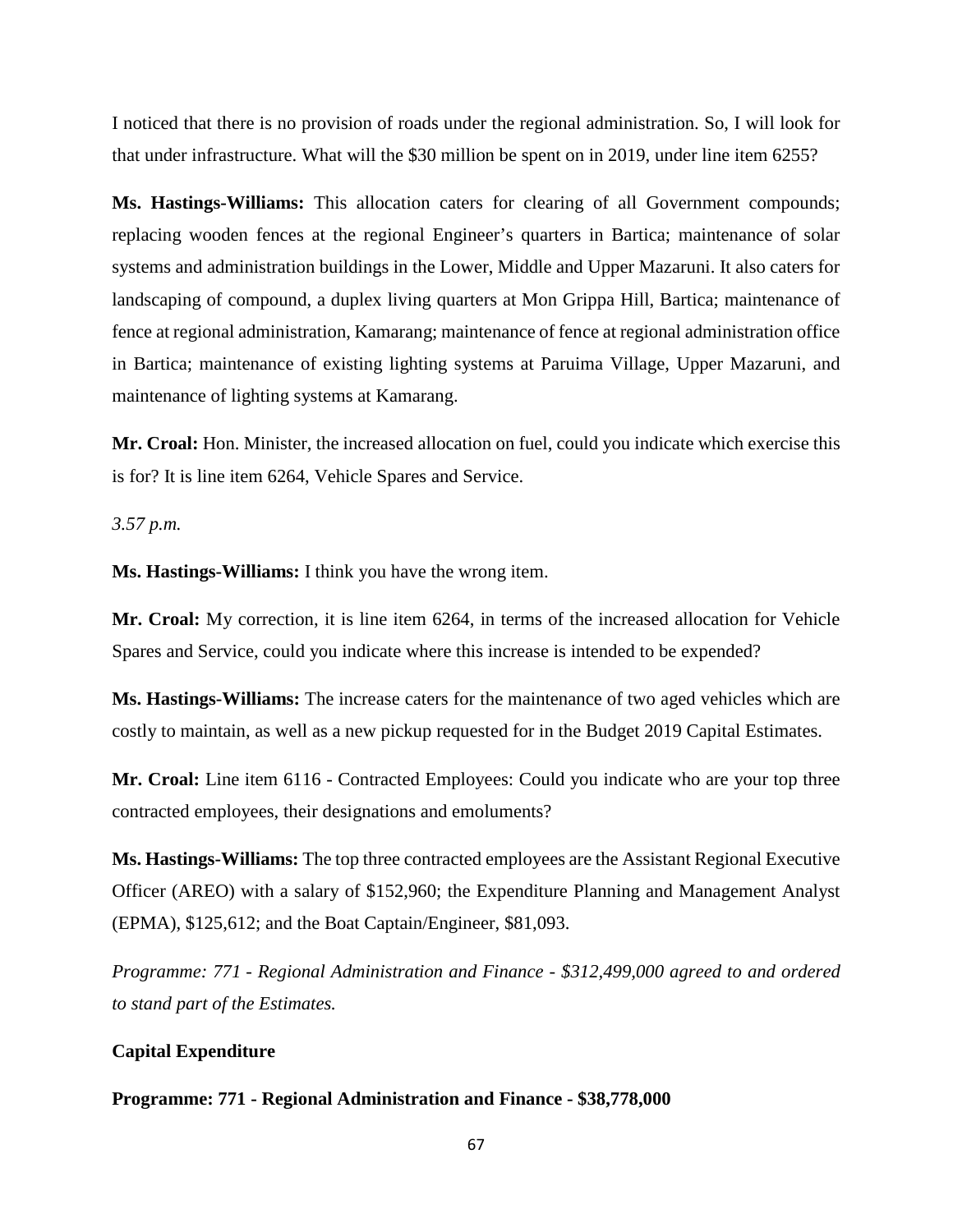I noticed that there is no provision of roads under the regional administration. So, I will look for that under infrastructure. What will the $30 million be spent on in 2019, under line item 6255?

**Ms. Hastings-Williams:** This allocation caters for clearing of all Government compounds; replacing wooden fences at the regional Engineer's quarters in Bartica; maintenance of solar systems and administration buildings in the Lower, Middle and Upper Mazaruni. It also caters for landscaping of compound, a duplex living quarters at Mon Grippa Hill, Bartica; maintenance of fence at regional administration, Kamarang; maintenance of fence at regional administration office in Bartica; maintenance of existing lighting systems at Paruima Village, Upper Mazaruni, and maintenance of lighting systems at Kamarang.

**Mr. Croal:** Hon. Minister, the increased allocation on fuel, could you indicate which exercise this is for? It is line item 6264, Vehicle Spares and Service.

*3.57 p.m.*

**Ms. Hastings-Williams:** I think you have the wrong item.

**Mr. Croal:** My correction, it is line item 6264, in terms of the increased allocation for Vehicle Spares and Service, could you indicate where this increase is intended to be expended?

**Ms. Hastings-Williams:** The increase caters for the maintenance of two aged vehicles which are costly to maintain, as well as a new pickup requested for in the Budget 2019 Capital Estimates.

**Mr. Croal:** Line item 6116 - Contracted Employees: Could you indicate who are your top three contracted employees, their designations and emoluments?

**Ms. Hastings-Williams:** The top three contracted employees are the Assistant Regional Executive Officer (AREO) with a salary of $152,960; the Expenditure Planning and Management Analyst (EPMA), $125,612; and the Boat Captain/Engineer, $81,093.

*Programme: 771 - Regional Administration and Finance - $312,499,000 agreed to and ordered to stand part of the Estimates.*

**Capital Expenditure**

**Programme: 771 - Regional Administration and Finance - $38,778,000**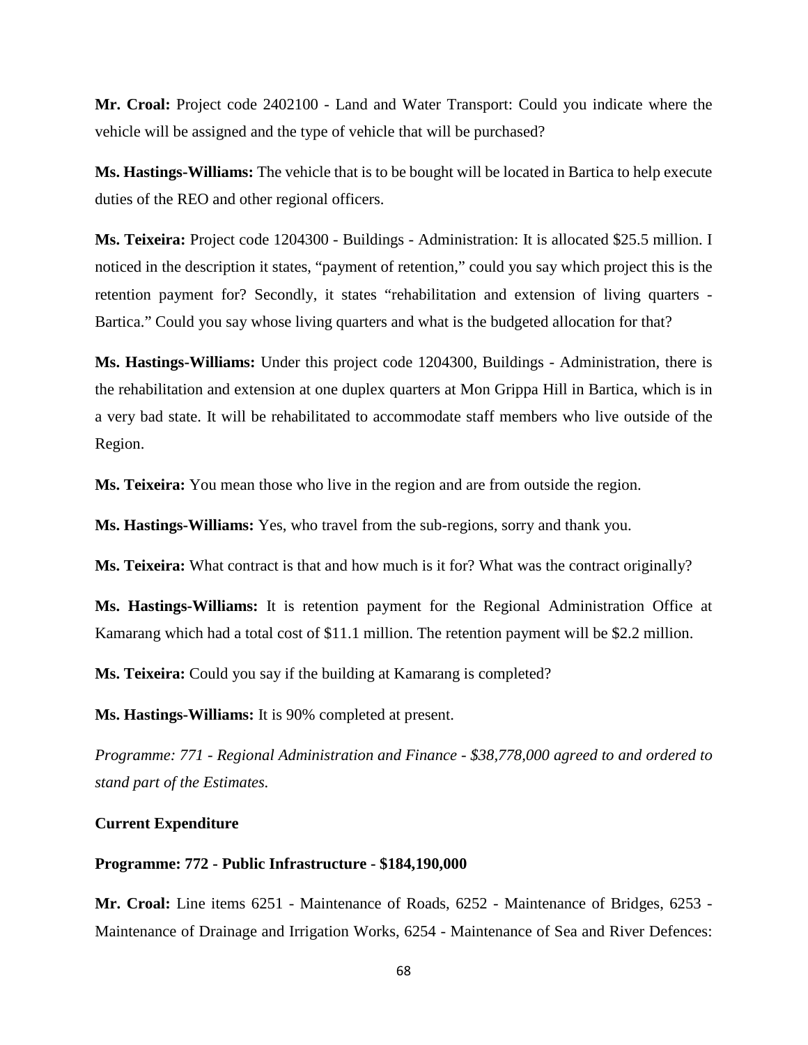**Mr. Croal:** Project code 2402100 - Land and Water Transport: Could you indicate where the vehicle will be assigned and the type of vehicle that will be purchased?

**Ms. Hastings-Williams:** The vehicle that is to be bought will be located in Bartica to help execute duties of the REO and other regional officers.

**Ms. Teixeira:** Project code 1204300 - Buildings - Administration: It is allocated $25.5 million. I noticed in the description it states, "payment of retention," could you say which project this is the retention payment for? Secondly, it states "rehabilitation and extension of living quarters - Bartica." Could you say whose living quarters and what is the budgeted allocation for that?

**Ms. Hastings-Williams:** Under this project code 1204300, Buildings - Administration, there is the rehabilitation and extension at one duplex quarters at Mon Grippa Hill in Bartica, which is in a very bad state. It will be rehabilitated to accommodate staff members who live outside of the Region.

**Ms. Teixeira:** You mean those who live in the region and are from outside the region.

**Ms. Hastings-Williams:** Yes, who travel from the sub-regions, sorry and thank you.

**Ms. Teixeira:** What contract is that and how much is it for? What was the contract originally?

**Ms. Hastings-Williams:** It is retention payment for the Regional Administration Office at Kamarang which had a total cost of $11.1 million. The retention payment will be $2.2 million.

**Ms. Teixeira:** Could you say if the building at Kamarang is completed?

**Ms. Hastings-Williams:** It is 90% completed at present.

*Programme: 771 - Regional Administration and Finance - $38,778,000 agreed to and ordered to stand part of the Estimates.*

**Current Expenditure**

**Programme: 772 - Public Infrastructure - $184,190,000**

**Mr. Croal:** Line items 6251 - Maintenance of Roads, 6252 - Maintenance of Bridges, 6253 - Maintenance of Drainage and Irrigation Works, 6254 - Maintenance of Sea and River Defences: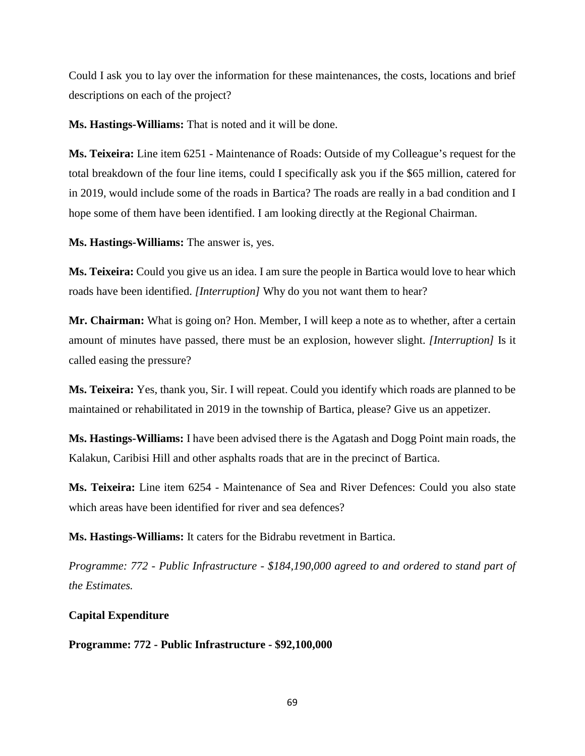Could I ask you to lay over the information for these maintenances, the costs, locations and brief descriptions on each of the project?

**Ms. Hastings-Williams:** That is noted and it will be done.

**Ms. Teixeira:** Line item 6251 - Maintenance of Roads: Outside of my Colleague's request for the total breakdown of the four line items, could I specifically ask you if the $65 million, catered for in 2019, would include some of the roads in Bartica? The roads are really in a bad condition and I hope some of them have been identified. I am looking directly at the Regional Chairman.

**Ms. Hastings-Williams:** The answer is, yes.

**Ms. Teixeira:** Could you give us an idea. I am sure the people in Bartica would love to hear which roads have been identified. *[Interruption]* Why do you not want them to hear?

**Mr. Chairman:** What is going on? Hon. Member, I will keep a note as to whether, after a certain amount of minutes have passed, there must be an explosion, however slight. *[Interruption]* Is it called easing the pressure?

**Ms. Teixeira:** Yes, thank you, Sir. I will repeat. Could you identify which roads are planned to be maintained or rehabilitated in 2019 in the township of Bartica, please? Give us an appetizer.

**Ms. Hastings-Williams:** I have been advised there is the Agatash and Dogg Point main roads, the Kalakun, Caribisi Hill and other asphalts roads that are in the precinct of Bartica.

**Ms. Teixeira:** Line item 6254 - Maintenance of Sea and River Defences: Could you also state which areas have been identified for river and sea defences?

**Ms. Hastings-Williams:** It caters for the Bidrabu revetment in Bartica.

*Programme: 772 - Public Infrastructure - $184,190,000 agreed to and ordered to stand part of the Estimates.*

**Capital Expenditure**

**Programme: 772 - Public Infrastructure - $92,100,000**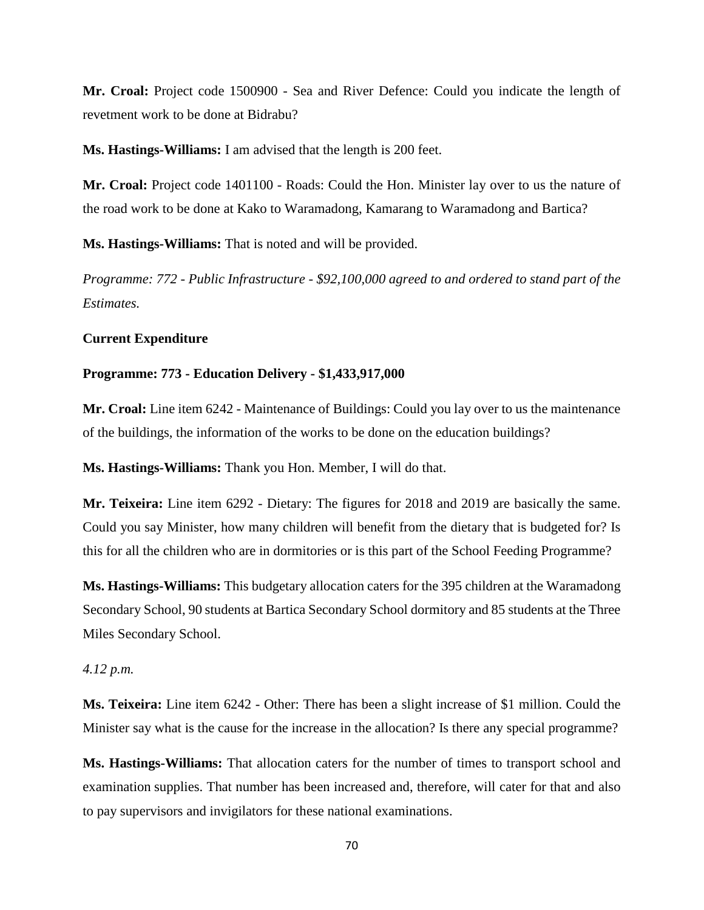**Mr. Croal:** Project code 1500900 - Sea and River Defence: Could you indicate the length of revetment work to be done at Bidrabu?

**Ms. Hastings-Williams:** I am advised that the length is 200 feet.

**Mr. Croal:** Project code 1401100 - Roads: Could the Hon. Minister lay over to us the nature of the road work to be done at Kako to Waramadong, Kamarang to Waramadong and Bartica?

**Ms. Hastings-Williams:** That is noted and will be provided.

*Programme: 772 - Public Infrastructure - $92,100,000 agreed to and ordered to stand part of the Estimates.*

**Current Expenditure**

**Programme: 773 - Education Delivery - $1,433,917,000**

**Mr. Croal:** Line item 6242 - Maintenance of Buildings: Could you lay over to us the maintenance of the buildings, the information of the works to be done on the education buildings?

**Ms. Hastings-Williams:** Thank you Hon. Member, I will do that.

**Mr. Teixeira:** Line item 6292 - Dietary: The figures for 2018 and 2019 are basically the same. Could you say Minister, how many children will benefit from the dietary that is budgeted for? Is this for all the children who are in dormitories or is this part of the School Feeding Programme?

**Ms. Hastings-Williams:** This budgetary allocation caters for the 395 children at the Waramadong Secondary School, 90 students at Bartica Secondary School dormitory and 85 students at the Three Miles Secondary School.

*4.12 p.m.*

**Ms. Teixeira:** Line item 6242 - Other: There has been a slight increase of $1 million. Could the Minister say what is the cause for the increase in the allocation? Is there any special programme?

**Ms. Hastings-Williams:** That allocation caters for the number of times to transport school and examination supplies. That number has been increased and, therefore, will cater for that and also to pay supervisors and invigilators for these national examinations.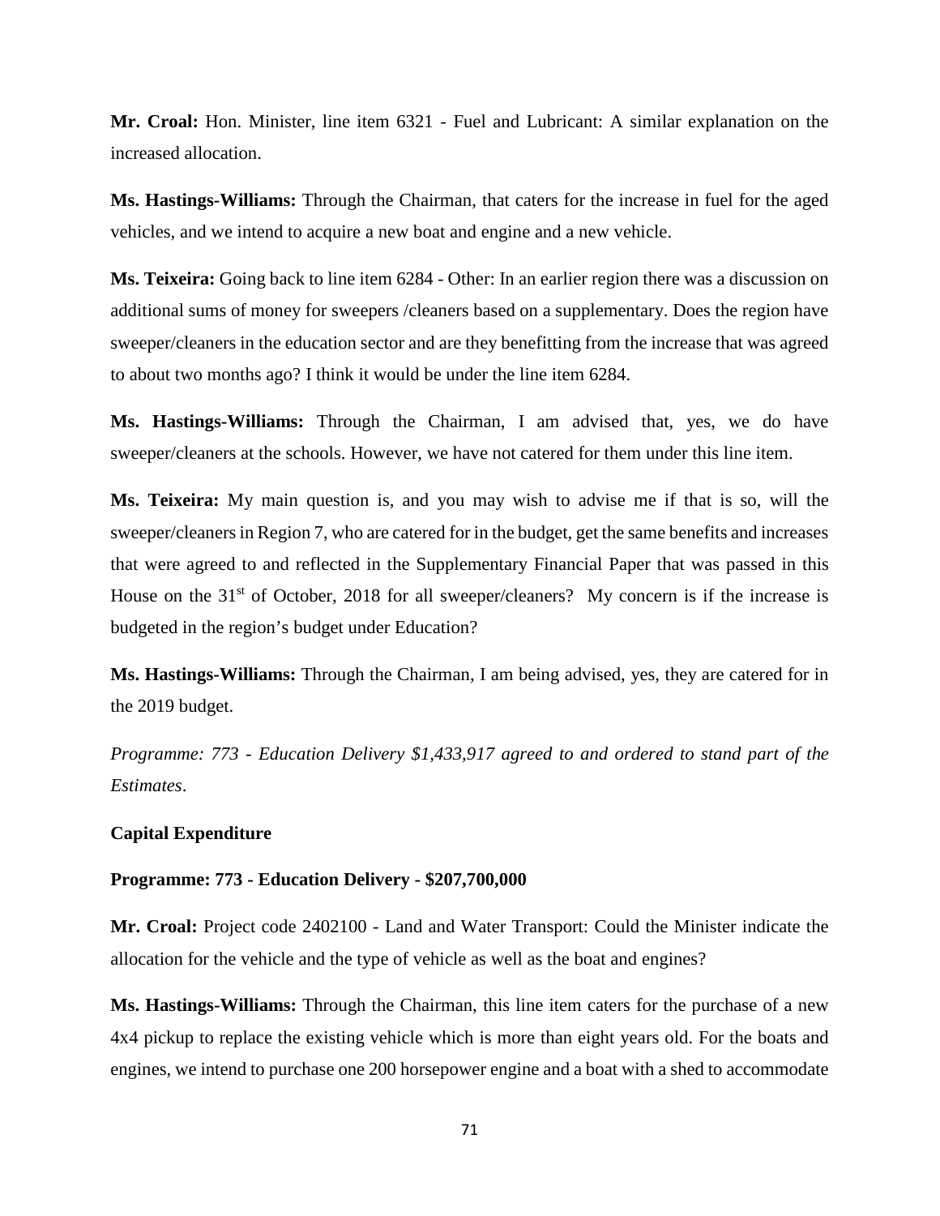**Mr. Croal:** Hon. Minister, line item 6321 - Fuel and Lubricant: A similar explanation on the increased allocation.

**Ms. Hastings-Williams:** Through the Chairman, that caters for the increase in fuel for the aged vehicles, and we intend to acquire a new boat and engine and a new vehicle.

**Ms. Teixeira:** Going back to line item 6284 - Other: In an earlier region there was a discussion on additional sums of money for sweepers /cleaners based on a supplementary. Does the region have sweeper/cleaners in the education sector and are they benefitting from the increase that was agreed to about two months ago? I think it would be under the line item 6284.

**Ms. Hastings-Williams:** Through the Chairman, I am advised that, yes, we do have sweeper/cleaners at the schools. However, we have not catered for them under this line item.

**Ms. Teixeira:** My main question is, and you may wish to advise me if that is so, will the sweeper/cleaners in Region 7, who are catered for in the budget, get the same benefits and increases that were agreed to and reflected in the Supplementary Financial Paper that was passed in this House on the 31st of October, 2018 for all sweeper/cleaners? My concern is if the increase is budgeted in the region's budget under Education?

**Ms. Hastings-Williams:** Through the Chairman, I am being advised, yes, they are catered for in the 2019 budget.

*Programme: 773 - Education Delivery $1,433,917 agreed to and ordered to stand part of the Estimates*.

**Capital Expenditure**

**Programme: 773 - Education Delivery - $207,700,000**

**Mr. Croal:** Project code 2402100 - Land and Water Transport: Could the Minister indicate the allocation for the vehicle and the type of vehicle as well as the boat and engines?

**Ms. Hastings-Williams:** Through the Chairman, this line item caters for the purchase of a new 4x4 pickup to replace the existing vehicle which is more than eight years old. For the boats and engines, we intend to purchase one 200 horsepower engine and a boat with a shed to accommodate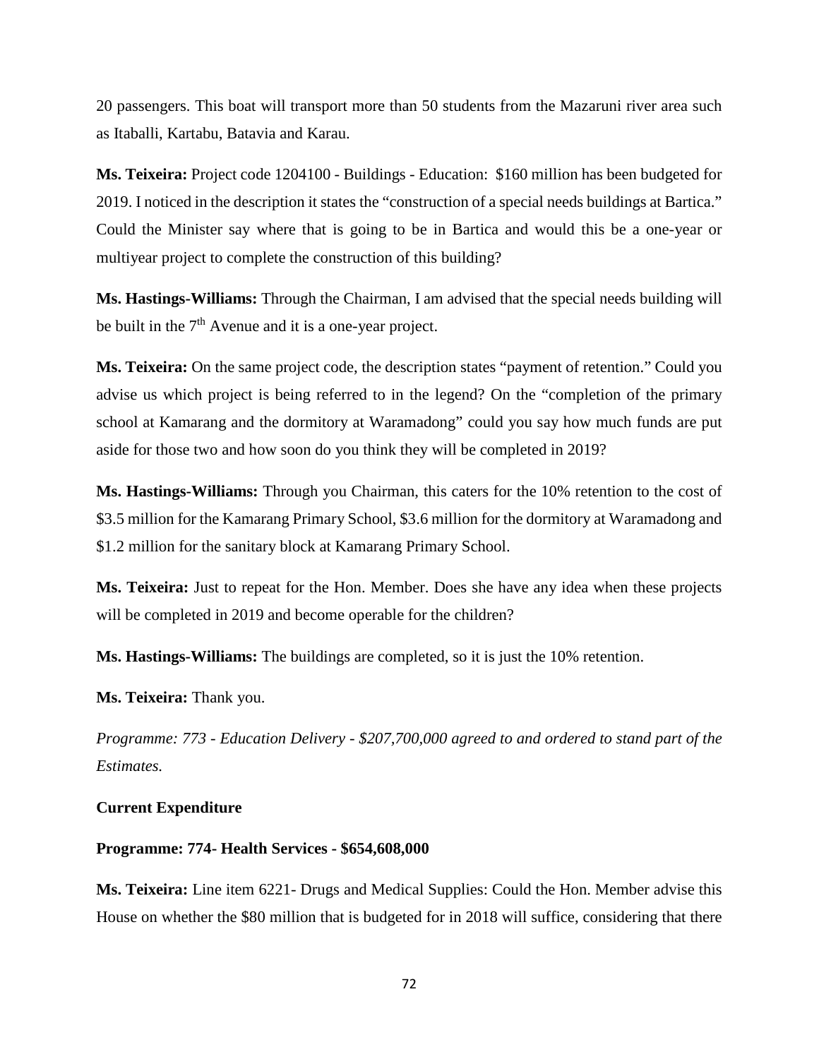20 passengers. This boat will transport more than 50 students from the Mazaruni river area such as Itaballi, Kartabu, Batavia and Karau.

**Ms. Teixeira:** Project code 1204100 - Buildings - Education: $160 million has been budgeted for 2019. I noticed in the description it states the "construction of a special needs buildings at Bartica." Could the Minister say where that is going to be in Bartica and would this be a one-year or multiyear project to complete the construction of this building?

**Ms. Hastings-Williams:** Through the Chairman, I am advised that the special needs building will be built in the 7th Avenue and it is a one-year project.

**Ms. Teixeira:** On the same project code, the description states "payment of retention." Could you advise us which project is being referred to in the legend? On the "completion of the primary school at Kamarang and the dormitory at Waramadong" could you say how much funds are put aside for those two and how soon do you think they will be completed in 2019?

**Ms. Hastings-Williams:** Through you Chairman, this caters for the 10% retention to the cost of $3.5 million for the Kamarang Primary School, $3.6 million for the dormitory at Waramadong and $1.2 million for the sanitary block at Kamarang Primary School.

**Ms. Teixeira:** Just to repeat for the Hon. Member. Does she have any idea when these projects will be completed in 2019 and become operable for the children?

**Ms. Hastings-Williams:** The buildings are completed, so it is just the 10% retention.

**Ms. Teixeira:** Thank you.

*Programme: 773 - Education Delivery - $207,700,000 agreed to and ordered to stand part of the Estimates.*

**Current Expenditure**

**Programme: 774- Health Services - $654,608,000**

**Ms. Teixeira:** Line item 6221- Drugs and Medical Supplies: Could the Hon. Member advise this House on whether the $80 million that is budgeted for in 2018 will suffice, considering that there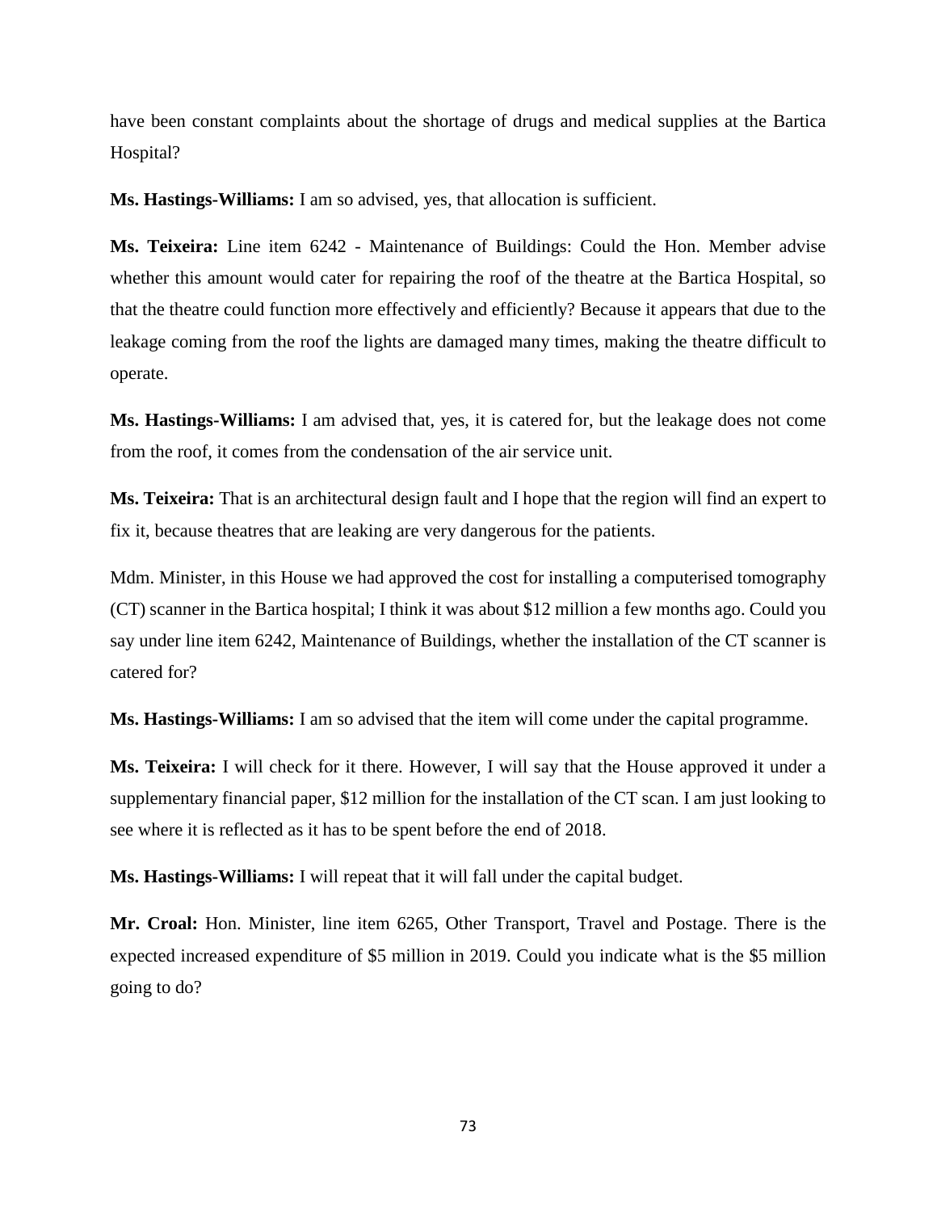have been constant complaints about the shortage of drugs and medical supplies at the Bartica Hospital?

**Ms. Hastings-Williams:** I am so advised, yes, that allocation is sufficient.

**Ms. Teixeira:** Line item 6242 - Maintenance of Buildings: Could the Hon. Member advise whether this amount would cater for repairing the roof of the theatre at the Bartica Hospital, so that the theatre could function more effectively and efficiently? Because it appears that due to the leakage coming from the roof the lights are damaged many times, making the theatre difficult to operate.

**Ms. Hastings-Williams:** I am advised that, yes, it is catered for, but the leakage does not come from the roof, it comes from the condensation of the air service unit.

**Ms. Teixeira:** That is an architectural design fault and I hope that the region will find an expert to fix it, because theatres that are leaking are very dangerous for the patients.

Mdm. Minister, in this House we had approved the cost for installing a computerised tomography (CT) scanner in the Bartica hospital; I think it was about $12 million a few months ago. Could you say under line item 6242, Maintenance of Buildings, whether the installation of the CT scanner is catered for?

**Ms. Hastings-Williams:** I am so advised that the item will come under the capital programme.

**Ms. Teixeira:** I will check for it there. However, I will say that the House approved it under a supplementary financial paper, $12 million for the installation of the CT scan. I am just looking to see where it is reflected as it has to be spent before the end of 2018.

**Ms. Hastings-Williams:** I will repeat that it will fall under the capital budget.

**Mr. Croal:** Hon. Minister, line item 6265, Other Transport, Travel and Postage. There is the expected increased expenditure of $5 million in 2019. Could you indicate what is the $5 million going to do?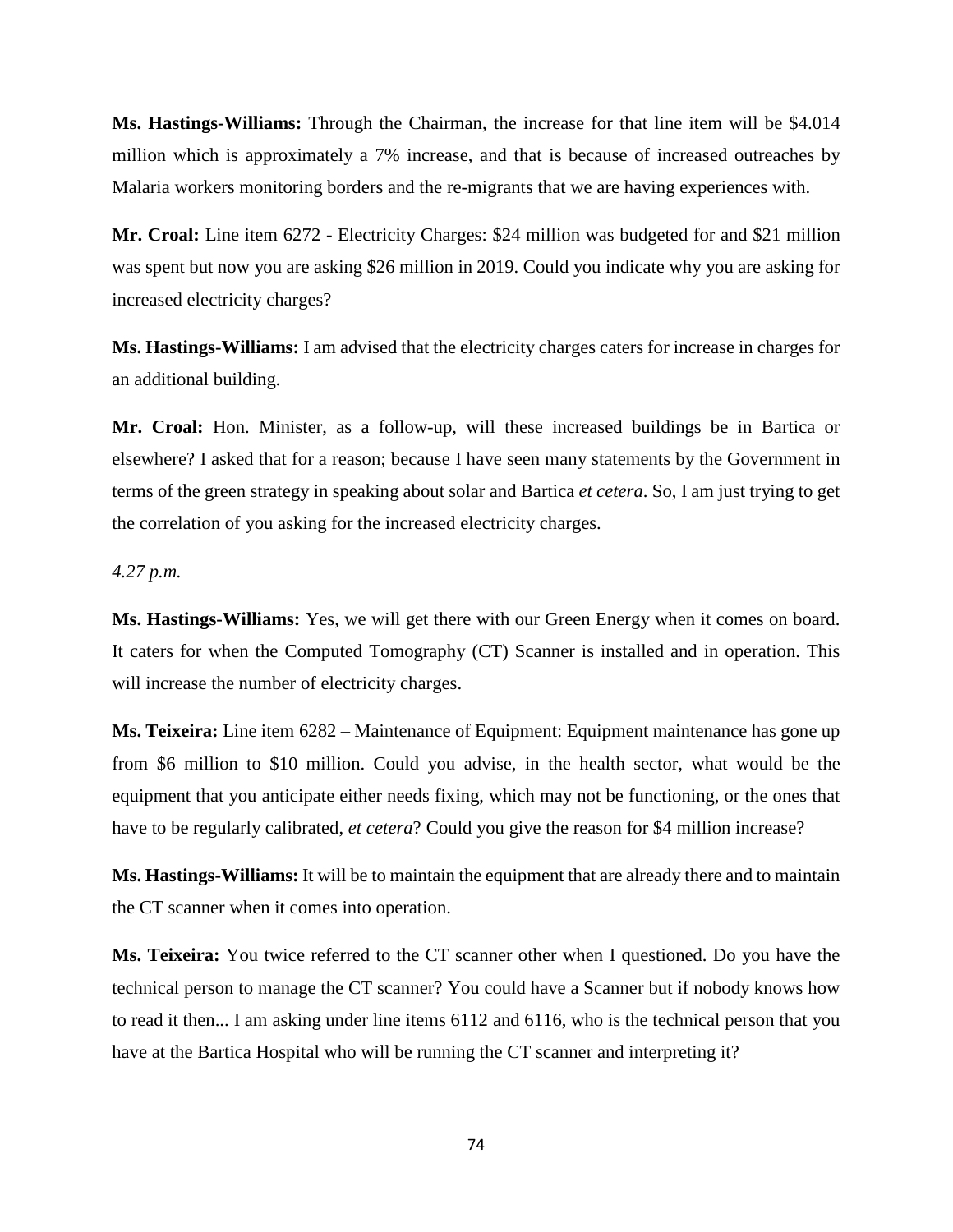**Ms. Hastings-Williams:** Through the Chairman, the increase for that line item will be $4.014 million which is approximately a 7% increase, and that is because of increased outreaches by Malaria workers monitoring borders and the re-migrants that we are having experiences with.

**Mr. Croal:** Line item 6272 - Electricity Charges: $24 million was budgeted for and $21 million was spent but now you are asking $26 million in 2019. Could you indicate why you are asking for increased electricity charges?

**Ms. Hastings-Williams:** I am advised that the electricity charges caters for increase in charges for an additional building.

**Mr. Croal:** Hon. Minister, as a follow-up, will these increased buildings be in Bartica or elsewhere? I asked that for a reason; because I have seen many statements by the Government in terms of the green strategy in speaking about solar and Bartica *et cetera*. So, I am just trying to get the correlation of you asking for the increased electricity charges.

*4.27 p.m.*

**Ms. Hastings-Williams:** Yes, we will get there with our Green Energy when it comes on board. It caters for when the Computed Tomography (CT) Scanner is installed and in operation. This will increase the number of electricity charges.

**Ms. Teixeira:** Line item 6282 – Maintenance of Equipment: Equipment maintenance has gone up from $6 million to $10 million. Could you advise, in the health sector, what would be the equipment that you anticipate either needs fixing, which may not be functioning, or the ones that have to be regularly calibrated, *et cetera*? Could you give the reason for $4 million increase?

**Ms. Hastings-Williams:** It will be to maintain the equipment that are already there and to maintain the CT scanner when it comes into operation.

**Ms. Teixeira:** You twice referred to the CT scanner other when I questioned. Do you have the technical person to manage the CT scanner? You could have a Scanner but if nobody knows how to read it then... I am asking under line items 6112 and 6116, who is the technical person that you have at the Bartica Hospital who will be running the CT scanner and interpreting it?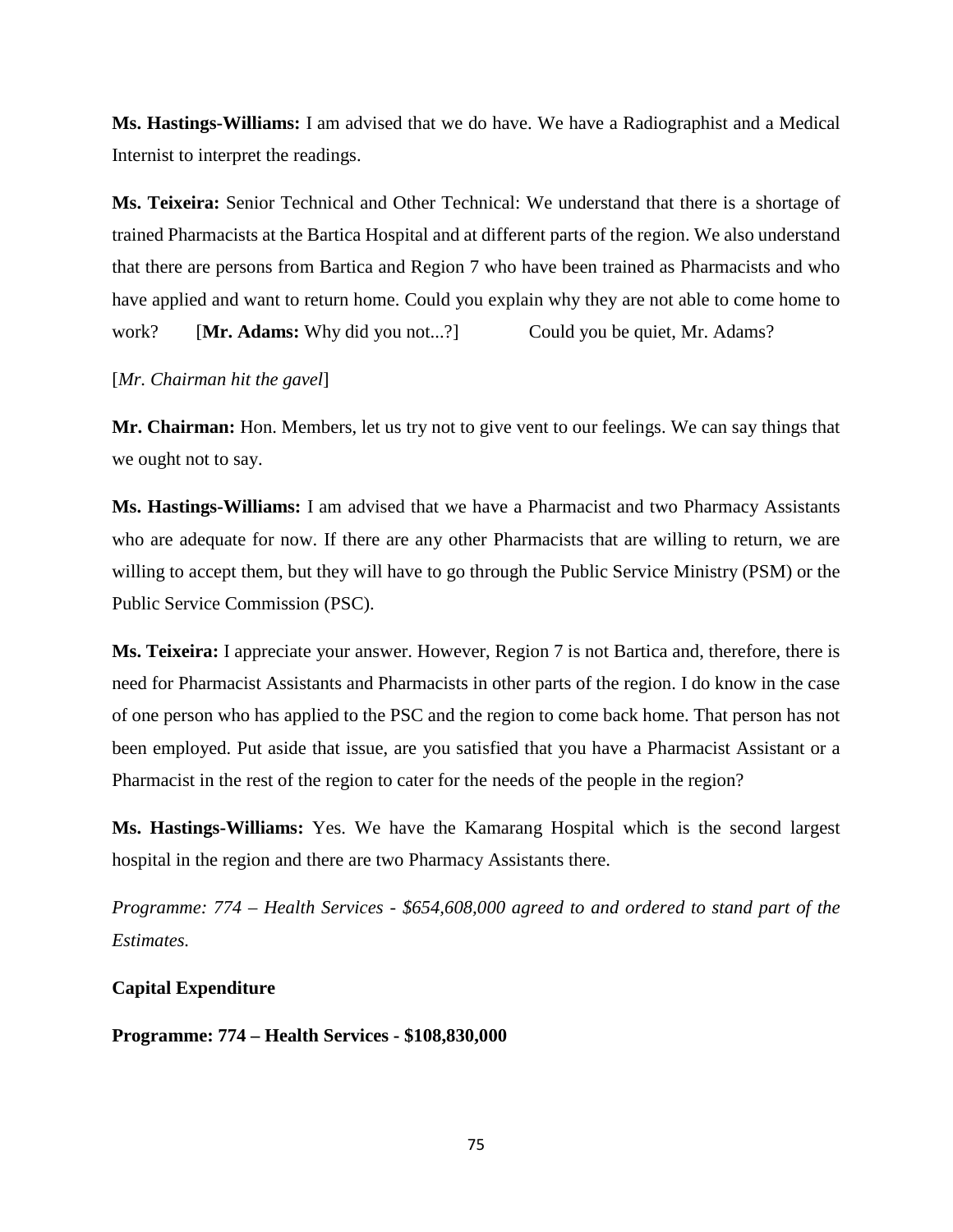**Ms. Hastings-Williams:** I am advised that we do have. We have a Radiographist and a Medical Internist to interpret the readings.

**Ms. Teixeira:** Senior Technical and Other Technical: We understand that there is a shortage of trained Pharmacists at the Bartica Hospital and at different parts of the region. We also understand that there are persons from Bartica and Region 7 who have been trained as Pharmacists and who have applied and want to return home. Could you explain why they are not able to come home to work? [**Mr. Adams:** Why did you not...?] Could you be quiet, Mr. Adams?

[*Mr. Chairman hit the gavel*]

**Mr. Chairman:** Hon. Members, let us try not to give vent to our feelings. We can say things that we ought not to say.

**Ms. Hastings-Williams:** I am advised that we have a Pharmacist and two Pharmacy Assistants who are adequate for now. If there are any other Pharmacists that are willing to return, we are willing to accept them, but they will have to go through the Public Service Ministry (PSM) or the Public Service Commission (PSC).

**Ms. Teixeira:** I appreciate your answer. However, Region 7 is not Bartica and, therefore, there is need for Pharmacist Assistants and Pharmacists in other parts of the region. I do know in the case of one person who has applied to the PSC and the region to come back home. That person has not been employed. Put aside that issue, are you satisfied that you have a Pharmacist Assistant or a Pharmacist in the rest of the region to cater for the needs of the people in the region?

**Ms. Hastings-Williams:** Yes. We have the Kamarang Hospital which is the second largest hospital in the region and there are two Pharmacy Assistants there.

*Programme: 774 – Health Services - $654,608,000 agreed to and ordered to stand part of the Estimates.*

**Capital Expenditure**

**Programme: 774 – Health Services - $108,830,000**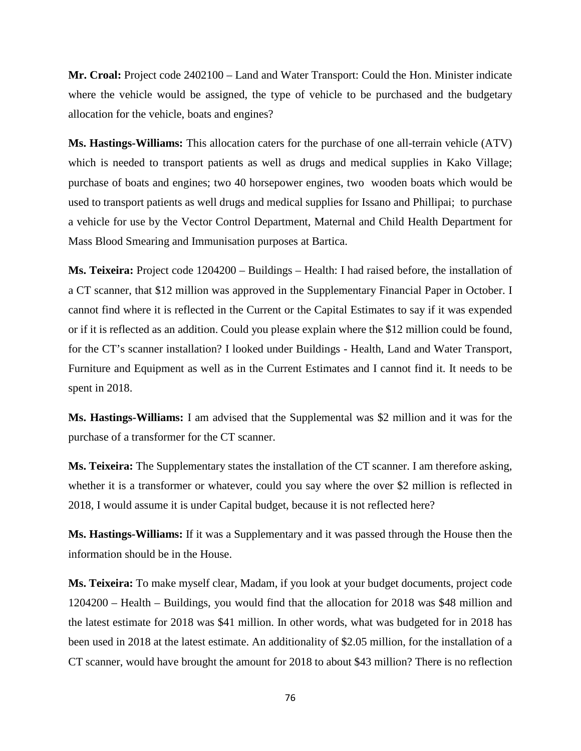**Mr. Croal:** Project code 2402100 – Land and Water Transport: Could the Hon. Minister indicate where the vehicle would be assigned, the type of vehicle to be purchased and the budgetary allocation for the vehicle, boats and engines?

**Ms. Hastings-Williams:** This allocation caters for the purchase of one all-terrain vehicle (ATV) which is needed to transport patients as well as drugs and medical supplies in Kako Village; purchase of boats and engines; two 40 horsepower engines, two wooden boats which would be used to transport patients as well drugs and medical supplies for Issano and Phillipai; to purchase a vehicle for use by the Vector Control Department, Maternal and Child Health Department for Mass Blood Smearing and Immunisation purposes at Bartica.

**Ms. Teixeira:** Project code 1204200 – Buildings – Health: I had raised before, the installation of a CT scanner, that $12 million was approved in the Supplementary Financial Paper in October. I cannot find where it is reflected in the Current or the Capital Estimates to say if it was expended or if it is reflected as an addition. Could you please explain where the $12 million could be found, for the CT's scanner installation? I looked under Buildings - Health, Land and Water Transport, Furniture and Equipment as well as in the Current Estimates and I cannot find it. It needs to be spent in 2018.

**Ms. Hastings-Williams:** I am advised that the Supplemental was $2 million and it was for the purchase of a transformer for the CT scanner.

**Ms. Teixeira:** The Supplementary states the installation of the CT scanner. I am therefore asking, whether it is a transformer or whatever, could you say where the over $2 million is reflected in 2018, I would assume it is under Capital budget, because it is not reflected here?

**Ms. Hastings-Williams:** If it was a Supplementary and it was passed through the House then the information should be in the House.

**Ms. Teixeira:** To make myself clear, Madam, if you look at your budget documents, project code 1204200 – Health – Buildings, you would find that the allocation for 2018 was $48 million and the latest estimate for 2018 was $41 million. In other words, what was budgeted for in 2018 has been used in 2018 at the latest estimate. An additionality of $2.05 million, for the installation of a CT scanner, would have brought the amount for 2018 to about $43 million? There is no reflection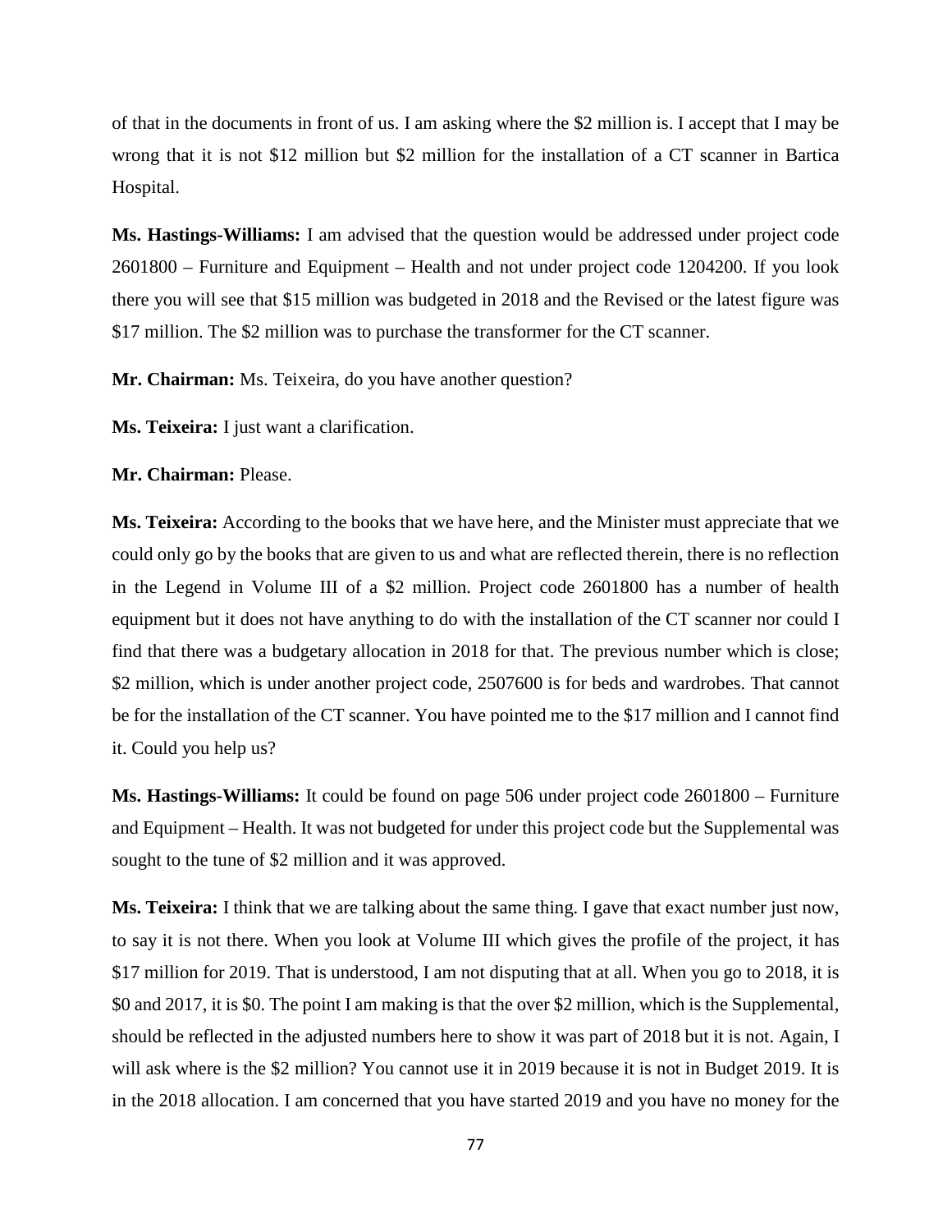of that in the documents in front of us. I am asking where the $2 million is. I accept that I may be wrong that it is not $12 million but $2 million for the installation of a CT scanner in Bartica Hospital.

**Ms. Hastings-Williams:** I am advised that the question would be addressed under project code 2601800 – Furniture and Equipment – Health and not under project code 1204200. If you look there you will see that $15 million was budgeted in 2018 and the Revised or the latest figure was $17 million. The $2 million was to purchase the transformer for the CT scanner.

**Mr. Chairman:** Ms. Teixeira, do you have another question?

**Ms. Teixeira:** I just want a clarification.

**Mr. Chairman:** Please.

**Ms. Teixeira:** According to the books that we have here, and the Minister must appreciate that we could only go by the books that are given to us and what are reflected therein, there is no reflection in the Legend in Volume III of a $2 million. Project code 2601800 has a number of health equipment but it does not have anything to do with the installation of the CT scanner nor could I find that there was a budgetary allocation in 2018 for that. The previous number which is close; $2 million, which is under another project code, 2507600 is for beds and wardrobes. That cannot be for the installation of the CT scanner. You have pointed me to the $17 million and I cannot find it. Could you help us?

**Ms. Hastings-Williams:** It could be found on page 506 under project code 2601800 – Furniture and Equipment – Health. It was not budgeted for under this project code but the Supplemental was sought to the tune of $2 million and it was approved.

**Ms. Teixeira:** I think that we are talking about the same thing. I gave that exact number just now, to say it is not there. When you look at Volume III which gives the profile of the project, it has $17 million for 2019. That is understood, I am not disputing that at all. When you go to 2018, it is $0 and 2017, it is $0. The point I am making is that the over $2 million, which is the Supplemental, should be reflected in the adjusted numbers here to show it was part of 2018 but it is not. Again, I will ask where is the $2 million? You cannot use it in 2019 because it is not in Budget 2019. It is in the 2018 allocation. I am concerned that you have started 2019 and you have no money for the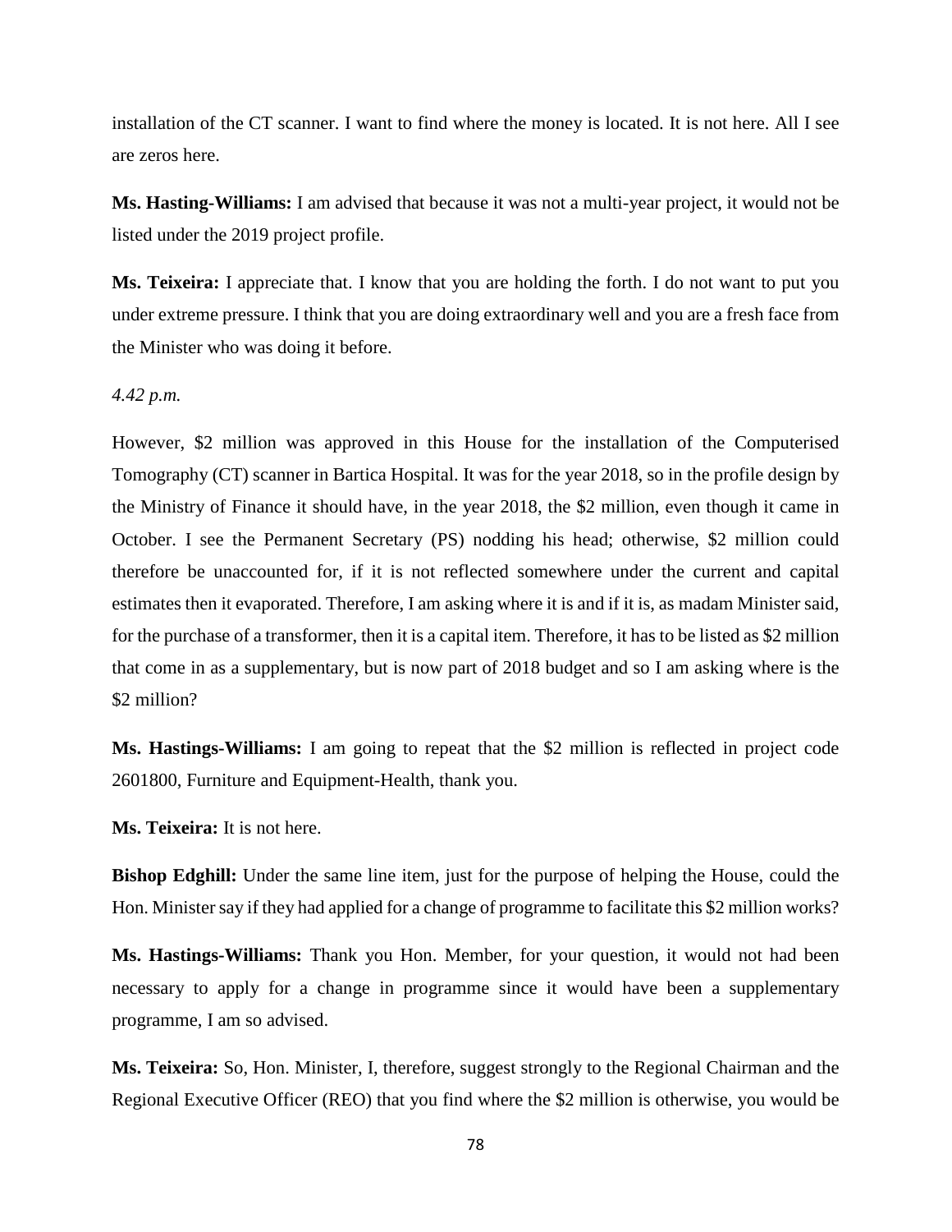installation of the CT scanner. I want to find where the money is located. It is not here. All I see are zeros here.

**Ms. Hasting-Williams:** I am advised that because it was not a multi-year project, it would not be listed under the 2019 project profile.

**Ms. Teixeira:** I appreciate that. I know that you are holding the forth. I do not want to put you under extreme pressure. I think that you are doing extraordinary well and you are a fresh face from the Minister who was doing it before.

*4.42 p.m.*

However, $2 million was approved in this House for the installation of the Computerised Tomography (CT) scanner in Bartica Hospital. It was for the year 2018, so in the profile design by the Ministry of Finance it should have, in the year 2018, the $2 million, even though it came in October. I see the Permanent Secretary (PS) nodding his head; otherwise, $2 million could therefore be unaccounted for, if it is not reflected somewhere under the current and capital estimates then it evaporated. Therefore, I am asking where it is and if it is, as madam Minister said, for the purchase of a transformer, then it is a capital item. Therefore, it has to be listed as $2 million that come in as a supplementary, but is now part of 2018 budget and so I am asking where is the $2 million?

**Ms. Hastings-Williams:** I am going to repeat that the $2 million is reflected in project code 2601800, Furniture and Equipment-Health, thank you.

**Ms. Teixeira:** It is not here.

**Bishop Edghill:** Under the same line item, just for the purpose of helping the House, could the Hon. Minister say if they had applied for a change of programme to facilitate this $2 million works?

**Ms. Hastings-Williams:** Thank you Hon. Member, for your question, it would not had been necessary to apply for a change in programme since it would have been a supplementary programme, I am so advised.

**Ms. Teixeira:** So, Hon. Minister, I, therefore, suggest strongly to the Regional Chairman and the Regional Executive Officer (REO) that you find where the $2 million is otherwise, you would be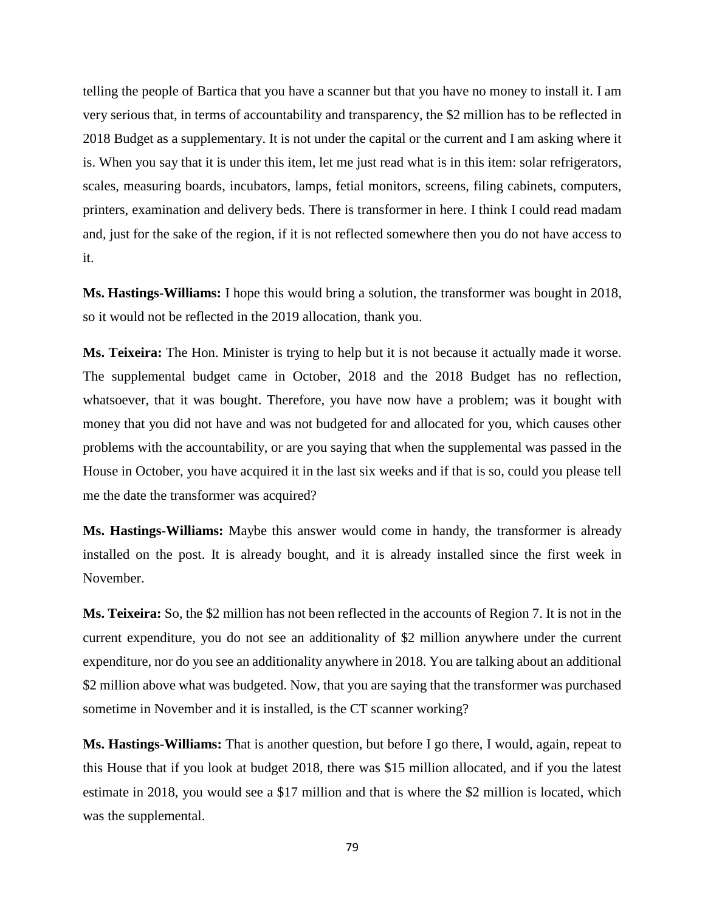telling the people of Bartica that you have a scanner but that you have no money to install it. I am very serious that, in terms of accountability and transparency, the $2 million has to be reflected in 2018 Budget as a supplementary. It is not under the capital or the current and I am asking where it is. When you say that it is under this item, let me just read what is in this item: solar refrigerators, scales, measuring boards, incubators, lamps, fetial monitors, screens, filing cabinets, computers, printers, examination and delivery beds. There is transformer in here. I think I could read madam and, just for the sake of the region, if it is not reflected somewhere then you do not have access to it.

**Ms. Hastings-Williams:** I hope this would bring a solution, the transformer was bought in 2018, so it would not be reflected in the 2019 allocation, thank you.

**Ms. Teixeira:** The Hon. Minister is trying to help but it is not because it actually made it worse. The supplemental budget came in October, 2018 and the 2018 Budget has no reflection, whatsoever, that it was bought. Therefore, you have now have a problem; was it bought with money that you did not have and was not budgeted for and allocated for you, which causes other problems with the accountability, or are you saying that when the supplemental was passed in the House in October, you have acquired it in the last six weeks and if that is so, could you please tell me the date the transformer was acquired?

**Ms. Hastings-Williams:** Maybe this answer would come in handy, the transformer is already installed on the post. It is already bought, and it is already installed since the first week in November.

**Ms. Teixeira:** So, the $2 million has not been reflected in the accounts of Region 7. It is not in the current expenditure, you do not see an additionality of $2 million anywhere under the current expenditure, nor do you see an additionality anywhere in 2018. You are talking about an additional $2 million above what was budgeted. Now, that you are saying that the transformer was purchased sometime in November and it is installed, is the CT scanner working?

**Ms. Hastings-Williams:** That is another question, but before I go there, I would, again, repeat to this House that if you look at budget 2018, there was $15 million allocated, and if you the latest estimate in 2018, you would see a $17 million and that is where the $2 million is located, which was the supplemental.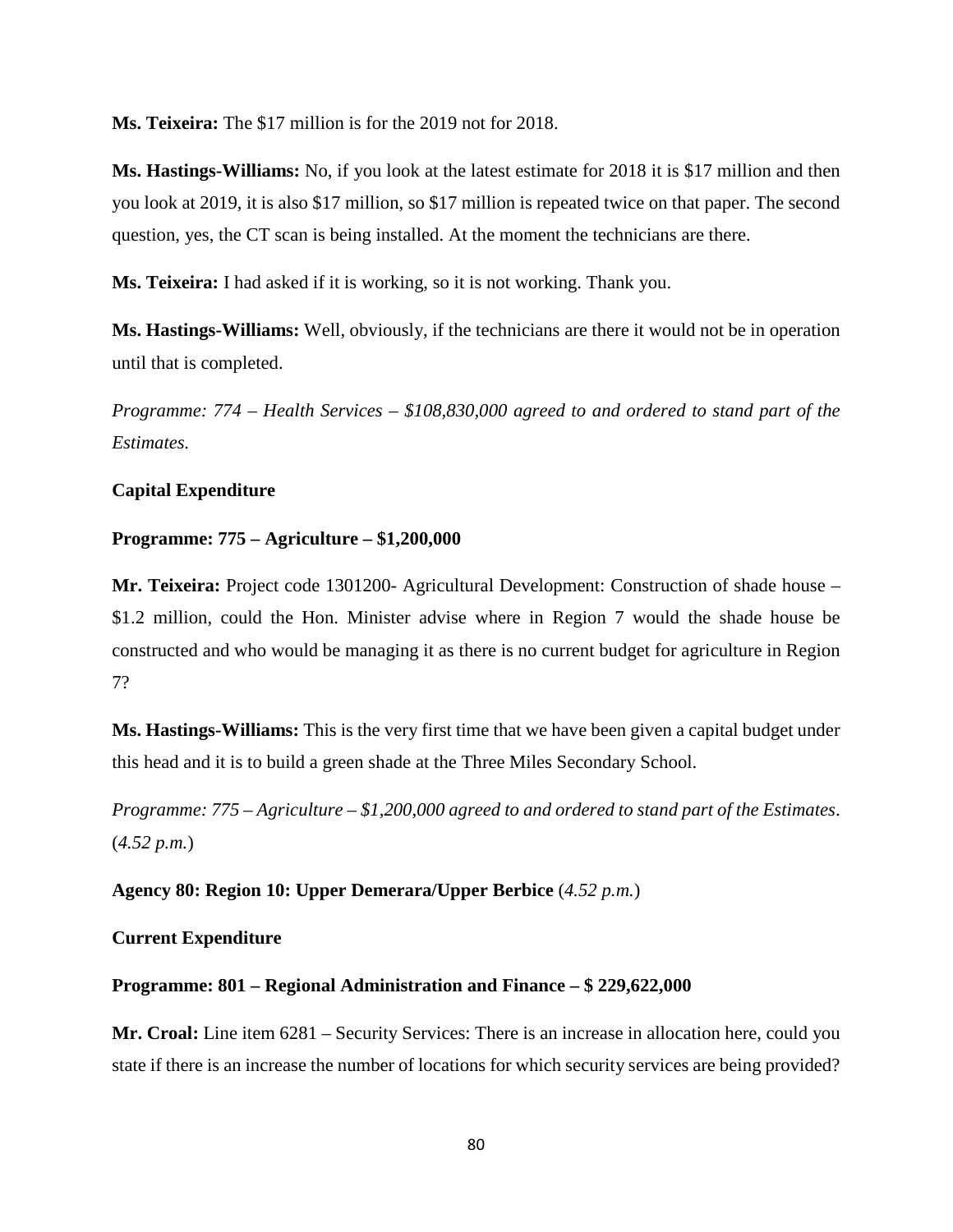**Ms. Teixeira:** The $17 million is for the 2019 not for 2018.

**Ms. Hastings-Williams:** No, if you look at the latest estimate for 2018 it is $17 million and then you look at 2019, it is also $17 million, so $17 million is repeated twice on that paper. The second question, yes, the CT scan is being installed. At the moment the technicians are there.

**Ms. Teixeira:** I had asked if it is working, so it is not working. Thank you.

**Ms. Hastings-Williams:** Well, obviously, if the technicians are there it would not be in operation until that is completed.

*Programme: 774 – Health Services – $108,830,000 agreed to and ordered to stand part of the Estimates.*

**Capital Expenditure**

**Programme: 775 – Agriculture – $1,200,000**

**Mr. Teixeira:** Project code 1301200- Agricultural Development: Construction of shade house – $1.2 million, could the Hon. Minister advise where in Region 7 would the shade house be constructed and who would be managing it as there is no current budget for agriculture in Region 7?

**Ms. Hastings-Williams:** This is the very first time that we have been given a capital budget under this head and it is to build a green shade at the Three Miles Secondary School.

*Programme: 775 – Agriculture – $1,200,000 agreed to and ordered to stand part of the Estimates*. (*4.52 p.m.*)

**Agency 80: Region 10: Upper Demerara/Upper Berbice** (*4.52 p.m.*)

**Current Expenditure**

**Programme: 801 – Regional Administration and Finance – $ 229,622,000**

**Mr. Croal:** Line item 6281 – Security Services: There is an increase in allocation here, could you state if there is an increase the number of locations for which security services are being provided?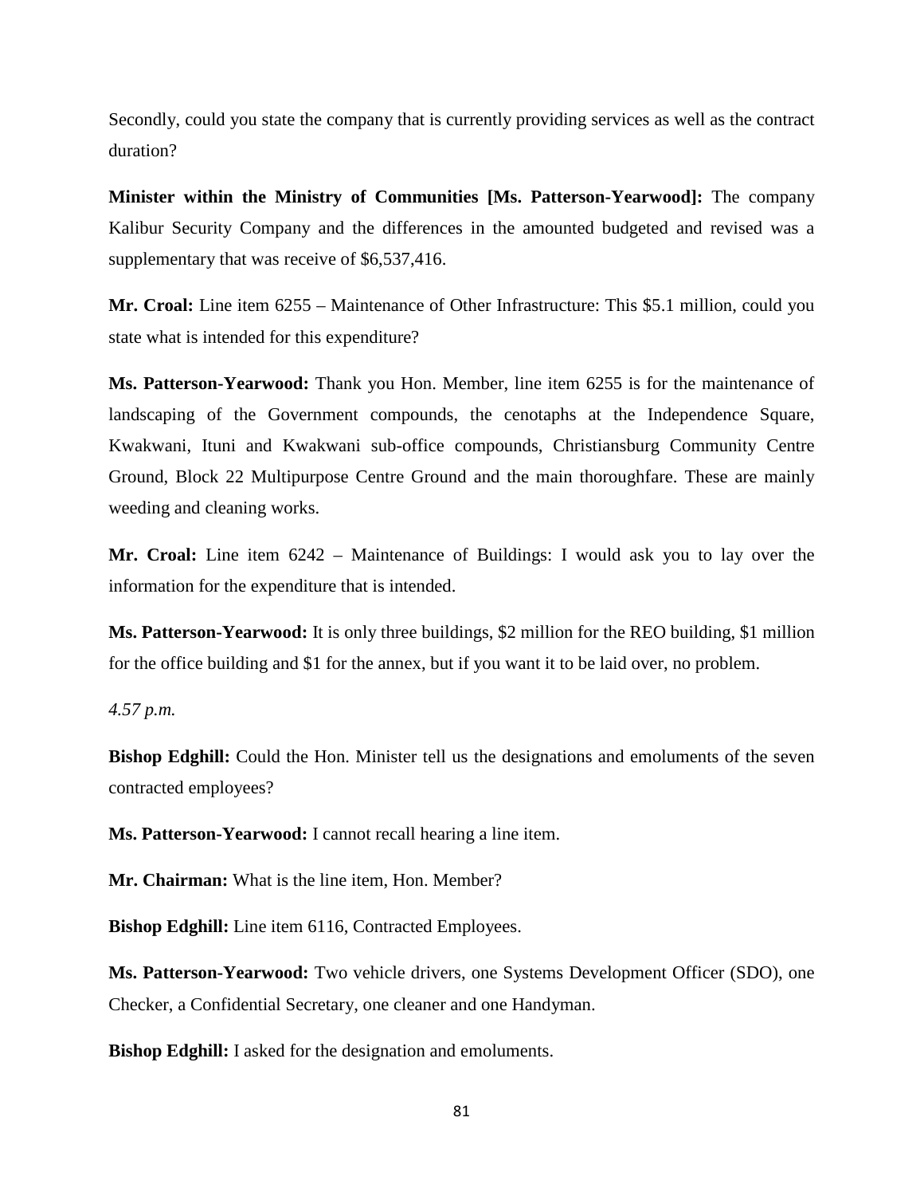Secondly, could you state the company that is currently providing services as well as the contract duration?

**Minister within the Ministry of Communities [Ms. Patterson-Yearwood]:** The company Kalibur Security Company and the differences in the amounted budgeted and revised was a supplementary that was receive of $6,537,416.

**Mr. Croal:** Line item 6255 – Maintenance of Other Infrastructure: This $5.1 million, could you state what is intended for this expenditure?

**Ms. Patterson-Yearwood:** Thank you Hon. Member, line item 6255 is for the maintenance of landscaping of the Government compounds, the cenotaphs at the Independence Square, Kwakwani, Ituni and Kwakwani sub-office compounds, Christiansburg Community Centre Ground, Block 22 Multipurpose Centre Ground and the main thoroughfare. These are mainly weeding and cleaning works.

**Mr. Croal:** Line item 6242 – Maintenance of Buildings: I would ask you to lay over the information for the expenditure that is intended.

**Ms. Patterson-Yearwood:** It is only three buildings, $2 million for the REO building, $1 million for the office building and $1 for the annex, but if you want it to be laid over, no problem.

*4.57 p.m.*

**Bishop Edghill:** Could the Hon. Minister tell us the designations and emoluments of the seven contracted employees?

**Ms. Patterson-Yearwood:** I cannot recall hearing a line item.

**Mr. Chairman:** What is the line item, Hon. Member?

**Bishop Edghill:** Line item 6116, Contracted Employees.

**Ms. Patterson-Yearwood:** Two vehicle drivers, one Systems Development Officer (SDO), one Checker, a Confidential Secretary, one cleaner and one Handyman.

**Bishop Edghill:** I asked for the designation and emoluments.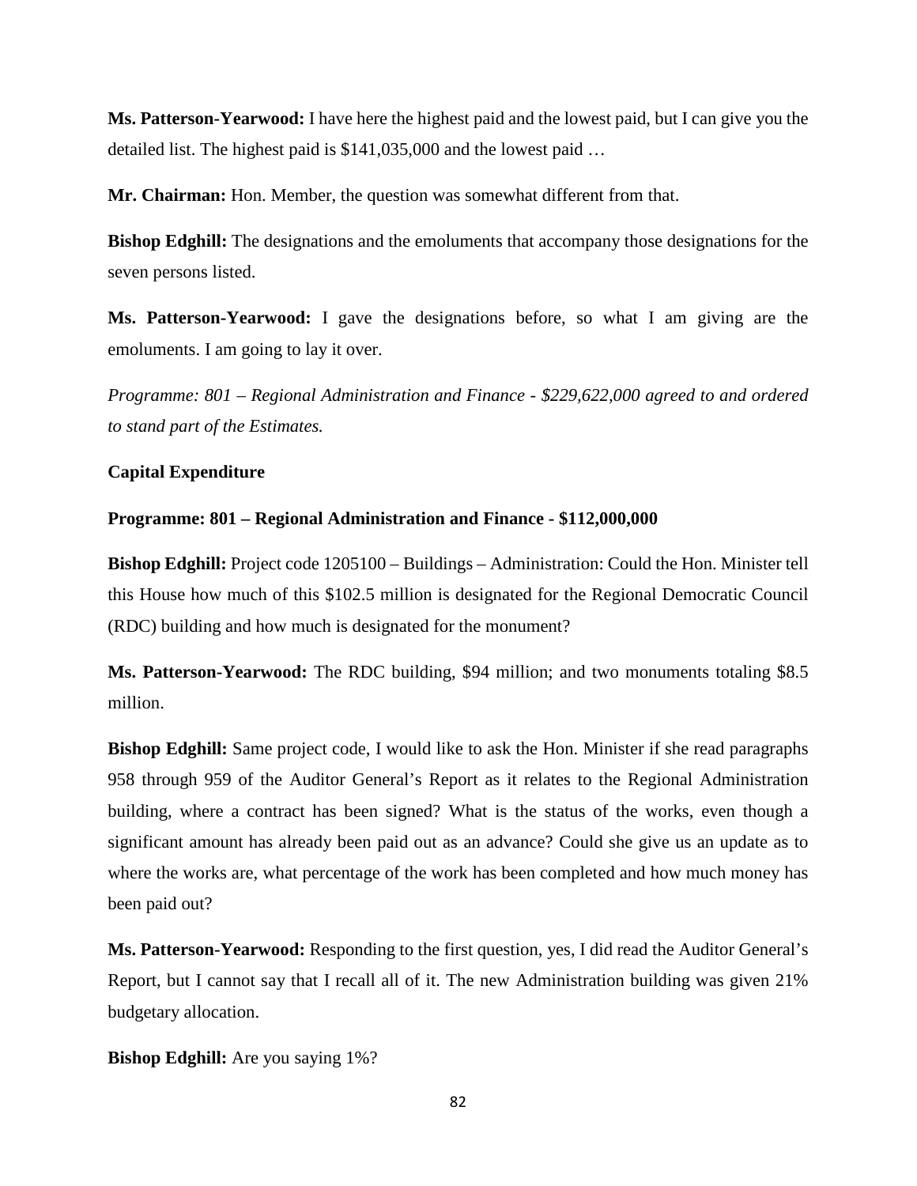**Ms. Patterson-Yearwood:** I have here the highest paid and the lowest paid, but I can give you the detailed list. The highest paid is $141,035,000 and the lowest paid …

**Mr. Chairman:** Hon. Member, the question was somewhat different from that.

**Bishop Edghill:** The designations and the emoluments that accompany those designations for the seven persons listed.

**Ms. Patterson-Yearwood:** I gave the designations before, so what I am giving are the emoluments. I am going to lay it over.

*Programme: 801 – Regional Administration and Finance - $229,622,000 agreed to and ordered to stand part of the Estimates.*

**Capital Expenditure**

**Programme: 801 – Regional Administration and Finance - $112,000,000**

**Bishop Edghill:** Project code 1205100 – Buildings – Administration: Could the Hon. Minister tell this House how much of this $102.5 million is designated for the Regional Democratic Council (RDC) building and how much is designated for the monument?

**Ms. Patterson-Yearwood:** The RDC building, $94 million; and two monuments totaling $8.5 million.

**Bishop Edghill:** Same project code, I would like to ask the Hon. Minister if she read paragraphs 958 through 959 of the Auditor General's Report as it relates to the Regional Administration building, where a contract has been signed? What is the status of the works, even though a significant amount has already been paid out as an advance? Could she give us an update as to where the works are, what percentage of the work has been completed and how much money has been paid out?

**Ms. Patterson-Yearwood:** Responding to the first question, yes, I did read the Auditor General's Report, but I cannot say that I recall all of it. The new Administration building was given 21% budgetary allocation.

**Bishop Edghill:** Are you saying 1%?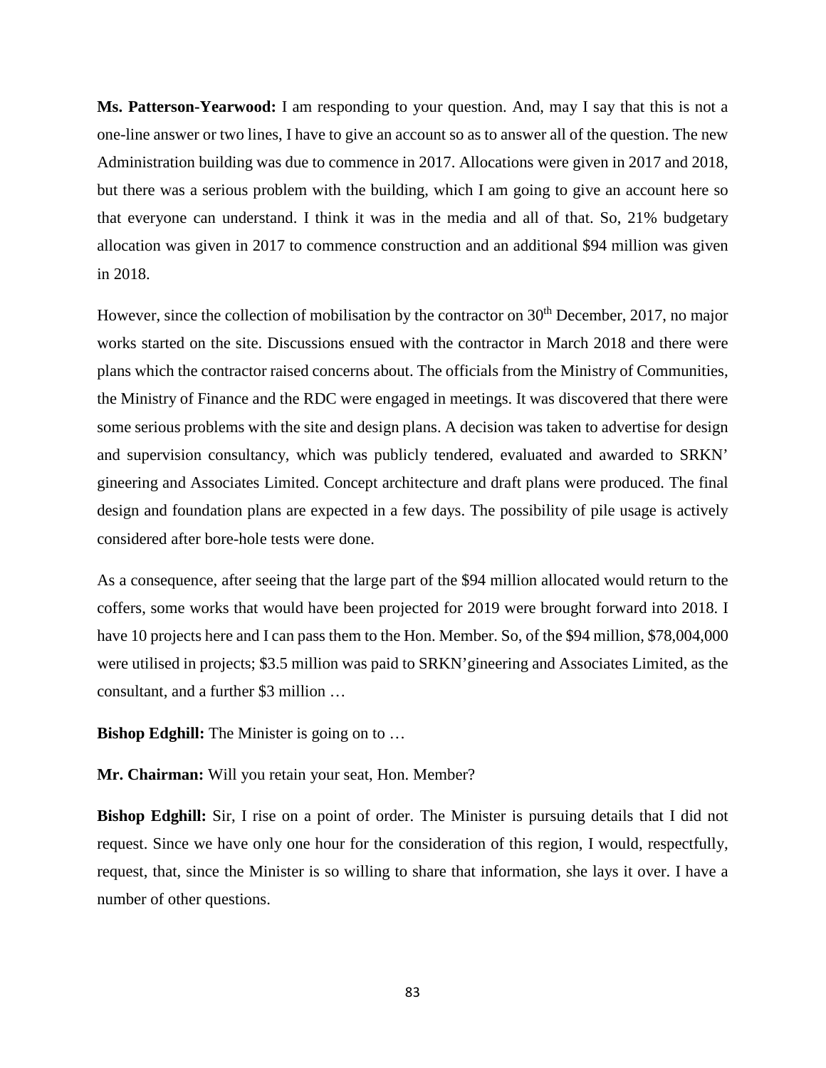**Ms. Patterson-Yearwood:** I am responding to your question. And, may I say that this is not a one-line answer or two lines, I have to give an account so as to answer all of the question. The new Administration building was due to commence in 2017. Allocations were given in 2017 and 2018, but there was a serious problem with the building, which I am going to give an account here so that everyone can understand. I think it was in the media and all of that. So, 21% budgetary allocation was given in 2017 to commence construction and an additional \$94 million was given in 2018.

However, since the collection of mobilisation by the contractor on 30th December, 2017, no major works started on the site. Discussions ensued with the contractor in March 2018 and there were plans which the contractor raised concerns about. The officials from the Ministry of Communities, the Ministry of Finance and the RDC were engaged in meetings. It was discovered that there were some serious problems with the site and design plans. A decision was taken to advertise for design and supervision consultancy, which was publicly tendered, evaluated and awarded to SRKN' gineering and Associates Limited. Concept architecture and draft plans were produced. The final design and foundation plans are expected in a few days. The possibility of pile usage is actively considered after bore-hole tests were done.

As a consequence, after seeing that the large part of the \$94 million allocated would return to the coffers, some works that would have been projected for 2019 were brought forward into 2018. I have 10 projects here and I can pass them to the Hon. Member. So, of the \$94 million, \$78,004,000 were utilised in projects; \$3.5 million was paid to SRKN'gineering and Associates Limited, as the consultant, and a further \$3 million …

**Bishop Edghill:** The Minister is going on to …

**Mr. Chairman:** Will you retain your seat, Hon. Member?

**Bishop Edghill:** Sir, I rise on a point of order. The Minister is pursuing details that I did not request. Since we have only one hour for the consideration of this region, I would, respectfully, request, that, since the Minister is so willing to share that information, she lays it over. I have a number of other questions.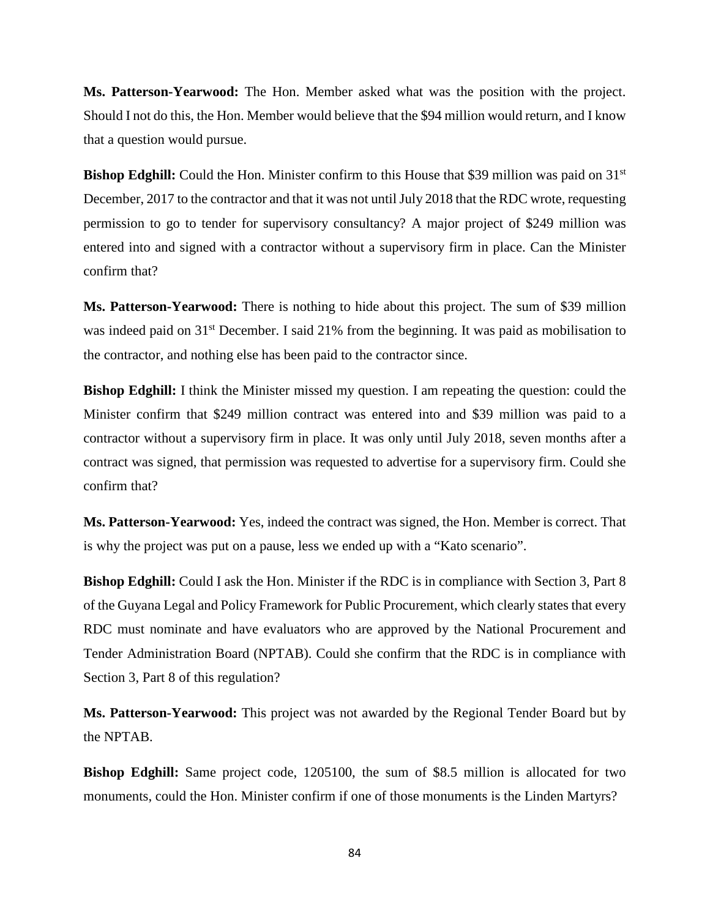**Ms. Patterson-Yearwood:** The Hon. Member asked what was the position with the project. Should I not do this, the Hon. Member would believe that the $94 million would return, and I know that a question would pursue.

**Bishop Edghill:** Could the Hon. Minister confirm to this House that $39 million was paid on 31st December, 2017 to the contractor and that it was not until July 2018 that the RDC wrote, requesting permission to go to tender for supervisory consultancy? A major project of $249 million was entered into and signed with a contractor without a supervisory firm in place. Can the Minister confirm that?

**Ms. Patterson-Yearwood:** There is nothing to hide about this project. The sum of $39 million was indeed paid on 31st December. I said 21% from the beginning. It was paid as mobilisation to the contractor, and nothing else has been paid to the contractor since.

**Bishop Edghill:** I think the Minister missed my question. I am repeating the question: could the Minister confirm that $249 million contract was entered into and $39 million was paid to a contractor without a supervisory firm in place. It was only until July 2018, seven months after a contract was signed, that permission was requested to advertise for a supervisory firm. Could she confirm that?

**Ms. Patterson-Yearwood:** Yes, indeed the contract was signed, the Hon. Member is correct. That is why the project was put on a pause, less we ended up with a "Kato scenario".

**Bishop Edghill:** Could I ask the Hon. Minister if the RDC is in compliance with Section 3, Part 8 of the Guyana Legal and Policy Framework for Public Procurement, which clearly states that every RDC must nominate and have evaluators who are approved by the National Procurement and Tender Administration Board (NPTAB). Could she confirm that the RDC is in compliance with Section 3, Part 8 of this regulation?

**Ms. Patterson-Yearwood:** This project was not awarded by the Regional Tender Board but by the NPTAB.

**Bishop Edghill:** Same project code, 1205100, the sum of $8.5 million is allocated for two monuments, could the Hon. Minister confirm if one of those monuments is the Linden Martyrs?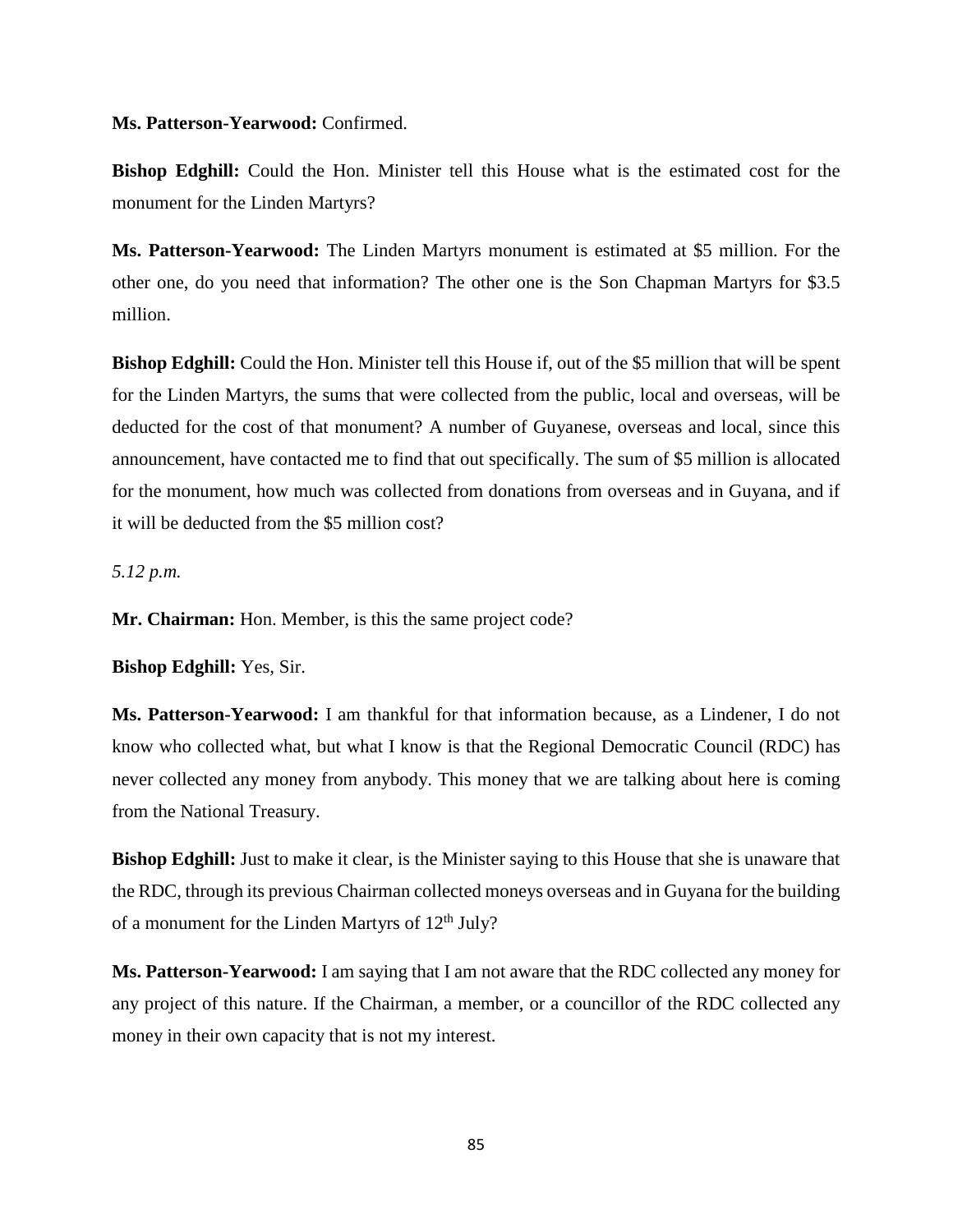**Ms. Patterson-Yearwood:** Confirmed.

**Bishop Edghill:** Could the Hon. Minister tell this House what is the estimated cost for the monument for the Linden Martyrs?

**Ms. Patterson-Yearwood:** The Linden Martyrs monument is estimated at $5 million. For the other one, do you need that information? The other one is the Son Chapman Martyrs for $3.5 million.

**Bishop Edghill:** Could the Hon. Minister tell this House if, out of the $5 million that will be spent for the Linden Martyrs, the sums that were collected from the public, local and overseas, will be deducted for the cost of that monument? A number of Guyanese, overseas and local, since this announcement, have contacted me to find that out specifically. The sum of $5 million is allocated for the monument, how much was collected from donations from overseas and in Guyana, and if it will be deducted from the $5 million cost?

*5.12 p.m.*

**Mr. Chairman:** Hon. Member, is this the same project code?

**Bishop Edghill:** Yes, Sir.

**Ms. Patterson-Yearwood:** I am thankful for that information because, as a Lindener, I do not know who collected what, but what I know is that the Regional Democratic Council (RDC) has never collected any money from anybody. This money that we are talking about here is coming from the National Treasury.

**Bishop Edghill:** Just to make it clear, is the Minister saying to this House that she is unaware that the RDC, through its previous Chairman collected moneys overseas and in Guyana for the building of a monument for the Linden Martyrs of 12th July?

**Ms. Patterson-Yearwood:** I am saying that I am not aware that the RDC collected any money for any project of this nature. If the Chairman, a member, or a councillor of the RDC collected any money in their own capacity that is not my interest.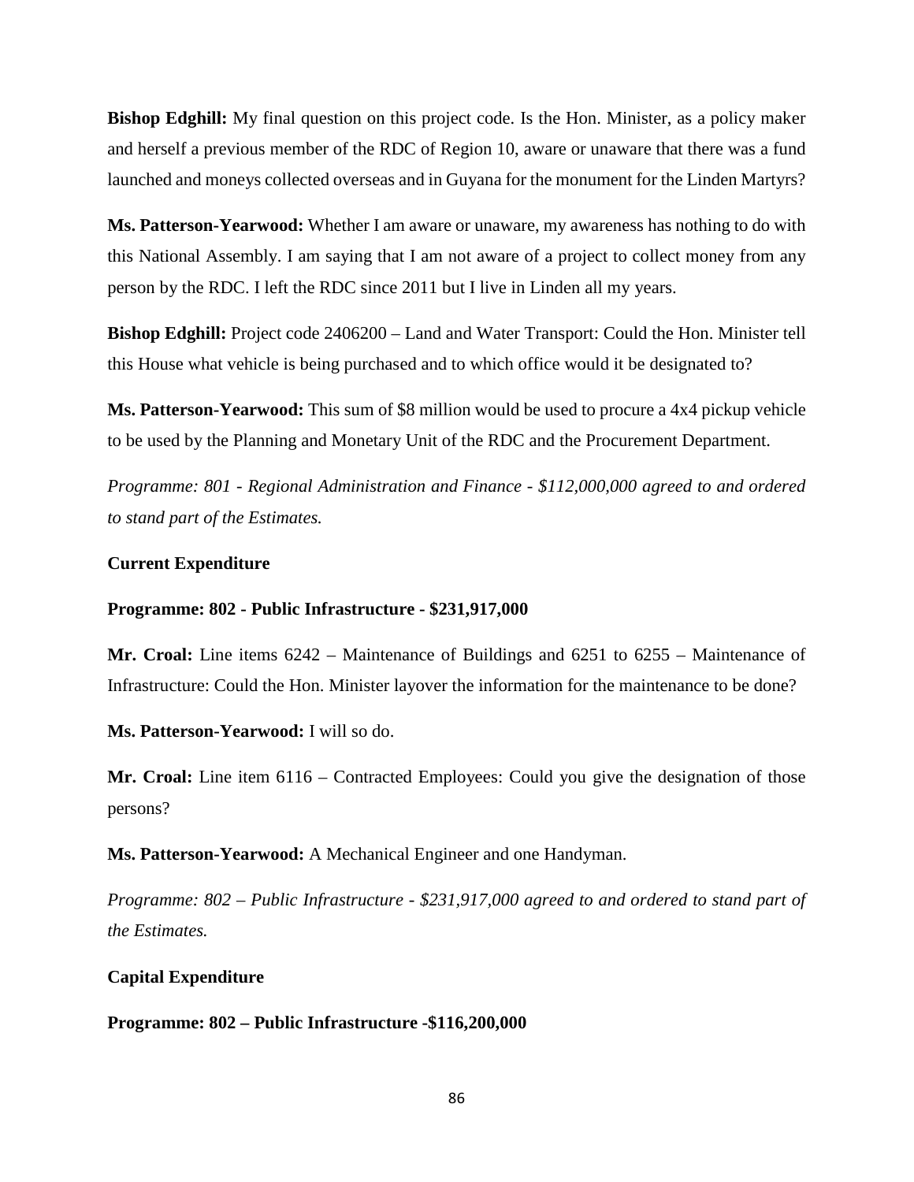**Bishop Edghill:** My final question on this project code. Is the Hon. Minister, as a policy maker and herself a previous member of the RDC of Region 10, aware or unaware that there was a fund launched and moneys collected overseas and in Guyana for the monument for the Linden Martyrs?

**Ms. Patterson-Yearwood:** Whether I am aware or unaware, my awareness has nothing to do with this National Assembly. I am saying that I am not aware of a project to collect money from any person by the RDC. I left the RDC since 2011 but I live in Linden all my years.

**Bishop Edghill:** Project code 2406200 – Land and Water Transport: Could the Hon. Minister tell this House what vehicle is being purchased and to which office would it be designated to?

**Ms. Patterson-Yearwood:** This sum of $8 million would be used to procure a 4x4 pickup vehicle to be used by the Planning and Monetary Unit of the RDC and the Procurement Department.

*Programme: 801 - Regional Administration and Finance - $112,000,000 agreed to and ordered to stand part of the Estimates.*

**Current Expenditure**

**Programme: 802 - Public Infrastructure - $231,917,000**

**Mr. Croal:** Line items 6242 – Maintenance of Buildings and 6251 to 6255 – Maintenance of Infrastructure: Could the Hon. Minister layover the information for the maintenance to be done?

**Ms. Patterson-Yearwood:** I will so do.

**Mr. Croal:** Line item 6116 – Contracted Employees: Could you give the designation of those persons?

**Ms. Patterson-Yearwood:** A Mechanical Engineer and one Handyman.

*Programme: 802 – Public Infrastructure - $231,917,000 agreed to and ordered to stand part of the Estimates.*

**Capital Expenditure**

**Programme: 802 – Public Infrastructure -$116,200,000**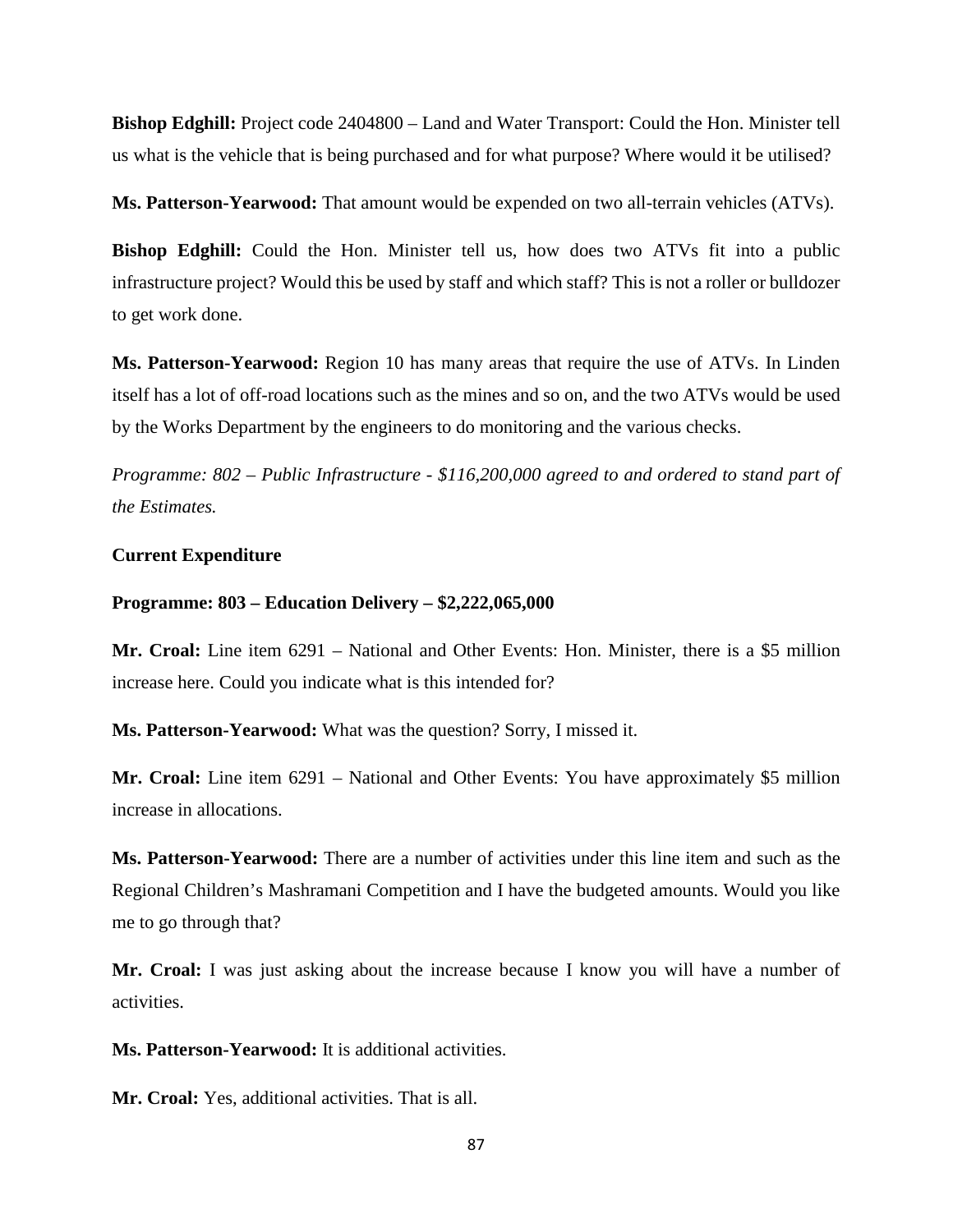**Bishop Edghill:** Project code 2404800 – Land and Water Transport: Could the Hon. Minister tell us what is the vehicle that is being purchased and for what purpose? Where would it be utilised?

**Ms. Patterson-Yearwood:** That amount would be expended on two all-terrain vehicles (ATVs).

**Bishop Edghill:** Could the Hon. Minister tell us, how does two ATVs fit into a public infrastructure project? Would this be used by staff and which staff? This is not a roller or bulldozer to get work done.

**Ms. Patterson-Yearwood:** Region 10 has many areas that require the use of ATVs. In Linden itself has a lot of off-road locations such as the mines and so on, and the two ATVs would be used by the Works Department by the engineers to do monitoring and the various checks.

*Programme: 802 – Public Infrastructure - $116,200,000 agreed to and ordered to stand part of the Estimates.*

**Current Expenditure**

**Programme: 803 – Education Delivery – $2,222,065,000**

**Mr. Croal:** Line item 6291 – National and Other Events: Hon. Minister, there is a $5 million increase here. Could you indicate what is this intended for?

**Ms. Patterson-Yearwood:** What was the question? Sorry, I missed it.

**Mr. Croal:** Line item 6291 – National and Other Events: You have approximately $5 million increase in allocations.

**Ms. Patterson-Yearwood:** There are a number of activities under this line item and such as the Regional Children's Mashramani Competition and I have the budgeted amounts. Would you like me to go through that?

**Mr. Croal:** I was just asking about the increase because I know you will have a number of activities.

**Ms. Patterson-Yearwood:** It is additional activities.

**Mr. Croal:** Yes, additional activities. That is all.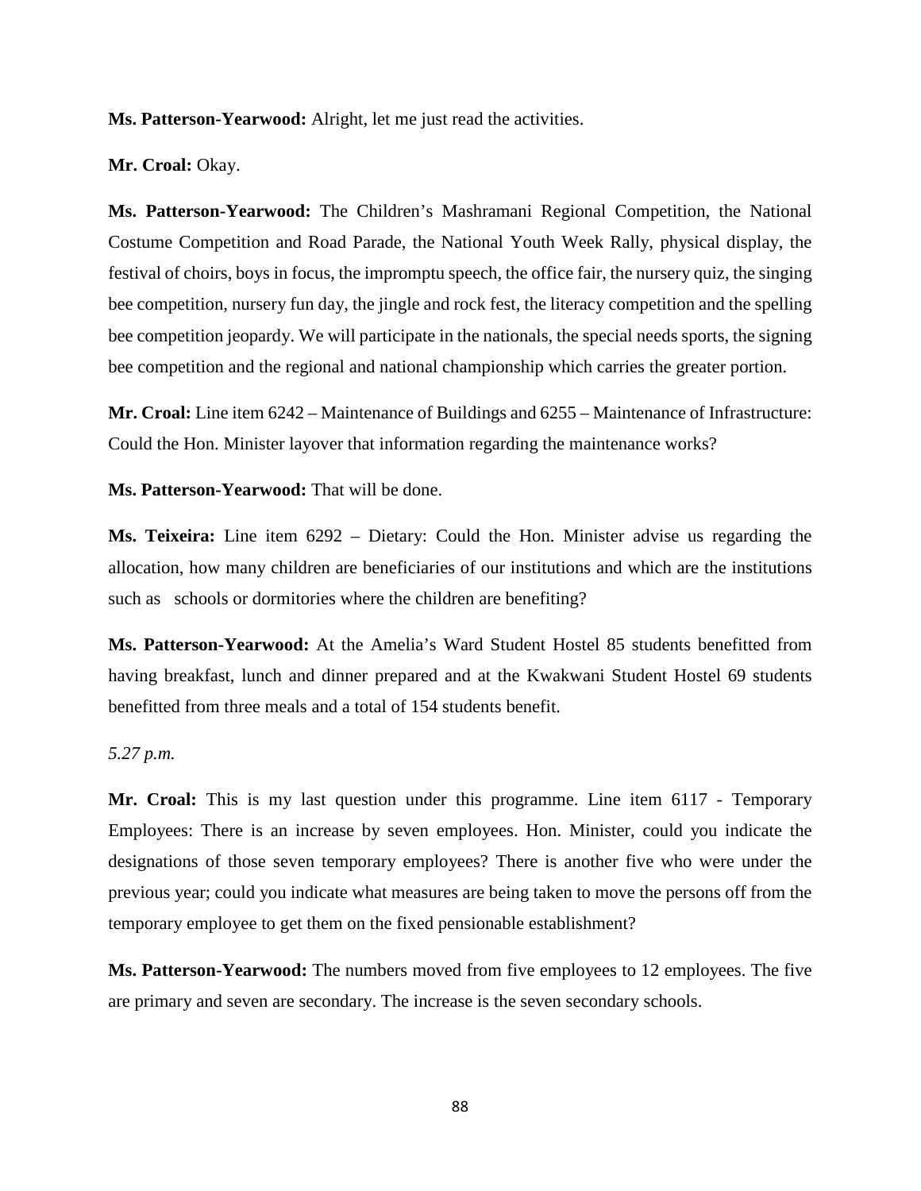**Ms. Patterson-Yearwood:** Alright, let me just read the activities.

**Mr. Croal:** Okay.

**Ms. Patterson-Yearwood:** The Children's Mashramani Regional Competition, the National Costume Competition and Road Parade, the National Youth Week Rally, physical display, the festival of choirs, boys in focus, the impromptu speech, the office fair, the nursery quiz, the singing bee competition, nursery fun day, the jingle and rock fest, the literacy competition and the spelling bee competition jeopardy. We will participate in the nationals, the special needs sports, the signing bee competition and the regional and national championship which carries the greater portion.

**Mr. Croal:** Line item 6242 – Maintenance of Buildings and 6255 – Maintenance of Infrastructure: Could the Hon. Minister layover that information regarding the maintenance works?

**Ms. Patterson-Yearwood:** That will be done.

**Ms. Teixeira:** Line item 6292 – Dietary: Could the Hon. Minister advise us regarding the allocation, how many children are beneficiaries of our institutions and which are the institutions such as schools or dormitories where the children are benefiting?

**Ms. Patterson-Yearwood:** At the Amelia's Ward Student Hostel 85 students benefitted from having breakfast, lunch and dinner prepared and at the Kwakwani Student Hostel 69 students benefitted from three meals and a total of 154 students benefit.

*5.27 p.m.*

**Mr. Croal:** This is my last question under this programme. Line item 6117 - Temporary Employees: There is an increase by seven employees. Hon. Minister, could you indicate the designations of those seven temporary employees? There is another five who were under the previous year; could you indicate what measures are being taken to move the persons off from the temporary employee to get them on the fixed pensionable establishment?

**Ms. Patterson-Yearwood:** The numbers moved from five employees to 12 employees. The five are primary and seven are secondary. The increase is the seven secondary schools.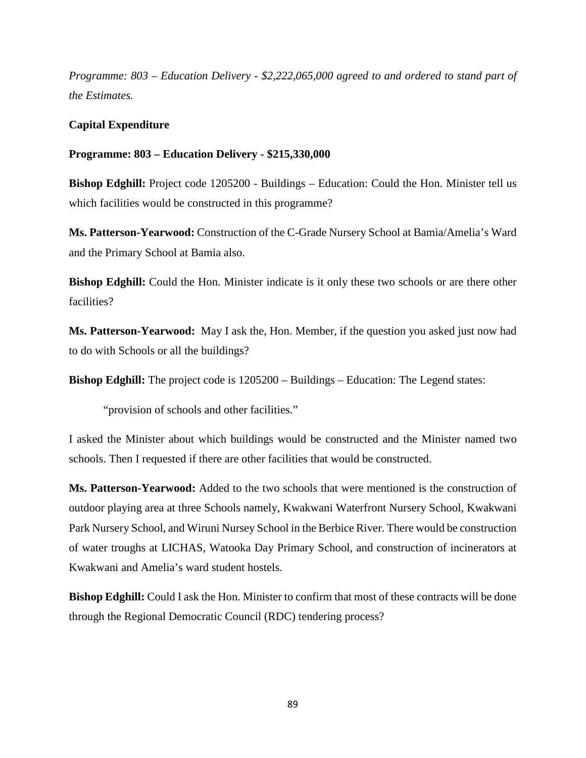*Programme: 803 – Education Delivery - $2,222,065,000 agreed to and ordered to stand part of the Estimates.*

**Capital Expenditure**

**Programme: 803 – Education Delivery - $215,330,000**

**Bishop Edghill:** Project code 1205200 - Buildings – Education: Could the Hon. Minister tell us which facilities would be constructed in this programme?

**Ms. Patterson-Yearwood:** Construction of the C-Grade Nursery School at Bamia/Amelia's Ward and the Primary School at Bamia also.

**Bishop Edghill:** Could the Hon. Minister indicate is it only these two schools or are there other facilities?

**Ms. Patterson-Yearwood:** May I ask the, Hon. Member, if the question you asked just now had to do with Schools or all the buildings?

**Bishop Edghill:** The project code is 1205200 – Buildings – Education: The Legend states:

> "provision of schools and other facilities."

I asked the Minister about which buildings would be constructed and the Minister named two schools. Then I requested if there are other facilities that would be constructed.

**Ms. Patterson-Yearwood:** Added to the two schools that were mentioned is the construction of outdoor playing area at three Schools namely, Kwakwani Waterfront Nursery School, Kwakwani Park Nursery School, and Wiruni Nursey School in the Berbice River. There would be construction of water troughs at LICHAS, Watooka Day Primary School, and construction of incinerators at Kwakwani and Amelia's ward student hostels.

**Bishop Edghill:** Could I ask the Hon. Minister to confirm that most of these contracts will be done through the Regional Democratic Council (RDC) tendering process?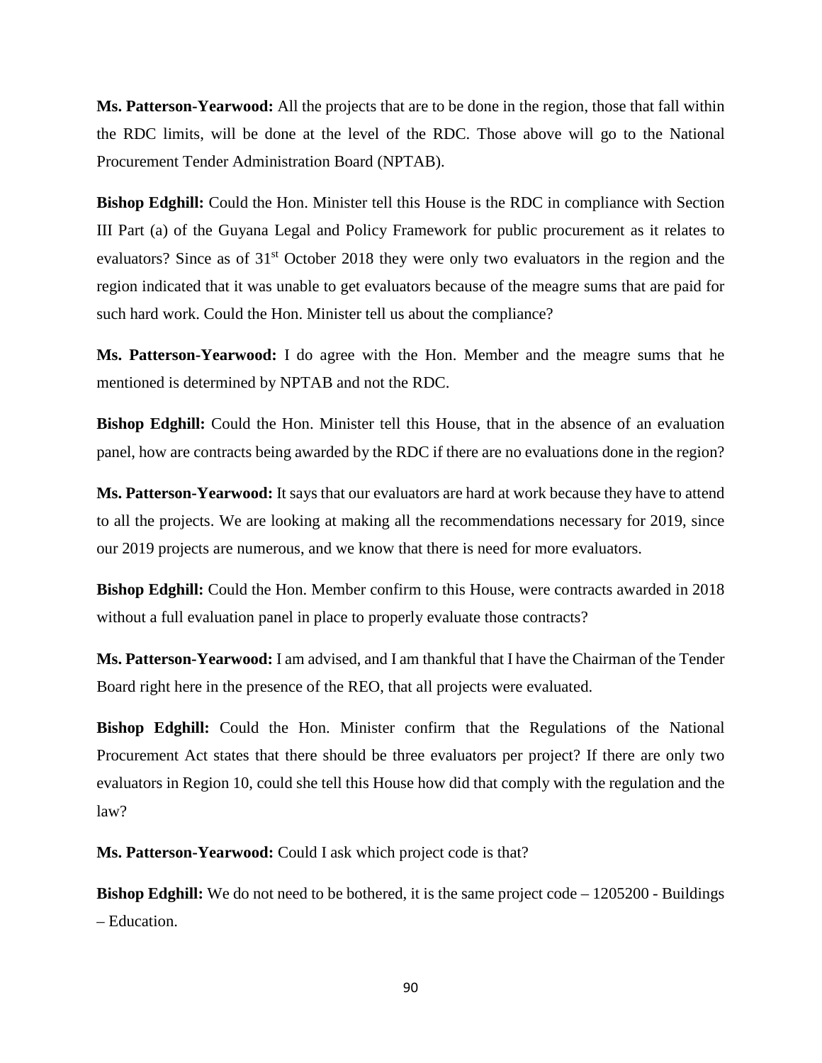**Ms. Patterson-Yearwood:** All the projects that are to be done in the region, those that fall within the RDC limits, will be done at the level of the RDC. Those above will go to the National Procurement Tender Administration Board (NPTAB).

**Bishop Edghill:** Could the Hon. Minister tell this House is the RDC in compliance with Section III Part (a) of the Guyana Legal and Policy Framework for public procurement as it relates to evaluators? Since as of 31st October 2018 they were only two evaluators in the region and the region indicated that it was unable to get evaluators because of the meagre sums that are paid for such hard work. Could the Hon. Minister tell us about the compliance?

**Ms. Patterson-Yearwood:** I do agree with the Hon. Member and the meagre sums that he mentioned is determined by NPTAB and not the RDC.

**Bishop Edghill:** Could the Hon. Minister tell this House, that in the absence of an evaluation panel, how are contracts being awarded by the RDC if there are no evaluations done in the region?

**Ms. Patterson-Yearwood:** It says that our evaluators are hard at work because they have to attend to all the projects. We are looking at making all the recommendations necessary for 2019, since our 2019 projects are numerous, and we know that there is need for more evaluators.

**Bishop Edghill:** Could the Hon. Member confirm to this House, were contracts awarded in 2018 without a full evaluation panel in place to properly evaluate those contracts?

**Ms. Patterson-Yearwood:** I am advised, and I am thankful that I have the Chairman of the Tender Board right here in the presence of the REO, that all projects were evaluated.

**Bishop Edghill:** Could the Hon. Minister confirm that the Regulations of the National Procurement Act states that there should be three evaluators per project? If there are only two evaluators in Region 10, could she tell this House how did that comply with the regulation and the law?

**Ms. Patterson-Yearwood:** Could I ask which project code is that?

**Bishop Edghill:** We do not need to be bothered, it is the same project code – 1205200 - Buildings – Education.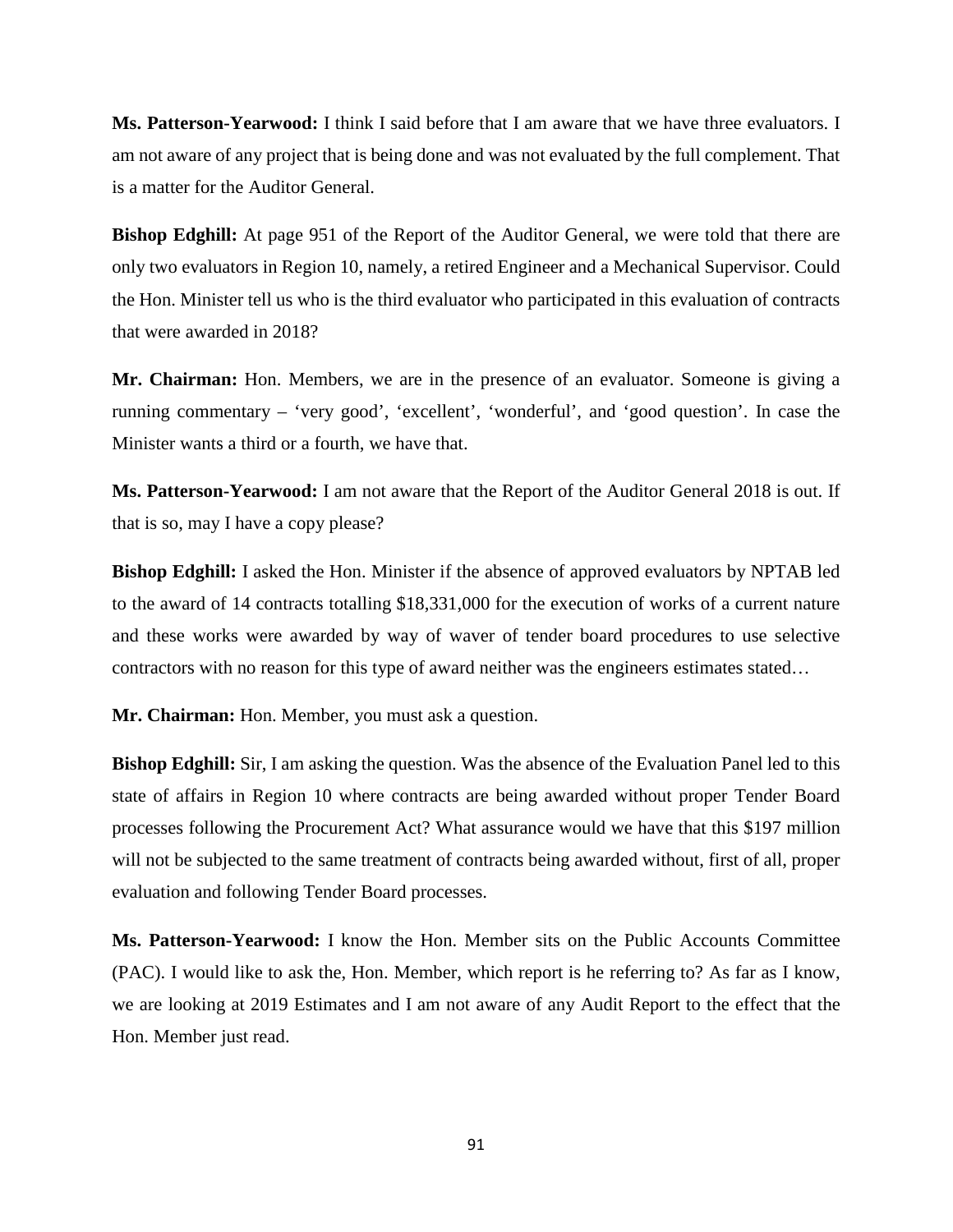**Ms. Patterson-Yearwood:** I think I said before that I am aware that we have three evaluators. I am not aware of any project that is being done and was not evaluated by the full complement. That is a matter for the Auditor General.

**Bishop Edghill:** At page 951 of the Report of the Auditor General, we were told that there are only two evaluators in Region 10, namely, a retired Engineer and a Mechanical Supervisor. Could the Hon. Minister tell us who is the third evaluator who participated in this evaluation of contracts that were awarded in 2018?

**Mr. Chairman:** Hon. Members, we are in the presence of an evaluator. Someone is giving a running commentary – 'very good', 'excellent', 'wonderful', and 'good question'. In case the Minister wants a third or a fourth, we have that.

**Ms. Patterson-Yearwood:** I am not aware that the Report of the Auditor General 2018 is out. If that is so, may I have a copy please?

**Bishop Edghill:** I asked the Hon. Minister if the absence of approved evaluators by NPTAB led to the award of 14 contracts totalling $18,331,000 for the execution of works of a current nature and these works were awarded by way of waver of tender board procedures to use selective contractors with no reason for this type of award neither was the engineers estimates stated…

**Mr. Chairman:** Hon. Member, you must ask a question.

**Bishop Edghill:** Sir, I am asking the question. Was the absence of the Evaluation Panel led to this state of affairs in Region 10 where contracts are being awarded without proper Tender Board processes following the Procurement Act? What assurance would we have that this $197 million will not be subjected to the same treatment of contracts being awarded without, first of all, proper evaluation and following Tender Board processes.

**Ms. Patterson-Yearwood:** I know the Hon. Member sits on the Public Accounts Committee (PAC). I would like to ask the, Hon. Member, which report is he referring to? As far as I know, we are looking at 2019 Estimates and I am not aware of any Audit Report to the effect that the Hon. Member just read.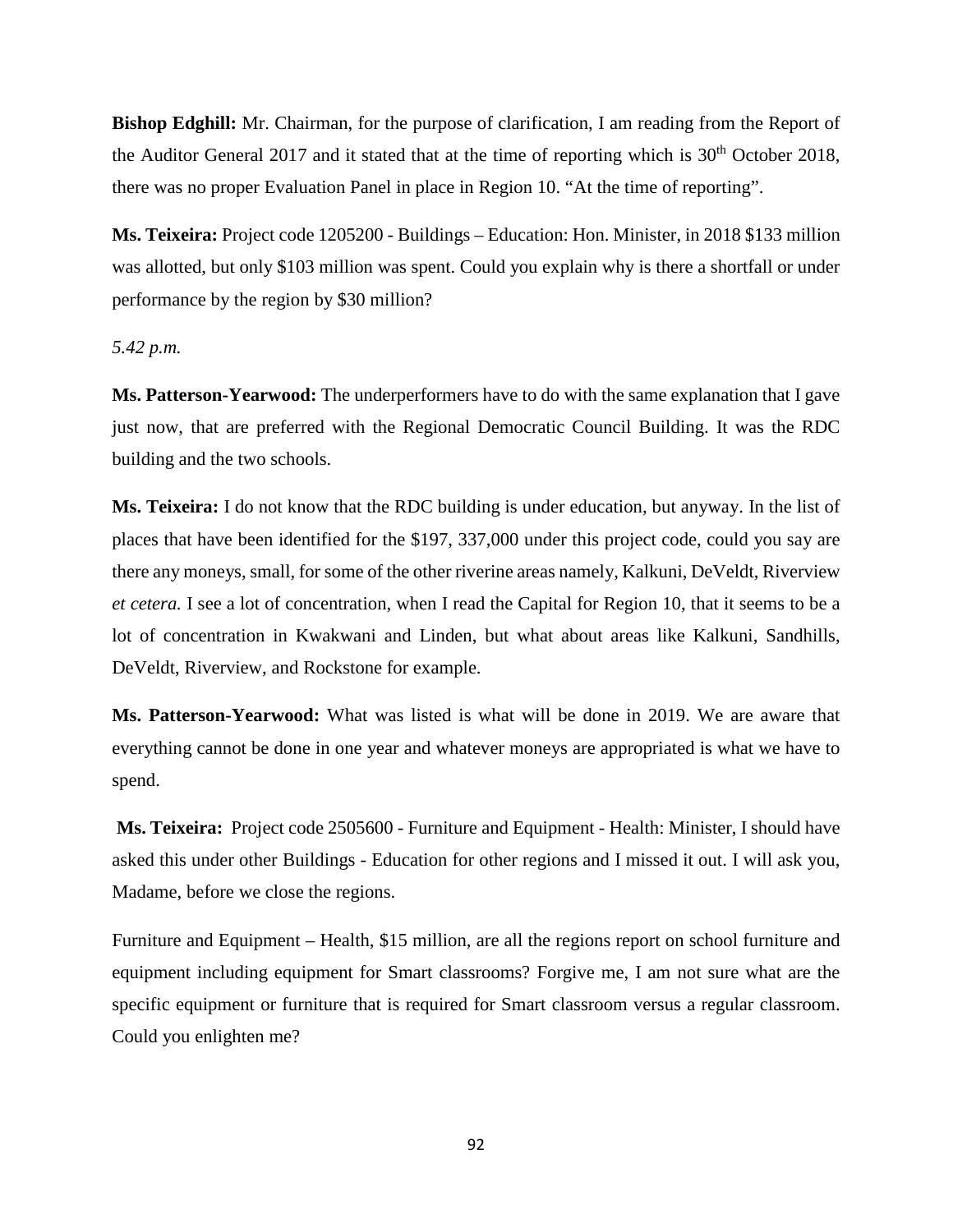**Bishop Edghill:** Mr. Chairman, for the purpose of clarification, I am reading from the Report of the Auditor General 2017 and it stated that at the time of reporting which is 30th October 2018, there was no proper Evaluation Panel in place in Region 10. "At the time of reporting".

**Ms. Teixeira:** Project code 1205200 - Buildings – Education: Hon. Minister, in 2018 $133 million was allotted, but only $103 million was spent. Could you explain why is there a shortfall or under performance by the region by $30 million?

*5.42 p.m.*

**Ms. Patterson-Yearwood:** The underperformers have to do with the same explanation that I gave just now, that are preferred with the Regional Democratic Council Building. It was the RDC building and the two schools.

**Ms. Teixeira:** I do not know that the RDC building is under education, but anyway. In the list of places that have been identified for the $197, 337,000 under this project code, could you say are there any moneys, small, for some of the other riverine areas namely, Kalkuni, DeVeldt, Riverview *et cetera.* I see a lot of concentration, when I read the Capital for Region 10, that it seems to be a lot of concentration in Kwakwani and Linden, but what about areas like Kalkuni, Sandhills, DeVeldt, Riverview, and Rockstone for example.

**Ms. Patterson-Yearwood:** What was listed is what will be done in 2019. We are aware that everything cannot be done in one year and whatever moneys are appropriated is what we have to spend.

**Ms. Teixeira:** Project code 2505600 - Furniture and Equipment - Health: Minister, I should have asked this under other Buildings - Education for other regions and I missed it out. I will ask you, Madame, before we close the regions.

Furniture and Equipment – Health, $15 million, are all the regions report on school furniture and equipment including equipment for Smart classrooms? Forgive me, I am not sure what are the specific equipment or furniture that is required for Smart classroom versus a regular classroom. Could you enlighten me?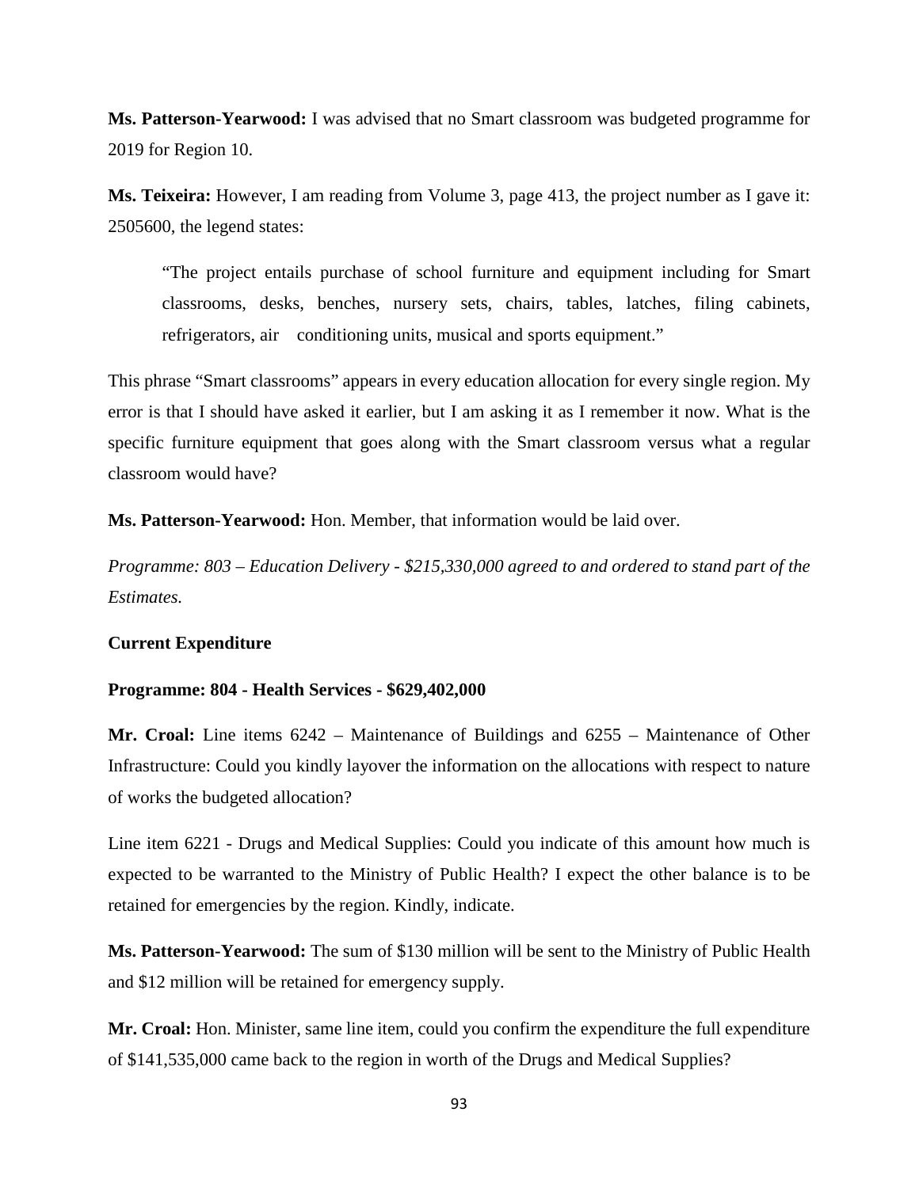**Ms. Patterson-Yearwood:** I was advised that no Smart classroom was budgeted programme for 2019 for Region 10.

**Ms. Teixeira:** However, I am reading from Volume 3, page 413, the project number as I gave it: 2505600, the legend states:

> "The project entails purchase of school furniture and equipment including for Smart classrooms, desks, benches, nursery sets, chairs, tables, latches, filing cabinets, refrigerators, air conditioning units, musical and sports equipment."

This phrase "Smart classrooms" appears in every education allocation for every single region. My error is that I should have asked it earlier, but I am asking it as I remember it now. What is the specific furniture equipment that goes along with the Smart classroom versus what a regular classroom would have?

**Ms. Patterson-Yearwood:** Hon. Member, that information would be laid over.

*Programme: 803 – Education Delivery - $215,330,000 agreed to and ordered to stand part of the Estimates.*

**Current Expenditure**

**Programme: 804 - Health Services - $629,402,000**

**Mr. Croal:** Line items 6242 – Maintenance of Buildings and 6255 – Maintenance of Other Infrastructure: Could you kindly layover the information on the allocations with respect to nature of works the budgeted allocation?

Line item 6221 - Drugs and Medical Supplies: Could you indicate of this amount how much is expected to be warranted to the Ministry of Public Health? I expect the other balance is to be retained for emergencies by the region. Kindly, indicate.

**Ms. Patterson-Yearwood:** The sum of $130 million will be sent to the Ministry of Public Health and $12 million will be retained for emergency supply.

**Mr. Croal:** Hon. Minister, same line item, could you confirm the expenditure the full expenditure of $141,535,000 came back to the region in worth of the Drugs and Medical Supplies?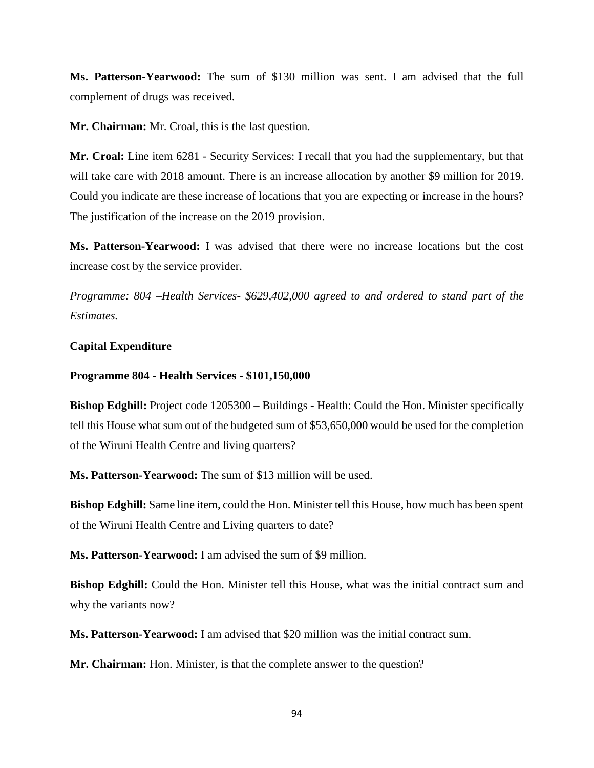**Ms. Patterson-Yearwood:** The sum of $130 million was sent. I am advised that the full complement of drugs was received.

**Mr. Chairman:** Mr. Croal, this is the last question.

**Mr. Croal:** Line item 6281 - Security Services: I recall that you had the supplementary, but that will take care with 2018 amount. There is an increase allocation by another $9 million for 2019. Could you indicate are these increase of locations that you are expecting or increase in the hours? The justification of the increase on the 2019 provision.

**Ms. Patterson-Yearwood:** I was advised that there were no increase locations but the cost increase cost by the service provider.

*Programme: 804 –Health Services- $629,402,000 agreed to and ordered to stand part of the Estimates.*

**Capital Expenditure**

**Programme 804 - Health Services - $101,150,000**

**Bishop Edghill:** Project code 1205300 – Buildings - Health: Could the Hon. Minister specifically tell this House what sum out of the budgeted sum of $53,650,000 would be used for the completion of the Wiruni Health Centre and living quarters?

**Ms. Patterson-Yearwood:** The sum of $13 million will be used.

**Bishop Edghill:** Same line item, could the Hon. Minister tell this House, how much has been spent of the Wiruni Health Centre and Living quarters to date?

**Ms. Patterson-Yearwood:** I am advised the sum of $9 million.

**Bishop Edghill:** Could the Hon. Minister tell this House, what was the initial contract sum and why the variants now?

**Ms. Patterson-Yearwood:** I am advised that $20 million was the initial contract sum.

**Mr. Chairman:** Hon. Minister, is that the complete answer to the question?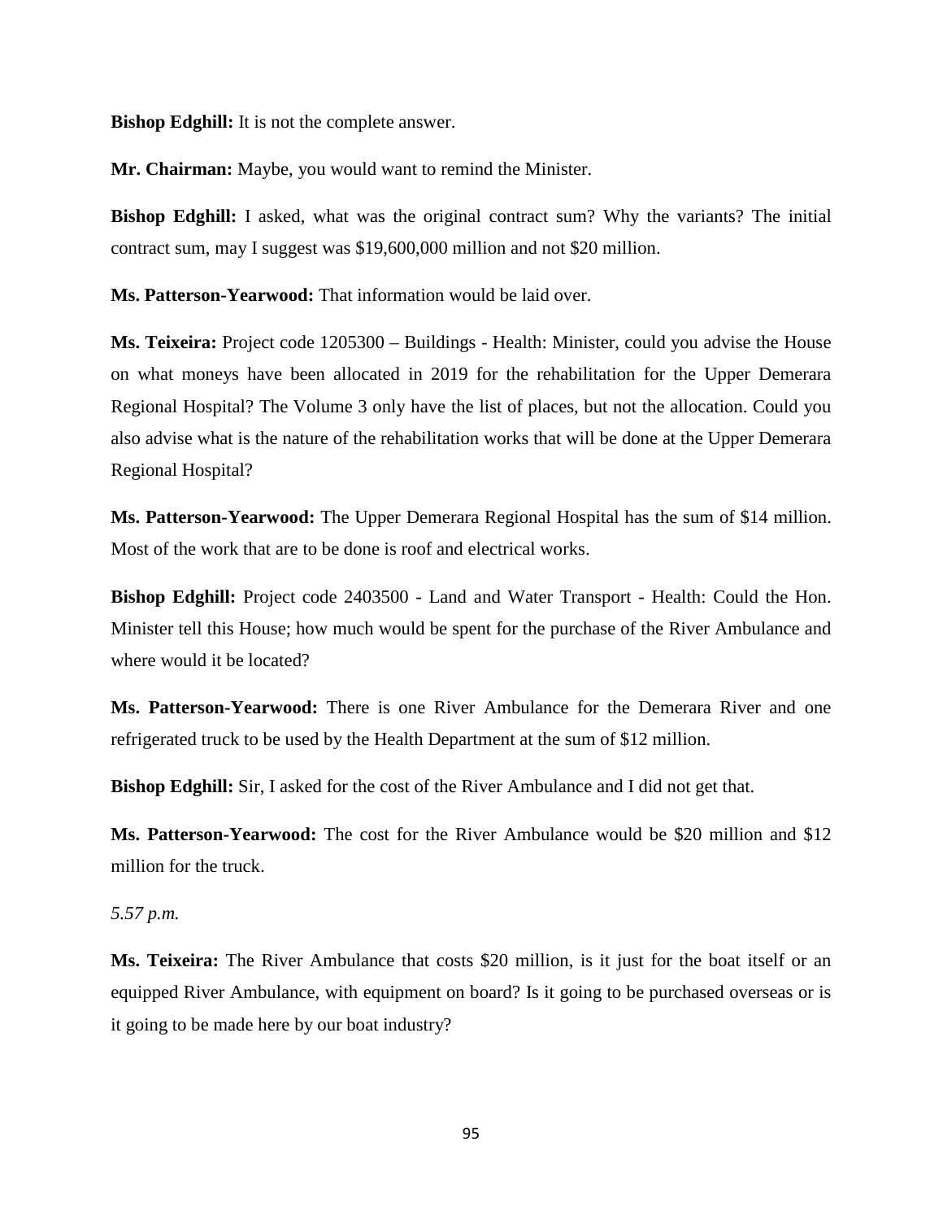**Bishop Edghill:** It is not the complete answer.

**Mr. Chairman:** Maybe, you would want to remind the Minister.

**Bishop Edghill:** I asked, what was the original contract sum? Why the variants? The initial contract sum, may I suggest was $19,600,000 million and not $20 million.

**Ms. Patterson-Yearwood:** That information would be laid over.

**Ms. Teixeira:** Project code 1205300 – Buildings - Health: Minister, could you advise the House on what moneys have been allocated in 2019 for the rehabilitation for the Upper Demerara Regional Hospital? The Volume 3 only have the list of places, but not the allocation. Could you also advise what is the nature of the rehabilitation works that will be done at the Upper Demerara Regional Hospital?

**Ms. Patterson-Yearwood:** The Upper Demerara Regional Hospital has the sum of $14 million. Most of the work that are to be done is roof and electrical works.

**Bishop Edghill:** Project code 2403500 - Land and Water Transport - Health: Could the Hon. Minister tell this House; how much would be spent for the purchase of the River Ambulance and where would it be located?

**Ms. Patterson-Yearwood:** There is one River Ambulance for the Demerara River and one refrigerated truck to be used by the Health Department at the sum of $12 million.

**Bishop Edghill:** Sir, I asked for the cost of the River Ambulance and I did not get that.

**Ms. Patterson-Yearwood:** The cost for the River Ambulance would be $20 million and $12 million for the truck.

*5.57 p.m.*

**Ms. Teixeira:** The River Ambulance that costs $20 million, is it just for the boat itself or an equipped River Ambulance, with equipment on board? Is it going to be purchased overseas or is it going to be made here by our boat industry?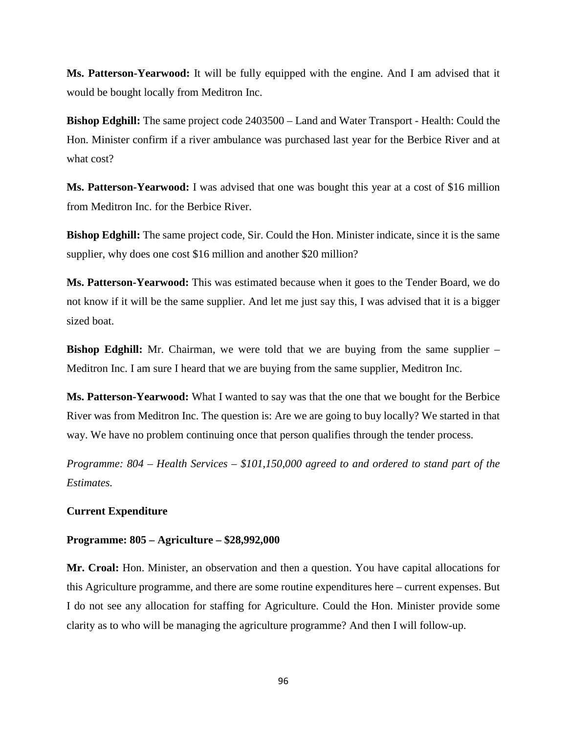**Ms. Patterson-Yearwood:** It will be fully equipped with the engine. And I am advised that it would be bought locally from Meditron Inc.

**Bishop Edghill:** The same project code 2403500 – Land and Water Transport - Health: Could the Hon. Minister confirm if a river ambulance was purchased last year for the Berbice River and at what cost?

**Ms. Patterson-Yearwood:** I was advised that one was bought this year at a cost of $16 million from Meditron Inc. for the Berbice River.

**Bishop Edghill:** The same project code, Sir. Could the Hon. Minister indicate, since it is the same supplier, why does one cost $16 million and another $20 million?

**Ms. Patterson-Yearwood:** This was estimated because when it goes to the Tender Board, we do not know if it will be the same supplier. And let me just say this, I was advised that it is a bigger sized boat.

**Bishop Edghill:** Mr. Chairman, we were told that we are buying from the same supplier – Meditron Inc. I am sure I heard that we are buying from the same supplier, Meditron Inc.

**Ms. Patterson-Yearwood:** What I wanted to say was that the one that we bought for the Berbice River was from Meditron Inc. The question is: Are we are going to buy locally? We started in that way. We have no problem continuing once that person qualifies through the tender process.

*Programme: 804 – Health Services – $101,150,000 agreed to and ordered to stand part of the Estimates.*

**Current Expenditure**

**Programme: 805 – Agriculture – $28,992,000**

**Mr. Croal:** Hon. Minister, an observation and then a question. You have capital allocations for this Agriculture programme, and there are some routine expenditures here – current expenses. But I do not see any allocation for staffing for Agriculture. Could the Hon. Minister provide some clarity as to who will be managing the agriculture programme? And then I will follow-up.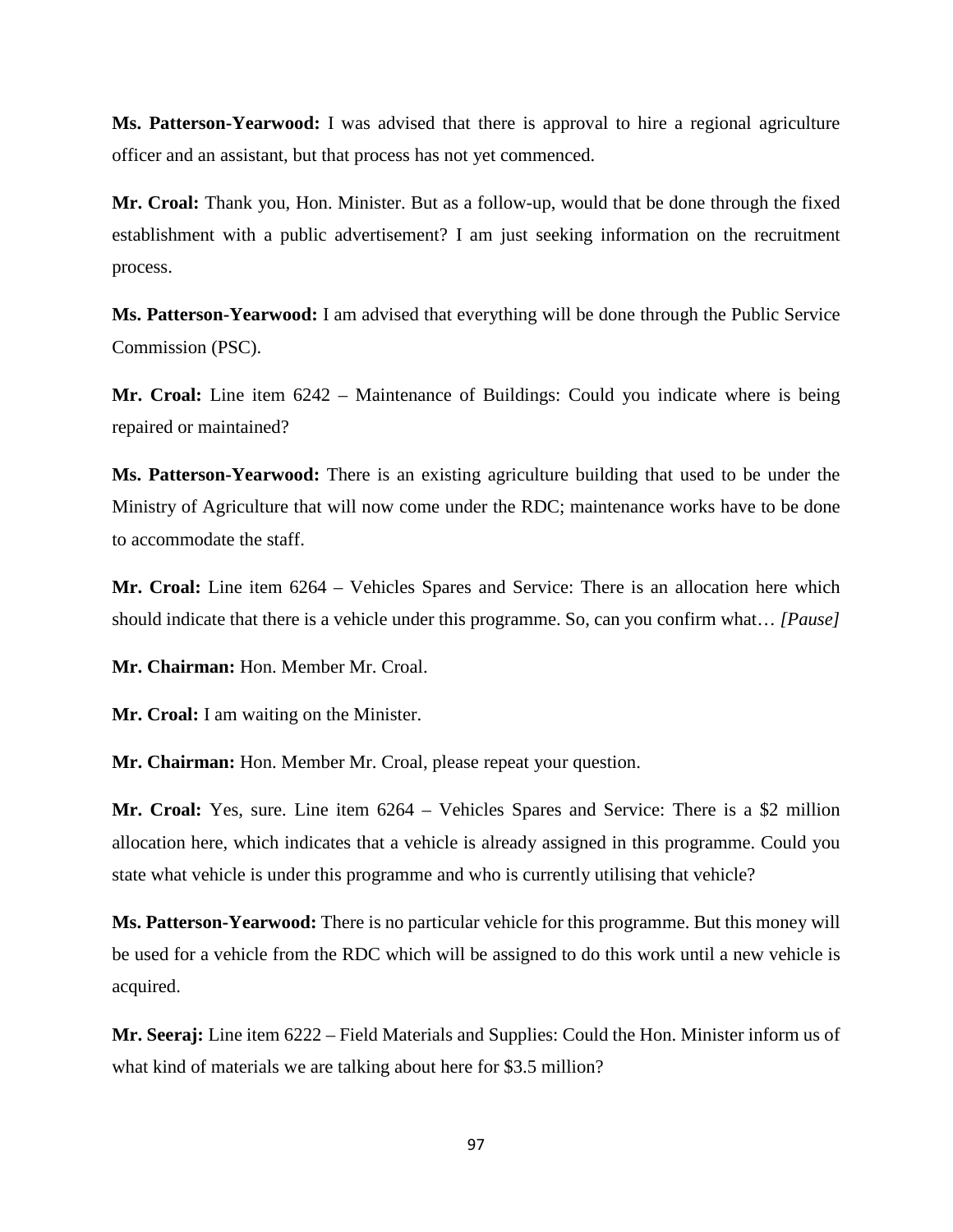**Ms. Patterson-Yearwood:** I was advised that there is approval to hire a regional agriculture officer and an assistant, but that process has not yet commenced.

**Mr. Croal:** Thank you, Hon. Minister. But as a follow-up, would that be done through the fixed establishment with a public advertisement? I am just seeking information on the recruitment process.

**Ms. Patterson-Yearwood:** I am advised that everything will be done through the Public Service Commission (PSC).

**Mr. Croal:** Line item 6242 – Maintenance of Buildings: Could you indicate where is being repaired or maintained?

**Ms. Patterson-Yearwood:** There is an existing agriculture building that used to be under the Ministry of Agriculture that will now come under the RDC; maintenance works have to be done to accommodate the staff.

**Mr. Croal:** Line item 6264 – Vehicles Spares and Service: There is an allocation here which should indicate that there is a vehicle under this programme. So, can you confirm what… *[Pause]*

**Mr. Chairman:** Hon. Member Mr. Croal.

**Mr. Croal:** I am waiting on the Minister.

**Mr. Chairman:** Hon. Member Mr. Croal, please repeat your question.

**Mr. Croal:** Yes, sure. Line item 6264 – Vehicles Spares and Service: There is a $2 million allocation here, which indicates that a vehicle is already assigned in this programme. Could you state what vehicle is under this programme and who is currently utilising that vehicle?

**Ms. Patterson-Yearwood:** There is no particular vehicle for this programme. But this money will be used for a vehicle from the RDC which will be assigned to do this work until a new vehicle is acquired.

**Mr. Seeraj:** Line item 6222 – Field Materials and Supplies: Could the Hon. Minister inform us of what kind of materials we are talking about here for $3.5 million?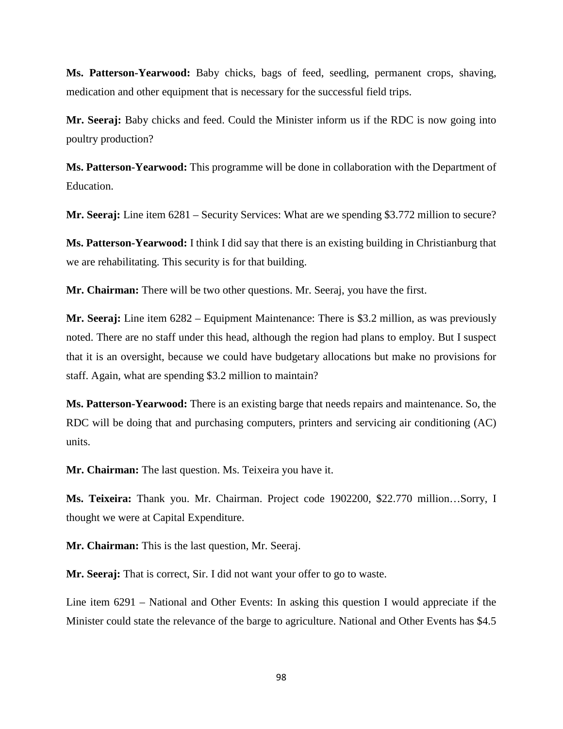**Ms. Patterson-Yearwood:** Baby chicks, bags of feed, seedling, permanent crops, shaving, medication and other equipment that is necessary for the successful field trips.

**Mr. Seeraj:** Baby chicks and feed. Could the Minister inform us if the RDC is now going into poultry production?

**Ms. Patterson-Yearwood:** This programme will be done in collaboration with the Department of Education.

**Mr. Seeraj:** Line item 6281 – Security Services: What are we spending \$3.772 million to secure?

**Ms. Patterson-Yearwood:** I think I did say that there is an existing building in Christianburg that we are rehabilitating. This security is for that building.

**Mr. Chairman:** There will be two other questions. Mr. Seeraj, you have the first.

**Mr. Seeraj:** Line item 6282 – Equipment Maintenance: There is \$3.2 million, as was previously noted. There are no staff under this head, although the region had plans to employ. But I suspect that it is an oversight, because we could have budgetary allocations but make no provisions for staff. Again, what are spending \$3.2 million to maintain?

**Ms. Patterson-Yearwood:** There is an existing barge that needs repairs and maintenance. So, the RDC will be doing that and purchasing computers, printers and servicing air conditioning (AC) units.

**Mr. Chairman:** The last question. Ms. Teixeira you have it.

**Ms. Teixeira:** Thank you. Mr. Chairman. Project code 1902200, \$22.770 million…Sorry, I thought we were at Capital Expenditure.

**Mr. Chairman:** This is the last question, Mr. Seeraj.

**Mr. Seeraj:** That is correct, Sir. I did not want your offer to go to waste.

Line item 6291 – National and Other Events: In asking this question I would appreciate if the Minister could state the relevance of the barge to agriculture. National and Other Events has \$4.5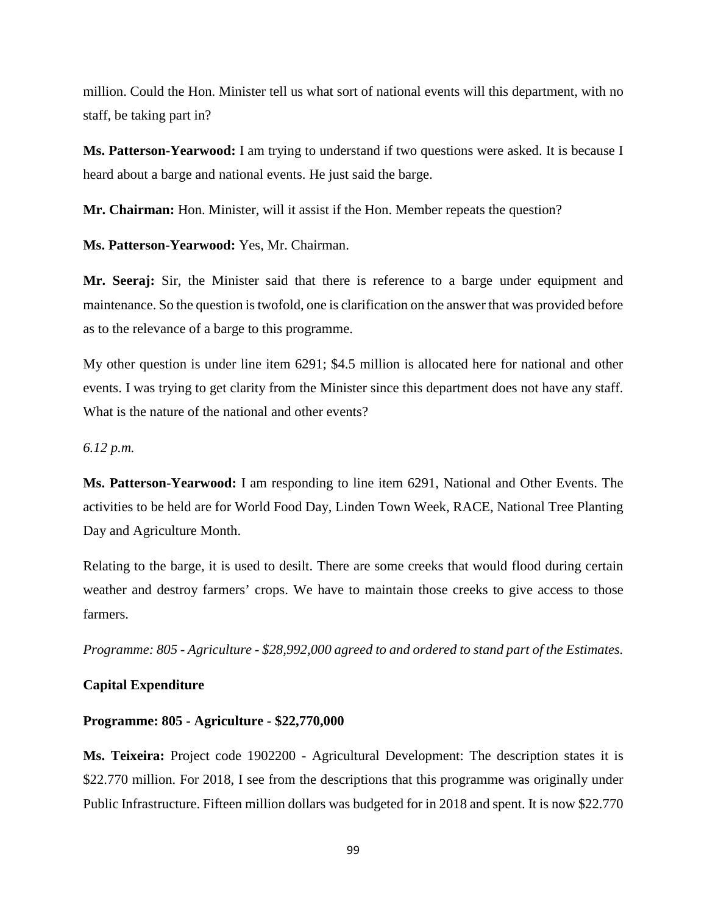million. Could the Hon. Minister tell us what sort of national events will this department, with no staff, be taking part in?

**Ms. Patterson-Yearwood:** I am trying to understand if two questions were asked. It is because I heard about a barge and national events. He just said the barge.

**Mr. Chairman:** Hon. Minister, will it assist if the Hon. Member repeats the question?

**Ms. Patterson-Yearwood:** Yes, Mr. Chairman.

**Mr. Seeraj:** Sir, the Minister said that there is reference to a barge under equipment and maintenance. So the question is twofold, one is clarification on the answer that was provided before as to the relevance of a barge to this programme.

My other question is under line item 6291; $4.5 million is allocated here for national and other events. I was trying to get clarity from the Minister since this department does not have any staff. What is the nature of the national and other events?

*6.12 p.m.*

**Ms. Patterson-Yearwood:** I am responding to line item 6291, National and Other Events. The activities to be held are for World Food Day, Linden Town Week, RACE, National Tree Planting Day and Agriculture Month.

Relating to the barge, it is used to desilt. There are some creeks that would flood during certain weather and destroy farmers' crops. We have to maintain those creeks to give access to those farmers.

*Programme: 805 - Agriculture - $28,992,000 agreed to and ordered to stand part of the Estimates.*

**Capital Expenditure**

**Programme: 805 - Agriculture - $22,770,000**

**Ms. Teixeira:** Project code 1902200 - Agricultural Development: The description states it is $22.770 million. For 2018, I see from the descriptions that this programme was originally under Public Infrastructure. Fifteen million dollars was budgeted for in 2018 and spent. It is now $22.770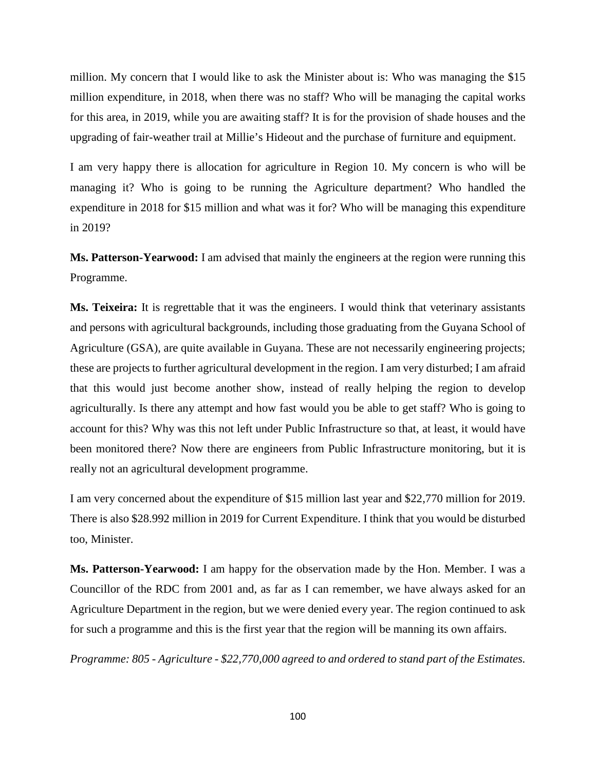million. My concern that I would like to ask the Minister about is: Who was managing the $15 million expenditure, in 2018, when there was no staff? Who will be managing the capital works for this area, in 2019, while you are awaiting staff? It is for the provision of shade houses and the upgrading of fair-weather trail at Millie's Hideout and the purchase of furniture and equipment.

I am very happy there is allocation for agriculture in Region 10. My concern is who will be managing it? Who is going to be running the Agriculture department? Who handled the expenditure in 2018 for $15 million and what was it for? Who will be managing this expenditure in 2019?

**Ms. Patterson-Yearwood:** I am advised that mainly the engineers at the region were running this Programme.

**Ms. Teixeira:** It is regrettable that it was the engineers. I would think that veterinary assistants and persons with agricultural backgrounds, including those graduating from the Guyana School of Agriculture (GSA), are quite available in Guyana. These are not necessarily engineering projects; these are projects to further agricultural development in the region. I am very disturbed; I am afraid that this would just become another show, instead of really helping the region to develop agriculturally. Is there any attempt and how fast would you be able to get staff? Who is going to account for this? Why was this not left under Public Infrastructure so that, at least, it would have been monitored there? Now there are engineers from Public Infrastructure monitoring, but it is really not an agricultural development programme.

I am very concerned about the expenditure of $15 million last year and $22,770 million for 2019. There is also $28.992 million in 2019 for Current Expenditure. I think that you would be disturbed too, Minister.

**Ms. Patterson-Yearwood:** I am happy for the observation made by the Hon. Member. I was a Councillor of the RDC from 2001 and, as far as I can remember, we have always asked for an Agriculture Department in the region, but we were denied every year. The region continued to ask for such a programme and this is the first year that the region will be manning its own affairs.

*Programme: 805 - Agriculture - $22,770,000 agreed to and ordered to stand part of the Estimates.*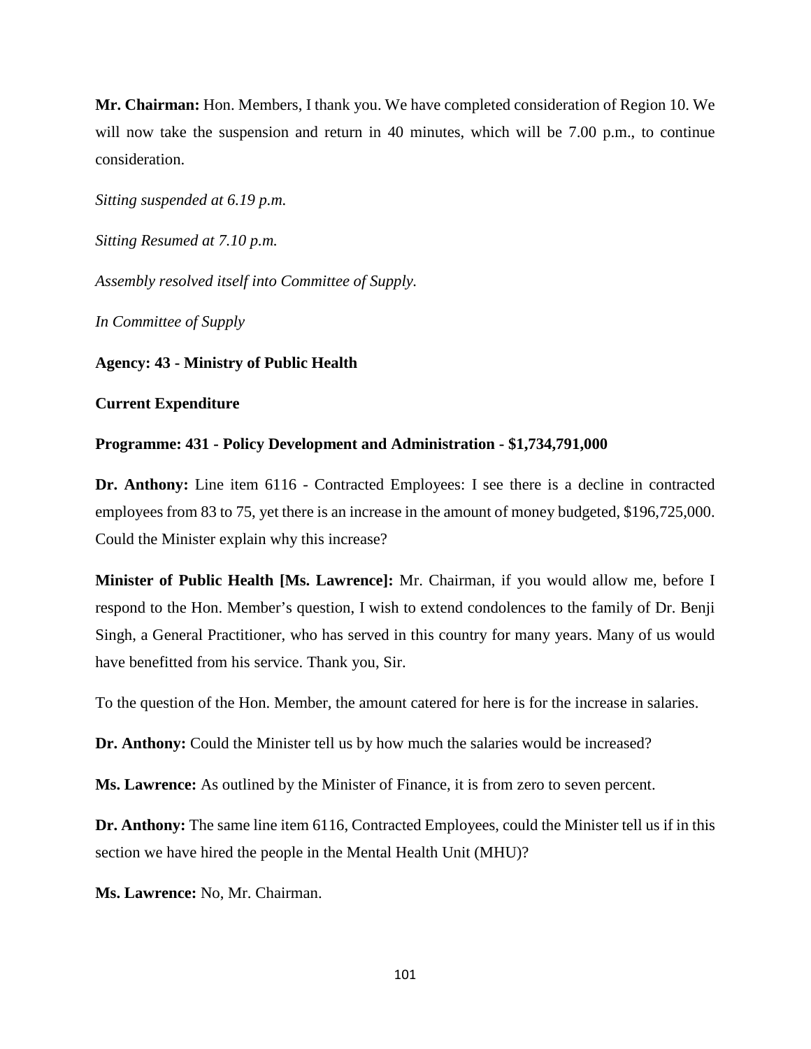**Mr. Chairman:** Hon. Members, I thank you. We have completed consideration of Region 10. We will now take the suspension and return in 40 minutes, which will be 7.00 p.m., to continue consideration.

*Sitting suspended at 6.19 p.m.*

*Sitting Resumed at 7.10 p.m.*

*Assembly resolved itself into Committee of Supply.*

*In Committee of Supply*

**Agency: 43 - Ministry of Public Health**

**Current Expenditure**

**Programme: 431 - Policy Development and Administration - $1,734,791,000**

**Dr. Anthony:** Line item 6116 - Contracted Employees: I see there is a decline in contracted employees from 83 to 75, yet there is an increase in the amount of money budgeted, $196,725,000. Could the Minister explain why this increase?

**Minister of Public Health [Ms. Lawrence]:** Mr. Chairman, if you would allow me, before I respond to the Hon. Member's question, I wish to extend condolences to the family of Dr. Benji Singh, a General Practitioner, who has served in this country for many years. Many of us would have benefitted from his service. Thank you, Sir.

To the question of the Hon. Member, the amount catered for here is for the increase in salaries.

**Dr. Anthony:** Could the Minister tell us by how much the salaries would be increased?

**Ms. Lawrence:** As outlined by the Minister of Finance, it is from zero to seven percent.

**Dr. Anthony:** The same line item 6116, Contracted Employees, could the Minister tell us if in this section we have hired the people in the Mental Health Unit (MHU)?

**Ms. Lawrence:** No, Mr. Chairman.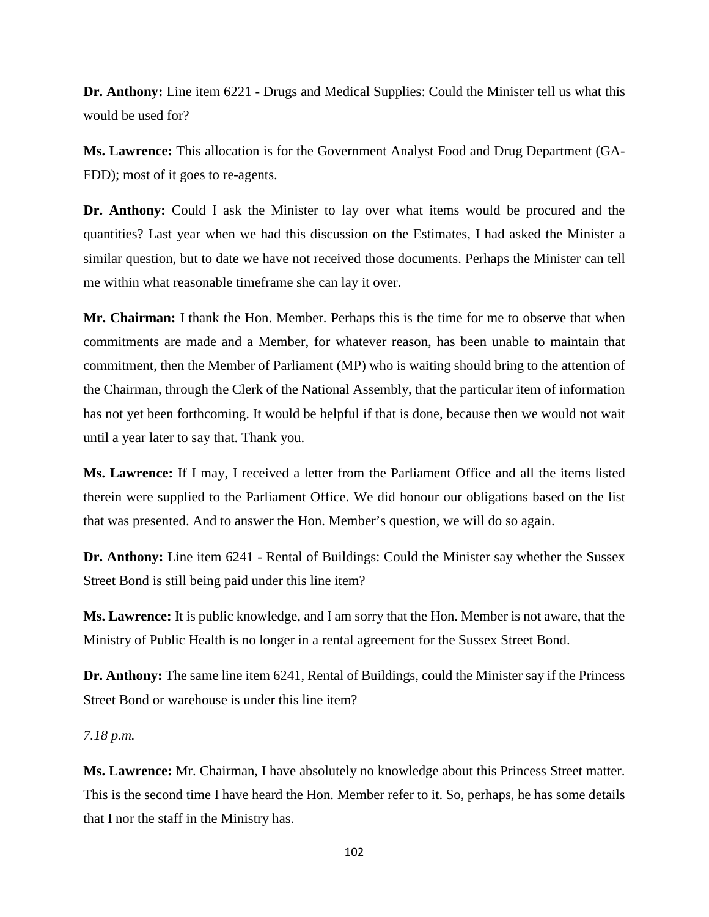**Dr. Anthony:** Line item 6221 - Drugs and Medical Supplies: Could the Minister tell us what this would be used for?

**Ms. Lawrence:** This allocation is for the Government Analyst Food and Drug Department (GA-FDD); most of it goes to re-agents.

**Dr. Anthony:** Could I ask the Minister to lay over what items would be procured and the quantities? Last year when we had this discussion on the Estimates, I had asked the Minister a similar question, but to date we have not received those documents. Perhaps the Minister can tell me within what reasonable timeframe she can lay it over.

**Mr. Chairman:** I thank the Hon. Member. Perhaps this is the time for me to observe that when commitments are made and a Member, for whatever reason, has been unable to maintain that commitment, then the Member of Parliament (MP) who is waiting should bring to the attention of the Chairman, through the Clerk of the National Assembly, that the particular item of information has not yet been forthcoming. It would be helpful if that is done, because then we would not wait until a year later to say that. Thank you.

**Ms. Lawrence:** If I may, I received a letter from the Parliament Office and all the items listed therein were supplied to the Parliament Office. We did honour our obligations based on the list that was presented. And to answer the Hon. Member's question, we will do so again.

**Dr. Anthony:** Line item 6241 - Rental of Buildings: Could the Minister say whether the Sussex Street Bond is still being paid under this line item?

**Ms. Lawrence:** It is public knowledge, and I am sorry that the Hon. Member is not aware, that the Ministry of Public Health is no longer in a rental agreement for the Sussex Street Bond.

**Dr. Anthony:** The same line item 6241, Rental of Buildings, could the Minister say if the Princess Street Bond or warehouse is under this line item?

*7.18 p.m.*

**Ms. Lawrence:** Mr. Chairman, I have absolutely no knowledge about this Princess Street matter. This is the second time I have heard the Hon. Member refer to it. So, perhaps, he has some details that I nor the staff in the Ministry has.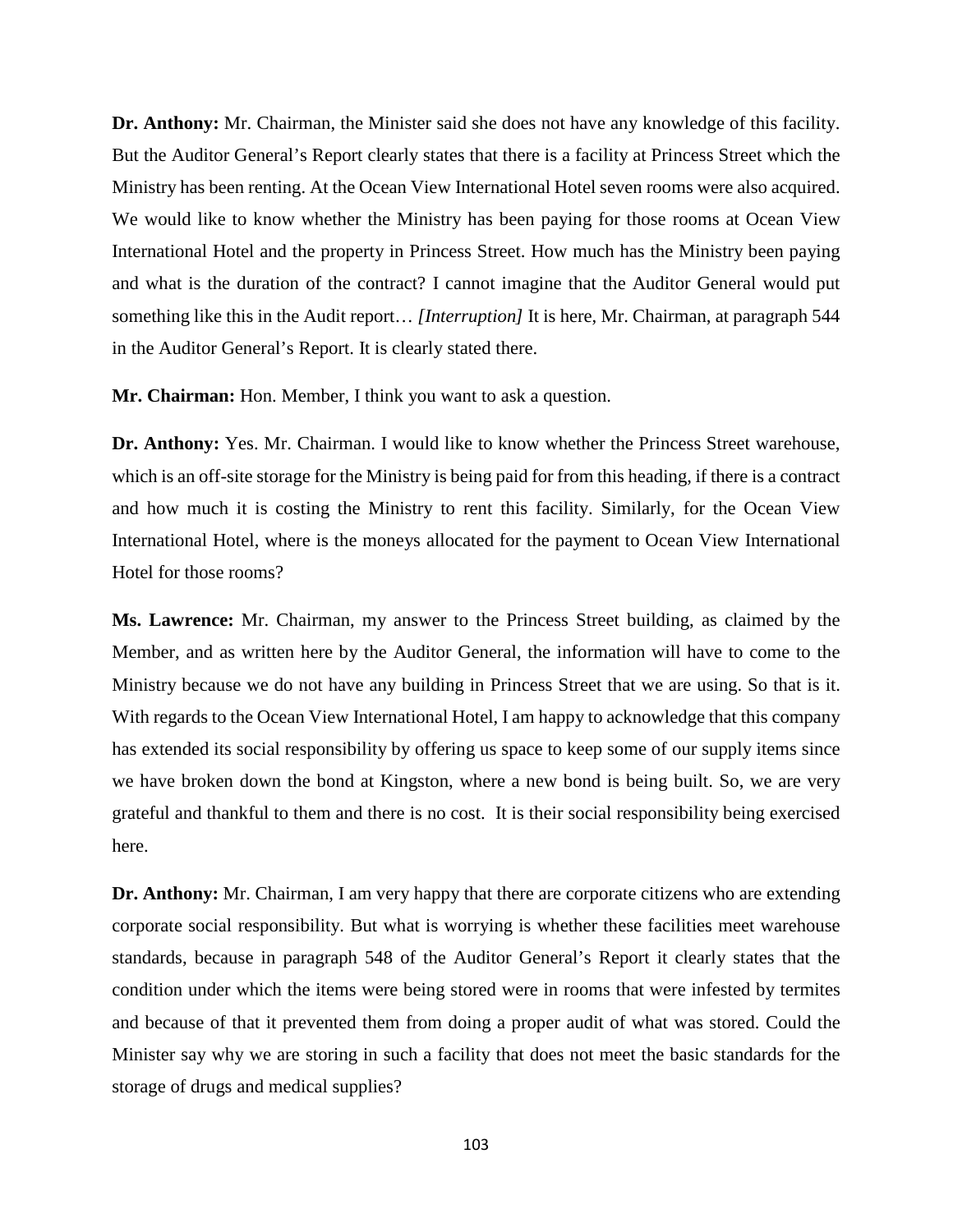**Dr. Anthony:** Mr. Chairman, the Minister said she does not have any knowledge of this facility. But the Auditor General's Report clearly states that there is a facility at Princess Street which the Ministry has been renting. At the Ocean View International Hotel seven rooms were also acquired. We would like to know whether the Ministry has been paying for those rooms at Ocean View International Hotel and the property in Princess Street. How much has the Ministry been paying and what is the duration of the contract? I cannot imagine that the Auditor General would put something like this in the Audit report… *[Interruption]* It is here, Mr. Chairman, at paragraph 544 in the Auditor General's Report. It is clearly stated there.

**Mr. Chairman:** Hon. Member, I think you want to ask a question.

**Dr. Anthony:** Yes. Mr. Chairman. I would like to know whether the Princess Street warehouse, which is an off-site storage for the Ministry is being paid for from this heading, if there is a contract and how much it is costing the Ministry to rent this facility. Similarly, for the Ocean View International Hotel, where is the moneys allocated for the payment to Ocean View International Hotel for those rooms?

**Ms. Lawrence:** Mr. Chairman, my answer to the Princess Street building, as claimed by the Member, and as written here by the Auditor General, the information will have to come to the Ministry because we do not have any building in Princess Street that we are using. So that is it. With regards to the Ocean View International Hotel, I am happy to acknowledge that this company has extended its social responsibility by offering us space to keep some of our supply items since we have broken down the bond at Kingston, where a new bond is being built. So, we are very grateful and thankful to them and there is no cost. It is their social responsibility being exercised here.

**Dr. Anthony:** Mr. Chairman, I am very happy that there are corporate citizens who are extending corporate social responsibility. But what is worrying is whether these facilities meet warehouse standards, because in paragraph 548 of the Auditor General's Report it clearly states that the condition under which the items were being stored were in rooms that were infested by termites and because of that it prevented them from doing a proper audit of what was stored. Could the Minister say why we are storing in such a facility that does not meet the basic standards for the storage of drugs and medical supplies?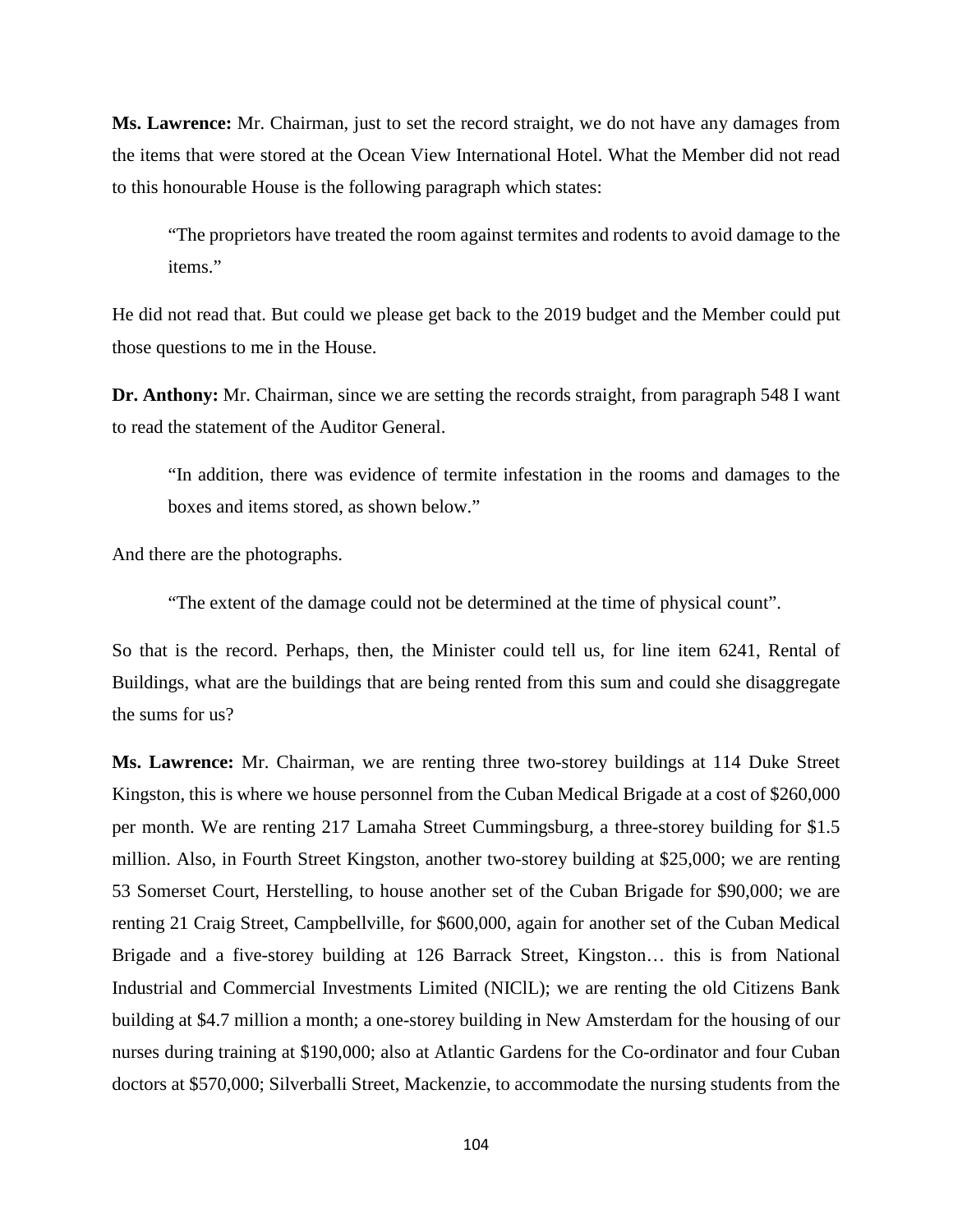**Ms. Lawrence:** Mr. Chairman, just to set the record straight, we do not have any damages from the items that were stored at the Ocean View International Hotel. What the Member did not read to this honourable House is the following paragraph which states:

> "The proprietors have treated the room against termites and rodents to avoid damage to the items."

He did not read that. But could we please get back to the 2019 budget and the Member could put those questions to me in the House.

**Dr. Anthony:** Mr. Chairman, since we are setting the records straight, from paragraph 548 I want to read the statement of the Auditor General.

> "In addition, there was evidence of termite infestation in the rooms and damages to the boxes and items stored, as shown below."

And there are the photographs.

> "The extent of the damage could not be determined at the time of physical count".

So that is the record. Perhaps, then, the Minister could tell us, for line item 6241, Rental of Buildings, what are the buildings that are being rented from this sum and could she disaggregate the sums for us?

**Ms. Lawrence:** Mr. Chairman, we are renting three two-storey buildings at 114 Duke Street Kingston, this is where we house personnel from the Cuban Medical Brigade at a cost of $260,000 per month. We are renting 217 Lamaha Street Cummingsburg, a three-storey building for $1.5 million. Also, in Fourth Street Kingston, another two-storey building at $25,000; we are renting 53 Somerset Court, Herstelling, to house another set of the Cuban Brigade for $90,000; we are renting 21 Craig Street, Campbellville, for $600,000, again for another set of the Cuban Medical Brigade and a five-storey building at 126 Barrack Street, Kingston… this is from National Industrial and Commercial Investments Limited (NIClL); we are renting the old Citizens Bank building at $4.7 million a month; a one-storey building in New Amsterdam for the housing of our nurses during training at $190,000; also at Atlantic Gardens for the Co-ordinator and four Cuban doctors at $570,000; Silverballi Street, Mackenzie, to accommodate the nursing students from the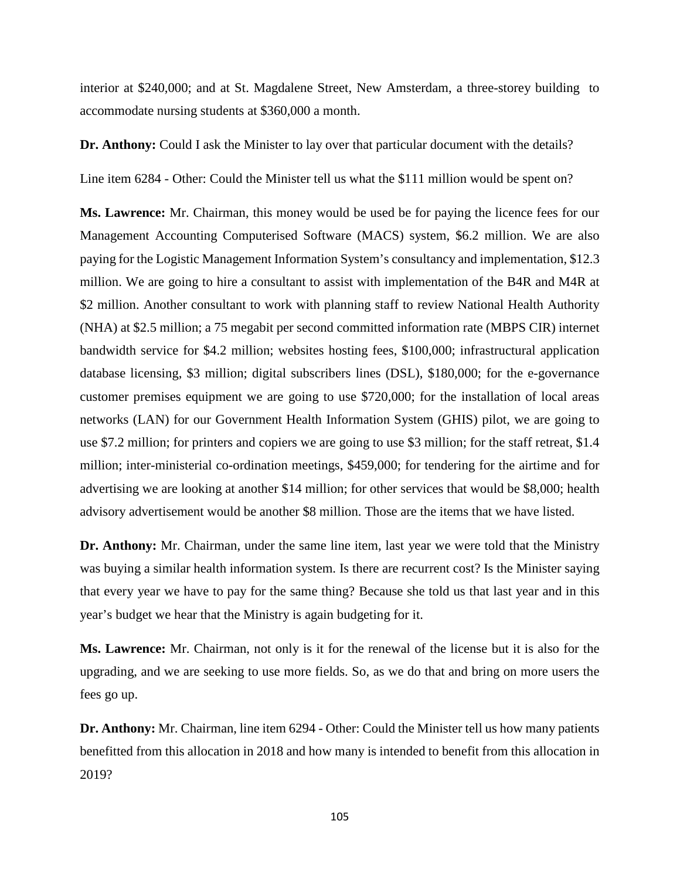interior at $240,000; and at St. Magdalene Street, New Amsterdam, a three-storey building to accommodate nursing students at $360,000 a month.

**Dr. Anthony:** Could I ask the Minister to lay over that particular document with the details?

Line item 6284 - Other: Could the Minister tell us what the $111 million would be spent on?

**Ms. Lawrence:** Mr. Chairman, this money would be used be for paying the licence fees for our Management Accounting Computerised Software (MACS) system, $6.2 million. We are also paying for the Logistic Management Information System's consultancy and implementation, $12.3 million. We are going to hire a consultant to assist with implementation of the B4R and M4R at $2 million. Another consultant to work with planning staff to review National Health Authority (NHA) at $2.5 million; a 75 megabit per second committed information rate (MBPS CIR) internet bandwidth service for $4.2 million; websites hosting fees, $100,000; infrastructural application database licensing, $3 million; digital subscribers lines (DSL), $180,000; for the e-governance customer premises equipment we are going to use $720,000; for the installation of local areas networks (LAN) for our Government Health Information System (GHIS) pilot, we are going to use $7.2 million; for printers and copiers we are going to use $3 million; for the staff retreat, $1.4 million; inter-ministerial co-ordination meetings, $459,000; for tendering for the airtime and for advertising we are looking at another $14 million; for other services that would be $8,000; health advisory advertisement would be another $8 million. Those are the items that we have listed.

**Dr. Anthony:** Mr. Chairman, under the same line item, last year we were told that the Ministry was buying a similar health information system. Is there are recurrent cost? Is the Minister saying that every year we have to pay for the same thing? Because she told us that last year and in this year's budget we hear that the Ministry is again budgeting for it.

**Ms. Lawrence:** Mr. Chairman, not only is it for the renewal of the license but it is also for the upgrading, and we are seeking to use more fields. So, as we do that and bring on more users the fees go up.

**Dr. Anthony:** Mr. Chairman, line item 6294 - Other: Could the Minister tell us how many patients benefitted from this allocation in 2018 and how many is intended to benefit from this allocation in 2019?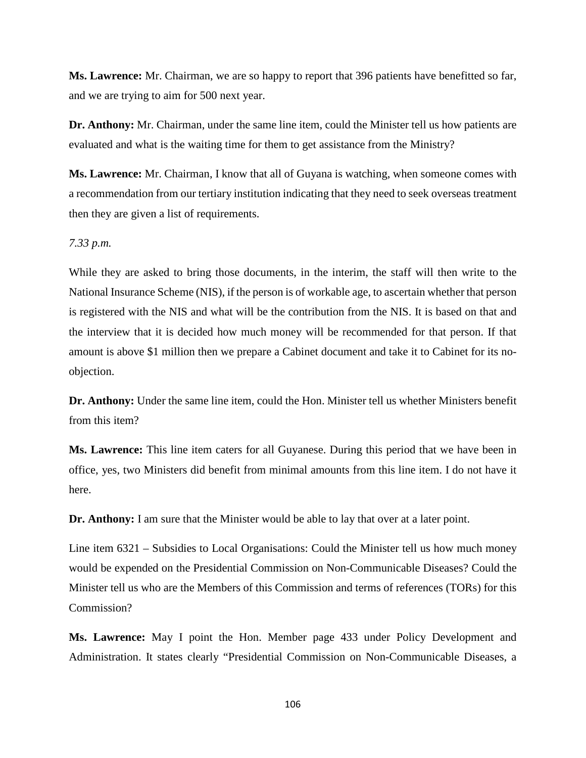**Ms. Lawrence:** Mr. Chairman, we are so happy to report that 396 patients have benefitted so far, and we are trying to aim for 500 next year.

**Dr. Anthony:** Mr. Chairman, under the same line item, could the Minister tell us how patients are evaluated and what is the waiting time for them to get assistance from the Ministry?

**Ms. Lawrence:** Mr. Chairman, I know that all of Guyana is watching, when someone comes with a recommendation from our tertiary institution indicating that they need to seek overseas treatment then they are given a list of requirements.

*7.33 p.m.*

While they are asked to bring those documents, in the interim, the staff will then write to the National Insurance Scheme (NIS), if the person is of workable age, to ascertain whether that person is registered with the NIS and what will be the contribution from the NIS. It is based on that and the interview that it is decided how much money will be recommended for that person. If that amount is above $1 million then we prepare a Cabinet document and take it to Cabinet for its no-objection.

**Dr. Anthony:** Under the same line item, could the Hon. Minister tell us whether Ministers benefit from this item?

**Ms. Lawrence:** This line item caters for all Guyanese. During this period that we have been in office, yes, two Ministers did benefit from minimal amounts from this line item. I do not have it here.

**Dr. Anthony:** I am sure that the Minister would be able to lay that over at a later point.

Line item 6321 – Subsidies to Local Organisations: Could the Minister tell us how much money would be expended on the Presidential Commission on Non-Communicable Diseases? Could the Minister tell us who are the Members of this Commission and terms of references (TORs) for this Commission?

**Ms. Lawrence:** May I point the Hon. Member page 433 under Policy Development and Administration. It states clearly "Presidential Commission on Non-Communicable Diseases, a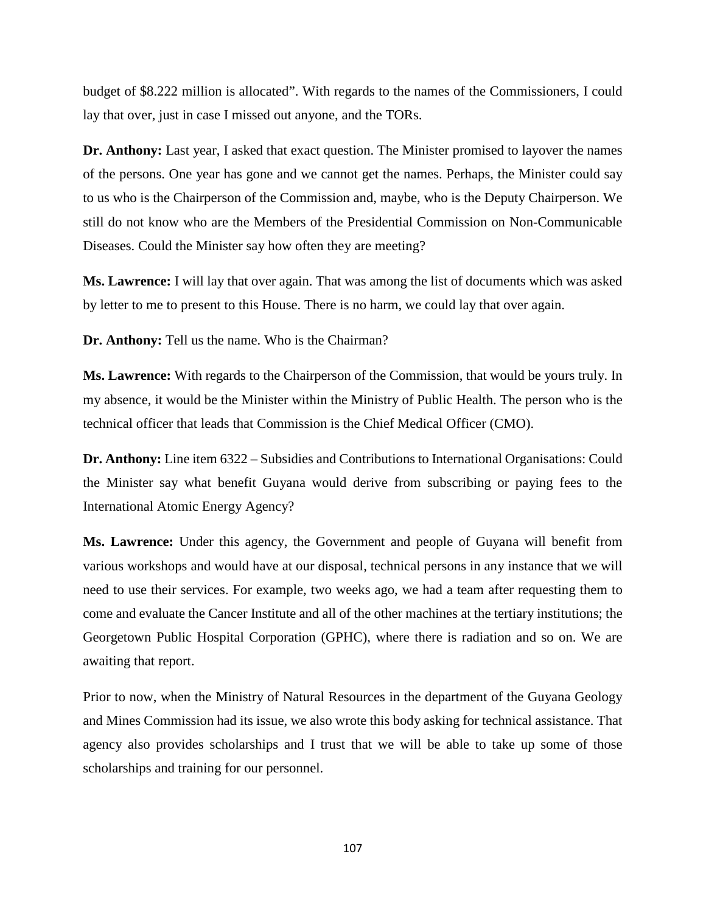budget of $8.222 million is allocated". With regards to the names of the Commissioners, I could lay that over, just in case I missed out anyone, and the TORs.

**Dr. Anthony:** Last year, I asked that exact question. The Minister promised to layover the names of the persons. One year has gone and we cannot get the names. Perhaps, the Minister could say to us who is the Chairperson of the Commission and, maybe, who is the Deputy Chairperson. We still do not know who are the Members of the Presidential Commission on Non-Communicable Diseases. Could the Minister say how often they are meeting?

**Ms. Lawrence:** I will lay that over again. That was among the list of documents which was asked by letter to me to present to this House. There is no harm, we could lay that over again.

**Dr. Anthony:** Tell us the name. Who is the Chairman?

**Ms. Lawrence:** With regards to the Chairperson of the Commission, that would be yours truly. In my absence, it would be the Minister within the Ministry of Public Health. The person who is the technical officer that leads that Commission is the Chief Medical Officer (CMO).

**Dr. Anthony:** Line item 6322 – Subsidies and Contributions to International Organisations: Could the Minister say what benefit Guyana would derive from subscribing or paying fees to the International Atomic Energy Agency?

**Ms. Lawrence:** Under this agency, the Government and people of Guyana will benefit from various workshops and would have at our disposal, technical persons in any instance that we will need to use their services. For example, two weeks ago, we had a team after requesting them to come and evaluate the Cancer Institute and all of the other machines at the tertiary institutions; the Georgetown Public Hospital Corporation (GPHC), where there is radiation and so on. We are awaiting that report.

Prior to now, when the Ministry of Natural Resources in the department of the Guyana Geology and Mines Commission had its issue, we also wrote this body asking for technical assistance. That agency also provides scholarships and I trust that we will be able to take up some of those scholarships and training for our personnel.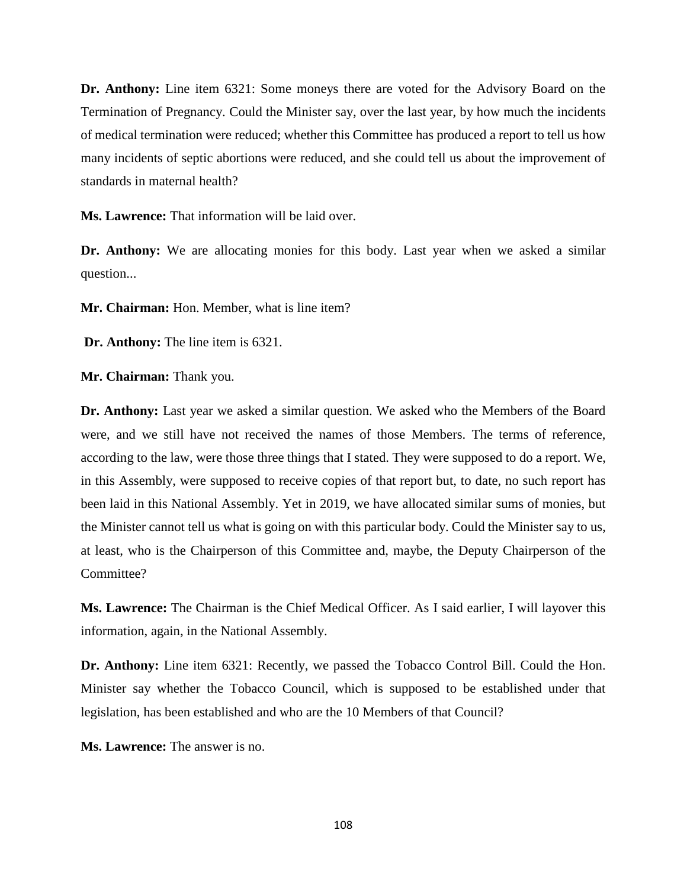**Dr. Anthony:** Line item 6321: Some moneys there are voted for the Advisory Board on the Termination of Pregnancy. Could the Minister say, over the last year, by how much the incidents of medical termination were reduced; whether this Committee has produced a report to tell us how many incidents of septic abortions were reduced, and she could tell us about the improvement of standards in maternal health?

**Ms. Lawrence:** That information will be laid over.

**Dr. Anthony:** We are allocating monies for this body. Last year when we asked a similar question...

**Mr. Chairman:** Hon. Member, what is line item?

**Dr. Anthony:** The line item is 6321.

**Mr. Chairman:** Thank you.

**Dr. Anthony:** Last year we asked a similar question. We asked who the Members of the Board were, and we still have not received the names of those Members. The terms of reference, according to the law, were those three things that I stated. They were supposed to do a report. We, in this Assembly, were supposed to receive copies of that report but, to date, no such report has been laid in this National Assembly. Yet in 2019, we have allocated similar sums of monies, but the Minister cannot tell us what is going on with this particular body. Could the Minister say to us, at least, who is the Chairperson of this Committee and, maybe, the Deputy Chairperson of the Committee?

**Ms. Lawrence:** The Chairman is the Chief Medical Officer. As I said earlier, I will layover this information, again, in the National Assembly.

**Dr. Anthony:** Line item 6321: Recently, we passed the Tobacco Control Bill. Could the Hon. Minister say whether the Tobacco Council, which is supposed to be established under that legislation, has been established and who are the 10 Members of that Council?

**Ms. Lawrence:** The answer is no.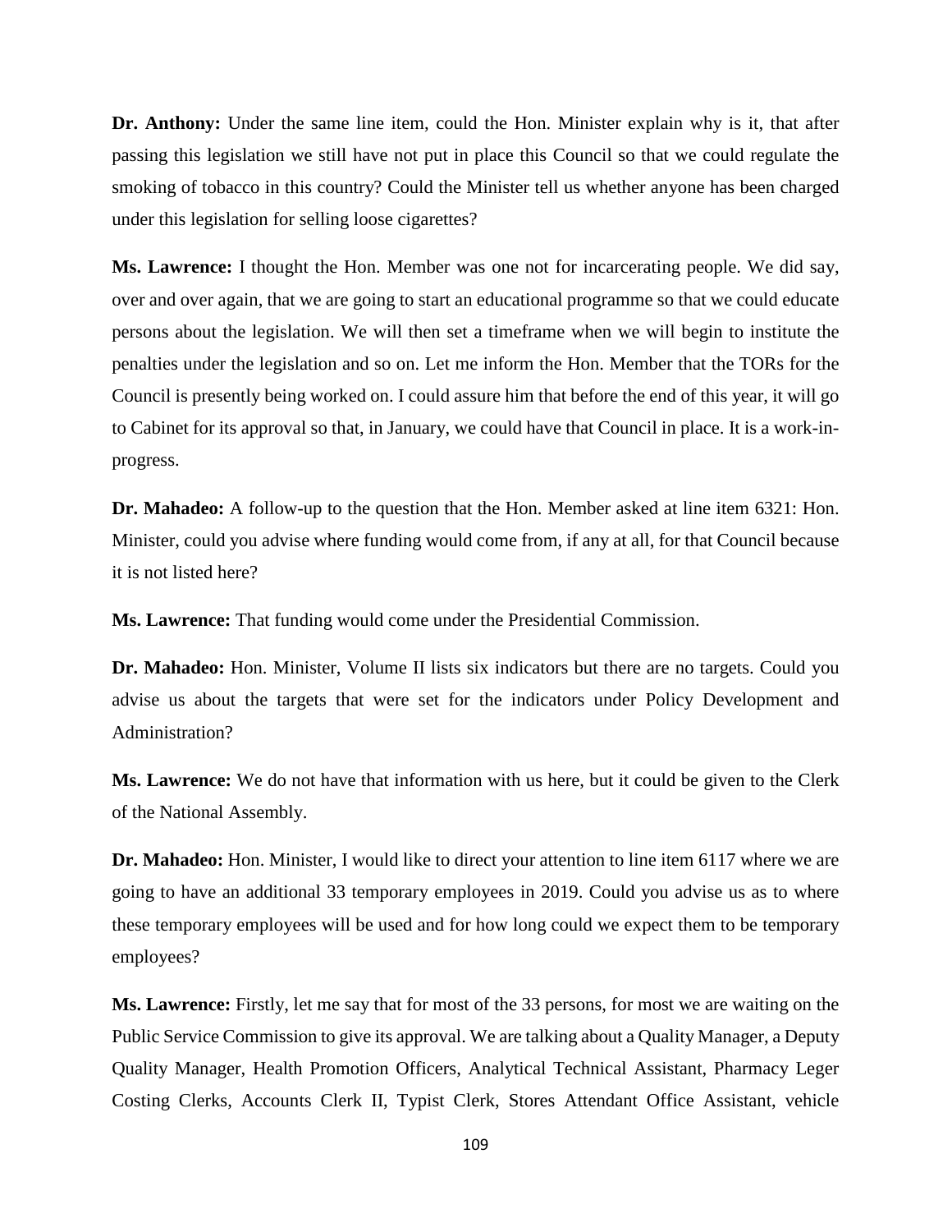**Dr. Anthony:** Under the same line item, could the Hon. Minister explain why is it, that after passing this legislation we still have not put in place this Council so that we could regulate the smoking of tobacco in this country? Could the Minister tell us whether anyone has been charged under this legislation for selling loose cigarettes?

**Ms. Lawrence:** I thought the Hon. Member was one not for incarcerating people. We did say, over and over again, that we are going to start an educational programme so that we could educate persons about the legislation. We will then set a timeframe when we will begin to institute the penalties under the legislation and so on. Let me inform the Hon. Member that the TORs for the Council is presently being worked on. I could assure him that before the end of this year, it will go to Cabinet for its approval so that, in January, we could have that Council in place. It is a work-in-progress.

**Dr. Mahadeo:** A follow-up to the question that the Hon. Member asked at line item 6321: Hon. Minister, could you advise where funding would come from, if any at all, for that Council because it is not listed here?

**Ms. Lawrence:** That funding would come under the Presidential Commission.

**Dr. Mahadeo:** Hon. Minister, Volume II lists six indicators but there are no targets. Could you advise us about the targets that were set for the indicators under Policy Development and Administration?

**Ms. Lawrence:** We do not have that information with us here, but it could be given to the Clerk of the National Assembly.

**Dr. Mahadeo:** Hon. Minister, I would like to direct your attention to line item 6117 where we are going to have an additional 33 temporary employees in 2019. Could you advise us as to where these temporary employees will be used and for how long could we expect them to be temporary employees?

**Ms. Lawrence:** Firstly, let me say that for most of the 33 persons, for most we are waiting on the Public Service Commission to give its approval. We are talking about a Quality Manager, a Deputy Quality Manager, Health Promotion Officers, Analytical Technical Assistant, Pharmacy Leger Costing Clerks, Accounts Clerk II, Typist Clerk, Stores Attendant Office Assistant, vehicle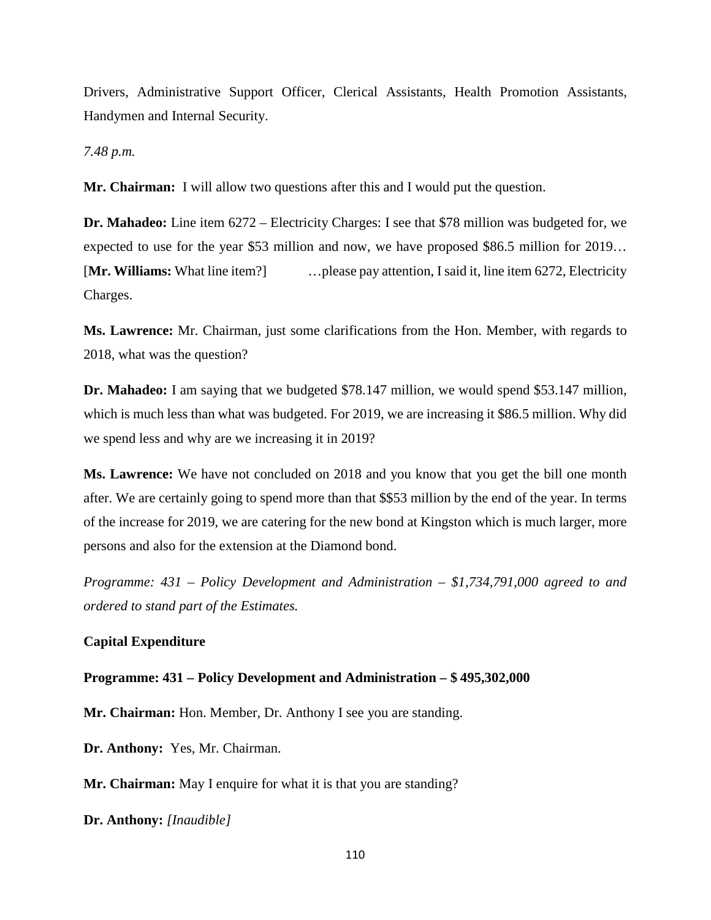Drivers, Administrative Support Officer, Clerical Assistants, Health Promotion Assistants, Handymen and Internal Security.

*7.48 p.m.*

**Mr. Chairman:** I will allow two questions after this and I would put the question.

**Dr. Mahadeo:** Line item 6272 – Electricity Charges: I see that $78 million was budgeted for, we expected to use for the year $53 million and now, we have proposed $86.5 million for 2019… [**Mr. Williams:** What line item?] …please pay attention, I said it, line item 6272, Electricity Charges.

**Ms. Lawrence:** Mr. Chairman, just some clarifications from the Hon. Member, with regards to 2018, what was the question?

**Dr. Mahadeo:** I am saying that we budgeted $78.147 million, we would spend $53.147 million, which is much less than what was budgeted. For 2019, we are increasing it $86.5 million. Why did we spend less and why are we increasing it in 2019?

**Ms. Lawrence:** We have not concluded on 2018 and you know that you get the bill one month after. We are certainly going to spend more than that $$53 million by the end of the year. In terms of the increase for 2019, we are catering for the new bond at Kingston which is much larger, more persons and also for the extension at the Diamond bond.

*Programme: 431 – Policy Development and Administration – $1,734,791,000 agreed to and ordered to stand part of the Estimates.*

**Capital Expenditure**

**Programme: 431 – Policy Development and Administration – $ 495,302,000**

**Mr. Chairman:** Hon. Member, Dr. Anthony I see you are standing.

**Dr. Anthony:** Yes, Mr. Chairman.

**Mr. Chairman:** May I enquire for what it is that you are standing?

**Dr. Anthony:** *[Inaudible]*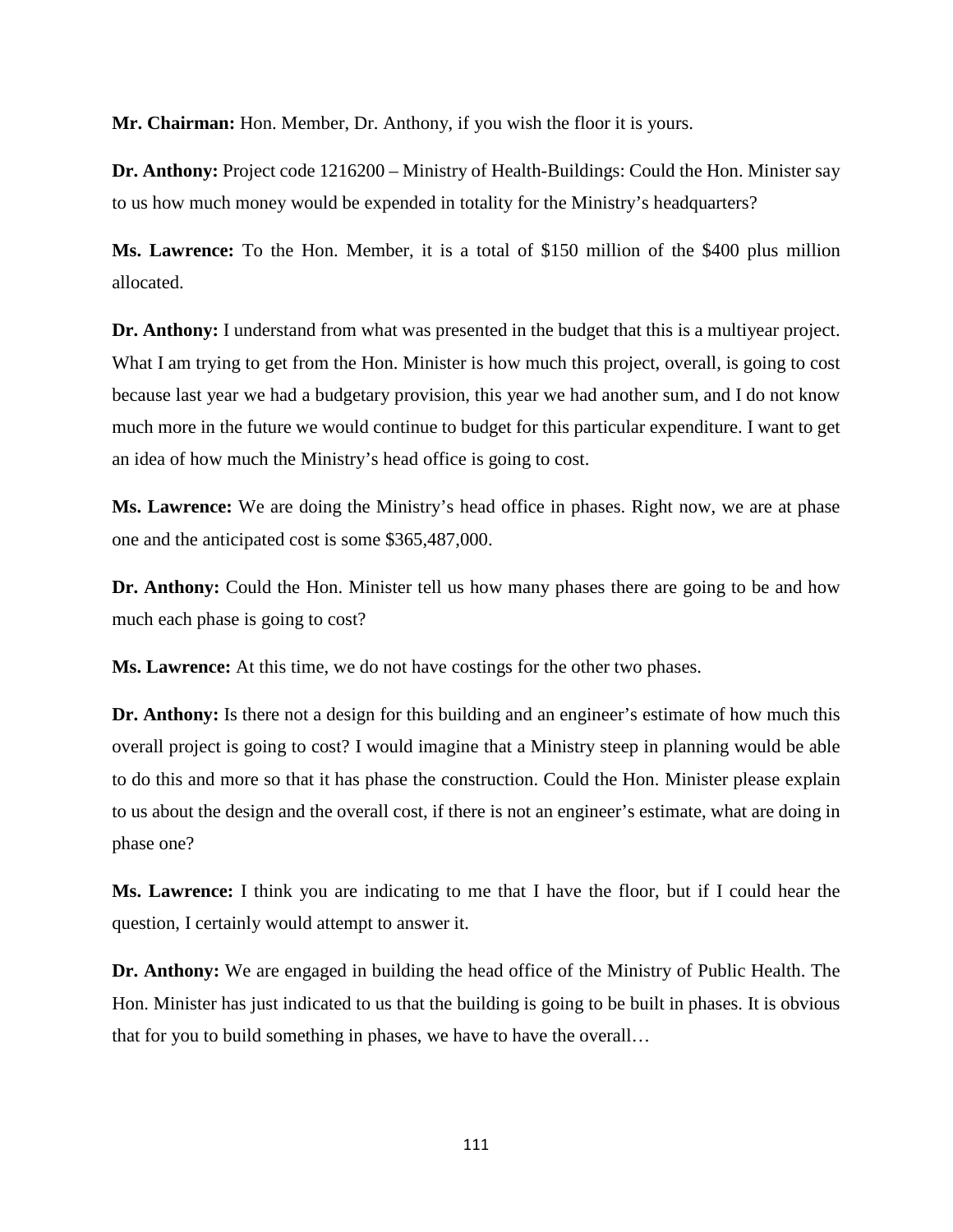**Mr. Chairman:** Hon. Member, Dr. Anthony, if you wish the floor it is yours.

**Dr. Anthony:** Project code 1216200 – Ministry of Health-Buildings: Could the Hon. Minister say to us how much money would be expended in totality for the Ministry's headquarters?

**Ms. Lawrence:** To the Hon. Member, it is a total of $150 million of the $400 plus million allocated.

**Dr. Anthony:** I understand from what was presented in the budget that this is a multiyear project. What I am trying to get from the Hon. Minister is how much this project, overall, is going to cost because last year we had a budgetary provision, this year we had another sum, and I do not know much more in the future we would continue to budget for this particular expenditure. I want to get an idea of how much the Ministry's head office is going to cost.

**Ms. Lawrence:** We are doing the Ministry's head office in phases. Right now, we are at phase one and the anticipated cost is some $365,487,000.

**Dr. Anthony:** Could the Hon. Minister tell us how many phases there are going to be and how much each phase is going to cost?

**Ms. Lawrence:** At this time, we do not have costings for the other two phases.

**Dr. Anthony:** Is there not a design for this building and an engineer's estimate of how much this overall project is going to cost? I would imagine that a Ministry steep in planning would be able to do this and more so that it has phase the construction. Could the Hon. Minister please explain to us about the design and the overall cost, if there is not an engineer's estimate, what are doing in phase one?

**Ms. Lawrence:** I think you are indicating to me that I have the floor, but if I could hear the question, I certainly would attempt to answer it.

**Dr. Anthony:** We are engaged in building the head office of the Ministry of Public Health. The Hon. Minister has just indicated to us that the building is going to be built in phases. It is obvious that for you to build something in phases, we have to have the overall…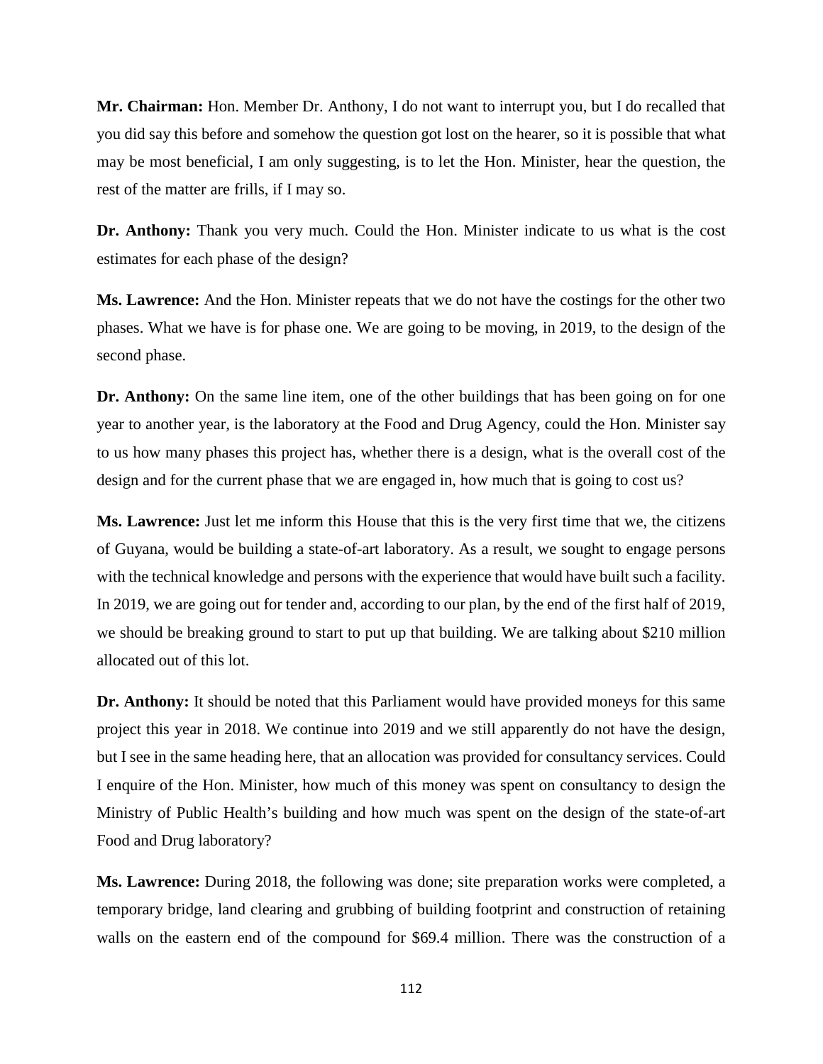**Mr. Chairman:** Hon. Member Dr. Anthony, I do not want to interrupt you, but I do recalled that you did say this before and somehow the question got lost on the hearer, so it is possible that what may be most beneficial, I am only suggesting, is to let the Hon. Minister, hear the question, the rest of the matter are frills, if I may so.

**Dr. Anthony:** Thank you very much. Could the Hon. Minister indicate to us what is the cost estimates for each phase of the design?

**Ms. Lawrence:** And the Hon. Minister repeats that we do not have the costings for the other two phases. What we have is for phase one. We are going to be moving, in 2019, to the design of the second phase.

**Dr. Anthony:** On the same line item, one of the other buildings that has been going on for one year to another year, is the laboratory at the Food and Drug Agency, could the Hon. Minister say to us how many phases this project has, whether there is a design, what is the overall cost of the design and for the current phase that we are engaged in, how much that is going to cost us?

**Ms. Lawrence:** Just let me inform this House that this is the very first time that we, the citizens of Guyana, would be building a state-of-art laboratory. As a result, we sought to engage persons with the technical knowledge and persons with the experience that would have built such a facility. In 2019, we are going out for tender and, according to our plan, by the end of the first half of 2019, we should be breaking ground to start to put up that building. We are talking about $210 million allocated out of this lot.

**Dr. Anthony:** It should be noted that this Parliament would have provided moneys for this same project this year in 2018. We continue into 2019 and we still apparently do not have the design, but I see in the same heading here, that an allocation was provided for consultancy services. Could I enquire of the Hon. Minister, how much of this money was spent on consultancy to design the Ministry of Public Health's building and how much was spent on the design of the state-of-art Food and Drug laboratory?

**Ms. Lawrence:** During 2018, the following was done; site preparation works were completed, a temporary bridge, land clearing and grubbing of building footprint and construction of retaining walls on the eastern end of the compound for $69.4 million. There was the construction of a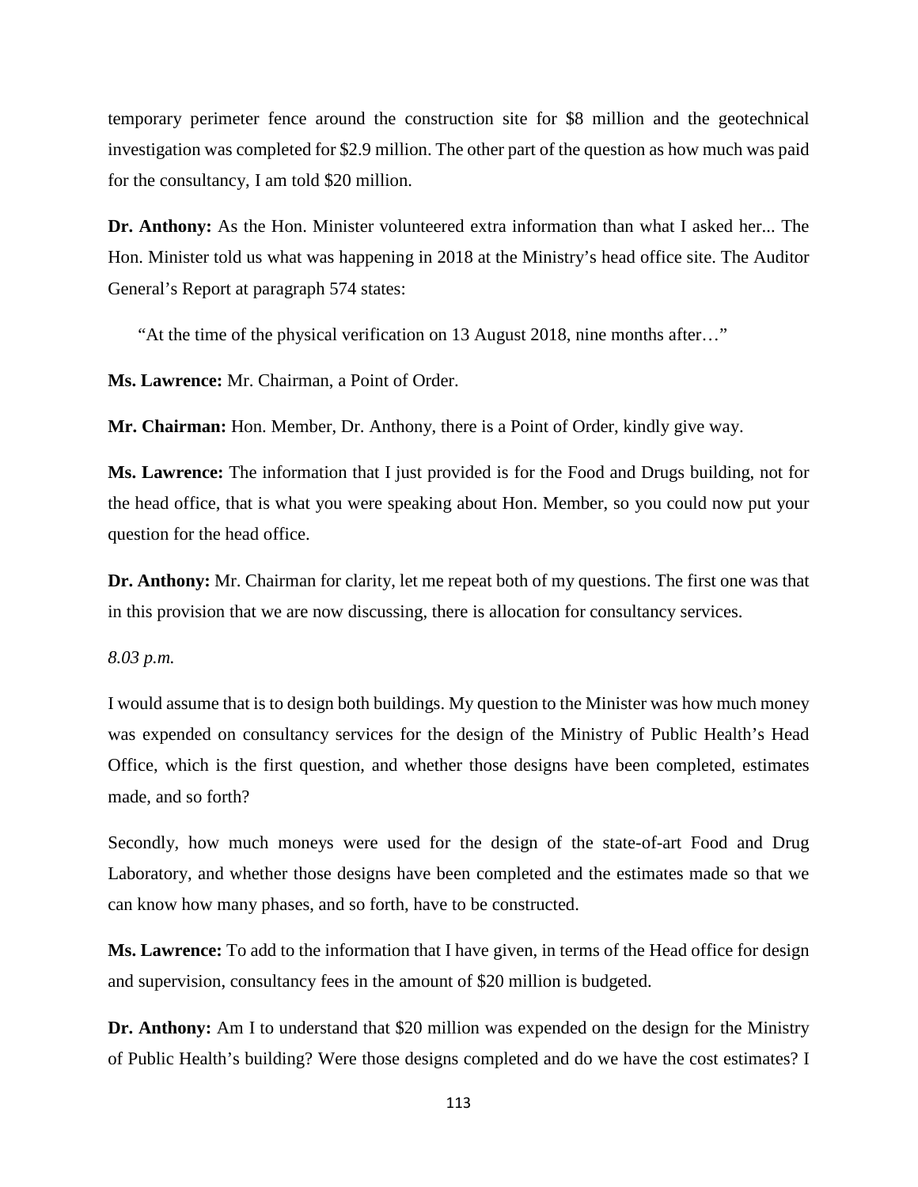temporary perimeter fence around the construction site for $8 million and the geotechnical investigation was completed for $2.9 million. The other part of the question as how much was paid for the consultancy, I am told $20 million.

**Dr. Anthony:** As the Hon. Minister volunteered extra information than what I asked her... The Hon. Minister told us what was happening in 2018 at the Ministry's head office site. The Auditor General's Report at paragraph 574 states:

> "At the time of the physical verification on 13 August 2018, nine months after…"

**Ms. Lawrence:** Mr. Chairman, a Point of Order.

**Mr. Chairman:** Hon. Member, Dr. Anthony, there is a Point of Order, kindly give way.

**Ms. Lawrence:** The information that I just provided is for the Food and Drugs building, not for the head office, that is what you were speaking about Hon. Member, so you could now put your question for the head office.

**Dr. Anthony:** Mr. Chairman for clarity, let me repeat both of my questions. The first one was that in this provision that we are now discussing, there is allocation for consultancy services.

*8.03 p.m.*

I would assume that is to design both buildings. My question to the Minister was how much money was expended on consultancy services for the design of the Ministry of Public Health's Head Office, which is the first question, and whether those designs have been completed, estimates made, and so forth?

Secondly, how much moneys were used for the design of the state-of-art Food and Drug Laboratory, and whether those designs have been completed and the estimates made so that we can know how many phases, and so forth, have to be constructed.

**Ms. Lawrence:** To add to the information that I have given, in terms of the Head office for design and supervision, consultancy fees in the amount of $20 million is budgeted.

**Dr. Anthony:** Am I to understand that $20 million was expended on the design for the Ministry of Public Health's building? Were those designs completed and do we have the cost estimates? I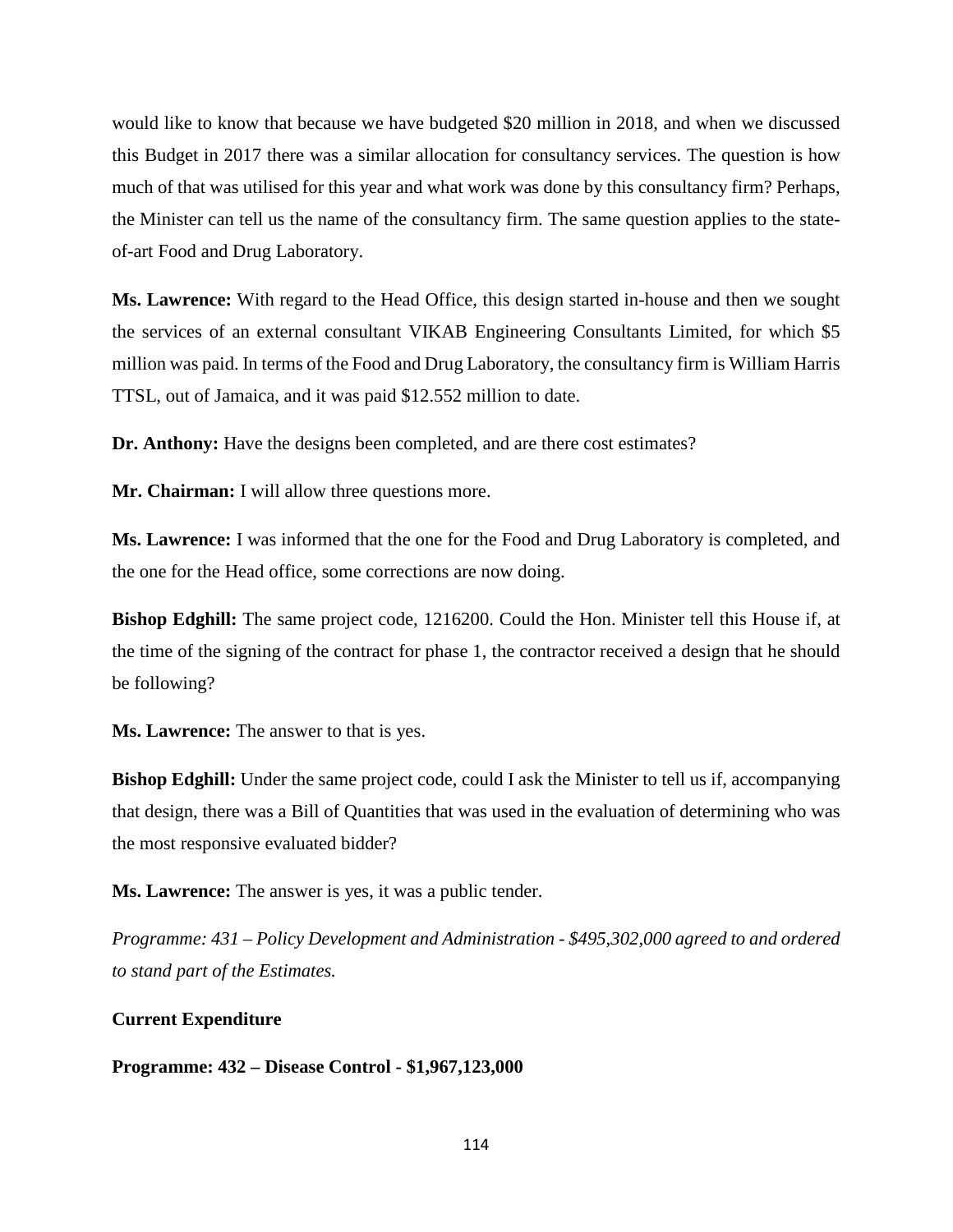would like to know that because we have budgeted $20 million in 2018, and when we discussed this Budget in 2017 there was a similar allocation for consultancy services. The question is how much of that was utilised for this year and what work was done by this consultancy firm? Perhaps, the Minister can tell us the name of the consultancy firm. The same question applies to the state-of-art Food and Drug Laboratory.

**Ms. Lawrence:** With regard to the Head Office, this design started in-house and then we sought the services of an external consultant VIKAB Engineering Consultants Limited, for which $5 million was paid. In terms of the Food and Drug Laboratory, the consultancy firm is William Harris TTSL, out of Jamaica, and it was paid $12.552 million to date.

**Dr. Anthony:** Have the designs been completed, and are there cost estimates?

**Mr. Chairman:** I will allow three questions more.

**Ms. Lawrence:** I was informed that the one for the Food and Drug Laboratory is completed, and the one for the Head office, some corrections are now doing.

**Bishop Edghill:** The same project code, 1216200. Could the Hon. Minister tell this House if, at the time of the signing of the contract for phase 1, the contractor received a design that he should be following?

**Ms. Lawrence:** The answer to that is yes.

**Bishop Edghill:** Under the same project code, could I ask the Minister to tell us if, accompanying that design, there was a Bill of Quantities that was used in the evaluation of determining who was the most responsive evaluated bidder?

**Ms. Lawrence:** The answer is yes, it was a public tender.

*Programme: 431 – Policy Development and Administration - $495,302,000 agreed to and ordered to stand part of the Estimates.*

**Current Expenditure**

**Programme: 432 – Disease Control - $1,967,123,000**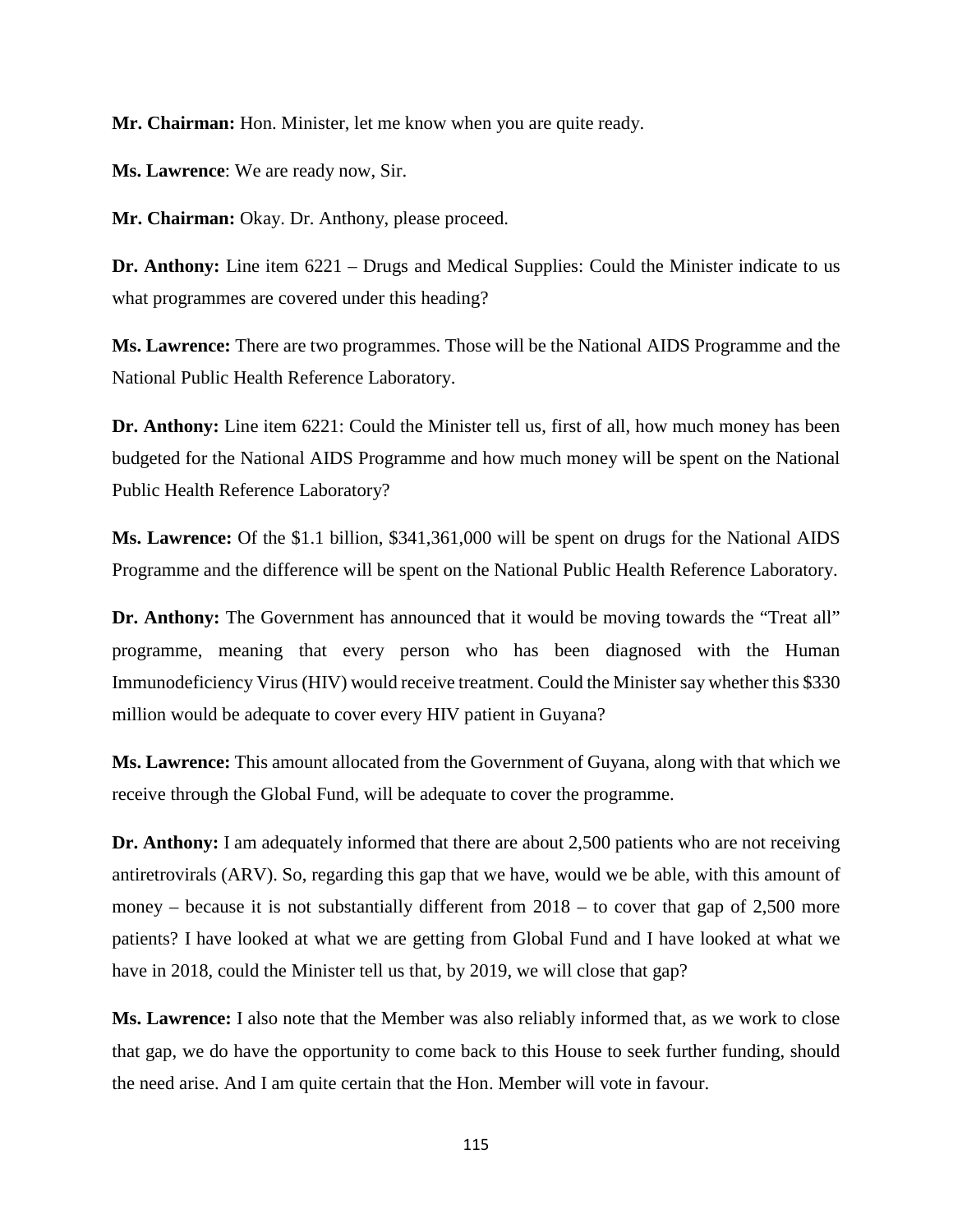**Mr. Chairman:** Hon. Minister, let me know when you are quite ready.

**Ms. Lawrence**: We are ready now, Sir.

**Mr. Chairman:** Okay. Dr. Anthony, please proceed.

**Dr. Anthony:** Line item 6221 – Drugs and Medical Supplies: Could the Minister indicate to us what programmes are covered under this heading?

**Ms. Lawrence:** There are two programmes. Those will be the National AIDS Programme and the National Public Health Reference Laboratory.

**Dr. Anthony:** Line item 6221: Could the Minister tell us, first of all, how much money has been budgeted for the National AIDS Programme and how much money will be spent on the National Public Health Reference Laboratory?

**Ms. Lawrence:** Of the $1.1 billion, $341,361,000 will be spent on drugs for the National AIDS Programme and the difference will be spent on the National Public Health Reference Laboratory.

**Dr. Anthony:** The Government has announced that it would be moving towards the "Treat all" programme, meaning that every person who has been diagnosed with the Human Immunodeficiency Virus (HIV) would receive treatment. Could the Minister say whether this $330 million would be adequate to cover every HIV patient in Guyana?

**Ms. Lawrence:** This amount allocated from the Government of Guyana, along with that which we receive through the Global Fund, will be adequate to cover the programme.

**Dr. Anthony:** I am adequately informed that there are about 2,500 patients who are not receiving antiretrovirals (ARV). So, regarding this gap that we have, would we be able, with this amount of money – because it is not substantially different from 2018 – to cover that gap of 2,500 more patients? I have looked at what we are getting from Global Fund and I have looked at what we have in 2018, could the Minister tell us that, by 2019, we will close that gap?

**Ms. Lawrence:** I also note that the Member was also reliably informed that, as we work to close that gap, we do have the opportunity to come back to this House to seek further funding, should the need arise. And I am quite certain that the Hon. Member will vote in favour.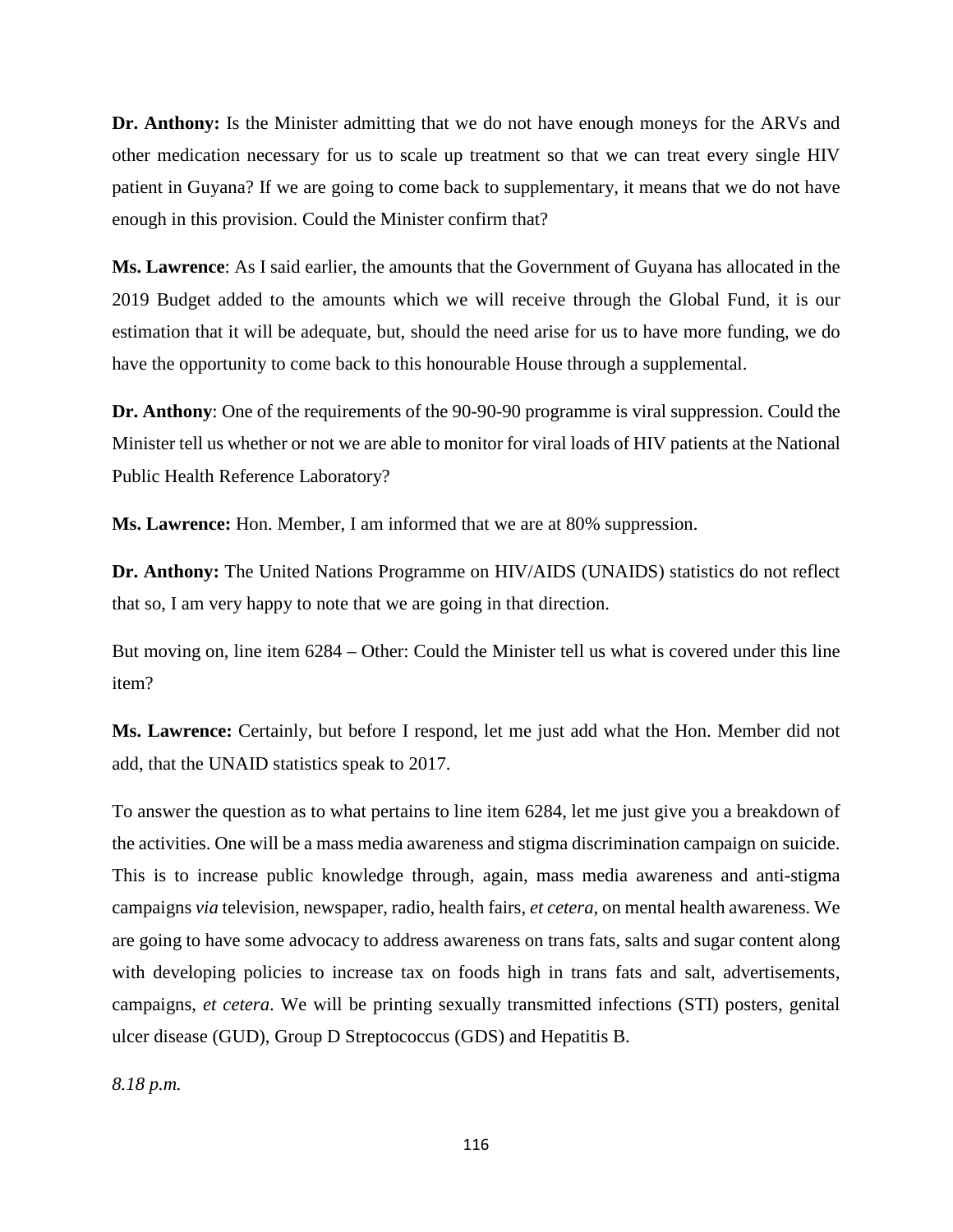**Dr. Anthony:** Is the Minister admitting that we do not have enough moneys for the ARVs and other medication necessary for us to scale up treatment so that we can treat every single HIV patient in Guyana? If we are going to come back to supplementary, it means that we do not have enough in this provision. Could the Minister confirm that?

**Ms. Lawrence**: As I said earlier, the amounts that the Government of Guyana has allocated in the 2019 Budget added to the amounts which we will receive through the Global Fund, it is our estimation that it will be adequate, but, should the need arise for us to have more funding, we do have the opportunity to come back to this honourable House through a supplemental.

**Dr. Anthony**: One of the requirements of the 90-90-90 programme is viral suppression. Could the Minister tell us whether or not we are able to monitor for viral loads of HIV patients at the National Public Health Reference Laboratory?

**Ms. Lawrence:** Hon. Member, I am informed that we are at 80% suppression.

**Dr. Anthony:** The United Nations Programme on HIV/AIDS (UNAIDS) statistics do not reflect that so, I am very happy to note that we are going in that direction.

But moving on, line item 6284 – Other: Could the Minister tell us what is covered under this line item?

**Ms. Lawrence:** Certainly, but before I respond, let me just add what the Hon. Member did not add, that the UNAID statistics speak to 2017.

To answer the question as to what pertains to line item 6284, let me just give you a breakdown of the activities. One will be a mass media awareness and stigma discrimination campaign on suicide. This is to increase public knowledge through, again, mass media awareness and anti-stigma campaigns *via* television, newspaper, radio, health fairs, *et cetera*, on mental health awareness. We are going to have some advocacy to address awareness on trans fats, salts and sugar content along with developing policies to increase tax on foods high in trans fats and salt, advertisements, campaigns, *et cetera*. We will be printing sexually transmitted infections (STI) posters, genital ulcer disease (GUD), Group D Streptococcus (GDS) and Hepatitis B.

*8.18 p.m.*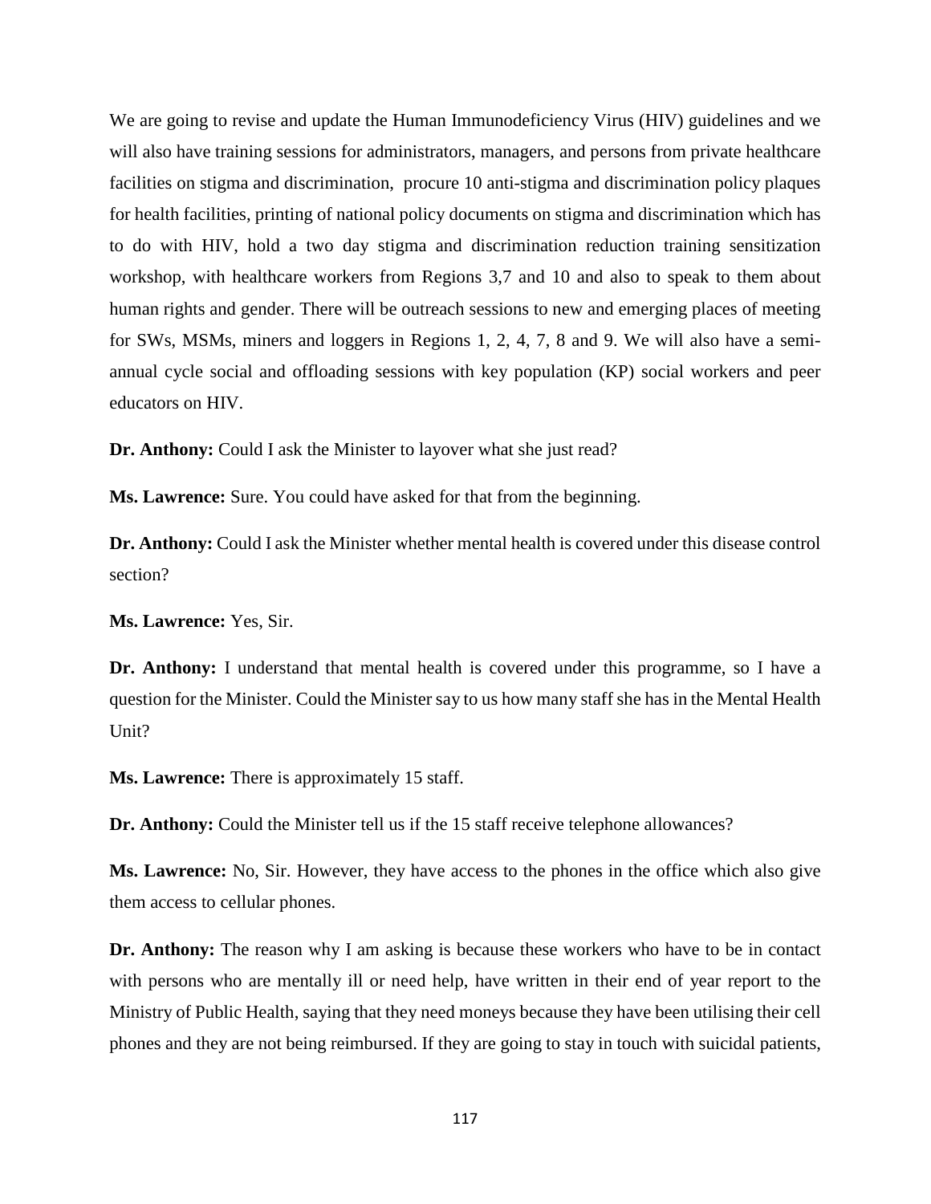We are going to revise and update the Human Immunodeficiency Virus (HIV) guidelines and we will also have training sessions for administrators, managers, and persons from private healthcare facilities on stigma and discrimination, procure 10 anti-stigma and discrimination policy plaques for health facilities, printing of national policy documents on stigma and discrimination which has to do with HIV, hold a two day stigma and discrimination reduction training sensitization workshop, with healthcare workers from Regions 3,7 and 10 and also to speak to them about human rights and gender. There will be outreach sessions to new and emerging places of meeting for SWs, MSMs, miners and loggers in Regions 1, 2, 4, 7, 8 and 9. We will also have a semi-annual cycle social and offloading sessions with key population (KP) social workers and peer educators on HIV.

**Dr. Anthony:** Could I ask the Minister to layover what she just read?

**Ms. Lawrence:** Sure. You could have asked for that from the beginning.

**Dr. Anthony:** Could I ask the Minister whether mental health is covered under this disease control section?

**Ms. Lawrence:** Yes, Sir.

**Dr. Anthony:** I understand that mental health is covered under this programme, so I have a question for the Minister. Could the Minister say to us how many staff she has in the Mental Health Unit?

**Ms. Lawrence:** There is approximately 15 staff.

**Dr. Anthony:** Could the Minister tell us if the 15 staff receive telephone allowances?

**Ms. Lawrence:** No, Sir. However, they have access to the phones in the office which also give them access to cellular phones.

**Dr. Anthony:** The reason why I am asking is because these workers who have to be in contact with persons who are mentally ill or need help, have written in their end of year report to the Ministry of Public Health, saying that they need moneys because they have been utilising their cell phones and they are not being reimbursed. If they are going to stay in touch with suicidal patients,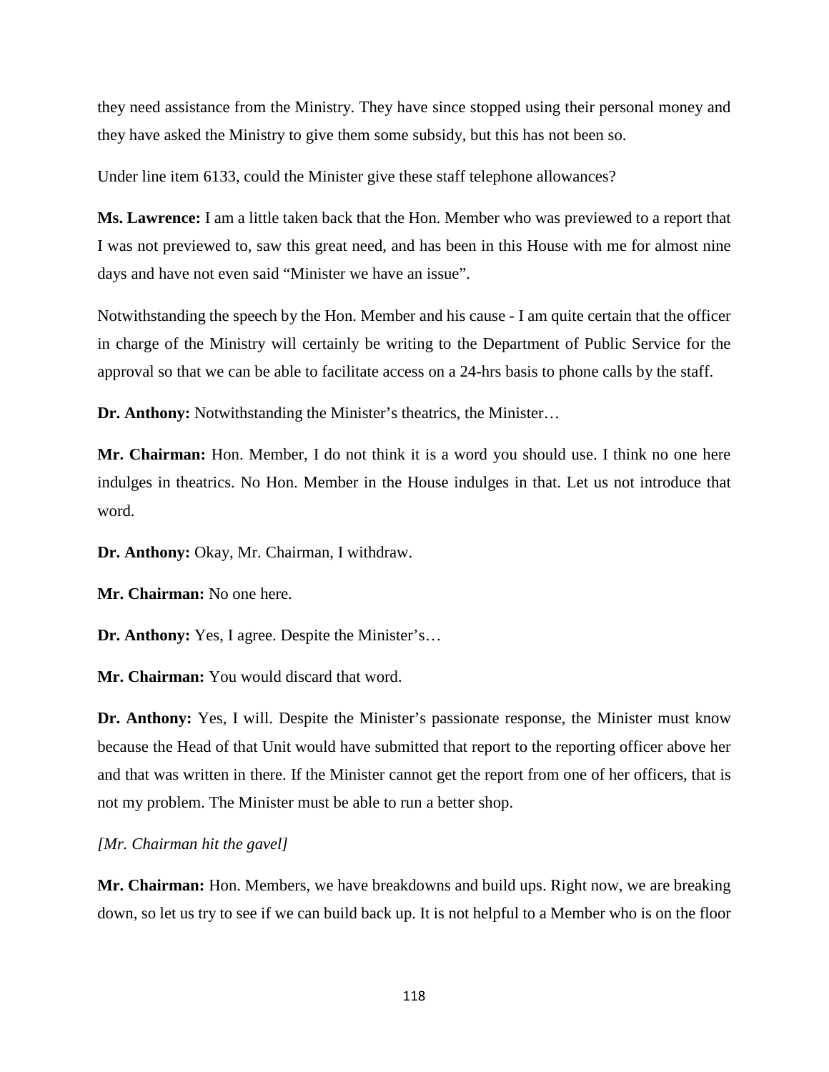they need assistance from the Ministry. They have since stopped using their personal money and they have asked the Ministry to give them some subsidy, but this has not been so.

Under line item 6133, could the Minister give these staff telephone allowances?

**Ms. Lawrence:** I am a little taken back that the Hon. Member who was previewed to a report that I was not previewed to, saw this great need, and has been in this House with me for almost nine days and have not even said "Minister we have an issue".

Notwithstanding the speech by the Hon. Member and his cause - I am quite certain that the officer in charge of the Ministry will certainly be writing to the Department of Public Service for the approval so that we can be able to facilitate access on a 24-hrs basis to phone calls by the staff.

**Dr. Anthony:** Notwithstanding the Minister's theatrics, the Minister…

**Mr. Chairman:** Hon. Member, I do not think it is a word you should use. I think no one here indulges in theatrics. No Hon. Member in the House indulges in that. Let us not introduce that word.

**Dr. Anthony:** Okay, Mr. Chairman, I withdraw.

**Mr. Chairman:** No one here.

**Dr. Anthony:** Yes, I agree. Despite the Minister's…

**Mr. Chairman:** You would discard that word.

**Dr. Anthony:** Yes, I will. Despite the Minister's passionate response, the Minister must know because the Head of that Unit would have submitted that report to the reporting officer above her and that was written in there. If the Minister cannot get the report from one of her officers, that is not my problem. The Minister must be able to run a better shop.

*[Mr. Chairman hit the gavel]*

**Mr. Chairman:** Hon. Members, we have breakdowns and build ups. Right now, we are breaking down, so let us try to see if we can build back up. It is not helpful to a Member who is on the floor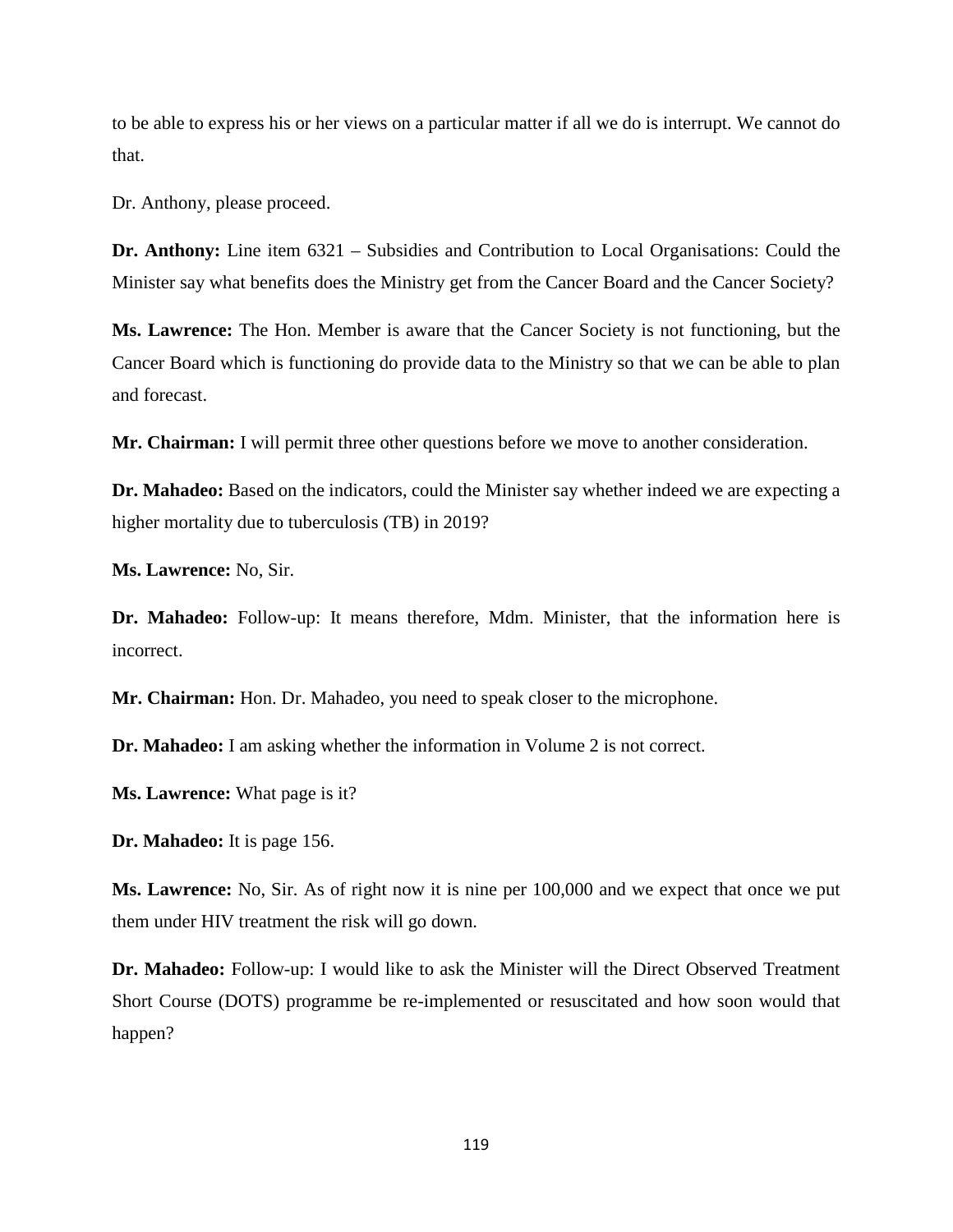to be able to express his or her views on a particular matter if all we do is interrupt. We cannot do that.

Dr. Anthony, please proceed.

**Dr. Anthony:** Line item 6321 – Subsidies and Contribution to Local Organisations: Could the Minister say what benefits does the Ministry get from the Cancer Board and the Cancer Society?

**Ms. Lawrence:** The Hon. Member is aware that the Cancer Society is not functioning, but the Cancer Board which is functioning do provide data to the Ministry so that we can be able to plan and forecast.

**Mr. Chairman:** I will permit three other questions before we move to another consideration.

**Dr. Mahadeo:** Based on the indicators, could the Minister say whether indeed we are expecting a higher mortality due to tuberculosis (TB) in 2019?

**Ms. Lawrence:** No, Sir.

**Dr. Mahadeo:** Follow-up: It means therefore, Mdm. Minister, that the information here is incorrect.

**Mr. Chairman:** Hon. Dr. Mahadeo, you need to speak closer to the microphone.

**Dr. Mahadeo:** I am asking whether the information in Volume 2 is not correct.

**Ms. Lawrence:** What page is it?

**Dr. Mahadeo:** It is page 156.

**Ms. Lawrence:** No, Sir. As of right now it is nine per 100,000 and we expect that once we put them under HIV treatment the risk will go down.

**Dr. Mahadeo:** Follow-up: I would like to ask the Minister will the Direct Observed Treatment Short Course (DOTS) programme be re-implemented or resuscitated and how soon would that happen?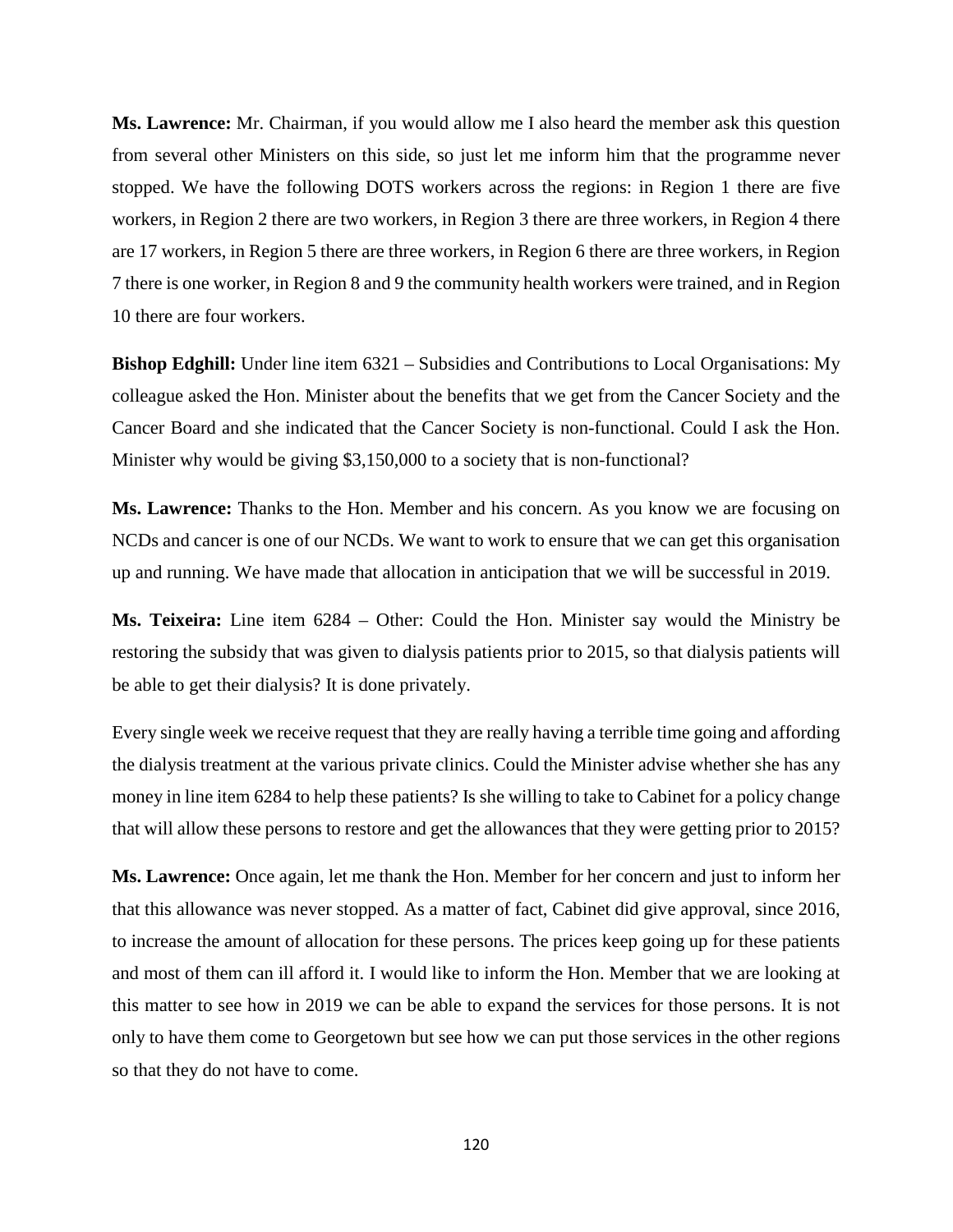**Ms. Lawrence:** Mr. Chairman, if you would allow me I also heard the member ask this question from several other Ministers on this side, so just let me inform him that the programme never stopped. We have the following DOTS workers across the regions: in Region 1 there are five workers, in Region 2 there are two workers, in Region 3 there are three workers, in Region 4 there are 17 workers, in Region 5 there are three workers, in Region 6 there are three workers, in Region 7 there is one worker, in Region 8 and 9 the community health workers were trained, and in Region 10 there are four workers.

**Bishop Edghill:** Under line item 6321 – Subsidies and Contributions to Local Organisations: My colleague asked the Hon. Minister about the benefits that we get from the Cancer Society and the Cancer Board and she indicated that the Cancer Society is non-functional. Could I ask the Hon. Minister why would be giving $3,150,000 to a society that is non-functional?

**Ms. Lawrence:** Thanks to the Hon. Member and his concern. As you know we are focusing on NCDs and cancer is one of our NCDs. We want to work to ensure that we can get this organisation up and running. We have made that allocation in anticipation that we will be successful in 2019.

**Ms. Teixeira:** Line item 6284 – Other: Could the Hon. Minister say would the Ministry be restoring the subsidy that was given to dialysis patients prior to 2015, so that dialysis patients will be able to get their dialysis? It is done privately.

Every single week we receive request that they are really having a terrible time going and affording the dialysis treatment at the various private clinics. Could the Minister advise whether she has any money in line item 6284 to help these patients? Is she willing to take to Cabinet for a policy change that will allow these persons to restore and get the allowances that they were getting prior to 2015?

**Ms. Lawrence:** Once again, let me thank the Hon. Member for her concern and just to inform her that this allowance was never stopped. As a matter of fact, Cabinet did give approval, since 2016, to increase the amount of allocation for these persons. The prices keep going up for these patients and most of them can ill afford it. I would like to inform the Hon. Member that we are looking at this matter to see how in 2019 we can be able to expand the services for those persons. It is not only to have them come to Georgetown but see how we can put those services in the other regions so that they do not have to come.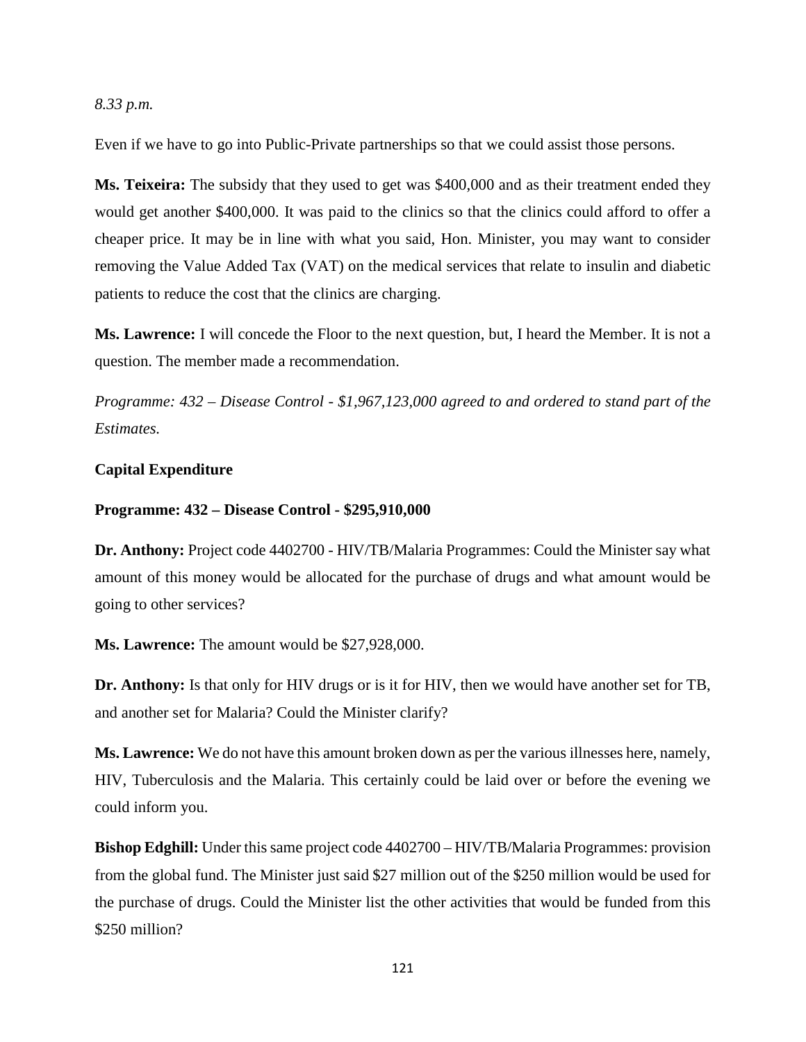*8.33 p.m.*

Even if we have to go into Public-Private partnerships so that we could assist those persons.

**Ms. Teixeira:** The subsidy that they used to get was $400,000 and as their treatment ended they would get another $400,000. It was paid to the clinics so that the clinics could afford to offer a cheaper price. It may be in line with what you said, Hon. Minister, you may want to consider removing the Value Added Tax (VAT) on the medical services that relate to insulin and diabetic patients to reduce the cost that the clinics are charging.

**Ms. Lawrence:** I will concede the Floor to the next question, but, I heard the Member. It is not a question. The member made a recommendation.

*Programme: 432 – Disease Control - $1,967,123,000 agreed to and ordered to stand part of the Estimates.*

**Capital Expenditure**

**Programme: 432 – Disease Control - $295,910,000**

**Dr. Anthony:** Project code 4402700 - HIV/TB/Malaria Programmes: Could the Minister say what amount of this money would be allocated for the purchase of drugs and what amount would be going to other services?

**Ms. Lawrence:** The amount would be $27,928,000.

**Dr. Anthony:** Is that only for HIV drugs or is it for HIV, then we would have another set for TB, and another set for Malaria? Could the Minister clarify?

**Ms. Lawrence:** We do not have this amount broken down as per the various illnesses here, namely, HIV, Tuberculosis and the Malaria. This certainly could be laid over or before the evening we could inform you.

**Bishop Edghill:** Under this same project code 4402700 – HIV/TB/Malaria Programmes: provision from the global fund. The Minister just said $27 million out of the $250 million would be used for the purchase of drugs. Could the Minister list the other activities that would be funded from this $250 million?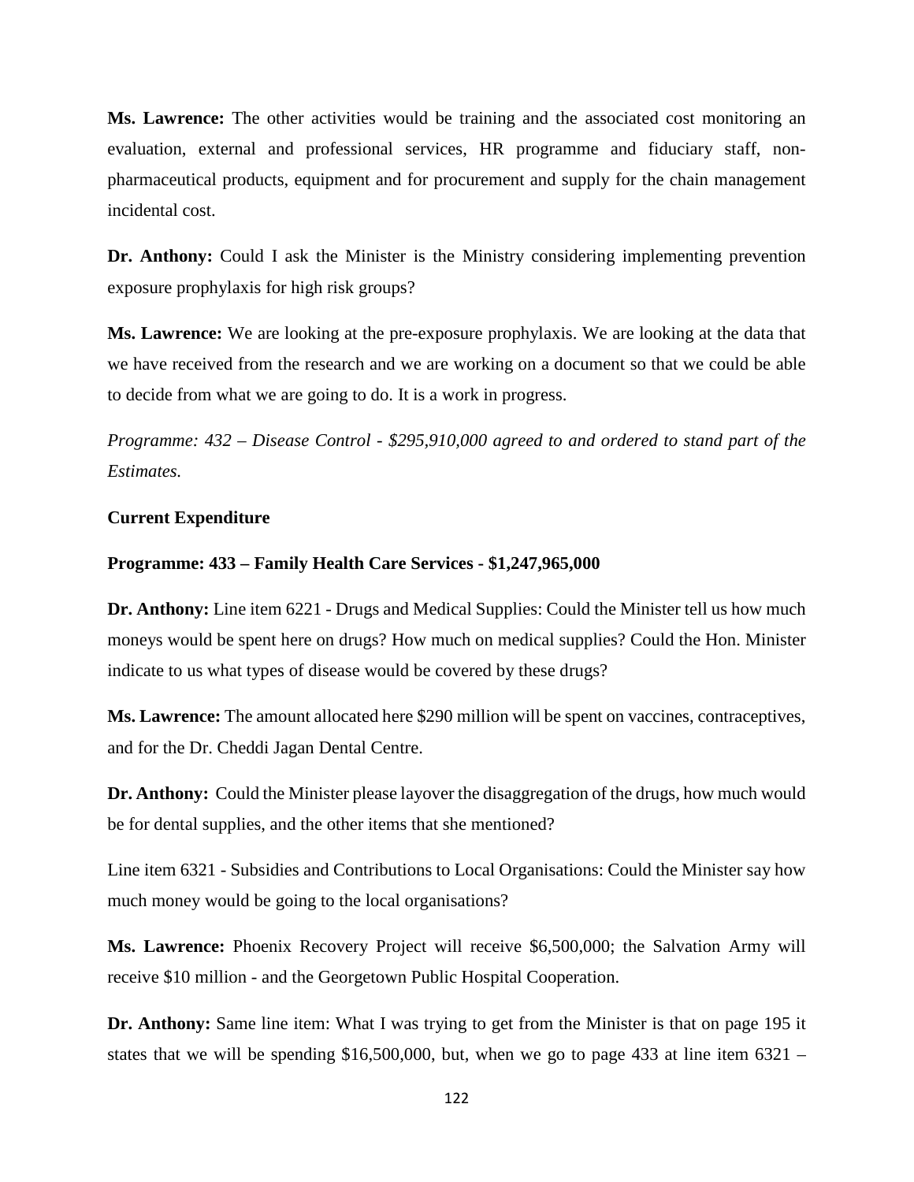**Ms. Lawrence:** The other activities would be training and the associated cost monitoring an evaluation, external and professional services, HR programme and fiduciary staff, non-pharmaceutical products, equipment and for procurement and supply for the chain management incidental cost.

**Dr. Anthony:** Could I ask the Minister is the Ministry considering implementing prevention exposure prophylaxis for high risk groups?

**Ms. Lawrence:** We are looking at the pre-exposure prophylaxis. We are looking at the data that we have received from the research and we are working on a document so that we could be able to decide from what we are going to do. It is a work in progress.

*Programme: 432 – Disease Control - $295,910,000 agreed to and ordered to stand part of the Estimates.*

**Current Expenditure**

**Programme: 433 – Family Health Care Services - $1,247,965,000**

**Dr. Anthony:** Line item 6221 - Drugs and Medical Supplies: Could the Minister tell us how much moneys would be spent here on drugs? How much on medical supplies? Could the Hon. Minister indicate to us what types of disease would be covered by these drugs?

**Ms. Lawrence:** The amount allocated here $290 million will be spent on vaccines, contraceptives, and for the Dr. Cheddi Jagan Dental Centre.

**Dr. Anthony:** Could the Minister please layover the disaggregation of the drugs, how much would be for dental supplies, and the other items that she mentioned?

Line item 6321 - Subsidies and Contributions to Local Organisations: Could the Minister say how much money would be going to the local organisations?

**Ms. Lawrence:** Phoenix Recovery Project will receive $6,500,000; the Salvation Army will receive $10 million - and the Georgetown Public Hospital Cooperation.

**Dr. Anthony:** Same line item: What I was trying to get from the Minister is that on page 195 it states that we will be spending $16,500,000, but, when we go to page 433 at line item 6321 –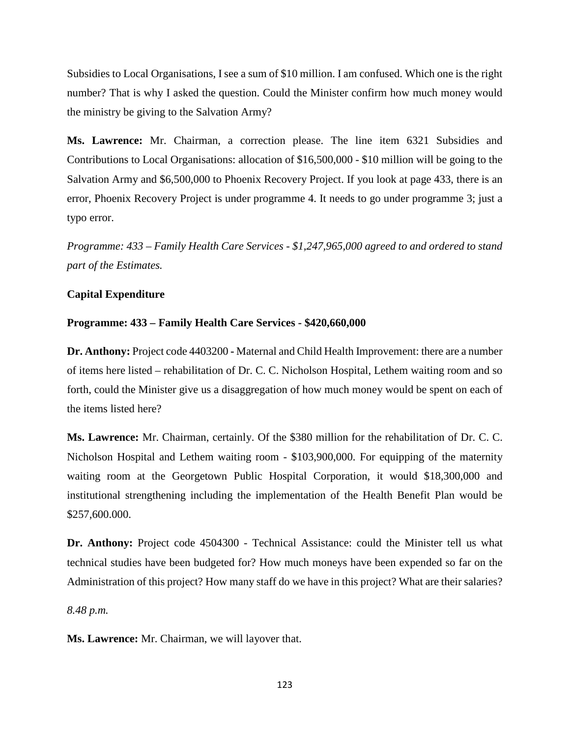Subsidies to Local Organisations, I see a sum of $10 million. I am confused. Which one is the right number? That is why I asked the question. Could the Minister confirm how much money would the ministry be giving to the Salvation Army?

**Ms. Lawrence:** Mr. Chairman, a correction please. The line item 6321 Subsidies and Contributions to Local Organisations: allocation of $16,500,000 - $10 million will be going to the Salvation Army and $6,500,000 to Phoenix Recovery Project. If you look at page 433, there is an error, Phoenix Recovery Project is under programme 4. It needs to go under programme 3; just a typo error.

*Programme: 433 – Family Health Care Services - $1,247,965,000 agreed to and ordered to stand part of the Estimates.*

**Capital Expenditure**

**Programme: 433 – Family Health Care Services - $420,660,000**

**Dr. Anthony:** Project code 4403200 - Maternal and Child Health Improvement: there are a number of items here listed – rehabilitation of Dr. C. C. Nicholson Hospital, Lethem waiting room and so forth, could the Minister give us a disaggregation of how much money would be spent on each of the items listed here?

**Ms. Lawrence:** Mr. Chairman, certainly. Of the $380 million for the rehabilitation of Dr. C. C. Nicholson Hospital and Lethem waiting room - $103,900,000. For equipping of the maternity waiting room at the Georgetown Public Hospital Corporation, it would $18,300,000 and institutional strengthening including the implementation of the Health Benefit Plan would be $257,600.000.

**Dr. Anthony:** Project code 4504300 - Technical Assistance: could the Minister tell us what technical studies have been budgeted for? How much moneys have been expended so far on the Administration of this project? How many staff do we have in this project? What are their salaries?

*8.48 p.m.*

**Ms. Lawrence:** Mr. Chairman, we will layover that.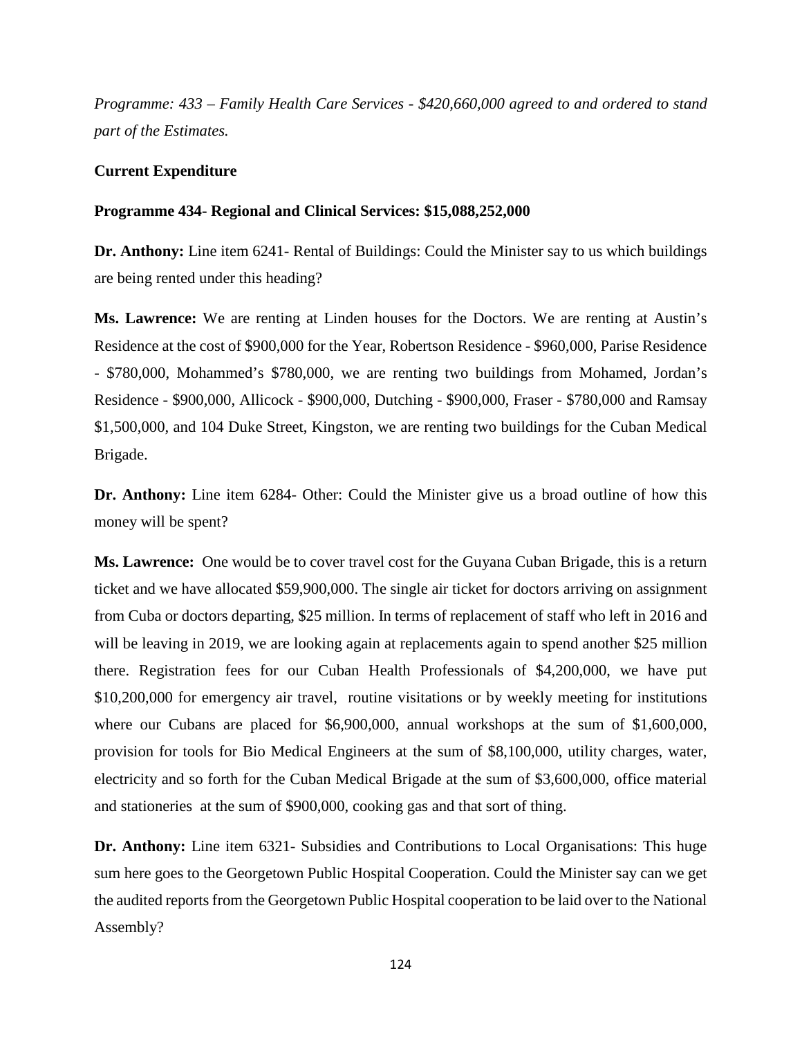*Programme: 433 – Family Health Care Services - $420,660,000 agreed to and ordered to stand part of the Estimates.*

**Current Expenditure**

**Programme 434- Regional and Clinical Services: $15,088,252,000**

**Dr. Anthony:** Line item 6241- Rental of Buildings: Could the Minister say to us which buildings are being rented under this heading?

**Ms. Lawrence:** We are renting at Linden houses for the Doctors. We are renting at Austin's Residence at the cost of $900,000 for the Year, Robertson Residence - $960,000, Parise Residence - $780,000, Mohammed's $780,000, we are renting two buildings from Mohamed, Jordan's Residence - $900,000, Allicock - $900,000, Dutching - $900,000, Fraser - $780,000 and Ramsay $1,500,000, and 104 Duke Street, Kingston, we are renting two buildings for the Cuban Medical Brigade.

**Dr. Anthony:** Line item 6284- Other: Could the Minister give us a broad outline of how this money will be spent?

**Ms. Lawrence:** One would be to cover travel cost for the Guyana Cuban Brigade, this is a return ticket and we have allocated $59,900,000. The single air ticket for doctors arriving on assignment from Cuba or doctors departing, $25 million. In terms of replacement of staff who left in 2016 and will be leaving in 2019, we are looking again at replacements again to spend another $25 million there. Registration fees for our Cuban Health Professionals of $4,200,000, we have put $10,200,000 for emergency air travel, routine visitations or by weekly meeting for institutions where our Cubans are placed for $6,900,000, annual workshops at the sum of $1,600,000, provision for tools for Bio Medical Engineers at the sum of $8,100,000, utility charges, water, electricity and so forth for the Cuban Medical Brigade at the sum of $3,600,000, office material and stationeries at the sum of $900,000, cooking gas and that sort of thing.

**Dr. Anthony:** Line item 6321- Subsidies and Contributions to Local Organisations: This huge sum here goes to the Georgetown Public Hospital Cooperation. Could the Minister say can we get the audited reports from the Georgetown Public Hospital cooperation to be laid over to the National Assembly?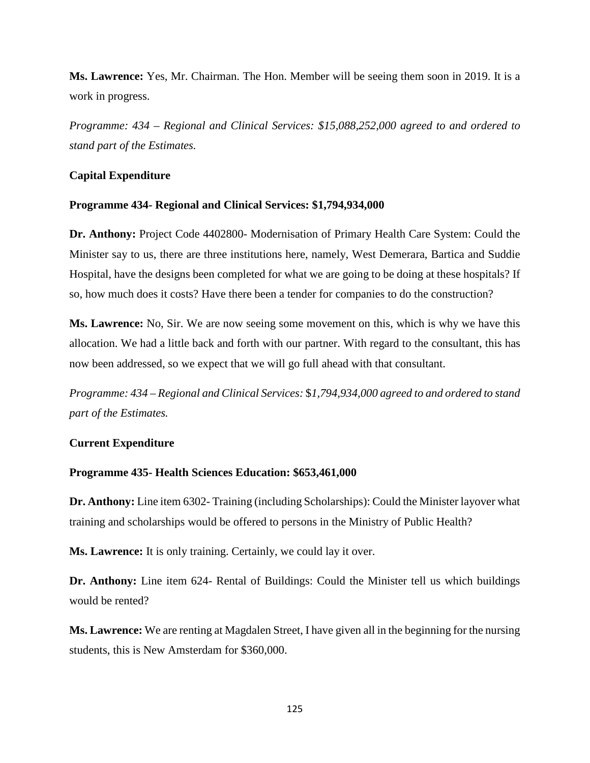**Ms. Lawrence:** Yes, Mr. Chairman. The Hon. Member will be seeing them soon in 2019. It is a work in progress.

*Programme: 434 – Regional and Clinical Services: $15,088,252,000 agreed to and ordered to stand part of the Estimates.*

**Capital Expenditure**

**Programme 434- Regional and Clinical Services: $1,794,934,000**

**Dr. Anthony:** Project Code 4402800- Modernisation of Primary Health Care System: Could the Minister say to us, there are three institutions here, namely, West Demerara, Bartica and Suddie Hospital, have the designs been completed for what we are going to be doing at these hospitals? If so, how much does it costs? Have there been a tender for companies to do the construction?

**Ms. Lawrence:** No, Sir. We are now seeing some movement on this, which is why we have this allocation. We had a little back and forth with our partner. With regard to the consultant, this has now been addressed, so we expect that we will go full ahead with that consultant.

*Programme: 434 – Regional and Clinical Services: $1,794,934,000 agreed to and ordered to stand part of the Estimates.*

**Current Expenditure**

**Programme 435- Health Sciences Education: $653,461,000**

**Dr. Anthony:** Line item 6302- Training (including Scholarships): Could the Minister layover what training and scholarships would be offered to persons in the Ministry of Public Health?

**Ms. Lawrence:** It is only training. Certainly, we could lay it over.

**Dr. Anthony:** Line item 624- Rental of Buildings: Could the Minister tell us which buildings would be rented?

**Ms. Lawrence:** We are renting at Magdalen Street, I have given all in the beginning for the nursing students, this is New Amsterdam for $360,000.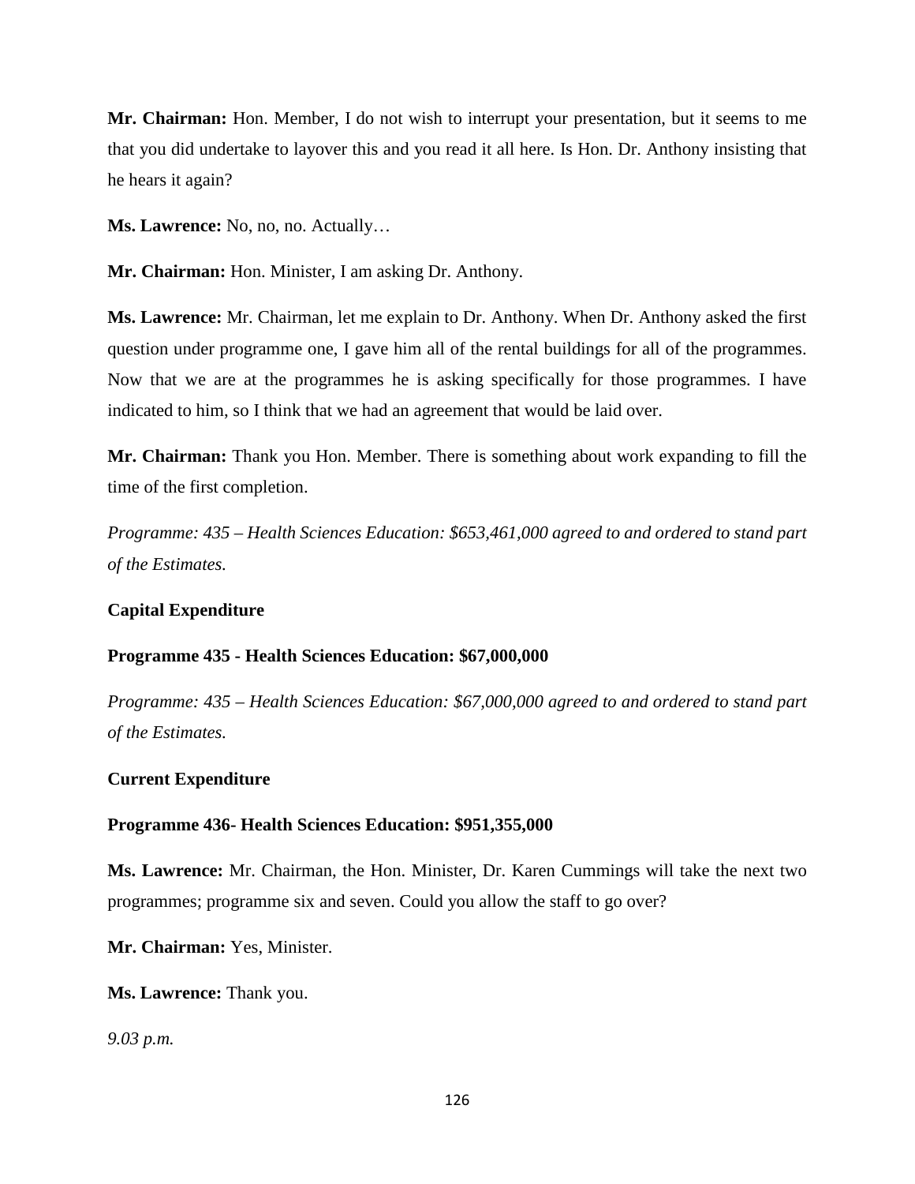**Mr. Chairman:** Hon. Member, I do not wish to interrupt your presentation, but it seems to me that you did undertake to layover this and you read it all here. Is Hon. Dr. Anthony insisting that he hears it again?

**Ms. Lawrence:** No, no, no. Actually…

**Mr. Chairman:** Hon. Minister, I am asking Dr. Anthony.

**Ms. Lawrence:** Mr. Chairman, let me explain to Dr. Anthony. When Dr. Anthony asked the first question under programme one, I gave him all of the rental buildings for all of the programmes. Now that we are at the programmes he is asking specifically for those programmes. I have indicated to him, so I think that we had an agreement that would be laid over.

**Mr. Chairman:** Thank you Hon. Member. There is something about work expanding to fill the time of the first completion.

*Programme: 435 – Health Sciences Education: $653,461,000 agreed to and ordered to stand part of the Estimates.*

**Capital Expenditure**

**Programme 435 - Health Sciences Education: $67,000,000**

*Programme: 435 – Health Sciences Education: $67,000,000 agreed to and ordered to stand part of the Estimates.*

**Current Expenditure**

**Programme 436- Health Sciences Education: $951,355,000**

**Ms. Lawrence:** Mr. Chairman, the Hon. Minister, Dr. Karen Cummings will take the next two programmes; programme six and seven. Could you allow the staff to go over?

**Mr. Chairman:** Yes, Minister.

**Ms. Lawrence:** Thank you.

*9.03 p.m.*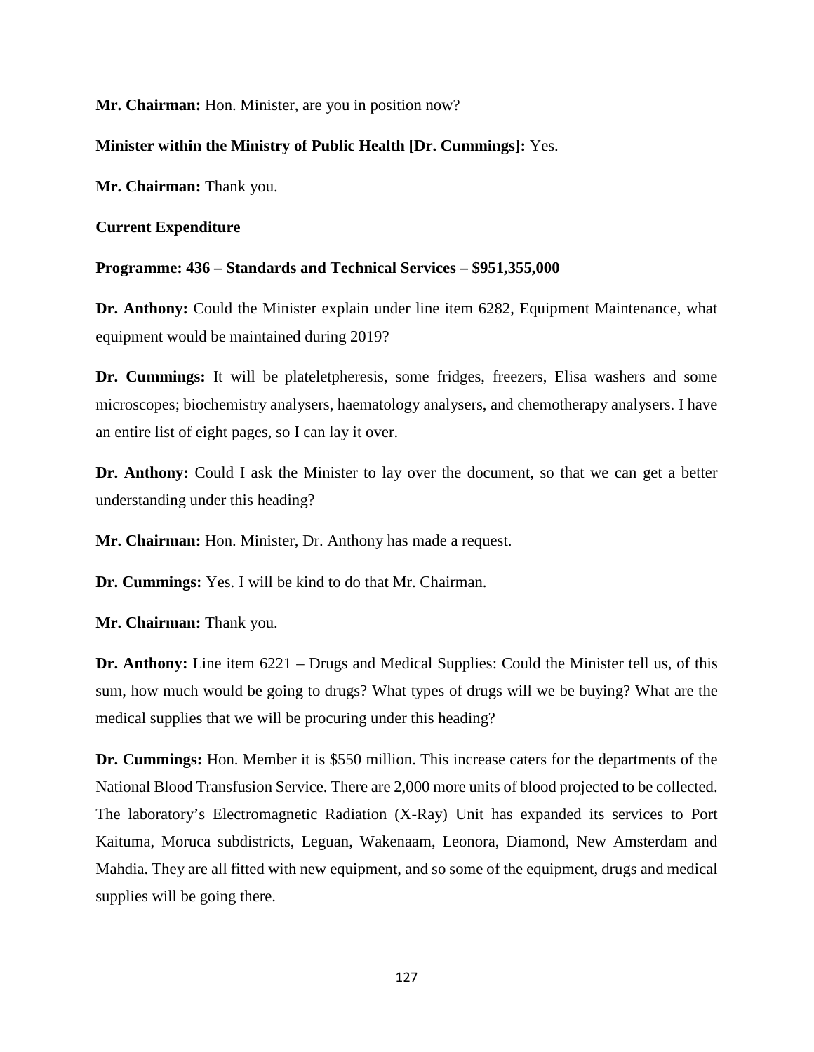**Mr. Chairman:** Hon. Minister, are you in position now?

**Minister within the Ministry of Public Health [Dr. Cummings]:** Yes.

**Mr. Chairman:** Thank you.

**Current Expenditure**

**Programme: 436 – Standards and Technical Services – $951,355,000**

**Dr. Anthony:** Could the Minister explain under line item 6282, Equipment Maintenance, what equipment would be maintained during 2019?

**Dr. Cummings:** It will be plateletpheresis, some fridges, freezers, Elisa washers and some microscopes; biochemistry analysers, haematology analysers, and chemotherapy analysers. I have an entire list of eight pages, so I can lay it over.

**Dr. Anthony:** Could I ask the Minister to lay over the document, so that we can get a better understanding under this heading?

**Mr. Chairman:** Hon. Minister, Dr. Anthony has made a request.

**Dr. Cummings:** Yes. I will be kind to do that Mr. Chairman.

**Mr. Chairman:** Thank you.

**Dr. Anthony:** Line item 6221 – Drugs and Medical Supplies: Could the Minister tell us, of this sum, how much would be going to drugs? What types of drugs will we be buying? What are the medical supplies that we will be procuring under this heading?

**Dr. Cummings:** Hon. Member it is $550 million. This increase caters for the departments of the National Blood Transfusion Service. There are 2,000 more units of blood projected to be collected. The laboratory's Electromagnetic Radiation (X-Ray) Unit has expanded its services to Port Kaituma, Moruca subdistricts, Leguan, Wakenaam, Leonora, Diamond, New Amsterdam and Mahdia. They are all fitted with new equipment, and so some of the equipment, drugs and medical supplies will be going there.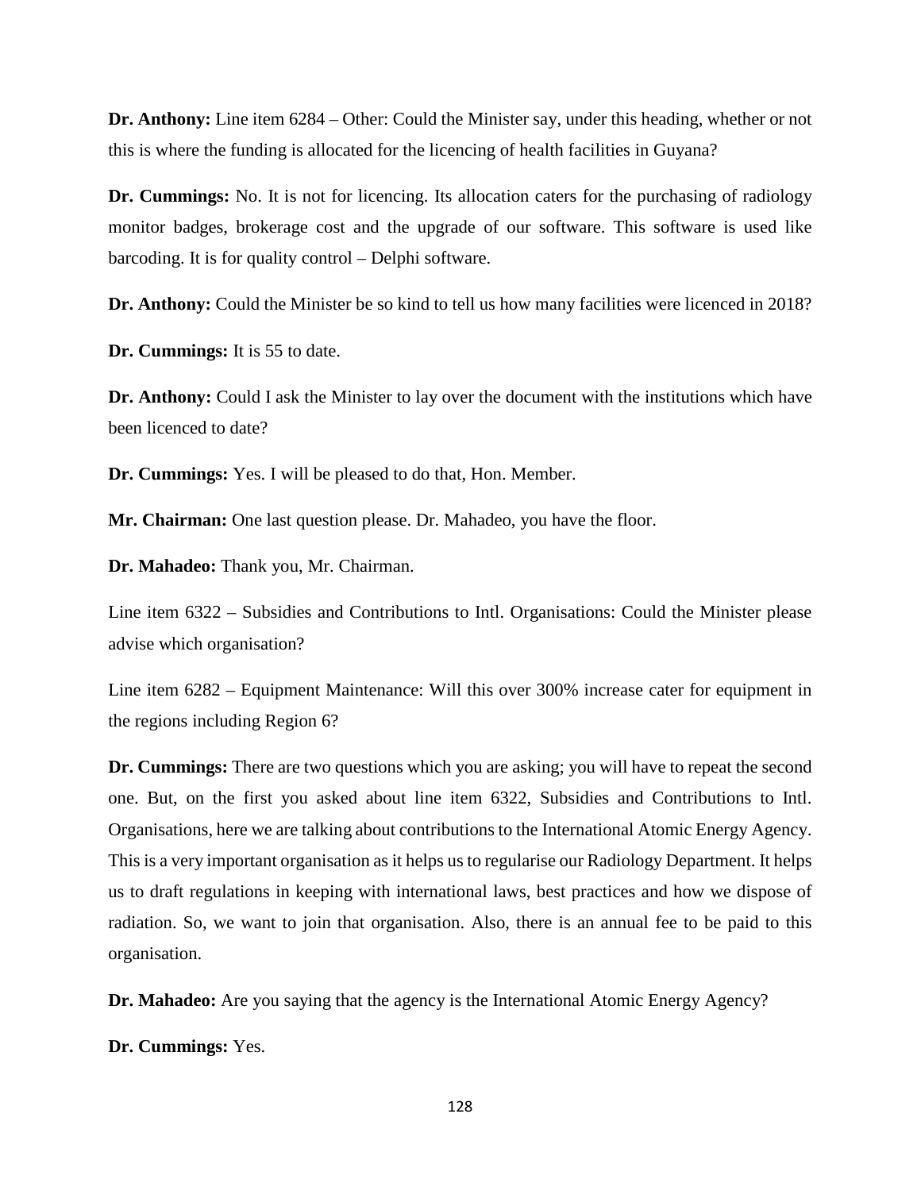**Dr. Anthony:** Line item 6284 – Other: Could the Minister say, under this heading, whether or not this is where the funding is allocated for the licencing of health facilities in Guyana?

**Dr. Cummings:** No. It is not for licencing. Its allocation caters for the purchasing of radiology monitor badges, brokerage cost and the upgrade of our software. This software is used like barcoding. It is for quality control – Delphi software.

**Dr. Anthony:** Could the Minister be so kind to tell us how many facilities were licenced in 2018?

**Dr. Cummings:** It is 55 to date.

**Dr. Anthony:** Could I ask the Minister to lay over the document with the institutions which have been licenced to date?

**Dr. Cummings:** Yes. I will be pleased to do that, Hon. Member.

**Mr. Chairman:** One last question please. Dr. Mahadeo, you have the floor.

**Dr. Mahadeo:** Thank you, Mr. Chairman.

Line item 6322 – Subsidies and Contributions to Intl. Organisations: Could the Minister please advise which organisation?

Line item 6282 – Equipment Maintenance: Will this over 300% increase cater for equipment in the regions including Region 6?

**Dr. Cummings:** There are two questions which you are asking; you will have to repeat the second one. But, on the first you asked about line item 6322, Subsidies and Contributions to Intl. Organisations, here we are talking about contributions to the International Atomic Energy Agency. This is a very important organisation as it helps us to regularise our Radiology Department. It helps us to draft regulations in keeping with international laws, best practices and how we dispose of radiation. So, we want to join that organisation. Also, there is an annual fee to be paid to this organisation.

**Dr. Mahadeo:** Are you saying that the agency is the International Atomic Energy Agency?

**Dr. Cummings:** Yes.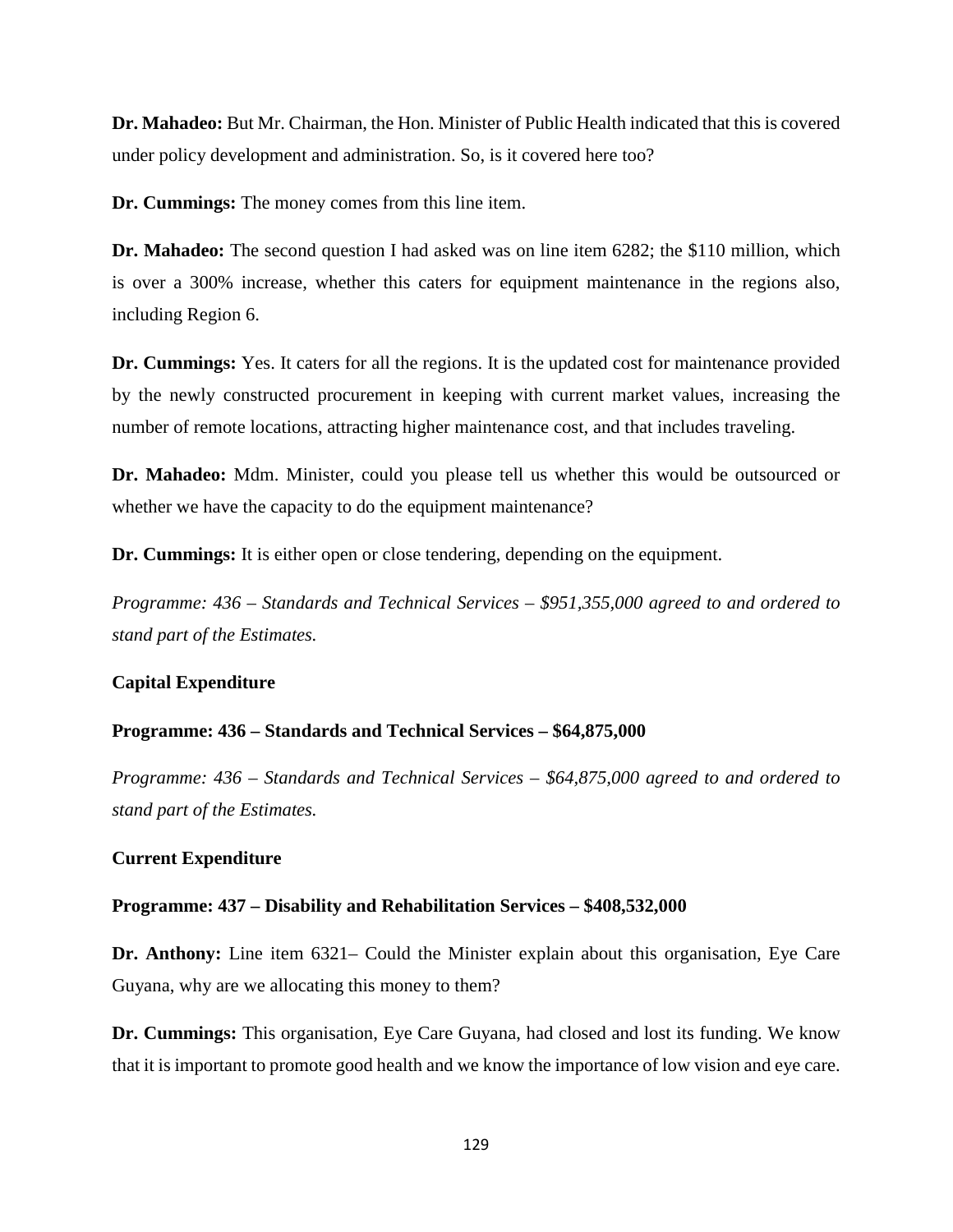**Dr. Mahadeo:** But Mr. Chairman, the Hon. Minister of Public Health indicated that this is covered under policy development and administration. So, is it covered here too?

**Dr. Cummings:** The money comes from this line item.

**Dr. Mahadeo:** The second question I had asked was on line item 6282; the $110 million, which is over a 300% increase, whether this caters for equipment maintenance in the regions also, including Region 6.

**Dr. Cummings:** Yes. It caters for all the regions. It is the updated cost for maintenance provided by the newly constructed procurement in keeping with current market values, increasing the number of remote locations, attracting higher maintenance cost, and that includes traveling.

**Dr. Mahadeo:** Mdm. Minister, could you please tell us whether this would be outsourced or whether we have the capacity to do the equipment maintenance?

**Dr. Cummings:** It is either open or close tendering, depending on the equipment.

*Programme: 436 – Standards and Technical Services – $951,355,000 agreed to and ordered to stand part of the Estimates.*

**Capital Expenditure**

**Programme: 436 – Standards and Technical Services – $64,875,000**

*Programme: 436 – Standards and Technical Services – $64,875,000 agreed to and ordered to stand part of the Estimates.*

**Current Expenditure**

**Programme: 437 – Disability and Rehabilitation Services – $408,532,000**

**Dr. Anthony:** Line item 6321– Could the Minister explain about this organisation, Eye Care Guyana, why are we allocating this money to them?

**Dr. Cummings:** This organisation, Eye Care Guyana, had closed and lost its funding. We know that it is important to promote good health and we know the importance of low vision and eye care.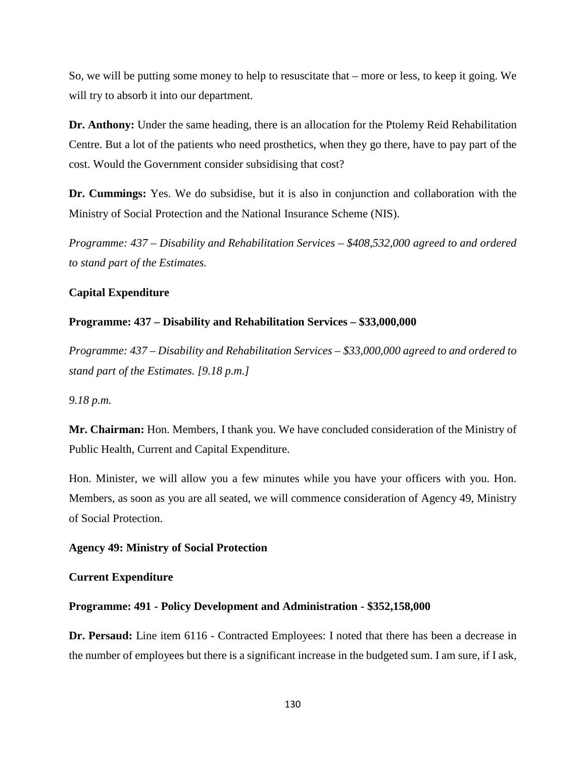So, we will be putting some money to help to resuscitate that – more or less, to keep it going. We will try to absorb it into our department.

**Dr. Anthony:** Under the same heading, there is an allocation for the Ptolemy Reid Rehabilitation Centre. But a lot of the patients who need prosthetics, when they go there, have to pay part of the cost. Would the Government consider subsidising that cost?

**Dr. Cummings:** Yes. We do subsidise, but it is also in conjunction and collaboration with the Ministry of Social Protection and the National Insurance Scheme (NIS).

*Programme: 437 – Disability and Rehabilitation Services – $408,532,000 agreed to and ordered to stand part of the Estimates.*

**Capital Expenditure**

**Programme: 437 – Disability and Rehabilitation Services – $33,000,000**

*Programme: 437 – Disability and Rehabilitation Services – $33,000,000 agreed to and ordered to stand part of the Estimates. [9.18 p.m.]*

*9.18 p.m.*

**Mr. Chairman:** Hon. Members, I thank you. We have concluded consideration of the Ministry of Public Health, Current and Capital Expenditure.

Hon. Minister, we will allow you a few minutes while you have your officers with you. Hon. Members, as soon as you are all seated, we will commence consideration of Agency 49, Ministry of Social Protection.

**Agency 49: Ministry of Social Protection**

**Current Expenditure**

**Programme: 491 - Policy Development and Administration - $352,158,000**

**Dr. Persaud:** Line item 6116 - Contracted Employees: I noted that there has been a decrease in the number of employees but there is a significant increase in the budgeted sum. I am sure, if I ask,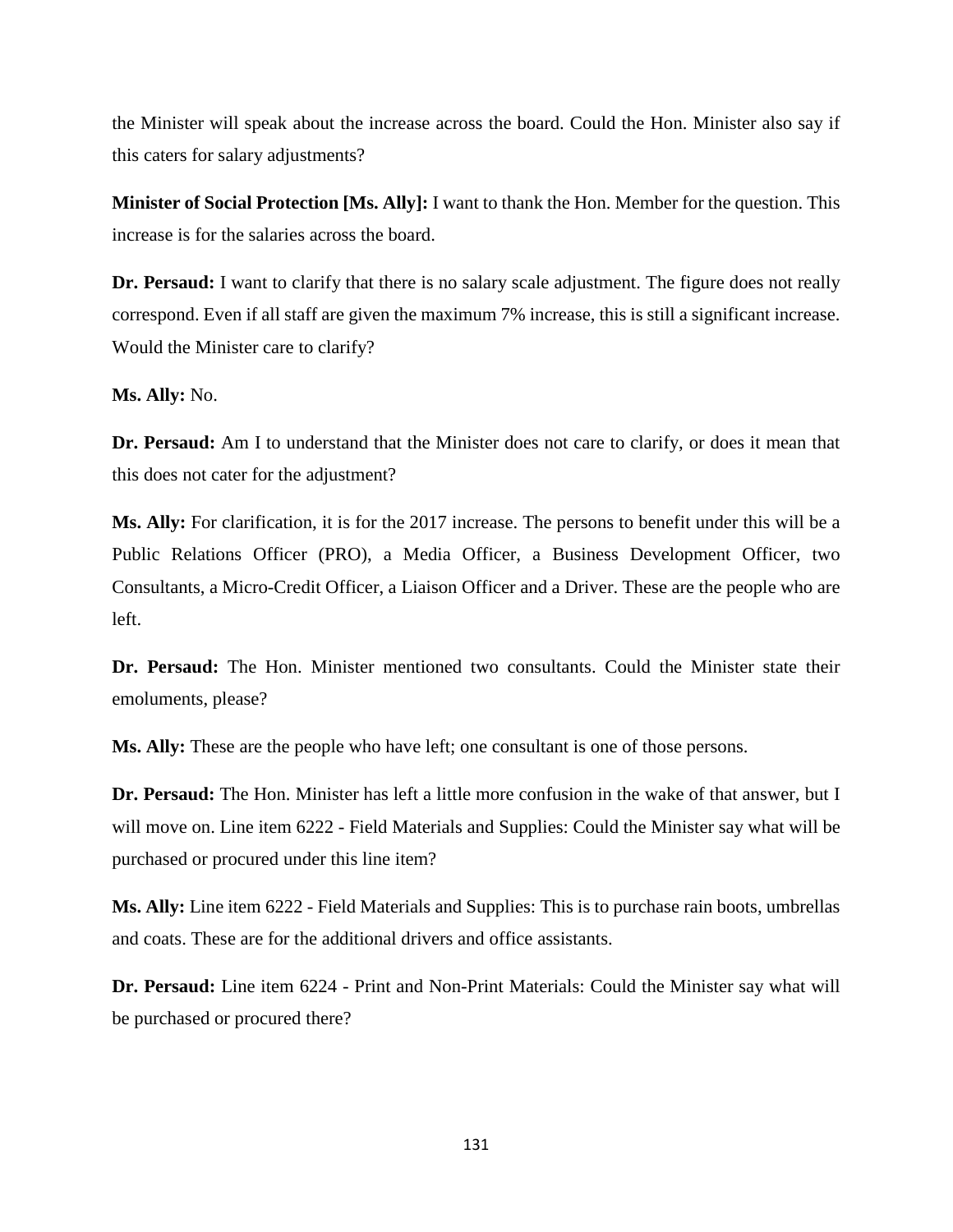the Minister will speak about the increase across the board. Could the Hon. Minister also say if this caters for salary adjustments?

**Minister of Social Protection [Ms. Ally]:** I want to thank the Hon. Member for the question. This increase is for the salaries across the board.

**Dr. Persaud:** I want to clarify that there is no salary scale adjustment. The figure does not really correspond. Even if all staff are given the maximum 7% increase, this is still a significant increase. Would the Minister care to clarify?

**Ms. Ally:** No.

**Dr. Persaud:** Am I to understand that the Minister does not care to clarify, or does it mean that this does not cater for the adjustment?

**Ms. Ally:** For clarification, it is for the 2017 increase. The persons to benefit under this will be a Public Relations Officer (PRO), a Media Officer, a Business Development Officer, two Consultants, a Micro-Credit Officer, a Liaison Officer and a Driver. These are the people who are left.

**Dr. Persaud:** The Hon. Minister mentioned two consultants. Could the Minister state their emoluments, please?

**Ms. Ally:** These are the people who have left; one consultant is one of those persons.

**Dr. Persaud:** The Hon. Minister has left a little more confusion in the wake of that answer, but I will move on. Line item 6222 - Field Materials and Supplies: Could the Minister say what will be purchased or procured under this line item?

**Ms. Ally:** Line item 6222 - Field Materials and Supplies: This is to purchase rain boots, umbrellas and coats. These are for the additional drivers and office assistants.

**Dr. Persaud:** Line item 6224 - Print and Non-Print Materials: Could the Minister say what will be purchased or procured there?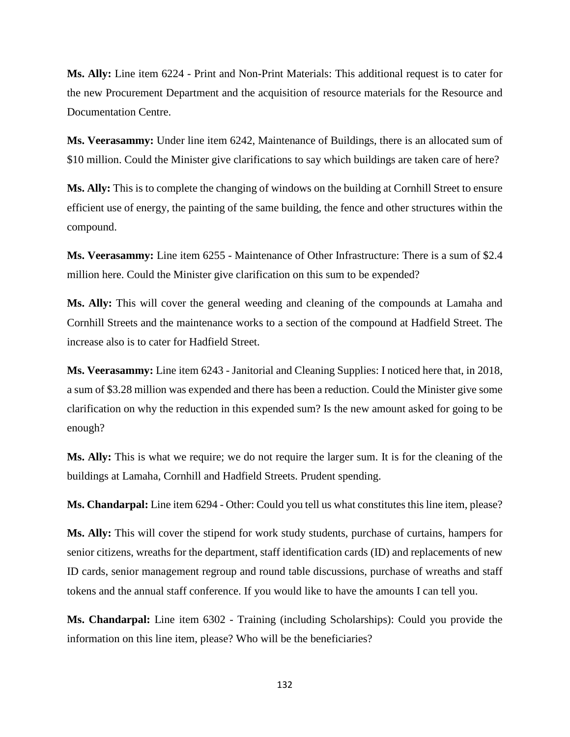**Ms. Ally:** Line item 6224 - Print and Non-Print Materials: This additional request is to cater for the new Procurement Department and the acquisition of resource materials for the Resource and Documentation Centre.

**Ms. Veerasammy:** Under line item 6242, Maintenance of Buildings, there is an allocated sum of \$10 million. Could the Minister give clarifications to say which buildings are taken care of here?

**Ms. Ally:** This is to complete the changing of windows on the building at Cornhill Street to ensure efficient use of energy, the painting of the same building, the fence and other structures within the compound.

**Ms. Veerasammy:** Line item 6255 - Maintenance of Other Infrastructure: There is a sum of \$2.4 million here. Could the Minister give clarification on this sum to be expended?

**Ms. Ally:** This will cover the general weeding and cleaning of the compounds at Lamaha and Cornhill Streets and the maintenance works to a section of the compound at Hadfield Street. The increase also is to cater for Hadfield Street.

**Ms. Veerasammy:** Line item 6243 - Janitorial and Cleaning Supplies: I noticed here that, in 2018, a sum of \$3.28 million was expended and there has been a reduction. Could the Minister give some clarification on why the reduction in this expended sum? Is the new amount asked for going to be enough?

**Ms. Ally:** This is what we require; we do not require the larger sum. It is for the cleaning of the buildings at Lamaha, Cornhill and Hadfield Streets. Prudent spending.

**Ms. Chandarpal:** Line item 6294 - Other: Could you tell us what constitutes this line item, please?

**Ms. Ally:** This will cover the stipend for work study students, purchase of curtains, hampers for senior citizens, wreaths for the department, staff identification cards (ID) and replacements of new ID cards, senior management regroup and round table discussions, purchase of wreaths and staff tokens and the annual staff conference. If you would like to have the amounts I can tell you.

**Ms. Chandarpal:** Line item 6302 - Training (including Scholarships): Could you provide the information on this line item, please? Who will be the beneficiaries?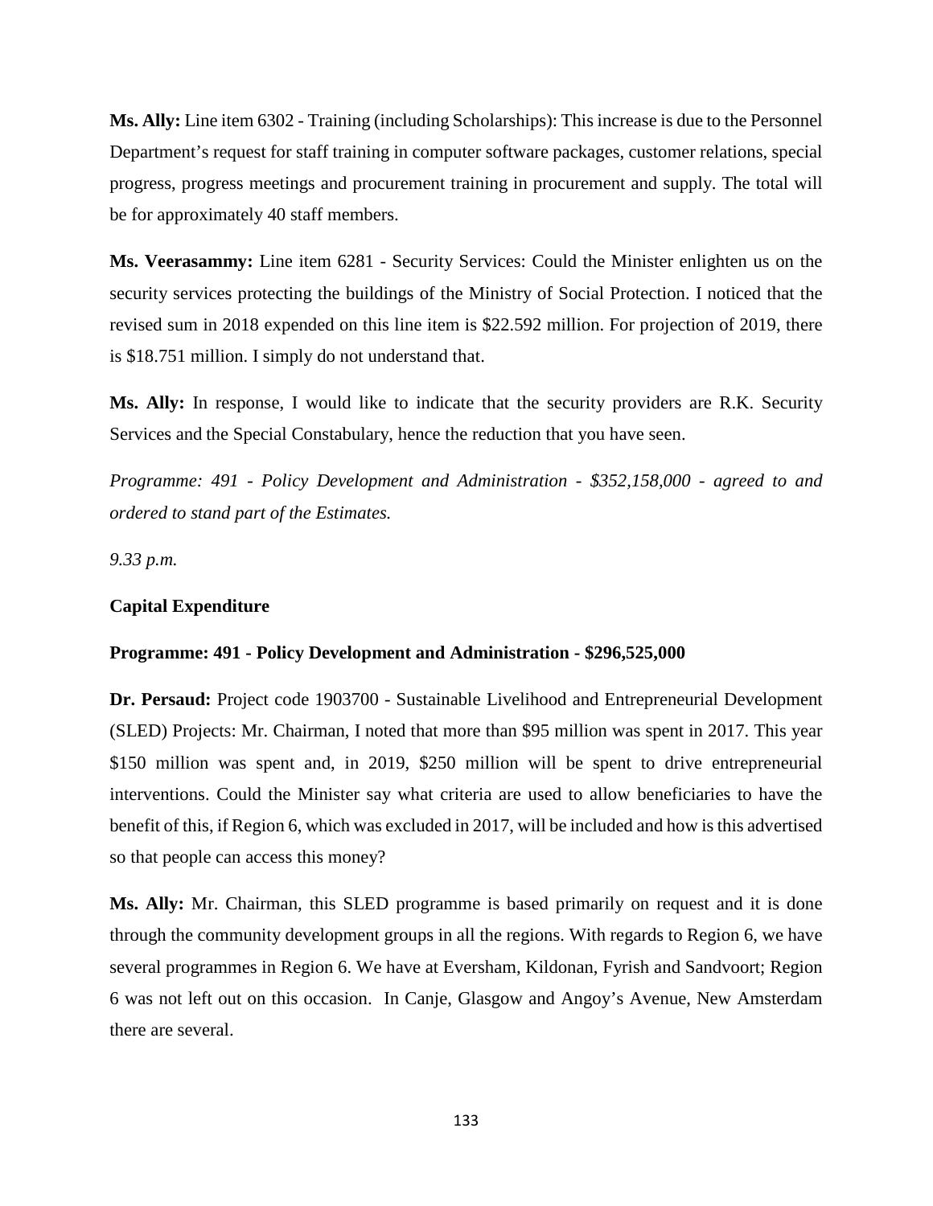**Ms. Ally:** Line item 6302 - Training (including Scholarships): This increase is due to the Personnel Department's request for staff training in computer software packages, customer relations, special progress, progress meetings and procurement training in procurement and supply. The total will be for approximately 40 staff members.

**Ms. Veerasammy:** Line item 6281 - Security Services: Could the Minister enlighten us on the security services protecting the buildings of the Ministry of Social Protection. I noticed that the revised sum in 2018 expended on this line item is $22.592 million. For projection of 2019, there is $18.751 million. I simply do not understand that.

**Ms. Ally:** In response, I would like to indicate that the security providers are R.K. Security Services and the Special Constabulary, hence the reduction that you have seen.

*Programme: 491 - Policy Development and Administration - $352,158,000 - agreed to and ordered to stand part of the Estimates.*

*9.33 p.m.*

**Capital Expenditure**

**Programme: 491 - Policy Development and Administration - $296,525,000**

**Dr. Persaud:** Project code 1903700 - Sustainable Livelihood and Entrepreneurial Development (SLED) Projects: Mr. Chairman, I noted that more than $95 million was spent in 2017. This year $150 million was spent and, in 2019, $250 million will be spent to drive entrepreneurial interventions. Could the Minister say what criteria are used to allow beneficiaries to have the benefit of this, if Region 6, which was excluded in 2017, will be included and how is this advertised so that people can access this money?

**Ms. Ally:** Mr. Chairman, this SLED programme is based primarily on request and it is done through the community development groups in all the regions. With regards to Region 6, we have several programmes in Region 6. We have at Eversham, Kildonan, Fyrish and Sandvoort; Region 6 was not left out on this occasion. In Canje, Glasgow and Angoy's Avenue, New Amsterdam there are several.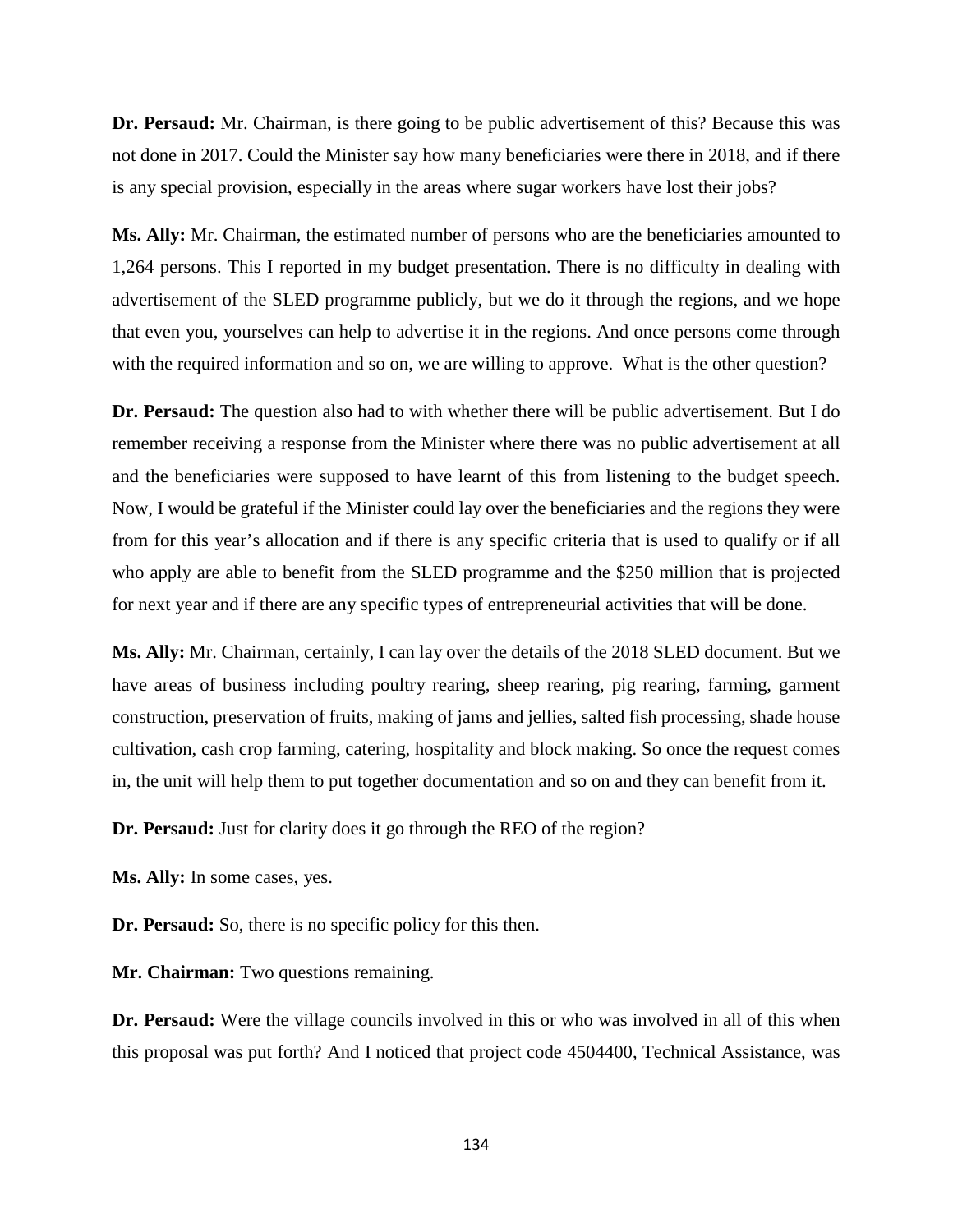**Dr. Persaud:** Mr. Chairman, is there going to be public advertisement of this? Because this was not done in 2017. Could the Minister say how many beneficiaries were there in 2018, and if there is any special provision, especially in the areas where sugar workers have lost their jobs?

**Ms. Ally:** Mr. Chairman, the estimated number of persons who are the beneficiaries amounted to 1,264 persons. This I reported in my budget presentation. There is no difficulty in dealing with advertisement of the SLED programme publicly, but we do it through the regions, and we hope that even you, yourselves can help to advertise it in the regions. And once persons come through with the required information and so on, we are willing to approve. What is the other question?

**Dr. Persaud:** The question also had to with whether there will be public advertisement. But I do remember receiving a response from the Minister where there was no public advertisement at all and the beneficiaries were supposed to have learnt of this from listening to the budget speech. Now, I would be grateful if the Minister could lay over the beneficiaries and the regions they were from for this year's allocation and if there is any specific criteria that is used to qualify or if all who apply are able to benefit from the SLED programme and the $250 million that is projected for next year and if there are any specific types of entrepreneurial activities that will be done.

**Ms. Ally:** Mr. Chairman, certainly, I can lay over the details of the 2018 SLED document. But we have areas of business including poultry rearing, sheep rearing, pig rearing, farming, garment construction, preservation of fruits, making of jams and jellies, salted fish processing, shade house cultivation, cash crop farming, catering, hospitality and block making. So once the request comes in, the unit will help them to put together documentation and so on and they can benefit from it.

**Dr. Persaud:** Just for clarity does it go through the REO of the region?

**Ms. Ally:** In some cases, yes.

**Dr. Persaud:** So, there is no specific policy for this then.

**Mr. Chairman:** Two questions remaining.

**Dr. Persaud:** Were the village councils involved in this or who was involved in all of this when this proposal was put forth? And I noticed that project code 4504400, Technical Assistance, was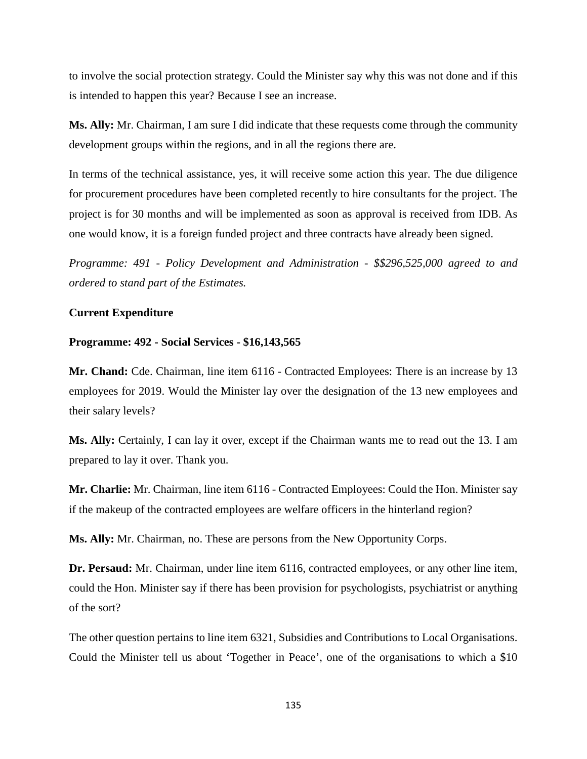to involve the social protection strategy. Could the Minister say why this was not done and if this is intended to happen this year? Because I see an increase.

**Ms. Ally:** Mr. Chairman, I am sure I did indicate that these requests come through the community development groups within the regions, and in all the regions there are.

In terms of the technical assistance, yes, it will receive some action this year. The due diligence for procurement procedures have been completed recently to hire consultants for the project. The project is for 30 months and will be implemented as soon as approval is received from IDB. As one would know, it is a foreign funded project and three contracts have already been signed.

*Programme: 491 - Policy Development and Administration - $$296,525,000 agreed to and ordered to stand part of the Estimates.*

**Current Expenditure**

**Programme: 492 - Social Services - $16,143,565**

**Mr. Chand:** Cde. Chairman, line item 6116 - Contracted Employees: There is an increase by 13 employees for 2019. Would the Minister lay over the designation of the 13 new employees and their salary levels?

**Ms. Ally:** Certainly, I can lay it over, except if the Chairman wants me to read out the 13. I am prepared to lay it over. Thank you.

**Mr. Charlie:** Mr. Chairman, line item 6116 - Contracted Employees: Could the Hon. Minister say if the makeup of the contracted employees are welfare officers in the hinterland region?

**Ms. Ally:** Mr. Chairman, no. These are persons from the New Opportunity Corps.

**Dr. Persaud:** Mr. Chairman, under line item 6116, contracted employees, or any other line item, could the Hon. Minister say if there has been provision for psychologists, psychiatrist or anything of the sort?

The other question pertains to line item 6321, Subsidies and Contributions to Local Organisations. Could the Minister tell us about 'Together in Peace', one of the organisations to which a $10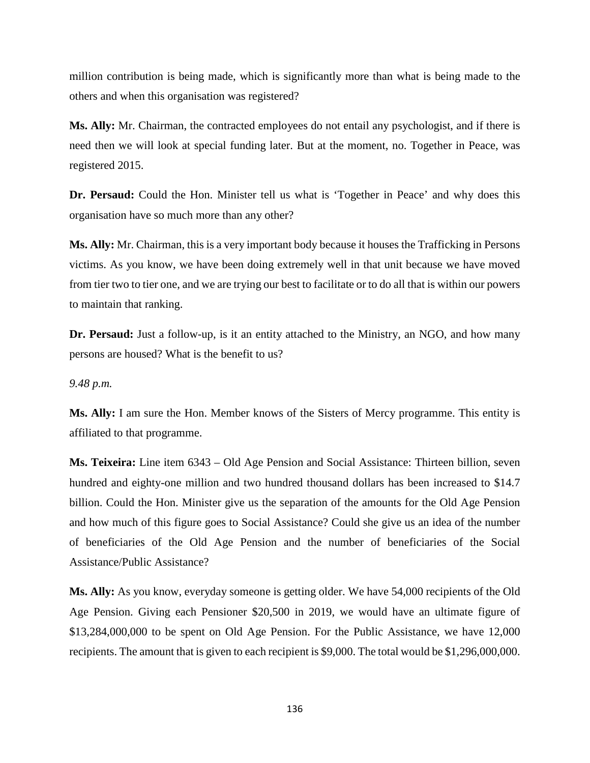million contribution is being made, which is significantly more than what is being made to the others and when this organisation was registered?

**Ms. Ally:** Mr. Chairman, the contracted employees do not entail any psychologist, and if there is need then we will look at special funding later. But at the moment, no. Together in Peace, was registered 2015.

**Dr. Persaud:** Could the Hon. Minister tell us what is 'Together in Peace' and why does this organisation have so much more than any other?

**Ms. Ally:** Mr. Chairman, this is a very important body because it houses the Trafficking in Persons victims. As you know, we have been doing extremely well in that unit because we have moved from tier two to tier one, and we are trying our best to facilitate or to do all that is within our powers to maintain that ranking.

**Dr. Persaud:** Just a follow-up, is it an entity attached to the Ministry, an NGO, and how many persons are housed? What is the benefit to us?

*9.48 p.m.*

**Ms. Ally:** I am sure the Hon. Member knows of the Sisters of Mercy programme. This entity is affiliated to that programme.

**Ms. Teixeira:** Line item 6343 – Old Age Pension and Social Assistance: Thirteen billion, seven hundred and eighty-one million and two hundred thousand dollars has been increased to $14.7 billion. Could the Hon. Minister give us the separation of the amounts for the Old Age Pension and how much of this figure goes to Social Assistance? Could she give us an idea of the number of beneficiaries of the Old Age Pension and the number of beneficiaries of the Social Assistance/Public Assistance?

**Ms. Ally:** As you know, everyday someone is getting older. We have 54,000 recipients of the Old Age Pension. Giving each Pensioner $20,500 in 2019, we would have an ultimate figure of $13,284,000,000 to be spent on Old Age Pension. For the Public Assistance, we have 12,000 recipients. The amount that is given to each recipient is $9,000. The total would be $1,296,000,000.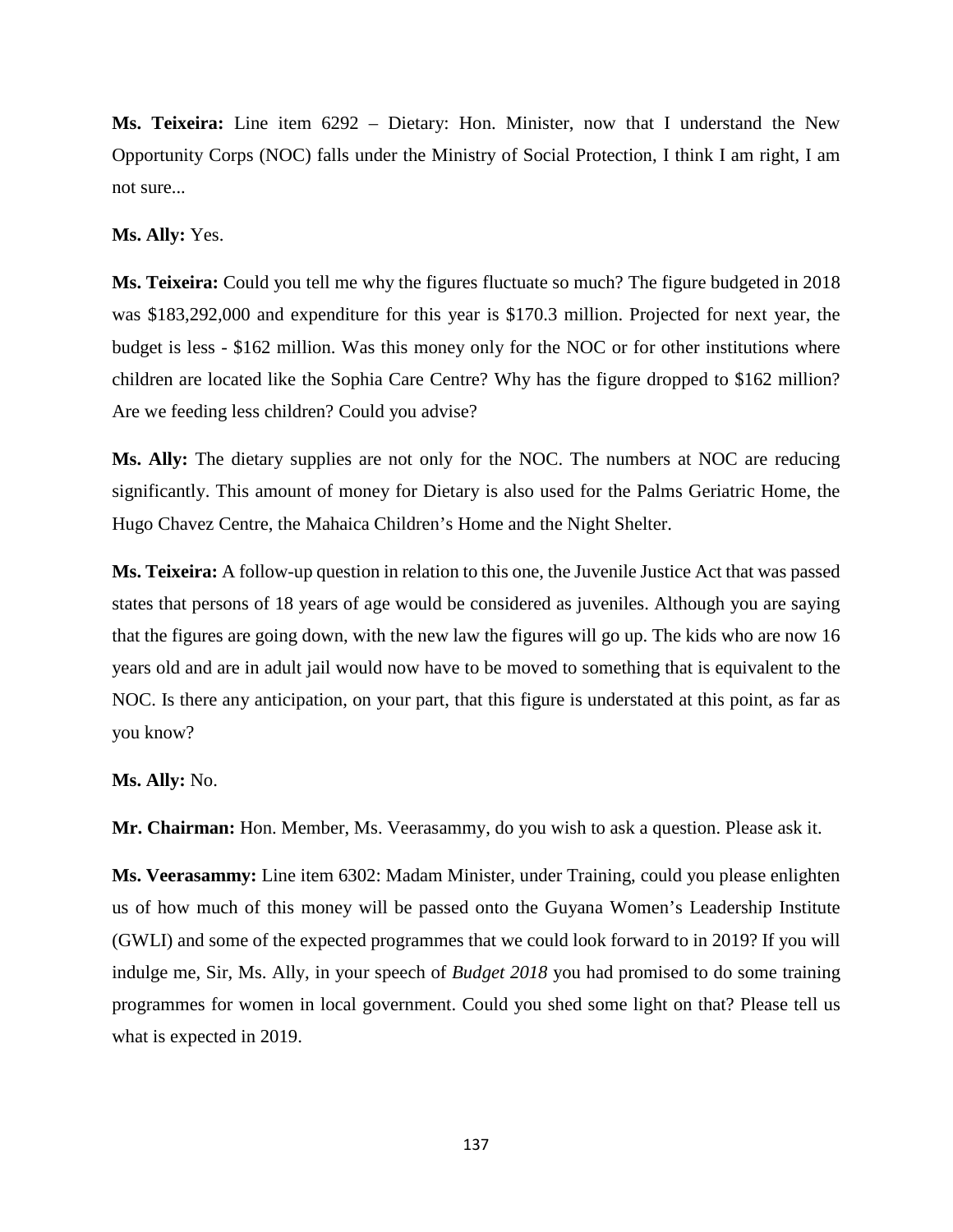**Ms. Teixeira:** Line item 6292 – Dietary: Hon. Minister, now that I understand the New Opportunity Corps (NOC) falls under the Ministry of Social Protection, I think I am right, I am not sure...

**Ms. Ally:** Yes.

**Ms. Teixeira:** Could you tell me why the figures fluctuate so much? The figure budgeted in 2018 was $183,292,000 and expenditure for this year is $170.3 million. Projected for next year, the budget is less - $162 million. Was this money only for the NOC or for other institutions where children are located like the Sophia Care Centre? Why has the figure dropped to $162 million? Are we feeding less children? Could you advise?

**Ms. Ally:** The dietary supplies are not only for the NOC. The numbers at NOC are reducing significantly. This amount of money for Dietary is also used for the Palms Geriatric Home, the Hugo Chavez Centre, the Mahaica Children's Home and the Night Shelter.

**Ms. Teixeira:** A follow-up question in relation to this one, the Juvenile Justice Act that was passed states that persons of 18 years of age would be considered as juveniles. Although you are saying that the figures are going down, with the new law the figures will go up. The kids who are now 16 years old and are in adult jail would now have to be moved to something that is equivalent to the NOC. Is there any anticipation, on your part, that this figure is understated at this point, as far as you know?

**Ms. Ally:** No.

**Mr. Chairman:** Hon. Member, Ms. Veerasammy, do you wish to ask a question. Please ask it.

**Ms. Veerasammy:** Line item 6302: Madam Minister, under Training, could you please enlighten us of how much of this money will be passed onto the Guyana Women's Leadership Institute (GWLI) and some of the expected programmes that we could look forward to in 2019? If you will indulge me, Sir, Ms. Ally, in your speech of *Budget 2018* you had promised to do some training programmes for women in local government. Could you shed some light on that? Please tell us what is expected in 2019.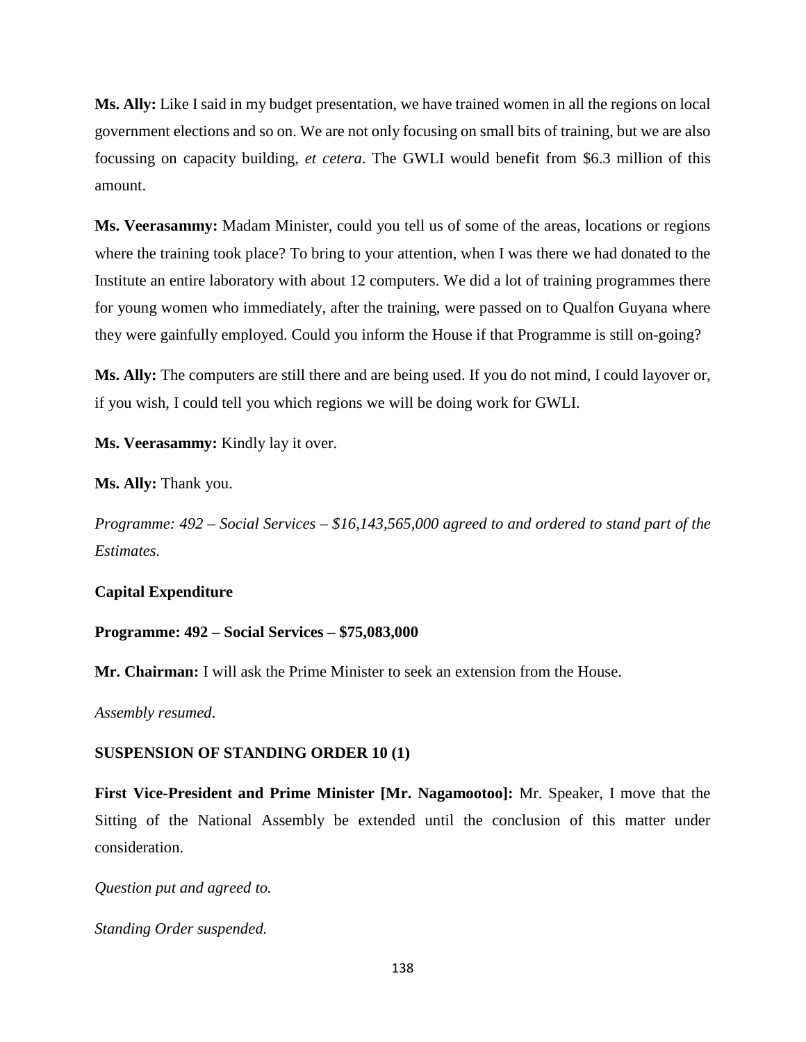**Ms. Ally:** Like I said in my budget presentation, we have trained women in all the regions on local government elections and so on. We are not only focusing on small bits of training, but we are also focussing on capacity building, *et cetera*. The GWLI would benefit from $6.3 million of this amount.

**Ms. Veerasammy:** Madam Minister, could you tell us of some of the areas, locations or regions where the training took place? To bring to your attention, when I was there we had donated to the Institute an entire laboratory with about 12 computers. We did a lot of training programmes there for young women who immediately, after the training, were passed on to Qualfon Guyana where they were gainfully employed. Could you inform the House if that Programme is still on-going?

**Ms. Ally:** The computers are still there and are being used. If you do not mind, I could layover or, if you wish, I could tell you which regions we will be doing work for GWLI.

**Ms. Veerasammy:** Kindly lay it over.

**Ms. Ally:** Thank you.

*Programme: 492 – Social Services – $16,143,565,000 agreed to and ordered to stand part of the Estimates.*

**Capital Expenditure**

**Programme: 492 – Social Services – $75,083,000**

**Mr. Chairman:** I will ask the Prime Minister to seek an extension from the House.

*Assembly resumed*.

**SUSPENSION OF STANDING ORDER 10 (1)**

**First Vice-President and Prime Minister [Mr. Nagamootoo]:** Mr. Speaker, I move that the Sitting of the National Assembly be extended until the conclusion of this matter under consideration.

*Question put and agreed to.*

*Standing Order suspended.*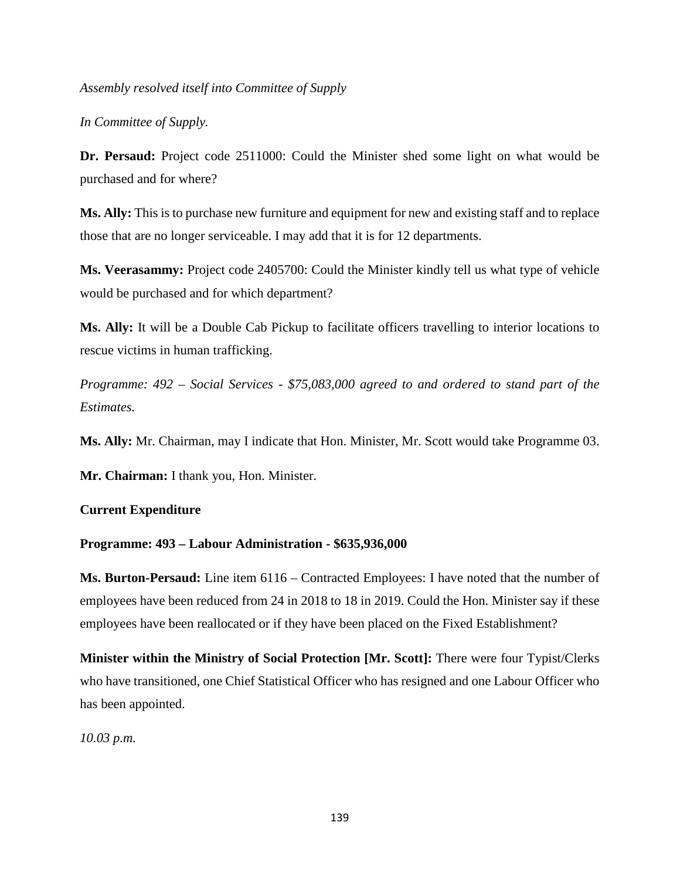*Assembly resolved itself into Committee of Supply*

*In Committee of Supply.*

**Dr. Persaud:** Project code 2511000: Could the Minister shed some light on what would be purchased and for where?

**Ms. Ally:** This is to purchase new furniture and equipment for new and existing staff and to replace those that are no longer serviceable. I may add that it is for 12 departments.

**Ms. Veerasammy:** Project code 2405700: Could the Minister kindly tell us what type of vehicle would be purchased and for which department?

**Ms. Ally:** It will be a Double Cab Pickup to facilitate officers travelling to interior locations to rescue victims in human trafficking.

*Programme: 492 – Social Services - $75,083,000 agreed to and ordered to stand part of the Estimates.*

**Ms. Ally:** Mr. Chairman, may I indicate that Hon. Minister, Mr. Scott would take Programme 03.

**Mr. Chairman:** I thank you, Hon. Minister.

**Current Expenditure**

**Programme: 493 – Labour Administration - $635,936,000**

**Ms. Burton-Persaud:** Line item 6116 – Contracted Employees: I have noted that the number of employees have been reduced from 24 in 2018 to 18 in 2019. Could the Hon. Minister say if these employees have been reallocated or if they have been placed on the Fixed Establishment?

**Minister within the Ministry of Social Protection [Mr. Scott]:** There were four Typist/Clerks who have transitioned, one Chief Statistical Officer who has resigned and one Labour Officer who has been appointed.

*10.03 p.m.*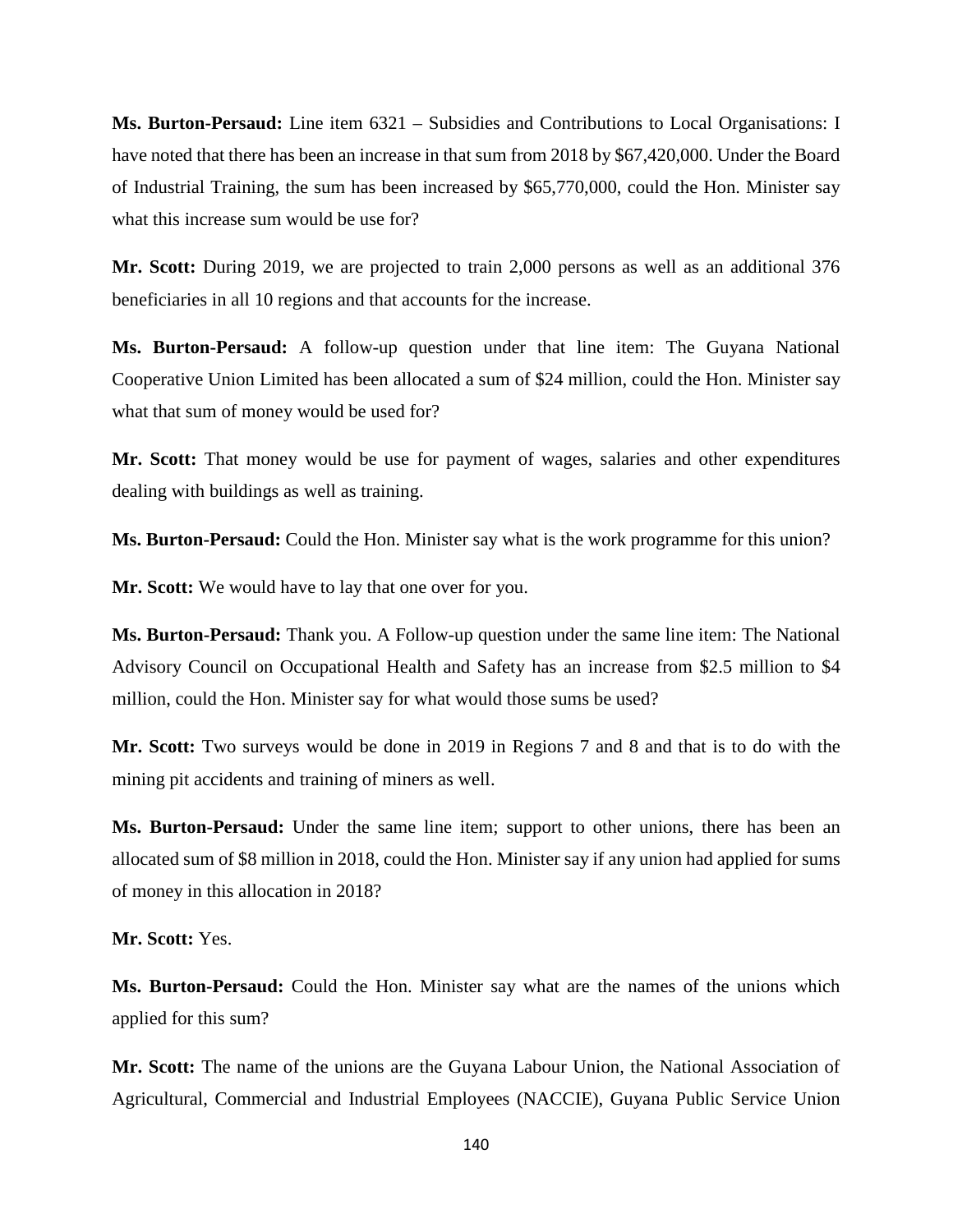**Ms. Burton-Persaud:** Line item 6321 – Subsidies and Contributions to Local Organisations: I have noted that there has been an increase in that sum from 2018 by $67,420,000. Under the Board of Industrial Training, the sum has been increased by $65,770,000, could the Hon. Minister say what this increase sum would be use for?

**Mr. Scott:** During 2019, we are projected to train 2,000 persons as well as an additional 376 beneficiaries in all 10 regions and that accounts for the increase.

**Ms. Burton-Persaud:** A follow-up question under that line item: The Guyana National Cooperative Union Limited has been allocated a sum of $24 million, could the Hon. Minister say what that sum of money would be used for?

**Mr. Scott:** That money would be use for payment of wages, salaries and other expenditures dealing with buildings as well as training.

**Ms. Burton-Persaud:** Could the Hon. Minister say what is the work programme for this union?

**Mr. Scott:** We would have to lay that one over for you.

**Ms. Burton-Persaud:** Thank you. A Follow-up question under the same line item: The National Advisory Council on Occupational Health and Safety has an increase from $2.5 million to $4 million, could the Hon. Minister say for what would those sums be used?

**Mr. Scott:** Two surveys would be done in 2019 in Regions 7 and 8 and that is to do with the mining pit accidents and training of miners as well.

**Ms. Burton-Persaud:** Under the same line item; support to other unions, there has been an allocated sum of $8 million in 2018, could the Hon. Minister say if any union had applied for sums of money in this allocation in 2018?

**Mr. Scott:** Yes.

**Ms. Burton-Persaud:** Could the Hon. Minister say what are the names of the unions which applied for this sum?

**Mr. Scott:** The name of the unions are the Guyana Labour Union, the National Association of Agricultural, Commercial and Industrial Employees (NACCIE), Guyana Public Service Union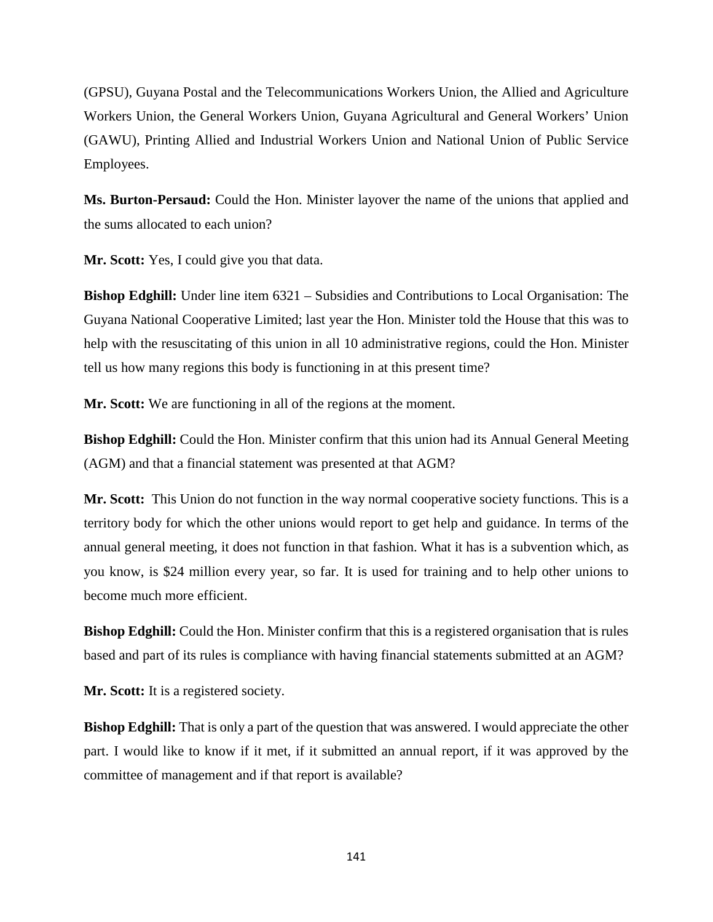(GPSU), Guyana Postal and the Telecommunications Workers Union, the Allied and Agriculture Workers Union, the General Workers Union, Guyana Agricultural and General Workers' Union (GAWU), Printing Allied and Industrial Workers Union and National Union of Public Service Employees.

**Ms. Burton-Persaud:** Could the Hon. Minister layover the name of the unions that applied and the sums allocated to each union?

**Mr. Scott:** Yes, I could give you that data.

**Bishop Edghill:** Under line item 6321 – Subsidies and Contributions to Local Organisation: The Guyana National Cooperative Limited; last year the Hon. Minister told the House that this was to help with the resuscitating of this union in all 10 administrative regions, could the Hon. Minister tell us how many regions this body is functioning in at this present time?

**Mr. Scott:** We are functioning in all of the regions at the moment.

**Bishop Edghill:** Could the Hon. Minister confirm that this union had its Annual General Meeting (AGM) and that a financial statement was presented at that AGM?

**Mr. Scott:** This Union do not function in the way normal cooperative society functions. This is a territory body for which the other unions would report to get help and guidance. In terms of the annual general meeting, it does not function in that fashion. What it has is a subvention which, as you know, is $24 million every year, so far. It is used for training and to help other unions to become much more efficient.

**Bishop Edghill:** Could the Hon. Minister confirm that this is a registered organisation that is rules based and part of its rules is compliance with having financial statements submitted at an AGM?

**Mr. Scott:** It is a registered society.

**Bishop Edghill:** That is only a part of the question that was answered. I would appreciate the other part. I would like to know if it met, if it submitted an annual report, if it was approved by the committee of management and if that report is available?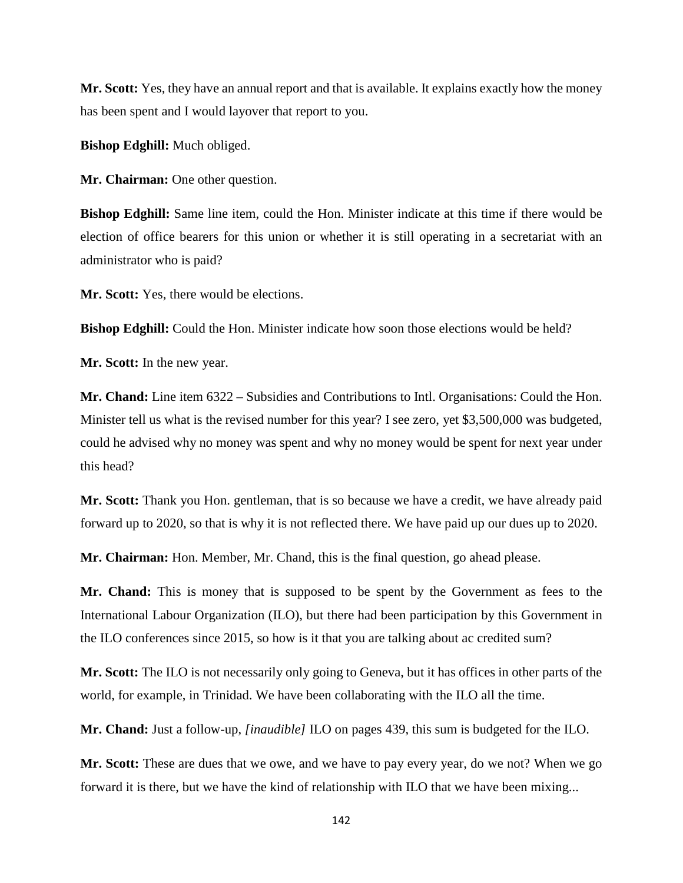**Mr. Scott:** Yes, they have an annual report and that is available. It explains exactly how the money has been spent and I would layover that report to you.

**Bishop Edghill:** Much obliged.

**Mr. Chairman:** One other question.

**Bishop Edghill:** Same line item, could the Hon. Minister indicate at this time if there would be election of office bearers for this union or whether it is still operating in a secretariat with an administrator who is paid?

**Mr. Scott:** Yes, there would be elections.

**Bishop Edghill:** Could the Hon. Minister indicate how soon those elections would be held?

**Mr. Scott:** In the new year.

**Mr. Chand:** Line item 6322 – Subsidies and Contributions to Intl. Organisations: Could the Hon. Minister tell us what is the revised number for this year? I see zero, yet $3,500,000 was budgeted, could he advised why no money was spent and why no money would be spent for next year under this head?

**Mr. Scott:** Thank you Hon. gentleman, that is so because we have a credit, we have already paid forward up to 2020, so that is why it is not reflected there. We have paid up our dues up to 2020.

**Mr. Chairman:** Hon. Member, Mr. Chand, this is the final question, go ahead please.

**Mr. Chand:** This is money that is supposed to be spent by the Government as fees to the International Labour Organization (ILO), but there had been participation by this Government in the ILO conferences since 2015, so how is it that you are talking about ac credited sum?

**Mr. Scott:** The ILO is not necessarily only going to Geneva, but it has offices in other parts of the world, for example, in Trinidad. We have been collaborating with the ILO all the time.

**Mr. Chand:** Just a follow-up, *[inaudible]* ILO on pages 439, this sum is budgeted for the ILO.

**Mr. Scott:** These are dues that we owe, and we have to pay every year, do we not? When we go forward it is there, but we have the kind of relationship with ILO that we have been mixing...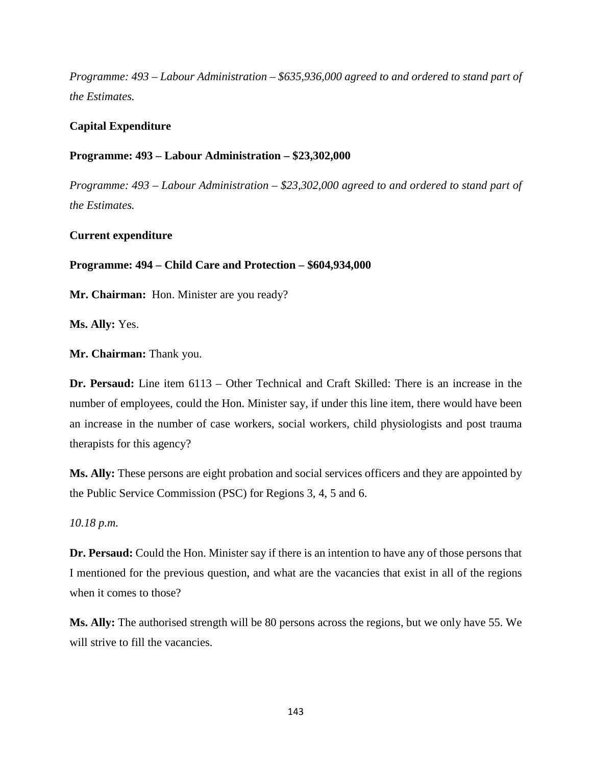*Programme: 493 – Labour Administration – $635,936,000 agreed to and ordered to stand part of the Estimates.*

**Capital Expenditure**

**Programme: 493 – Labour Administration – $23,302,000**

*Programme: 493 – Labour Administration – $23,302,000 agreed to and ordered to stand part of the Estimates.*

**Current expenditure**

**Programme: 494 – Child Care and Protection – $604,934,000**

**Mr. Chairman:** Hon. Minister are you ready?

**Ms. Ally:** Yes.

**Mr. Chairman:** Thank you.

**Dr. Persaud:** Line item 6113 – Other Technical and Craft Skilled: There is an increase in the number of employees, could the Hon. Minister say, if under this line item, there would have been an increase in the number of case workers, social workers, child physiologists and post trauma therapists for this agency?

**Ms. Ally:** These persons are eight probation and social services officers and they are appointed by the Public Service Commission (PSC) for Regions 3, 4, 5 and 6.

*10.18 p.m.*

**Dr. Persaud:** Could the Hon. Minister say if there is an intention to have any of those persons that I mentioned for the previous question, and what are the vacancies that exist in all of the regions when it comes to those?

**Ms. Ally:** The authorised strength will be 80 persons across the regions, but we only have 55. We will strive to fill the vacancies.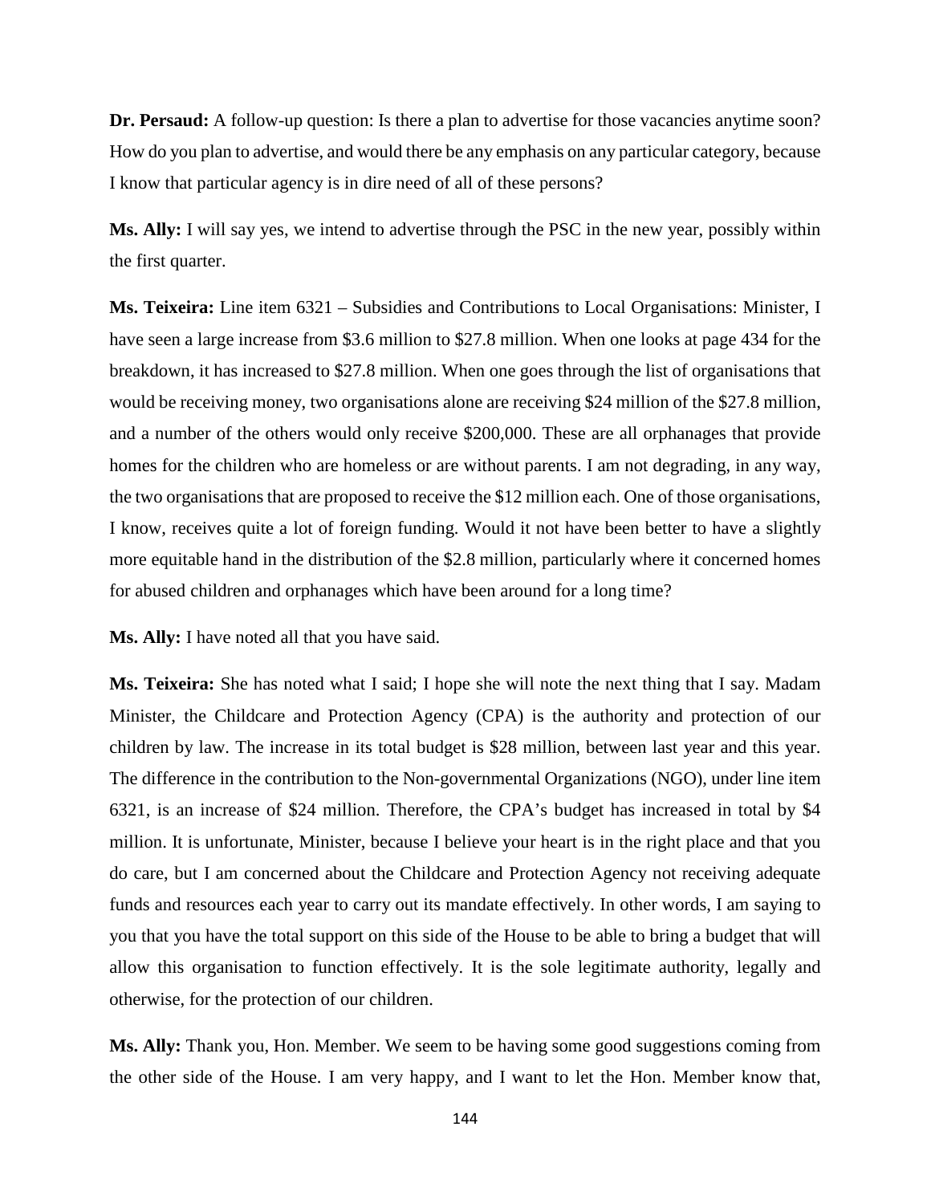**Dr. Persaud:** A follow-up question: Is there a plan to advertise for those vacancies anytime soon? How do you plan to advertise, and would there be any emphasis on any particular category, because I know that particular agency is in dire need of all of these persons?

**Ms. Ally:** I will say yes, we intend to advertise through the PSC in the new year, possibly within the first quarter.

**Ms. Teixeira:** Line item 6321 – Subsidies and Contributions to Local Organisations: Minister, I have seen a large increase from $3.6 million to $27.8 million. When one looks at page 434 for the breakdown, it has increased to $27.8 million. When one goes through the list of organisations that would be receiving money, two organisations alone are receiving $24 million of the $27.8 million, and a number of the others would only receive $200,000. These are all orphanages that provide homes for the children who are homeless or are without parents. I am not degrading, in any way, the two organisations that are proposed to receive the $12 million each. One of those organisations, I know, receives quite a lot of foreign funding. Would it not have been better to have a slightly more equitable hand in the distribution of the $2.8 million, particularly where it concerned homes for abused children and orphanages which have been around for a long time?

**Ms. Ally:** I have noted all that you have said.

**Ms. Teixeira:** She has noted what I said; I hope she will note the next thing that I say. Madam Minister, the Childcare and Protection Agency (CPA) is the authority and protection of our children by law. The increase in its total budget is $28 million, between last year and this year. The difference in the contribution to the Non-governmental Organizations (NGO), under line item 6321, is an increase of $24 million. Therefore, the CPA's budget has increased in total by $4 million. It is unfortunate, Minister, because I believe your heart is in the right place and that you do care, but I am concerned about the Childcare and Protection Agency not receiving adequate funds and resources each year to carry out its mandate effectively. In other words, I am saying to you that you have the total support on this side of the House to be able to bring a budget that will allow this organisation to function effectively. It is the sole legitimate authority, legally and otherwise, for the protection of our children.

**Ms. Ally:** Thank you, Hon. Member. We seem to be having some good suggestions coming from the other side of the House. I am very happy, and I want to let the Hon. Member know that,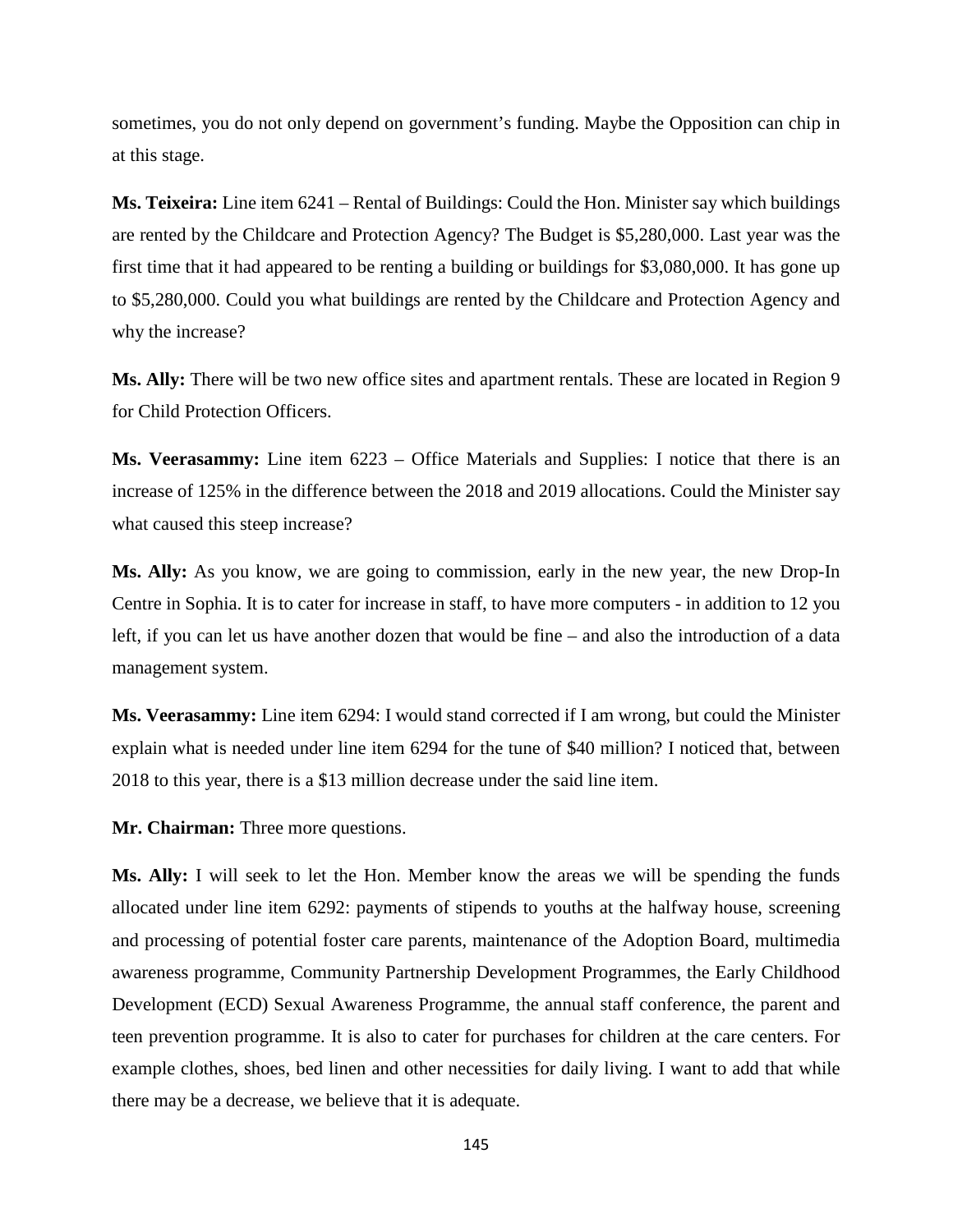sometimes, you do not only depend on government's funding. Maybe the Opposition can chip in at this stage.

**Ms. Teixeira:** Line item 6241 – Rental of Buildings: Could the Hon. Minister say which buildings are rented by the Childcare and Protection Agency? The Budget is $5,280,000. Last year was the first time that it had appeared to be renting a building or buildings for $3,080,000. It has gone up to $5,280,000. Could you what buildings are rented by the Childcare and Protection Agency and why the increase?

**Ms. Ally:** There will be two new office sites and apartment rentals. These are located in Region 9 for Child Protection Officers.

**Ms. Veerasammy:** Line item 6223 – Office Materials and Supplies: I notice that there is an increase of 125% in the difference between the 2018 and 2019 allocations. Could the Minister say what caused this steep increase?

**Ms. Ally:** As you know, we are going to commission, early in the new year, the new Drop-In Centre in Sophia. It is to cater for increase in staff, to have more computers - in addition to 12 you left, if you can let us have another dozen that would be fine – and also the introduction of a data management system.

**Ms. Veerasammy:** Line item 6294: I would stand corrected if I am wrong, but could the Minister explain what is needed under line item 6294 for the tune of $40 million? I noticed that, between 2018 to this year, there is a $13 million decrease under the said line item.

**Mr. Chairman:** Three more questions.

**Ms. Ally:** I will seek to let the Hon. Member know the areas we will be spending the funds allocated under line item 6292: payments of stipends to youths at the halfway house, screening and processing of potential foster care parents, maintenance of the Adoption Board, multimedia awareness programme, Community Partnership Development Programmes, the Early Childhood Development (ECD) Sexual Awareness Programme, the annual staff conference, the parent and teen prevention programme. It is also to cater for purchases for children at the care centers. For example clothes, shoes, bed linen and other necessities for daily living. I want to add that while there may be a decrease, we believe that it is adequate.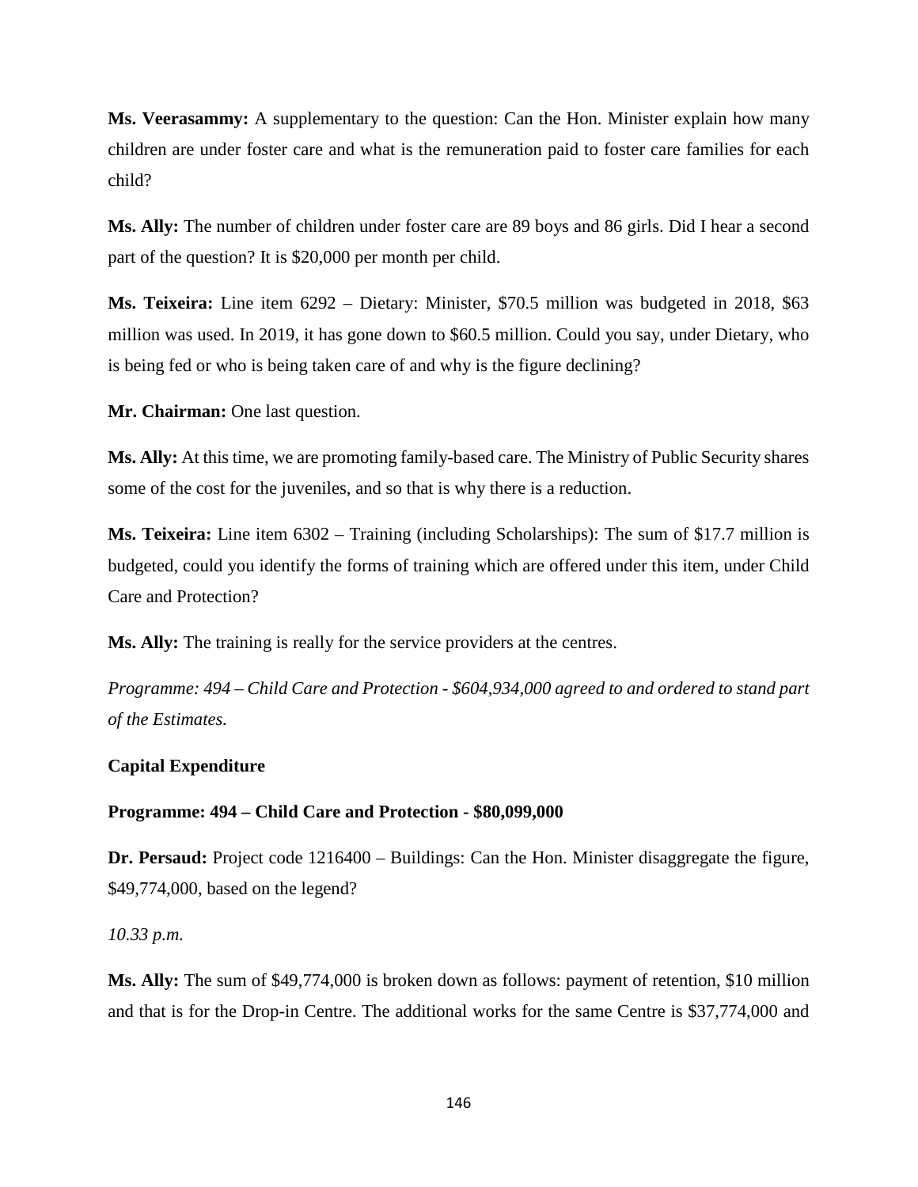**Ms. Veerasammy:** A supplementary to the question: Can the Hon. Minister explain how many children are under foster care and what is the remuneration paid to foster care families for each child?

**Ms. Ally:** The number of children under foster care are 89 boys and 86 girls. Did I hear a second part of the question? It is $20,000 per month per child.

**Ms. Teixeira:** Line item 6292 – Dietary: Minister, $70.5 million was budgeted in 2018, $63 million was used. In 2019, it has gone down to $60.5 million. Could you say, under Dietary, who is being fed or who is being taken care of and why is the figure declining?

**Mr. Chairman:** One last question.

**Ms. Ally:** At this time, we are promoting family-based care. The Ministry of Public Security shares some of the cost for the juveniles, and so that is why there is a reduction.

**Ms. Teixeira:** Line item 6302 – Training (including Scholarships): The sum of $17.7 million is budgeted, could you identify the forms of training which are offered under this item, under Child Care and Protection?

**Ms. Ally:** The training is really for the service providers at the centres.

*Programme: 494 – Child Care and Protection - $604,934,000 agreed to and ordered to stand part of the Estimates.*

**Capital Expenditure**

**Programme: 494 – Child Care and Protection - $80,099,000**

**Dr. Persaud:** Project code 1216400 – Buildings: Can the Hon. Minister disaggregate the figure, $49,774,000, based on the legend?

*10.33 p.m.*

**Ms. Ally:** The sum of $49,774,000 is broken down as follows: payment of retention, $10 million and that is for the Drop-in Centre. The additional works for the same Centre is $37,774,000 and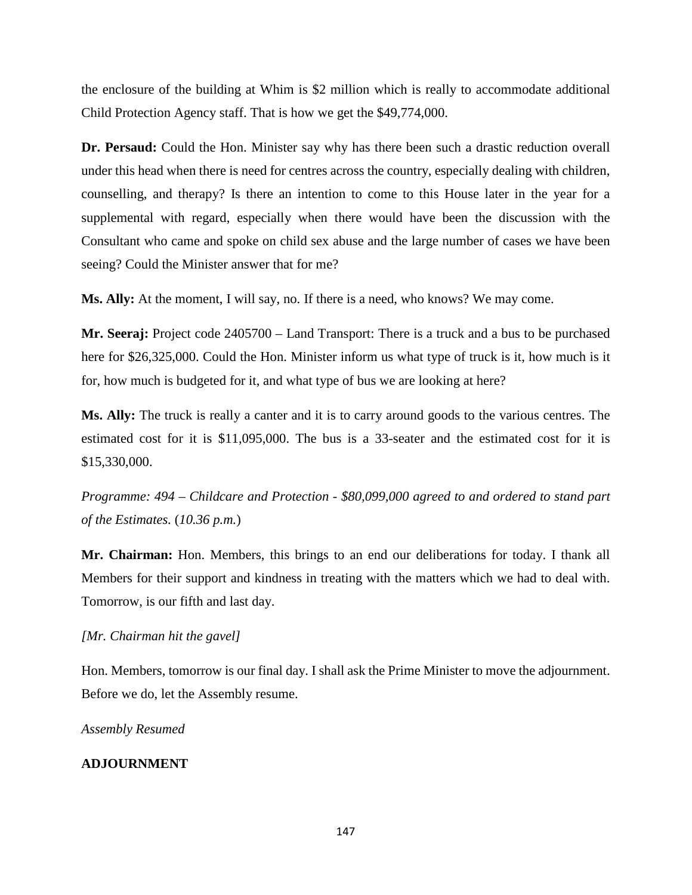the enclosure of the building at Whim is $2 million which is really to accommodate additional Child Protection Agency staff. That is how we get the $49,774,000.

**Dr. Persaud:** Could the Hon. Minister say why has there been such a drastic reduction overall under this head when there is need for centres across the country, especially dealing with children, counselling, and therapy? Is there an intention to come to this House later in the year for a supplemental with regard, especially when there would have been the discussion with the Consultant who came and spoke on child sex abuse and the large number of cases we have been seeing? Could the Minister answer that for me?

**Ms. Ally:** At the moment, I will say, no. If there is a need, who knows? We may come.

**Mr. Seeraj:** Project code 2405700 – Land Transport: There is a truck and a bus to be purchased here for $26,325,000. Could the Hon. Minister inform us what type of truck is it, how much is it for, how much is budgeted for it, and what type of bus we are looking at here?

**Ms. Ally:** The truck is really a canter and it is to carry around goods to the various centres. The estimated cost for it is $11,095,000. The bus is a 33-seater and the estimated cost for it is $15,330,000.

*Programme: 494 – Childcare and Protection - $80,099,000 agreed to and ordered to stand part of the Estimates.* (*10.36 p.m.*)

**Mr. Chairman:** Hon. Members, this brings to an end our deliberations for today. I thank all Members for their support and kindness in treating with the matters which we had to deal with. Tomorrow, is our fifth and last day.

*[Mr. Chairman hit the gavel]*

Hon. Members, tomorrow is our final day. I shall ask the Prime Minister to move the adjournment. Before we do, let the Assembly resume.

*Assembly Resumed*

**ADJOURNMENT**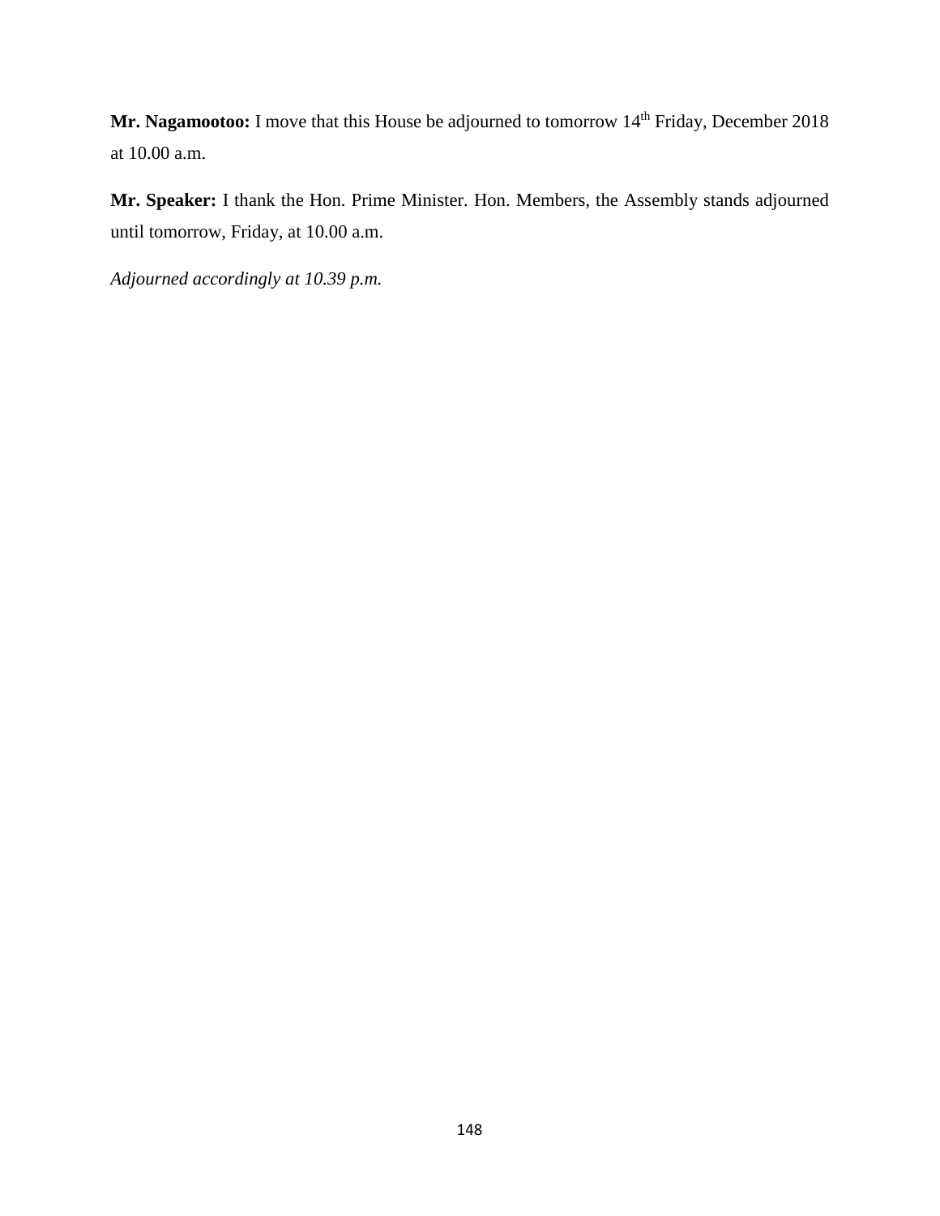**Mr. Nagamootoo:** I move that this House be adjourned to tomorrow 14th Friday, December 2018 at 10.00 a.m.

**Mr. Speaker:** I thank the Hon. Prime Minister. Hon. Members, the Assembly stands adjourned until tomorrow, Friday, at 10.00 a.m.

*Adjourned accordingly at 10.39 p.m.*